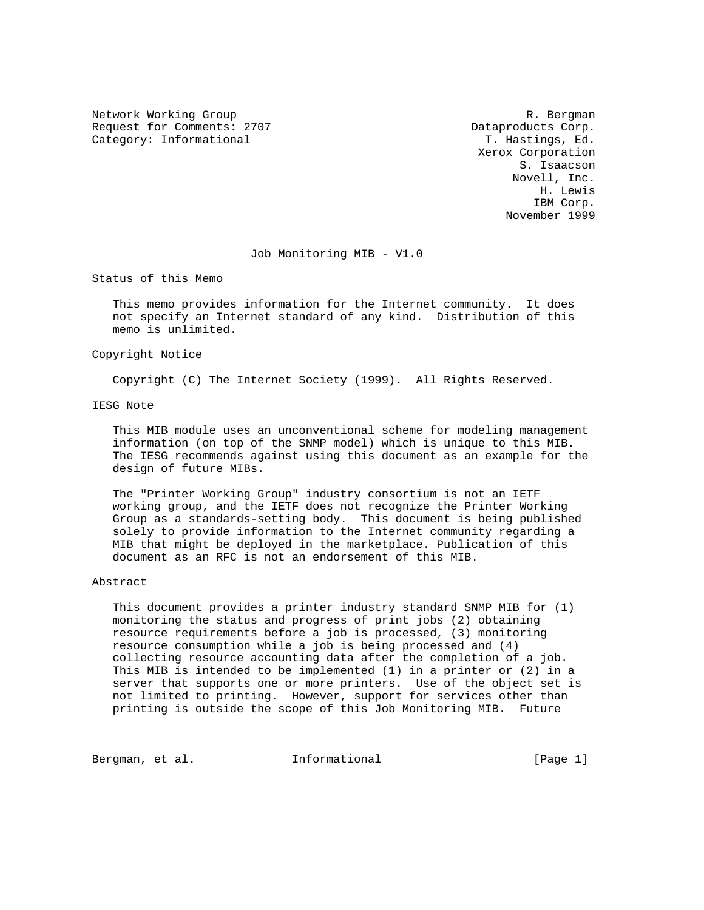Network Working Group                                         R. Bergman
Request for Comments: 2707                             Dataproducts Corp.
Category: Informational                                  T. Hastings, Ed.
                                                        Xerox Corporation
                                                              S. Isaacson
                                                             Novell, Inc.
                                                                 H. Lewis
                                                                IBM Corp.
                                                            November 1999

# Job Monitoring MIB - V1.0

## Status of this Memo

This memo provides information for the Internet community. It does not specify an Internet standard of any kind. Distribution of this memo is unlimited.

## Copyright Notice

Copyright (C) The Internet Society (1999). All Rights Reserved.

## IESG Note

This MIB module uses an unconventional scheme for modeling management information (on top of the SNMP model) which is unique to this MIB. The IESG recommends against using this document as an example for the design of future MIBs.

The "Printer Working Group" industry consortium is not an IETF working group, and the IETF does not recognize the Printer Working Group as a standards-setting body. This document is being published solely to provide information to the Internet community regarding a MIB that might be deployed in the marketplace. Publication of this document as an RFC is not an endorsement of this MIB.

## Abstract

This document provides a printer industry standard SNMP MIB for (1) monitoring the status and progress of print jobs (2) obtaining resource requirements before a job is processed, (3) monitoring resource consumption while a job is being processed and (4) collecting resource accounting data after the completion of a job. This MIB is intended to be implemented (1) in a printer or (2) in a server that supports one or more printers. Use of the object set is not limited to printing. However, support for services other than printing is outside the scope of this Job Monitoring MIB. Future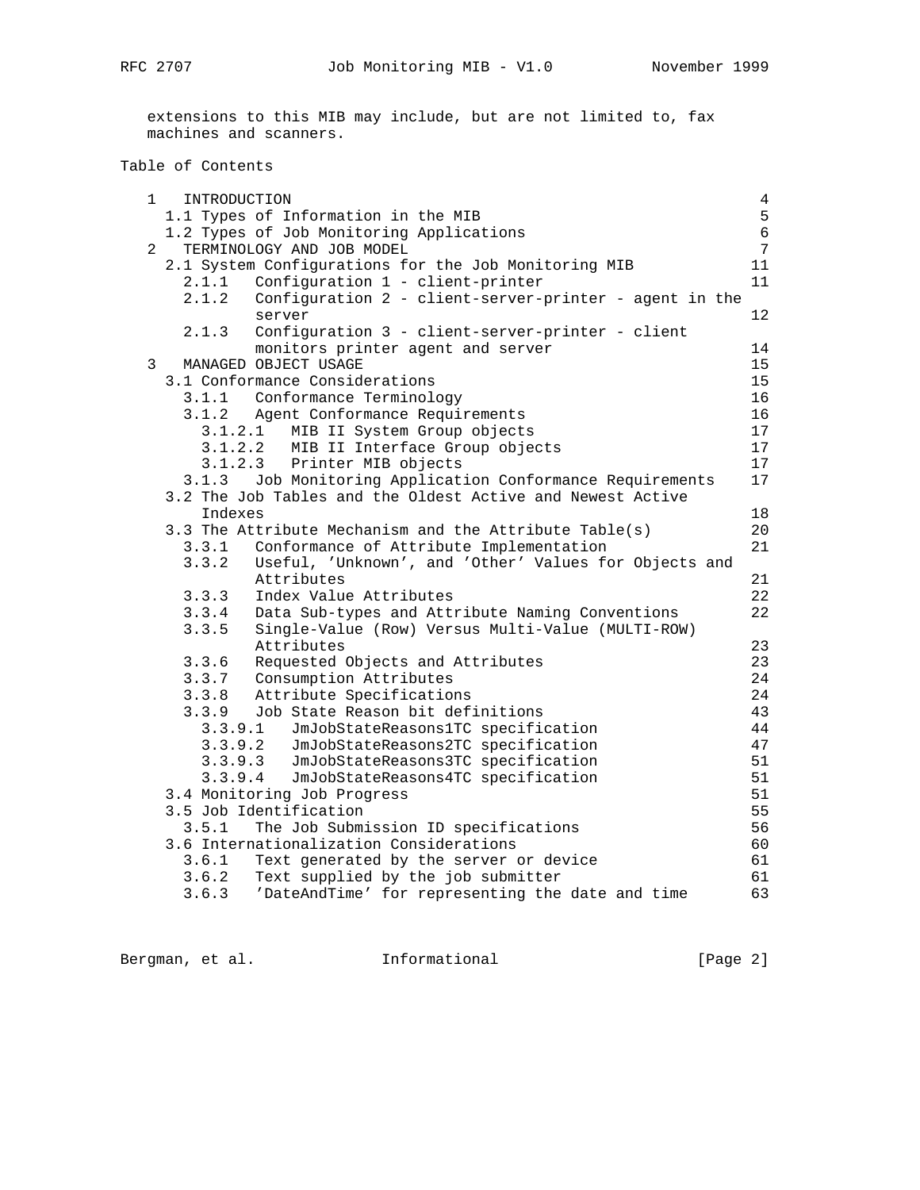extensions to this MIB may include, but are not limited to, fax machines and scanners.

## Table of Contents

```
   1   INTRODUCTION                                                     4
     1.1 Types of Information in the MIB                                5
     1.2 Types of Job Monitoring Applications                           6
   2   TERMINOLOGY AND JOB MODEL                                        7
     2.1 System Configurations for the Job Monitoring MIB              11
       2.1.1   Configuration 1 - client-printer                        11
       2.1.2   Configuration 2 - client-server-printer - agent in the
               server                                                  12
       2.1.3   Configuration 3 - client-server-printer - client
               monitors printer agent and server                       14
   3   MANAGED OBJECT USAGE                                            15
     3.1 Conformance Considerations                                    15
       3.1.1   Conformance Terminology                                 16
       3.1.2   Agent Conformance Requirements                          16
         3.1.2.1   MIB II System Group objects                         17
         3.1.2.2   MIB II Interface Group objects                      17
         3.1.2.3   Printer MIB objects                                 17
       3.1.3   Job Monitoring Application Conformance Requirements     17
     3.2 The Job Tables and the Oldest Active and Newest Active
         Indexes                                                       18
     3.3 The Attribute Mechanism and the Attribute Table(s)            20
       3.3.1   Conformance of Attribute Implementation                 21
       3.3.2   Useful, 'Unknown', and 'Other' Values for Objects and
               Attributes                                              21
       3.3.3   Index Value Attributes                                  22
       3.3.4   Data Sub-types and Attribute Naming Conventions         22
       3.3.5   Single-Value (Row) Versus Multi-Value (MULTI-ROW)
               Attributes                                              23
       3.3.6   Requested Objects and Attributes                        23
       3.3.7   Consumption Attributes                                  24
       3.3.8   Attribute Specifications                                24
       3.3.9   Job State Reason bit definitions                        43
         3.3.9.1   JmJobStateReasons1TC specification                  44
         3.3.9.2   JmJobStateReasons2TC specification                  47
         3.3.9.3   JmJobStateReasons3TC specification                  51
         3.3.9.4   JmJobStateReasons4TC specification                  51
     3.4 Monitoring Job Progress                                       51
     3.5 Job Identification                                            55
       3.5.1   The Job Submission ID specifications                    56
     3.6 Internationalization Considerations                           60
       3.6.1   Text generated by the server or device                  61
       3.6.2   Text supplied by the job submitter                      61
       3.6.3   'DateAndTime' for representing the date and time        63
```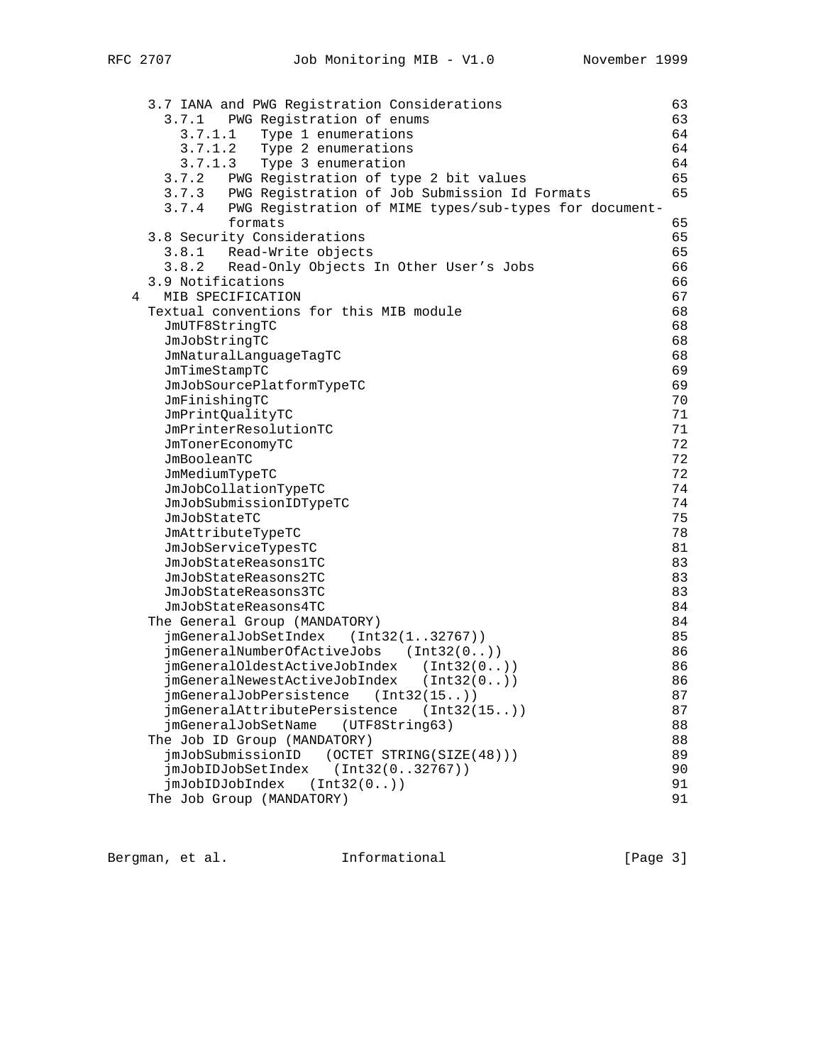```
   3.7 IANA and PWG Registration Considerations                       63
     3.7.1   PWG Registration of enums                                63
       3.7.1.1   Type 1 enumerations                                  64
       3.7.1.2   Type 2 enumerations                                  64
       3.7.1.3   Type 3 enumeration                                   64
     3.7.2   PWG Registration of type 2 bit values                    65
     3.7.3   PWG Registration of Job Submission Id Formats            65
     3.7.4   PWG Registration of MIME types/sub-types for document-
             formats                                                  65
   3.8 Security Considerations                                        65
     3.8.1   Read-Write objects                                       65
     3.8.2   Read-Only Objects In Other User's Jobs                   66
   3.9 Notifications                                                  66
 4   MIB SPECIFICATION                                                67
   Textual conventions for this MIB module                            68
     JmUTF8StringTC                                                   68
     JmJobStringTC                                                    68
     JmNaturalLanguageTagTC                                           68
     JmTimeStampTC                                                    69
     JmJobSourcePlatformTypeTC                                        69
     JmFinishingTC                                                    70
     JmPrintQualityTC                                                 71
     JmPrinterResolutionTC                                            71
     JmTonerEconomyTC                                                 72
     JmBooleanTC                                                      72
     JmMediumTypeTC                                                   72
     JmJobCollationTypeTC                                             74
     JmJobSubmissionIDTypeTC                                          74
     JmJobStateTC                                                     75
     JmAttributeTypeTC                                                78
     JmJobServiceTypesTC                                              81
     JmJobStateReasons1TC                                             83
     JmJobStateReasons2TC                                             83
     JmJobStateReasons3TC                                             83
     JmJobStateReasons4TC                                             84
   The General Group (MANDATORY)                                      84
     jmGeneralJobSetIndex   (Int32(1..32767))                         85
     jmGeneralNumberOfActiveJobs   (Int32(0..))                       86
     jmGeneralOldestActiveJobIndex   (Int32(0..))                     86
     jmGeneralNewestActiveJobIndex   (Int32(0..))                     86
     jmGeneralJobPersistence   (Int32(15..))                          87
     jmGeneralAttributePersistence   (Int32(15..))                    87
     jmGeneralJobSetName   (UTF8String63)                             88
   The Job ID Group (MANDATORY)                                       88
     jmJobSubmissionID   (OCTET STRING(SIZE(48)))                     89
     jmJobIDJobSetIndex   (Int32(0..32767))                           90
     jmJobIDJobIndex   (Int32(0..))                                   91
   The Job Group (MANDATORY)                                          91
```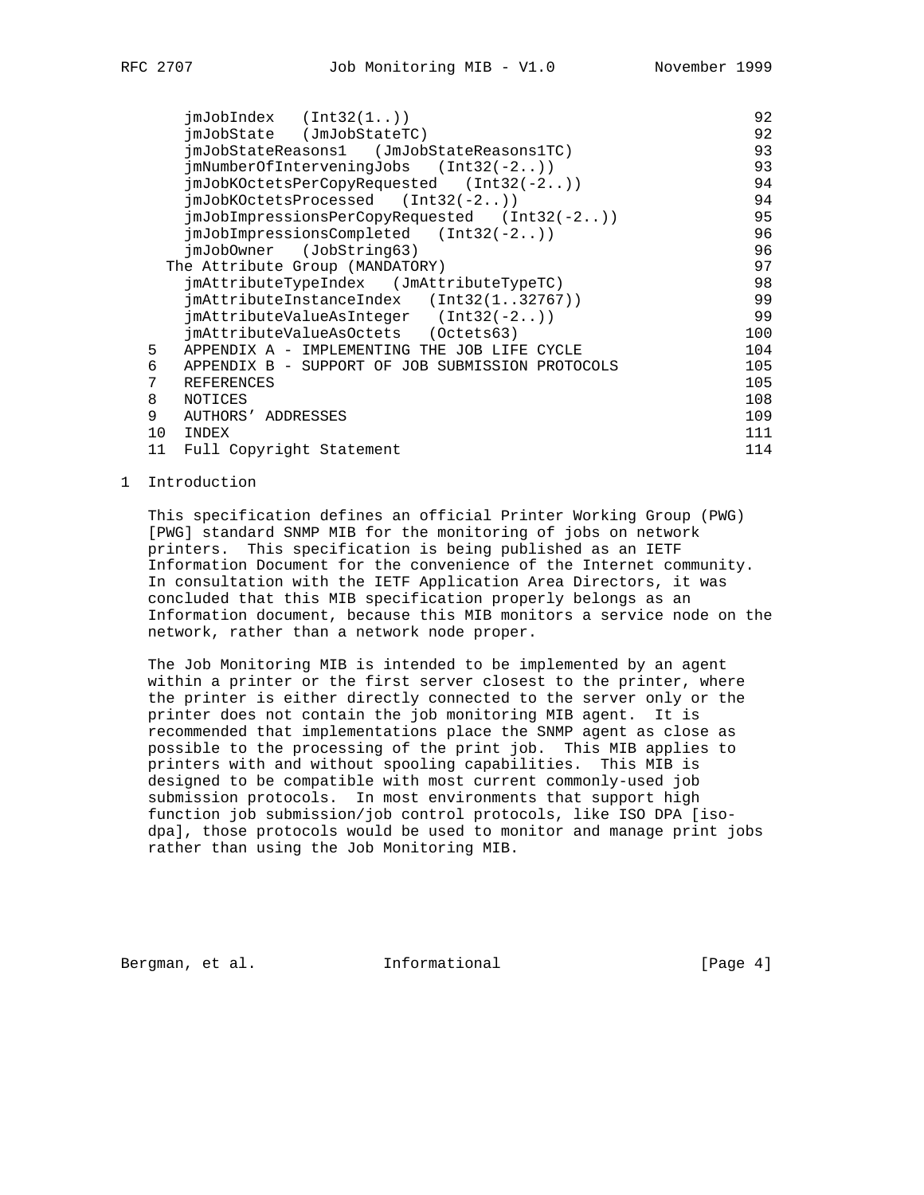| | |
|---|---|
| jmJobIndex (Int32(1..)) | 92 |
| jmJobState (JmJobStateTC) | 92 |
| jmJobStateReasons1 (JmJobStateReasons1TC) | 93 |
| jmNumberOfInterveningJobs (Int32(-2..)) | 93 |
| jmJobKOctetsPerCopyRequested (Int32(-2..)) | 94 |
| jmJobKOctetsProcessed (Int32(-2..)) | 94 |
| jmJobImpressionsPerCopyRequested (Int32(-2..)) | 95 |
| jmJobImpressionsCompleted (Int32(-2..)) | 96 |
| jmJobOwner (JobString63) | 96 |
| The Attribute Group (MANDATORY) | 97 |
| jmAttributeTypeIndex (JmAttributeTypeTC) | 98 |
| jmAttributeInstanceIndex (Int32(1..32767)) | 99 |
| jmAttributeValueAsInteger (Int32(-2..)) | 99 |
| jmAttributeValueAsOctets (Octets63) | 100 |
| 5 APPENDIX A - IMPLEMENTING THE JOB LIFE CYCLE | 104 |
| 6 APPENDIX B - SUPPORT OF JOB SUBMISSION PROTOCOLS | 105 |
| 7 REFERENCES | 105 |
| 8 NOTICES | 108 |
| 9 AUTHORS' ADDRESSES | 109 |
| 10 INDEX | 111 |
| 11 Full Copyright Statement | 114 |

# 1 Introduction

This specification defines an official Printer Working Group (PWG) [PWG] standard SNMP MIB for the monitoring of jobs on network printers. This specification is being published as an IETF Information Document for the convenience of the Internet community. In consultation with the IETF Application Area Directors, it was concluded that this MIB specification properly belongs as an Information document, because this MIB monitors a service node on the network, rather than a network node proper.

The Job Monitoring MIB is intended to be implemented by an agent within a printer or the first server closest to the printer, where the printer is either directly connected to the server only or the printer does not contain the job monitoring MIB agent. It is recommended that implementations place the SNMP agent as close as possible to the processing of the print job. This MIB applies to printers with and without spooling capabilities. This MIB is designed to be compatible with most current commonly-used job submission protocols. In most environments that support high function job submission/job control protocols, like ISO DPA [iso-dpa], those protocols would be used to monitor and manage print jobs rather than using the Job Monitoring MIB.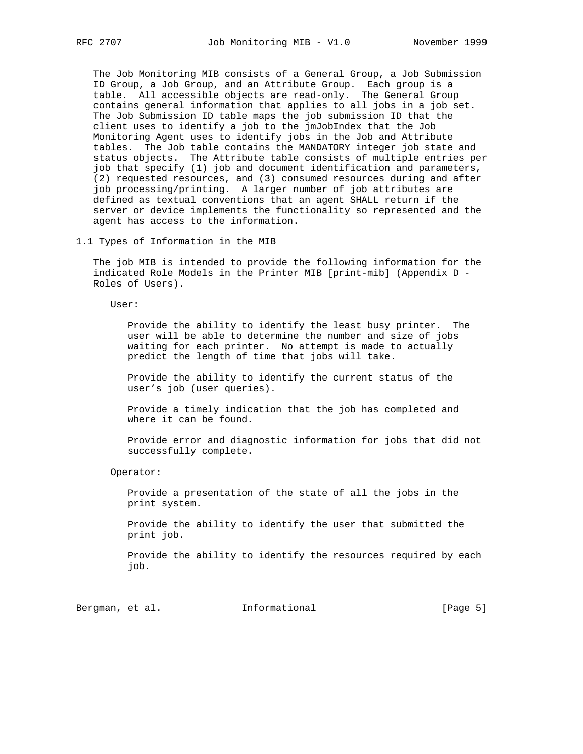The Job Monitoring MIB consists of a General Group, a Job Submission ID Group, a Job Group, and an Attribute Group. Each group is a table. All accessible objects are read-only. The General Group contains general information that applies to all jobs in a job set. The Job Submission ID table maps the job submission ID that the client uses to identify a job to the jmJobIndex that the Job Monitoring Agent uses to identify jobs in the Job and Attribute tables. The Job table contains the MANDATORY integer job state and status objects. The Attribute table consists of multiple entries per job that specify (1) job and document identification and parameters, (2) requested resources, and (3) consumed resources during and after job processing/printing. A larger number of job attributes are defined as textual conventions that an agent SHALL return if the server or device implements the functionality so represented and the agent has access to the information.

## 1.1 Types of Information in the MIB

The job MIB is intended to provide the following information for the indicated Role Models in the Printer MIB [print-mib] (Appendix D - Roles of Users).

User:

Provide the ability to identify the least busy printer. The user will be able to determine the number and size of jobs waiting for each printer. No attempt is made to actually predict the length of time that jobs will take.

Provide the ability to identify the current status of the user's job (user queries).

Provide a timely indication that the job has completed and where it can be found.

Provide error and diagnostic information for jobs that did not successfully complete.

Operator:

Provide a presentation of the state of all the jobs in the print system.

Provide the ability to identify the user that submitted the print job.

Provide the ability to identify the resources required by each job.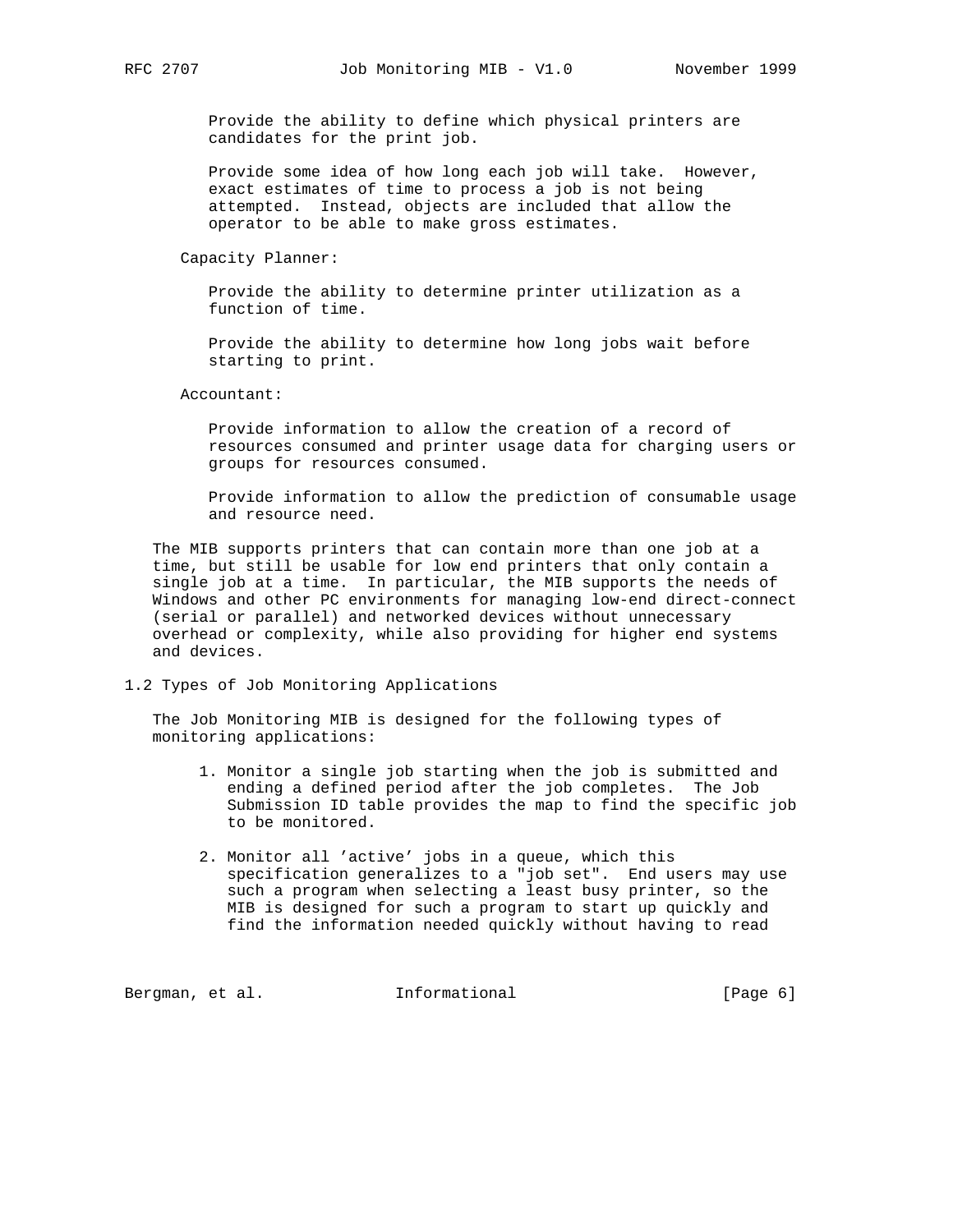Provide the ability to define which physical printers are candidates for the print job.

Provide some idea of how long each job will take. However, exact estimates of time to process a job is not being attempted. Instead, objects are included that allow the operator to be able to make gross estimates.

Capacity Planner:

Provide the ability to determine printer utilization as a function of time.

Provide the ability to determine how long jobs wait before starting to print.

Accountant:

Provide information to allow the creation of a record of resources consumed and printer usage data for charging users or groups for resources consumed.

Provide information to allow the prediction of consumable usage and resource need.

The MIB supports printers that can contain more than one job at a time, but still be usable for low end printers that only contain a single job at a time. In particular, the MIB supports the needs of Windows and other PC environments for managing low-end direct-connect (serial or parallel) and networked devices without unnecessary overhead or complexity, while also providing for higher end systems and devices.

## 1.2 Types of Job Monitoring Applications

The Job Monitoring MIB is designed for the following types of monitoring applications:

1. Monitor a single job starting when the job is submitted and ending a defined period after the job completes. The Job Submission ID table provides the map to find the specific job to be monitored.

2. Monitor all 'active' jobs in a queue, which this specification generalizes to a "job set". End users may use such a program when selecting a least busy printer, so the MIB is designed for such a program to start up quickly and find the information needed quickly without having to read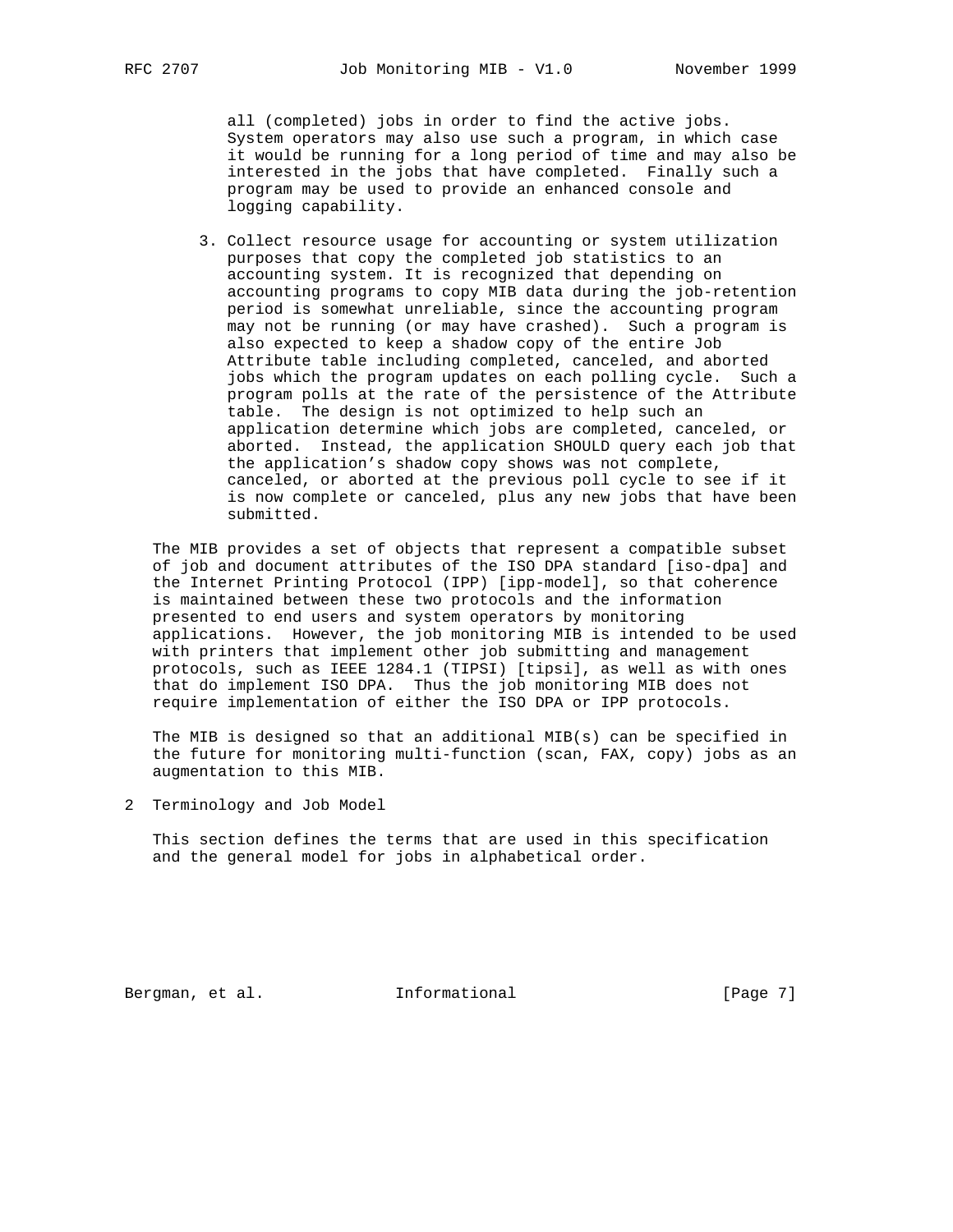all (completed) jobs in order to find the active jobs. System operators may also use such a program, in which case it would be running for a long period of time and may also be interested in the jobs that have completed. Finally such a program may be used to provide an enhanced console and logging capability.

3. Collect resource usage for accounting or system utilization purposes that copy the completed job statistics to an accounting system. It is recognized that depending on accounting programs to copy MIB data during the job-retention period is somewhat unreliable, since the accounting program may not be running (or may have crashed). Such a program is also expected to keep a shadow copy of the entire Job Attribute table including completed, canceled, and aborted jobs which the program updates on each polling cycle. Such a program polls at the rate of the persistence of the Attribute table. The design is not optimized to help such an application determine which jobs are completed, canceled, or aborted. Instead, the application SHOULD query each job that the application's shadow copy shows was not complete, canceled, or aborted at the previous poll cycle to see if it is now complete or canceled, plus any new jobs that have been submitted.

The MIB provides a set of objects that represent a compatible subset of job and document attributes of the ISO DPA standard [iso-dpa] and the Internet Printing Protocol (IPP) [ipp-model], so that coherence is maintained between these two protocols and the information presented to end users and system operators by monitoring applications. However, the job monitoring MIB is intended to be used with printers that implement other job submitting and management protocols, such as IEEE 1284.1 (TIPSI) [tipsi], as well as with ones that do implement ISO DPA. Thus the job monitoring MIB does not require implementation of either the ISO DPA or IPP protocols.

The MIB is designed so that an additional MIB(s) can be specified in the future for monitoring multi-function (scan, FAX, copy) jobs as an augmentation to this MIB.

# 2 Terminology and Job Model

This section defines the terms that are used in this specification and the general model for jobs in alphabetical order.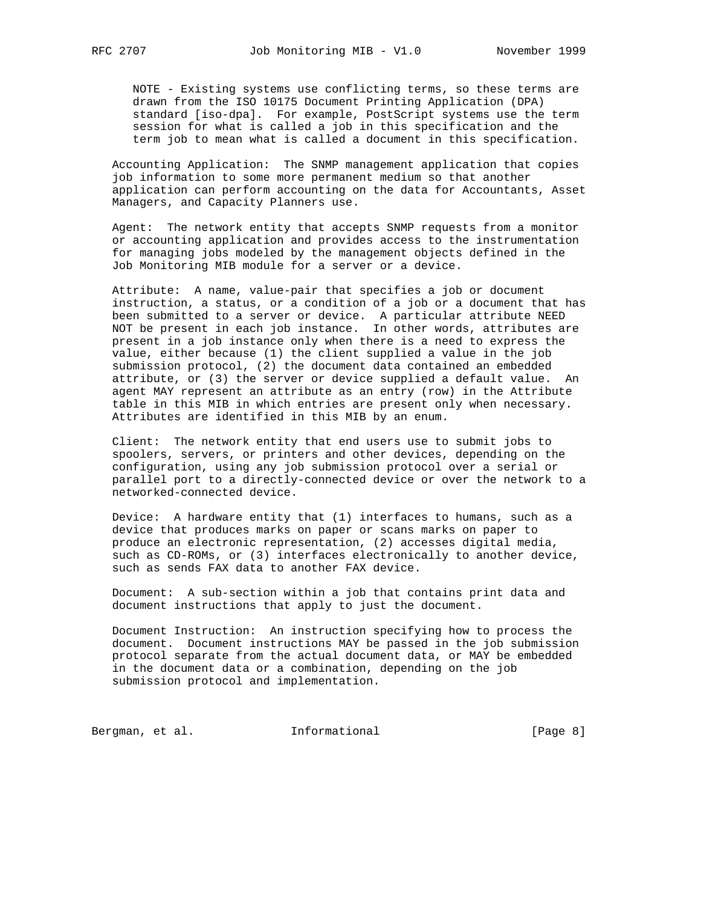NOTE - Existing systems use conflicting terms, so these terms are drawn from the ISO 10175 Document Printing Application (DPA) standard [iso-dpa]. For example, PostScript systems use the term session for what is called a job in this specification and the term job to mean what is called a document in this specification.

Accounting Application: The SNMP management application that copies job information to some more permanent medium so that another application can perform accounting on the data for Accountants, Asset Managers, and Capacity Planners use.

Agent: The network entity that accepts SNMP requests from a monitor or accounting application and provides access to the instrumentation for managing jobs modeled by the management objects defined in the Job Monitoring MIB module for a server or a device.

Attribute: A name, value-pair that specifies a job or document instruction, a status, or a condition of a job or a document that has been submitted to a server or device. A particular attribute NEED NOT be present in each job instance. In other words, attributes are present in a job instance only when there is a need to express the value, either because (1) the client supplied a value in the job submission protocol, (2) the document data contained an embedded attribute, or (3) the server or device supplied a default value. An agent MAY represent an attribute as an entry (row) in the Attribute table in this MIB in which entries are present only when necessary. Attributes are identified in this MIB by an enum.

Client: The network entity that end users use to submit jobs to spoolers, servers, or printers and other devices, depending on the configuration, using any job submission protocol over a serial or parallel port to a directly-connected device or over the network to a networked-connected device.

Device: A hardware entity that (1) interfaces to humans, such as a device that produces marks on paper or scans marks on paper to produce an electronic representation, (2) accesses digital media, such as CD-ROMs, or (3) interfaces electronically to another device, such as sends FAX data to another FAX device.

Document: A sub-section within a job that contains print data and document instructions that apply to just the document.

Document Instruction: An instruction specifying how to process the document. Document instructions MAY be passed in the job submission protocol separate from the actual document data, or MAY be embedded in the document data or a combination, depending on the job submission protocol and implementation.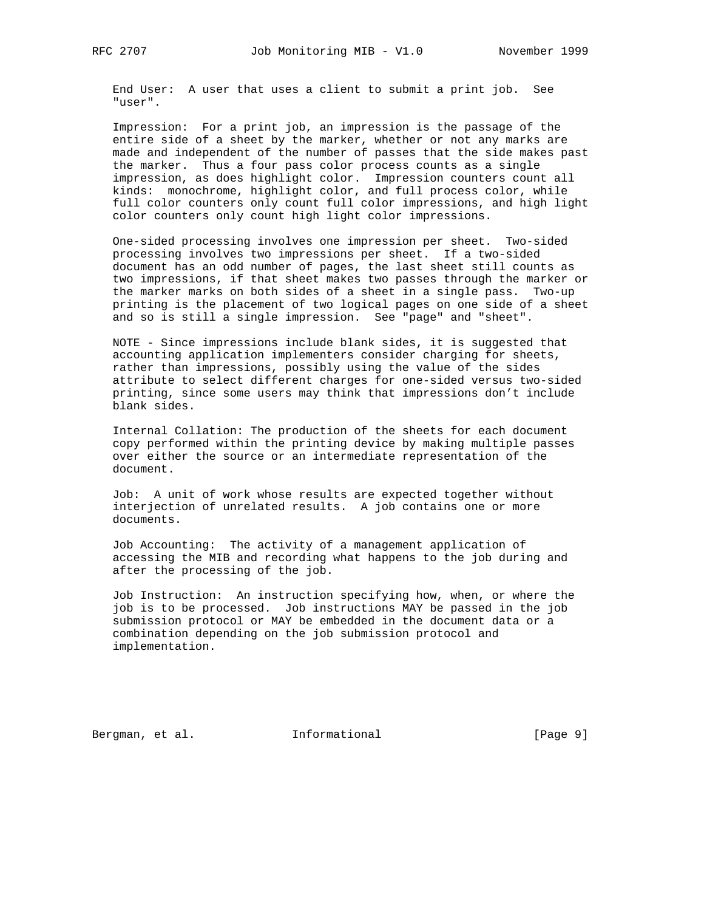End User: A user that uses a client to submit a print job. See "user".

Impression: For a print job, an impression is the passage of the entire side of a sheet by the marker, whether or not any marks are made and independent of the number of passes that the side makes past the marker. Thus a four pass color process counts as a single impression, as does highlight color. Impression counters count all kinds: monochrome, highlight color, and full process color, while full color counters only count full color impressions, and high light color counters only count high light color impressions.

One-sided processing involves one impression per sheet. Two-sided processing involves two impressions per sheet. If a two-sided document has an odd number of pages, the last sheet still counts as two impressions, if that sheet makes two passes through the marker or the marker marks on both sides of a sheet in a single pass. Two-up printing is the placement of two logical pages on one side of a sheet and so is still a single impression. See "page" and "sheet".

NOTE - Since impressions include blank sides, it is suggested that accounting application implementers consider charging for sheets, rather than impressions, possibly using the value of the sides attribute to select different charges for one-sided versus two-sided printing, since some users may think that impressions don't include blank sides.

Internal Collation: The production of the sheets for each document copy performed within the printing device by making multiple passes over either the source or an intermediate representation of the document.

Job: A unit of work whose results are expected together without interjection of unrelated results. A job contains one or more documents.

Job Accounting: The activity of a management application of accessing the MIB and recording what happens to the job during and after the processing of the job.

Job Instruction: An instruction specifying how, when, or where the job is to be processed. Job instructions MAY be passed in the job submission protocol or MAY be embedded in the document data or a combination depending on the job submission protocol and implementation.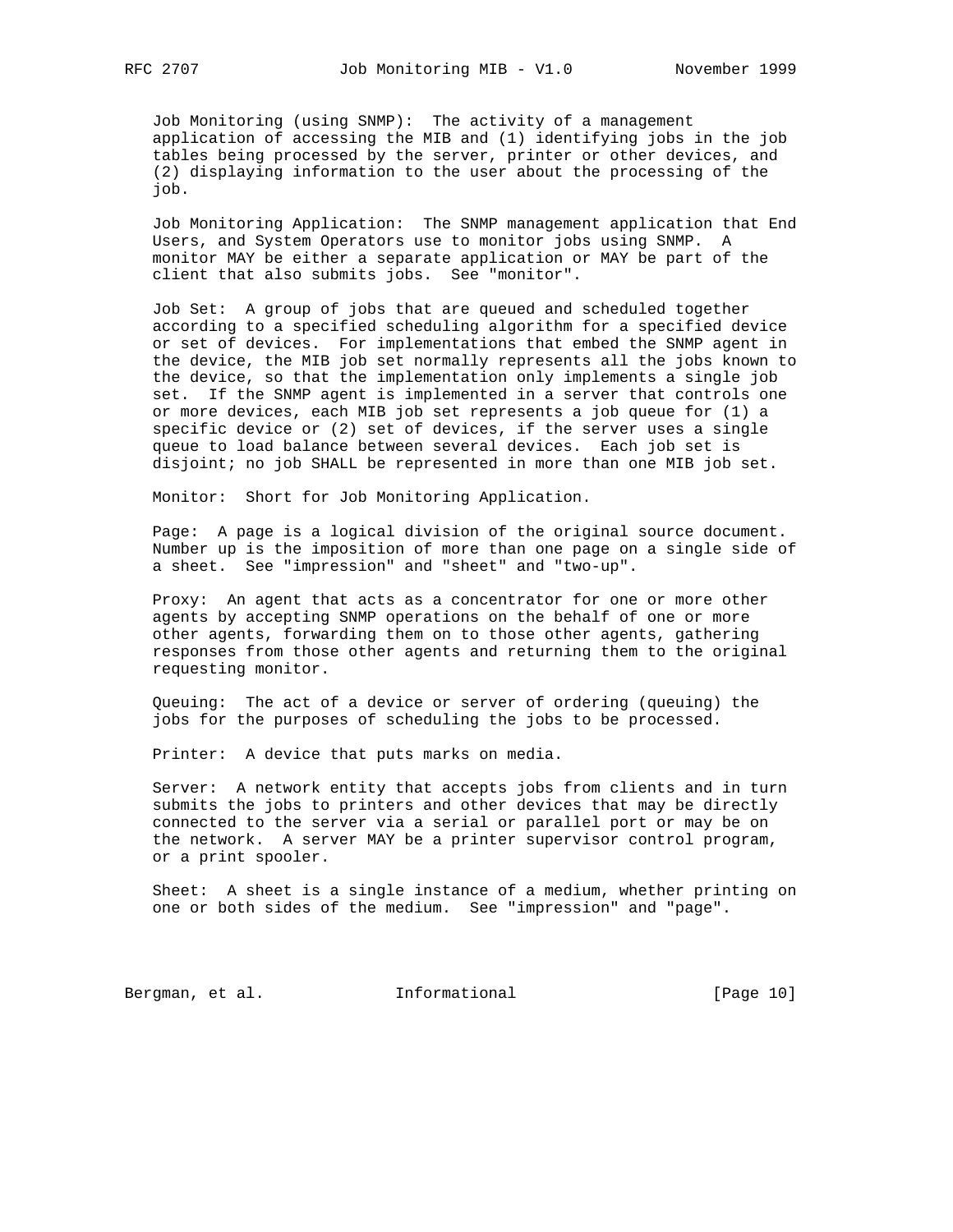Job Monitoring (using SNMP): The activity of a management application of accessing the MIB and (1) identifying jobs in the job tables being processed by the server, printer or other devices, and (2) displaying information to the user about the processing of the job.

Job Monitoring Application: The SNMP management application that End Users, and System Operators use to monitor jobs using SNMP. A monitor MAY be either a separate application or MAY be part of the client that also submits jobs. See "monitor".

Job Set: A group of jobs that are queued and scheduled together according to a specified scheduling algorithm for a specified device or set of devices. For implementations that embed the SNMP agent in the device, the MIB job set normally represents all the jobs known to the device, so that the implementation only implements a single job set. If the SNMP agent is implemented in a server that controls one or more devices, each MIB job set represents a job queue for (1) a specific device or (2) set of devices, if the server uses a single queue to load balance between several devices. Each job set is disjoint; no job SHALL be represented in more than one MIB job set.

Monitor: Short for Job Monitoring Application.

Page: A page is a logical division of the original source document. Number up is the imposition of more than one page on a single side of a sheet. See "impression" and "sheet" and "two-up".

Proxy: An agent that acts as a concentrator for one or more other agents by accepting SNMP operations on the behalf of one or more other agents, forwarding them on to those other agents, gathering responses from those other agents and returning them to the original requesting monitor.

Queuing: The act of a device or server of ordering (queuing) the jobs for the purposes of scheduling the jobs to be processed.

Printer: A device that puts marks on media.

Server: A network entity that accepts jobs from clients and in turn submits the jobs to printers and other devices that may be directly connected to the server via a serial or parallel port or may be on the network. A server MAY be a printer supervisor control program, or a print spooler.

Sheet: A sheet is a single instance of a medium, whether printing on one or both sides of the medium. See "impression" and "page".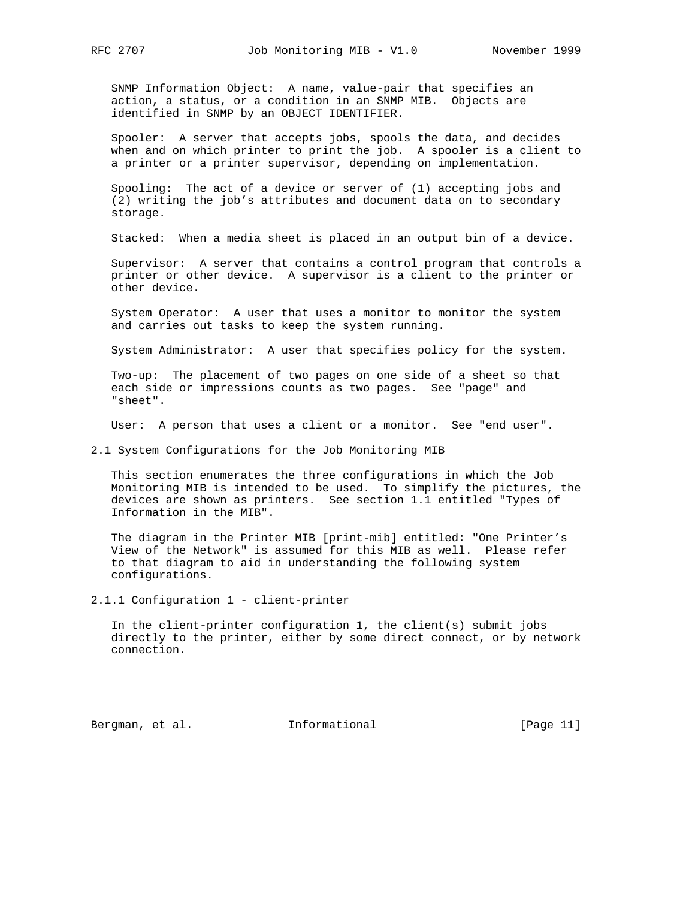SNMP Information Object: A name, value-pair that specifies an action, a status, or a condition in an SNMP MIB. Objects are identified in SNMP by an OBJECT IDENTIFIER.

Spooler: A server that accepts jobs, spools the data, and decides when and on which printer to print the job. A spooler is a client to a printer or a printer supervisor, depending on implementation.

Spooling: The act of a device or server of (1) accepting jobs and (2) writing the job's attributes and document data on to secondary storage.

Stacked: When a media sheet is placed in an output bin of a device.

Supervisor: A server that contains a control program that controls a printer or other device. A supervisor is a client to the printer or other device.

System Operator: A user that uses a monitor to monitor the system and carries out tasks to keep the system running.

System Administrator: A user that specifies policy for the system.

Two-up: The placement of two pages on one side of a sheet so that each side or impressions counts as two pages. See "page" and "sheet".

User: A person that uses a client or a monitor. See "end user".

## 2.1 System Configurations for the Job Monitoring MIB

This section enumerates the three configurations in which the Job Monitoring MIB is intended to be used. To simplify the pictures, the devices are shown as printers. See section 1.1 entitled "Types of Information in the MIB".

The diagram in the Printer MIB [print-mib] entitled: "One Printer's View of the Network" is assumed for this MIB as well. Please refer to that diagram to aid in understanding the following system configurations.

### 2.1.1 Configuration 1 - client-printer

In the client-printer configuration 1, the client(s) submit jobs directly to the printer, either by some direct connect, or by network connection.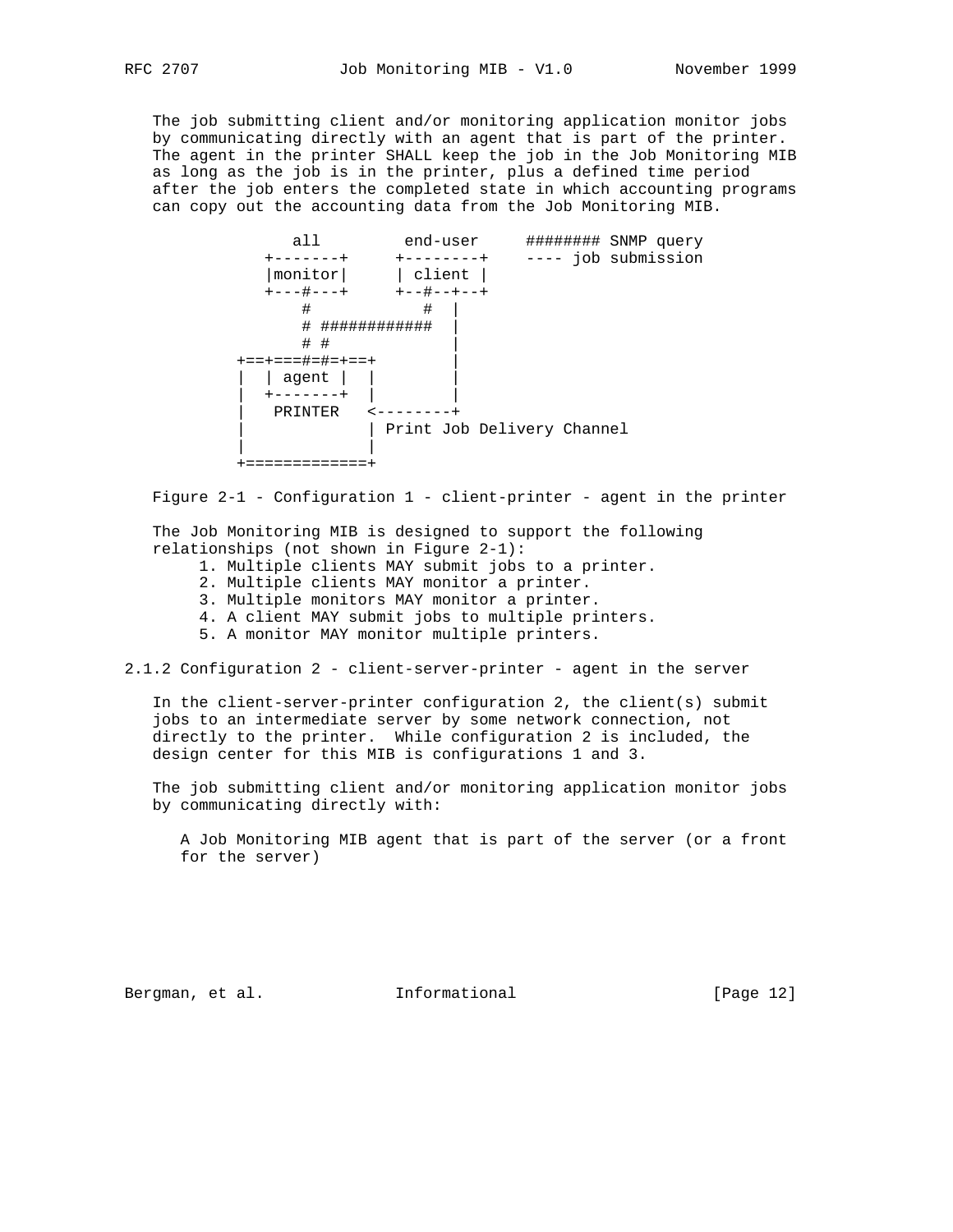The job submitting client and/or monitoring application monitor jobs by communicating directly with an agent that is part of the printer. The agent in the printer SHALL keep the job in the Job Monitoring MIB as long as the job is in the printer, plus a defined time period after the job enters the completed state in which accounting programs can copy out the accounting data from the Job Monitoring MIB.

```
             all         end-user     ######## SNMP query
          +-------+     +--------+    ---- job submission
          |monitor|     | client |
          +---#---+     +--#--+--+
              #            #  |
              # ############  |
              # #             |
        +==+===#=#=+==+       |
        |  | agent |  |       |
        |  +-------+  |       |
        |   PRINTER   <--------+
        |             | Print Job Delivery Channel
        |             |
        +=============+
```

Figure 2-1 - Configuration 1 - client-printer - agent in the printer

The Job Monitoring MIB is designed to support the following relationships (not shown in Figure 2-1):

1. Multiple clients MAY submit jobs to a printer.
2. Multiple clients MAY monitor a printer.
3. Multiple monitors MAY monitor a printer.
4. A client MAY submit jobs to multiple printers.
5. A monitor MAY monitor multiple printers.

### 2.1.2 Configuration 2 - client-server-printer - agent in the server

In the client-server-printer configuration 2, the client(s) submit jobs to an intermediate server by some network connection, not directly to the printer. While configuration 2 is included, the design center for this MIB is configurations 1 and 3.

The job submitting client and/or monitoring application monitor jobs by communicating directly with:

A Job Monitoring MIB agent that is part of the server (or a front for the server)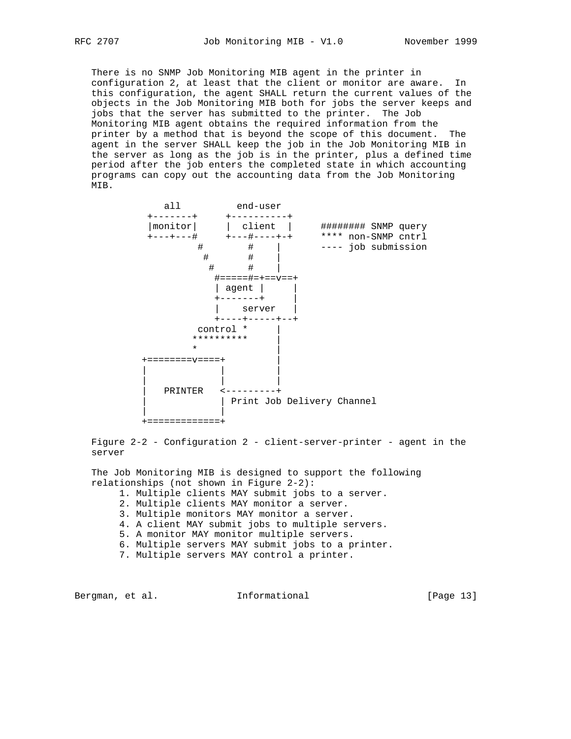There is no SNMP Job Monitoring MIB agent in the printer in configuration 2, at least that the client or monitor are aware. In this configuration, the agent SHALL return the current values of the objects in the Job Monitoring MIB both for jobs the server keeps and jobs that the server has submitted to the printer. The Job Monitoring MIB agent obtains the required information from the printer by a method that is beyond the scope of this document. The agent in the server SHALL keep the job in the Job Monitoring MIB in the server as long as the job is in the printer, plus a defined time period after the job enters the completed state in which accounting programs can copy out the accounting data from the Job Monitoring MIB.

```
      all          end-user
   +-------+     +----------+
   |monitor|     |  client  |     ######## SNMP query
   +---+---#     +---#----+-+     **** non-SNMP cntrl
           #        #    |        ---- job submission
            #       #    |
             #      #    |
              #=====#=+==v==+
              | agent |     |
              +-------+     |
              |    server   |
              +----+-----+--+
           control *     |
          **********     |
          *              |
 +========v====+         |
 |             |         |
 |             |         |
 |   PRINTER   <---------+
 |             | Print Job Delivery Channel
 |             |
 +=============+
```

Figure 2-2 - Configuration 2 - client-server-printer - agent in the server

The Job Monitoring MIB is designed to support the following relationships (not shown in Figure 2-2):

1. Multiple clients MAY submit jobs to a server.
2. Multiple clients MAY monitor a server.
3. Multiple monitors MAY monitor a server.
4. A client MAY submit jobs to multiple servers.
5. A monitor MAY monitor multiple servers.
6. Multiple servers MAY submit jobs to a printer.
7. Multiple servers MAY control a printer.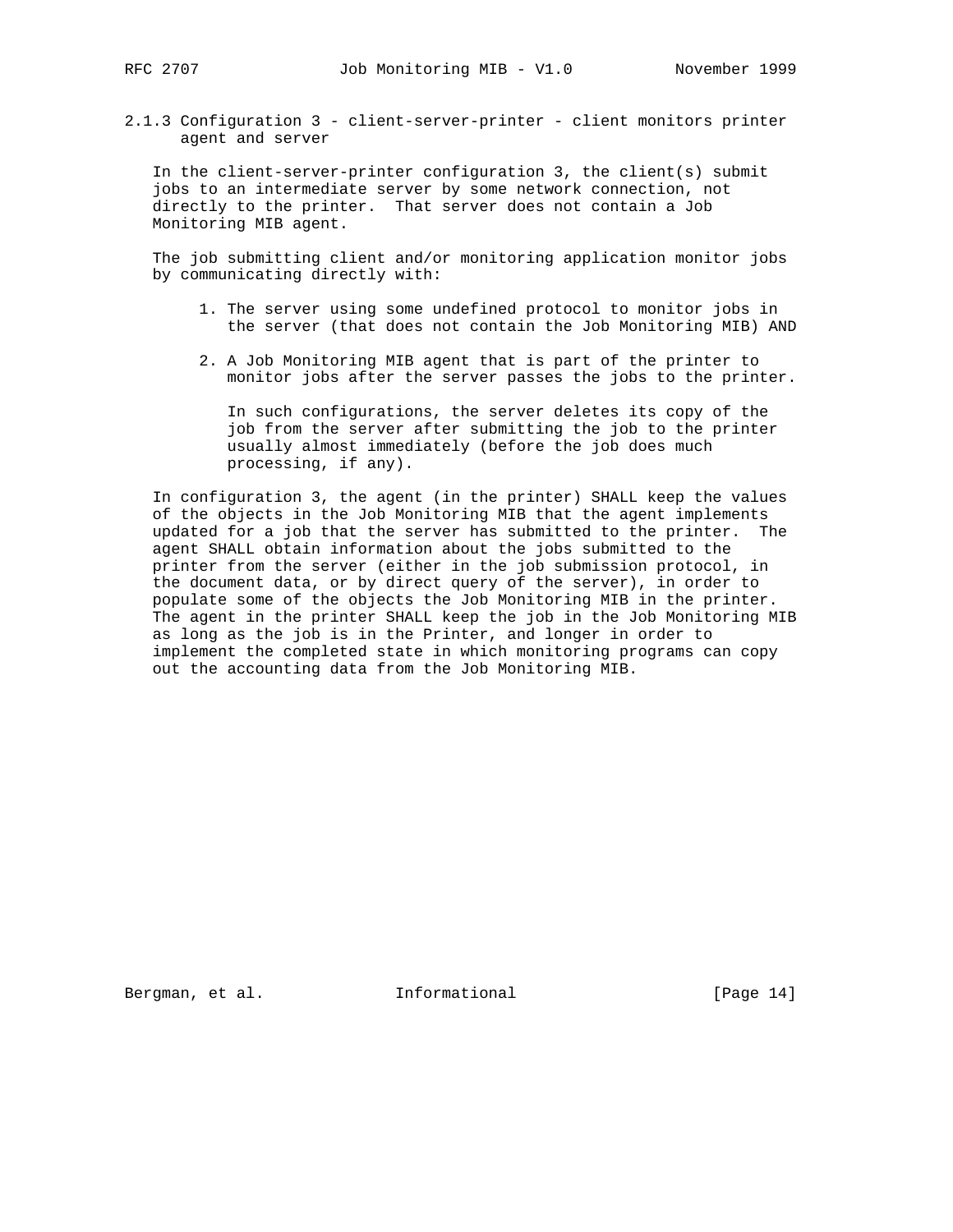### 2.1.3 Configuration 3 - client-server-printer - client monitors printer agent and server

In the client-server-printer configuration 3, the client(s) submit jobs to an intermediate server by some network connection, not directly to the printer. That server does not contain a Job Monitoring MIB agent.

The job submitting client and/or monitoring application monitor jobs by communicating directly with:

1. The server using some undefined protocol to monitor jobs in the server (that does not contain the Job Monitoring MIB) AND

2. A Job Monitoring MIB agent that is part of the printer to monitor jobs after the server passes the jobs to the printer.

   In such configurations, the server deletes its copy of the job from the server after submitting the job to the printer usually almost immediately (before the job does much processing, if any).

In configuration 3, the agent (in the printer) SHALL keep the values of the objects in the Job Monitoring MIB that the agent implements updated for a job that the server has submitted to the printer. The agent SHALL obtain information about the jobs submitted to the printer from the server (either in the job submission protocol, in the document data, or by direct query of the server), in order to populate some of the objects the Job Monitoring MIB in the printer. The agent in the printer SHALL keep the job in the Job Monitoring MIB as long as the job is in the Printer, and longer in order to implement the completed state in which monitoring programs can copy out the accounting data from the Job Monitoring MIB.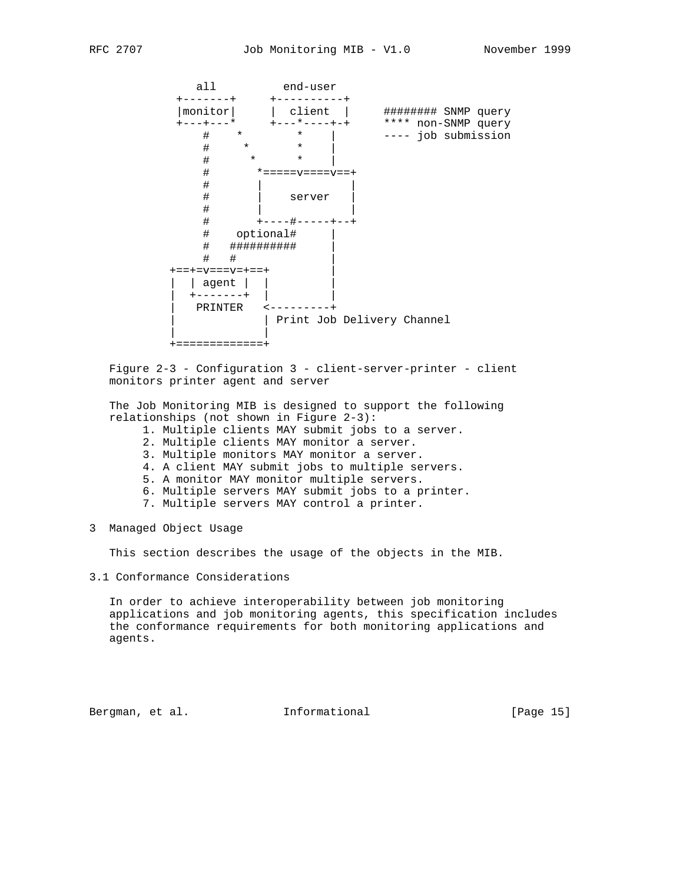```
         all          end-user
       +-------+     +----------+
       |monitor|     |  client  |     ######## SNMP query
       +---+---*     +---*----+-+     **** non-SNMP query
           #    *        *    |       ---- job submission
           #     *       *    |
           #      *      *    |
           #       *=====v====v==+
           #       |             |
           #       |    server   |
           #       |             |
           #       +----#-----+--+
           #    optional#     |
           #   ##########     |
           #   #              |
       +==+=v===v=+==+        |
       |  | agent |  |        |
       |  +-------+  |        |
       |   PRINTER   <---------+
       |             | Print Job Delivery Channel
       |             |
       +=============+
```

Figure 2-3 - Configuration 3 - client-server-printer - client monitors printer agent and server

The Job Monitoring MIB is designed to support the following relationships (not shown in Figure 2-3):

1. Multiple clients MAY submit jobs to a server.
2. Multiple clients MAY monitor a server.
3. Multiple monitors MAY monitor a server.
4. A client MAY submit jobs to multiple servers.
5. A monitor MAY monitor multiple servers.
6. Multiple servers MAY submit jobs to a printer.
7. Multiple servers MAY control a printer.

# 3 Managed Object Usage

This section describes the usage of the objects in the MIB.

## 3.1 Conformance Considerations

In order to achieve interoperability between job monitoring applications and job monitoring agents, this specification includes the conformance requirements for both monitoring applications and agents.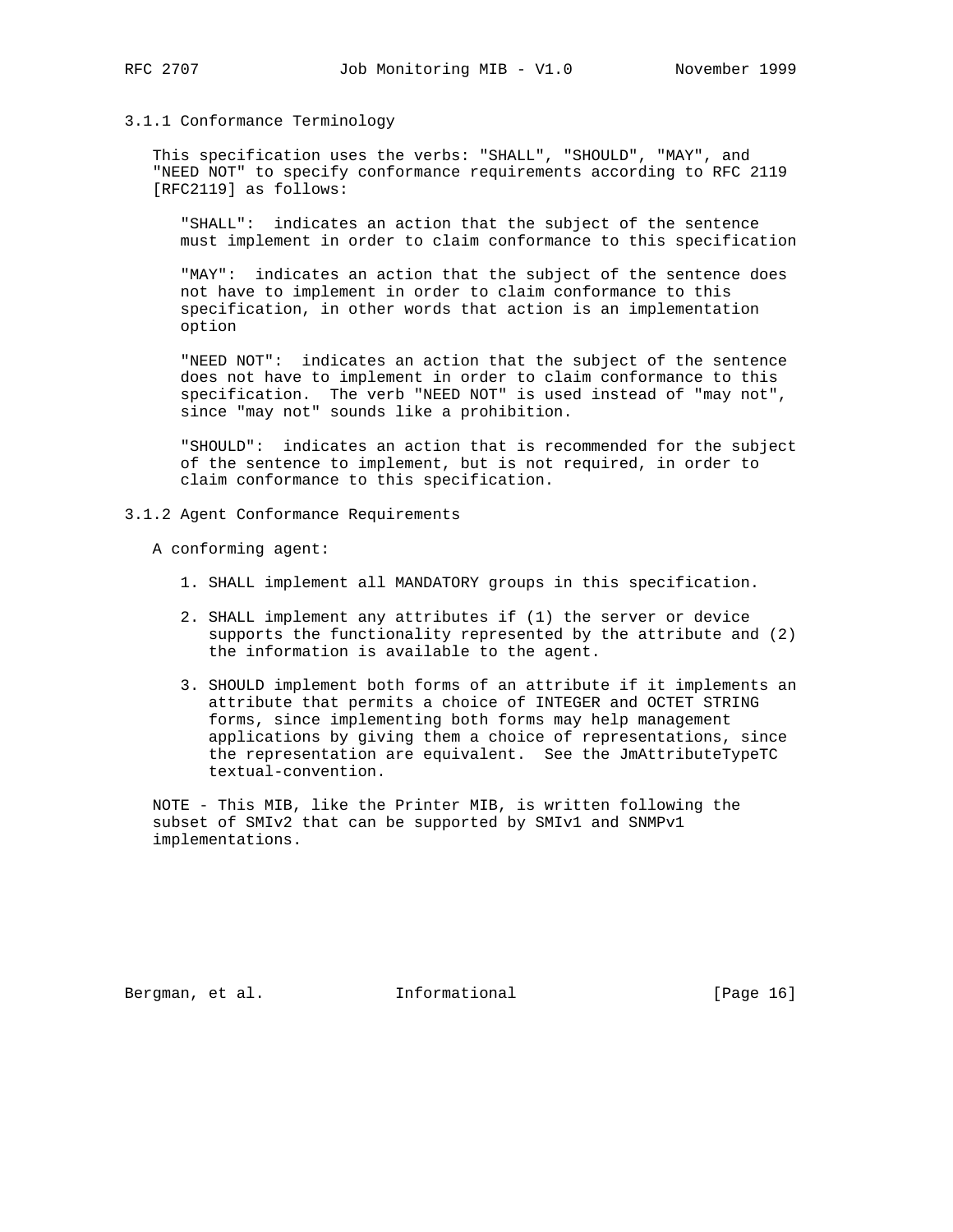### 3.1.1 Conformance Terminology

This specification uses the verbs: "SHALL", "SHOULD", "MAY", and "NEED NOT" to specify conformance requirements according to RFC 2119 [RFC2119] as follows:

"SHALL": indicates an action that the subject of the sentence must implement in order to claim conformance to this specification

"MAY": indicates an action that the subject of the sentence does not have to implement in order to claim conformance to this specification, in other words that action is an implementation option

"NEED NOT": indicates an action that the subject of the sentence does not have to implement in order to claim conformance to this specification. The verb "NEED NOT" is used instead of "may not", since "may not" sounds like a prohibition.

"SHOULD": indicates an action that is recommended for the subject of the sentence to implement, but is not required, in order to claim conformance to this specification.

### 3.1.2 Agent Conformance Requirements

A conforming agent:

1. SHALL implement all MANDATORY groups in this specification.

2. SHALL implement any attributes if (1) the server or device supports the functionality represented by the attribute and (2) the information is available to the agent.

3. SHOULD implement both forms of an attribute if it implements an attribute that permits a choice of INTEGER and OCTET STRING forms, since implementing both forms may help management applications by giving them a choice of representations, since the representation are equivalent. See the JmAttributeTypeTC textual-convention.

NOTE - This MIB, like the Printer MIB, is written following the subset of SMIv2 that can be supported by SMIv1 and SNMPv1 implementations.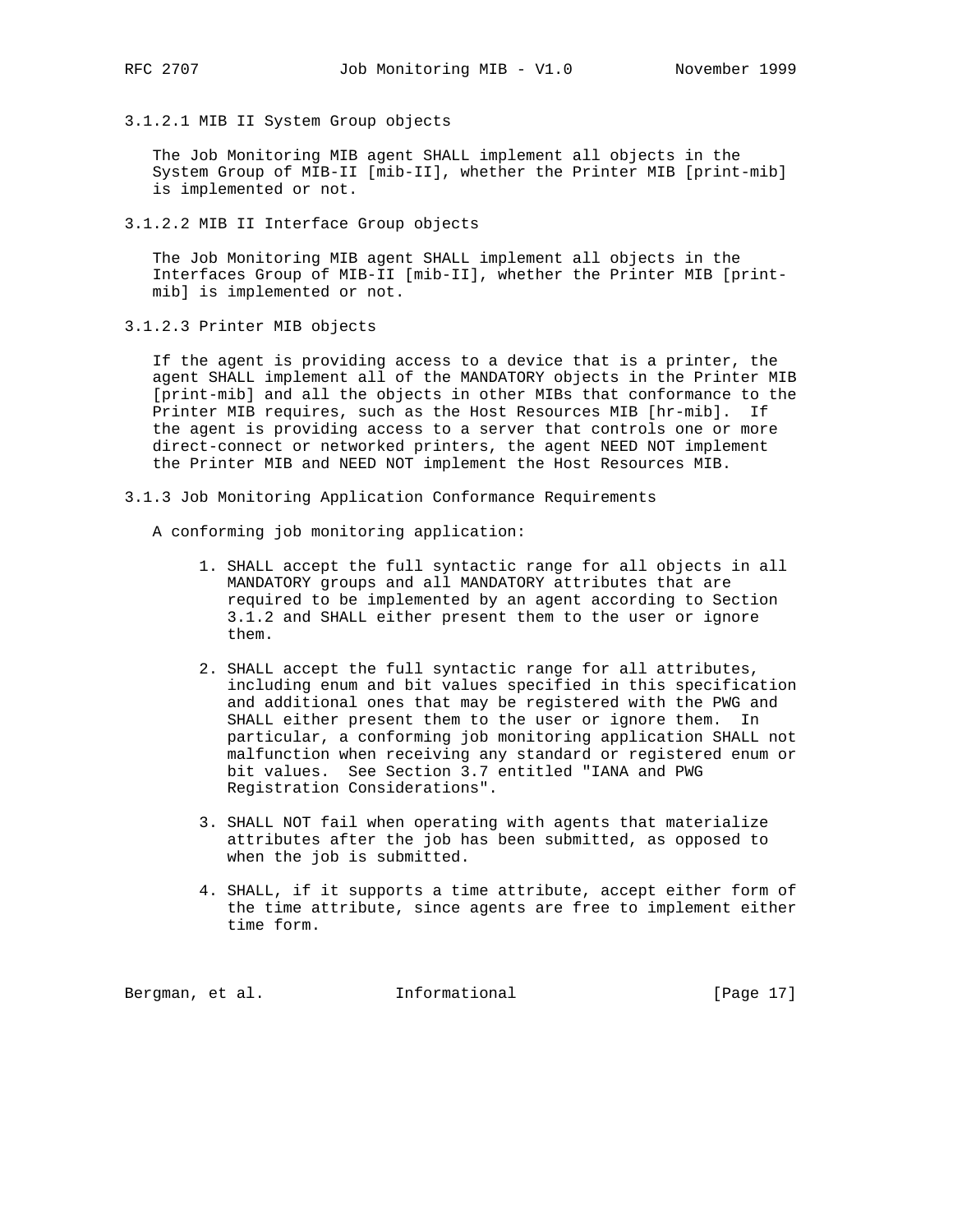#### 3.1.2.1 MIB II System Group objects

The Job Monitoring MIB agent SHALL implement all objects in the System Group of MIB-II [mib-II], whether the Printer MIB [print-mib] is implemented or not.

#### 3.1.2.2 MIB II Interface Group objects

The Job Monitoring MIB agent SHALL implement all objects in the Interfaces Group of MIB-II [mib-II], whether the Printer MIB [print-mib] is implemented or not.

#### 3.1.2.3 Printer MIB objects

If the agent is providing access to a device that is a printer, the agent SHALL implement all of the MANDATORY objects in the Printer MIB [print-mib] and all the objects in other MIBs that conformance to the Printer MIB requires, such as the Host Resources MIB [hr-mib]. If the agent is providing access to a server that controls one or more direct-connect or networked printers, the agent NEED NOT implement the Printer MIB and NEED NOT implement the Host Resources MIB.

### 3.1.3 Job Monitoring Application Conformance Requirements

A conforming job monitoring application:

1. SHALL accept the full syntactic range for all objects in all MANDATORY groups and all MANDATORY attributes that are required to be implemented by an agent according to Section 3.1.2 and SHALL either present them to the user or ignore them.

2. SHALL accept the full syntactic range for all attributes, including enum and bit values specified in this specification and additional ones that may be registered with the PWG and SHALL either present them to the user or ignore them. In particular, a conforming job monitoring application SHALL not malfunction when receiving any standard or registered enum or bit values. See Section 3.7 entitled "IANA and PWG Registration Considerations".

3. SHALL NOT fail when operating with agents that materialize attributes after the job has been submitted, as opposed to when the job is submitted.

4. SHALL, if it supports a time attribute, accept either form of the time attribute, since agents are free to implement either time form.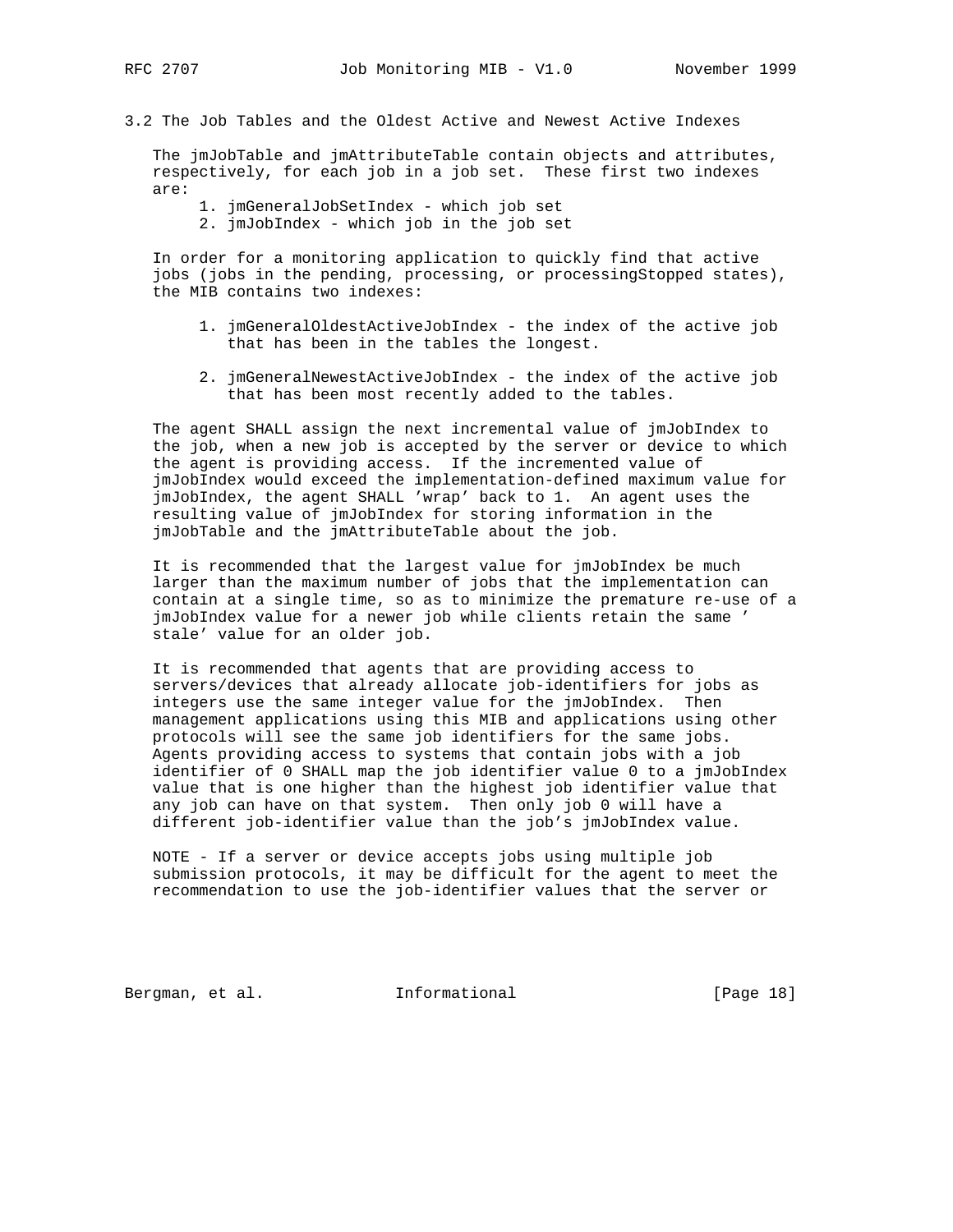## 3.2 The Job Tables and the Oldest Active and Newest Active Indexes

The jmJobTable and jmAttributeTable contain objects and attributes, respectively, for each job in a job set. These first two indexes are:

1. jmGeneralJobSetIndex - which job set
2. jmJobIndex - which job in the job set

In order for a monitoring application to quickly find that active jobs (jobs in the pending, processing, or processingStopped states), the MIB contains two indexes:

1. jmGeneralOldestActiveJobIndex - the index of the active job that has been in the tables the longest.

2. jmGeneralNewestActiveJobIndex - the index of the active job that has been most recently added to the tables.

The agent SHALL assign the next incremental value of jmJobIndex to the job, when a new job is accepted by the server or device to which the agent is providing access. If the incremented value of jmJobIndex would exceed the implementation-defined maximum value for jmJobIndex, the agent SHALL 'wrap' back to 1. An agent uses the resulting value of jmJobIndex for storing information in the jmJobTable and the jmAttributeTable about the job.

It is recommended that the largest value for jmJobIndex be much larger than the maximum number of jobs that the implementation can contain at a single time, so as to minimize the premature re-use of a jmJobIndex value for a newer job while clients retain the same ' stale' value for an older job.

It is recommended that agents that are providing access to servers/devices that already allocate job-identifiers for jobs as integers use the same integer value for the jmJobIndex. Then management applications using this MIB and applications using other protocols will see the same job identifiers for the same jobs. Agents providing access to systems that contain jobs with a job identifier of 0 SHALL map the job identifier value 0 to a jmJobIndex value that is one higher than the highest job identifier value that any job can have on that system. Then only job 0 will have a different job-identifier value than the job's jmJobIndex value.

NOTE - If a server or device accepts jobs using multiple job submission protocols, it may be difficult for the agent to meet the recommendation to use the job-identifier values that the server or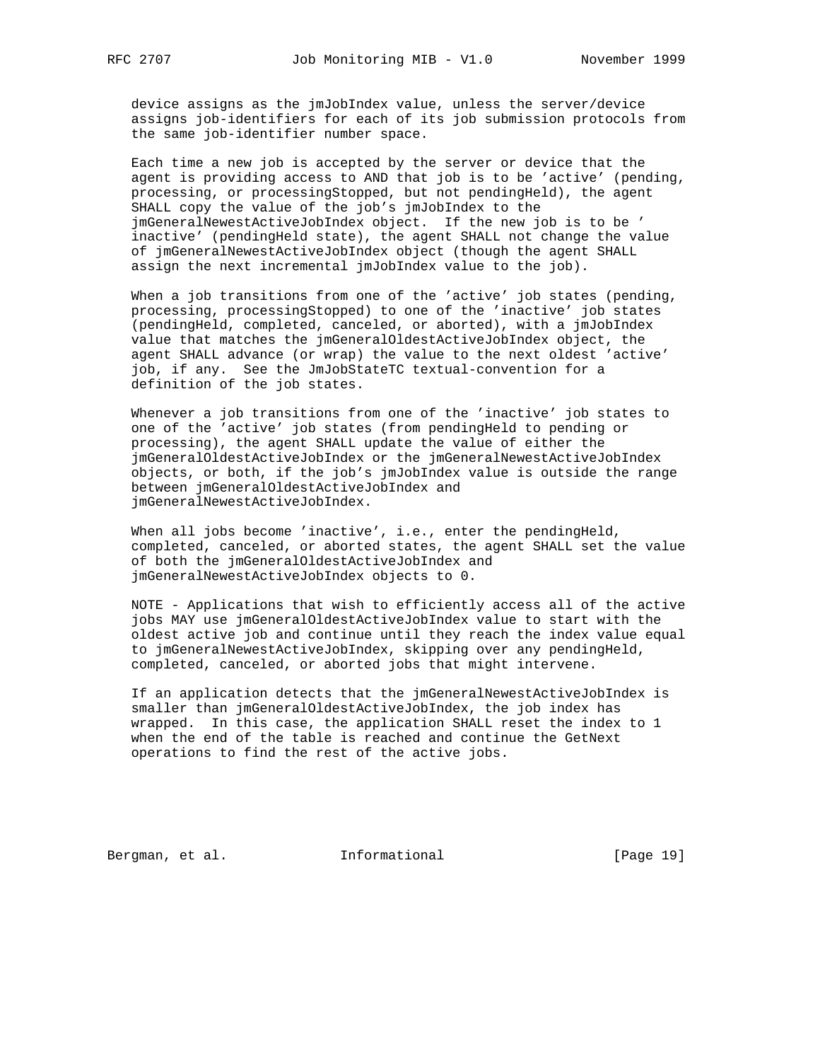device assigns as the jmJobIndex value, unless the server/device assigns job-identifiers for each of its job submission protocols from the same job-identifier number space.

Each time a new job is accepted by the server or device that the agent is providing access to AND that job is to be 'active' (pending, processing, or processingStopped, but not pendingHeld), the agent SHALL copy the value of the job's jmJobIndex to the jmGeneralNewestActiveJobIndex object. If the new job is to be ' inactive' (pendingHeld state), the agent SHALL not change the value of jmGeneralNewestActiveJobIndex object (though the agent SHALL assign the next incremental jmJobIndex value to the job).

When a job transitions from one of the 'active' job states (pending, processing, processingStopped) to one of the 'inactive' job states (pendingHeld, completed, canceled, or aborted), with a jmJobIndex value that matches the jmGeneralOldestActiveJobIndex object, the agent SHALL advance (or wrap) the value to the next oldest 'active' job, if any. See the JmJobStateTC textual-convention for a definition of the job states.

Whenever a job transitions from one of the 'inactive' job states to one of the 'active' job states (from pendingHeld to pending or processing), the agent SHALL update the value of either the jmGeneralOldestActiveJobIndex or the jmGeneralNewestActiveJobIndex objects, or both, if the job's jmJobIndex value is outside the range between jmGeneralOldestActiveJobIndex and jmGeneralNewestActiveJobIndex.

When all jobs become 'inactive', i.e., enter the pendingHeld, completed, canceled, or aborted states, the agent SHALL set the value of both the jmGeneralOldestActiveJobIndex and jmGeneralNewestActiveJobIndex objects to 0.

NOTE - Applications that wish to efficiently access all of the active jobs MAY use jmGeneralOldestActiveJobIndex value to start with the oldest active job and continue until they reach the index value equal to jmGeneralNewestActiveJobIndex, skipping over any pendingHeld, completed, canceled, or aborted jobs that might intervene.

If an application detects that the jmGeneralNewestActiveJobIndex is smaller than jmGeneralOldestActiveJobIndex, the job index has wrapped. In this case, the application SHALL reset the index to 1 when the end of the table is reached and continue the GetNext operations to find the rest of the active jobs.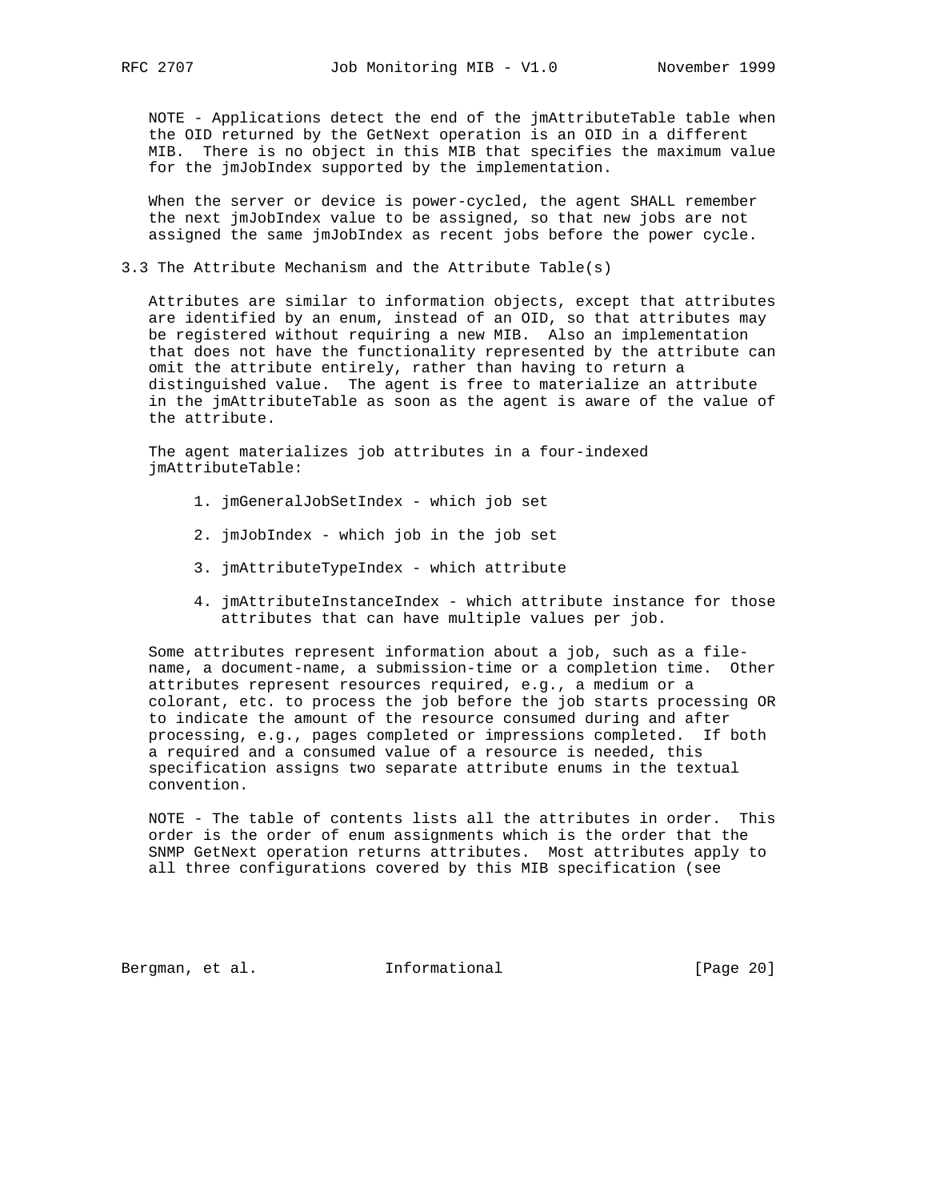NOTE - Applications detect the end of the jmAttributeTable table when the OID returned by the GetNext operation is an OID in a different MIB. There is no object in this MIB that specifies the maximum value for the jmJobIndex supported by the implementation.

When the server or device is power-cycled, the agent SHALL remember the next jmJobIndex value to be assigned, so that new jobs are not assigned the same jmJobIndex as recent jobs before the power cycle.

## 3.3 The Attribute Mechanism and the Attribute Table(s)

Attributes are similar to information objects, except that attributes are identified by an enum, instead of an OID, so that attributes may be registered without requiring a new MIB. Also an implementation that does not have the functionality represented by the attribute can omit the attribute entirely, rather than having to return a distinguished value. The agent is free to materialize an attribute in the jmAttributeTable as soon as the agent is aware of the value of the attribute.

The agent materializes job attributes in a four-indexed jmAttributeTable:

1. jmGeneralJobSetIndex - which job set
2. jmJobIndex - which job in the job set
3. jmAttributeTypeIndex - which attribute
4. jmAttributeInstanceIndex - which attribute instance for those attributes that can have multiple values per job.

Some attributes represent information about a job, such as a file-name, a document-name, a submission-time or a completion time. Other attributes represent resources required, e.g., a medium or a colorant, etc. to process the job before the job starts processing OR to indicate the amount of the resource consumed during and after processing, e.g., pages completed or impressions completed. If both a required and a consumed value of a resource is needed, this specification assigns two separate attribute enums in the textual convention.

NOTE - The table of contents lists all the attributes in order. This order is the order of enum assignments which is the order that the SNMP GetNext operation returns attributes. Most attributes apply to all three configurations covered by this MIB specification (see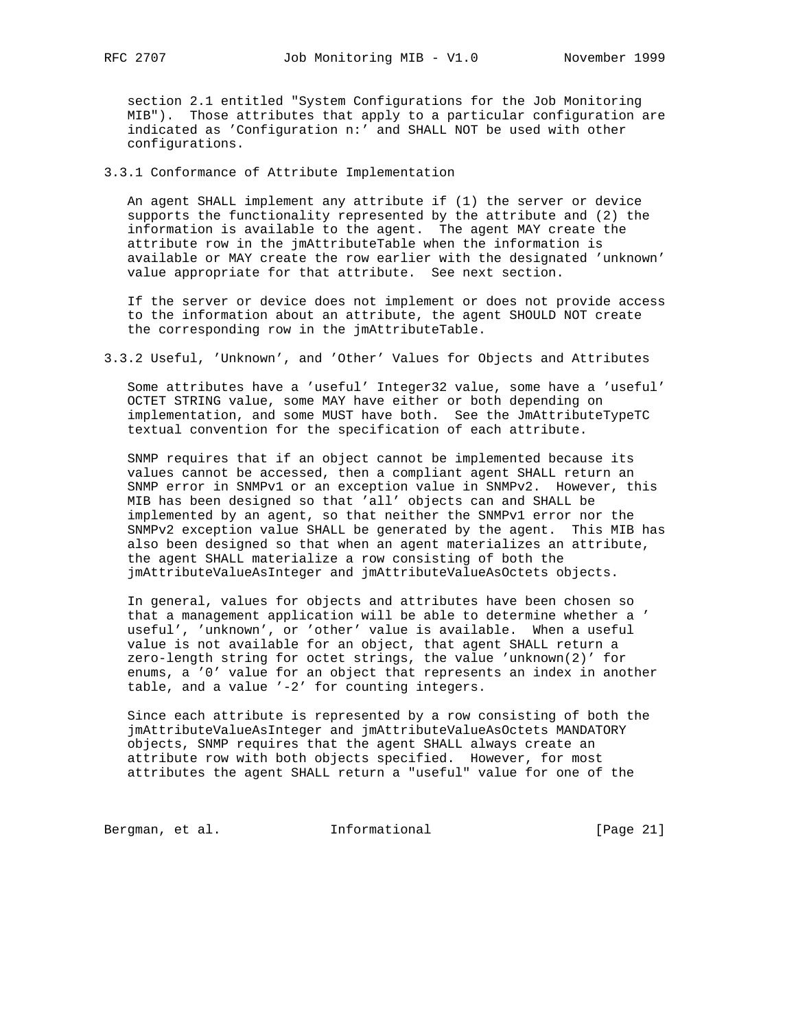section 2.1 entitled "System Configurations for the Job Monitoring MIB"). Those attributes that apply to a particular configuration are indicated as 'Configuration n:' and SHALL NOT be used with other configurations.

### 3.3.1 Conformance of Attribute Implementation

An agent SHALL implement any attribute if (1) the server or device supports the functionality represented by the attribute and (2) the information is available to the agent. The agent MAY create the attribute row in the jmAttributeTable when the information is available or MAY create the row earlier with the designated 'unknown' value appropriate for that attribute. See next section.

If the server or device does not implement or does not provide access to the information about an attribute, the agent SHOULD NOT create the corresponding row in the jmAttributeTable.

### 3.3.2 Useful, 'Unknown', and 'Other' Values for Objects and Attributes

Some attributes have a 'useful' Integer32 value, some have a 'useful' OCTET STRING value, some MAY have either or both depending on implementation, and some MUST have both. See the JmAttributeTypeTC textual convention for the specification of each attribute.

SNMP requires that if an object cannot be implemented because its values cannot be accessed, then a compliant agent SHALL return an SNMP error in SNMPv1 or an exception value in SNMPv2. However, this MIB has been designed so that 'all' objects can and SHALL be implemented by an agent, so that neither the SNMPv1 error nor the SNMPv2 exception value SHALL be generated by the agent. This MIB has also been designed so that when an agent materializes an attribute, the agent SHALL materialize a row consisting of both the jmAttributeValueAsInteger and jmAttributeValueAsOctets objects.

In general, values for objects and attributes have been chosen so that a management application will be able to determine whether a ' useful', 'unknown', or 'other' value is available. When a useful value is not available for an object, that agent SHALL return a zero-length string for octet strings, the value 'unknown(2)' for enums, a '0' value for an object that represents an index in another table, and a value '-2' for counting integers.

Since each attribute is represented by a row consisting of both the jmAttributeValueAsInteger and jmAttributeValueAsOctets MANDATORY objects, SNMP requires that the agent SHALL always create an attribute row with both objects specified. However, for most attributes the agent SHALL return a "useful" value for one of the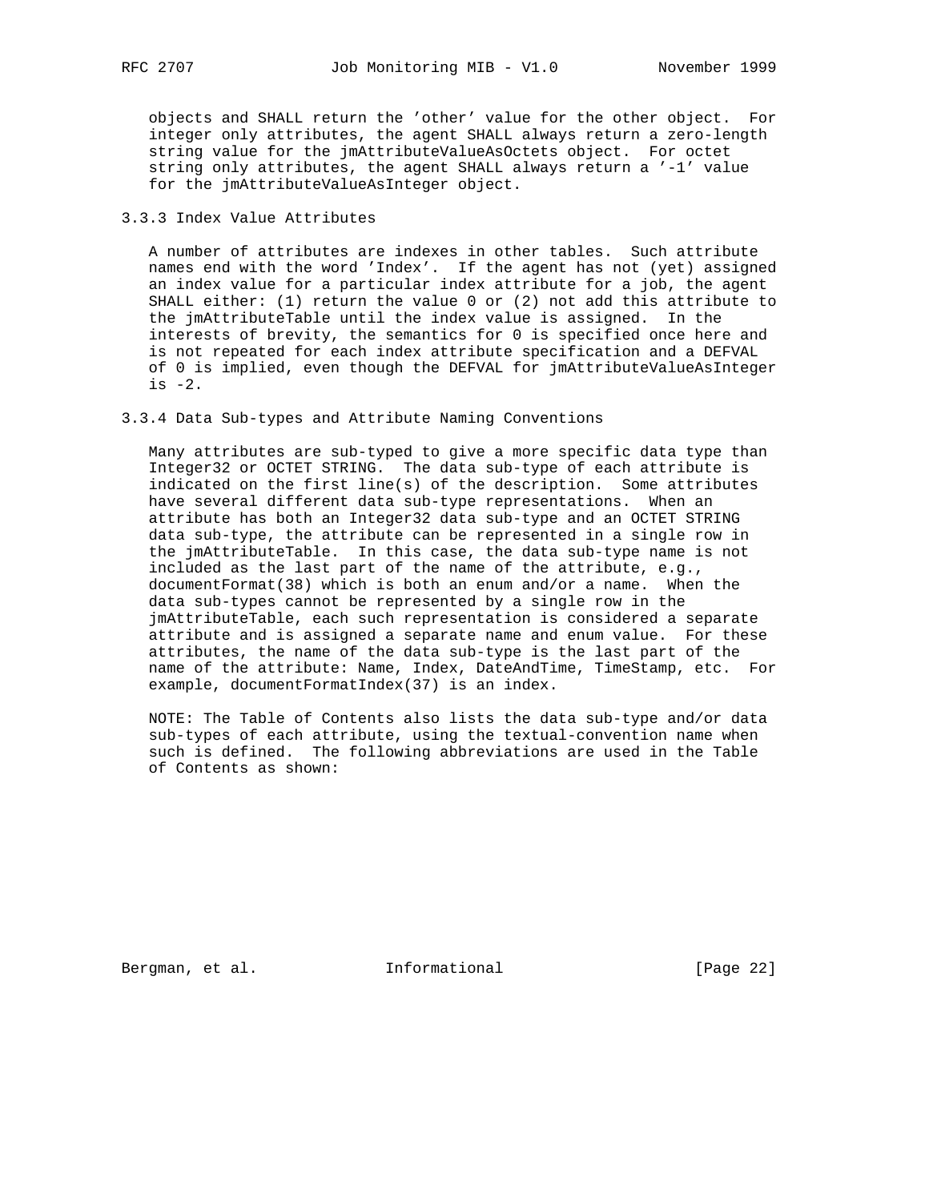objects and SHALL return the 'other' value for the other object. For integer only attributes, the agent SHALL always return a zero-length string value for the jmAttributeValueAsOctets object. For octet string only attributes, the agent SHALL always return a '-1' value for the jmAttributeValueAsInteger object.

### 3.3.3 Index Value Attributes

A number of attributes are indexes in other tables. Such attribute names end with the word 'Index'. If the agent has not (yet) assigned an index value for a particular index attribute for a job, the agent SHALL either: (1) return the value 0 or (2) not add this attribute to the jmAttributeTable until the index value is assigned. In the interests of brevity, the semantics for 0 is specified once here and is not repeated for each index attribute specification and a DEFVAL of 0 is implied, even though the DEFVAL for jmAttributeValueAsInteger is -2.

### 3.3.4 Data Sub-types and Attribute Naming Conventions

Many attributes are sub-typed to give a more specific data type than Integer32 or OCTET STRING. The data sub-type of each attribute is indicated on the first line(s) of the description. Some attributes have several different data sub-type representations. When an attribute has both an Integer32 data sub-type and an OCTET STRING data sub-type, the attribute can be represented in a single row in the jmAttributeTable. In this case, the data sub-type name is not included as the last part of the name of the attribute, e.g., documentFormat(38) which is both an enum and/or a name. When the data sub-types cannot be represented by a single row in the jmAttributeTable, each such representation is considered a separate attribute and is assigned a separate name and enum value. For these attributes, the name of the data sub-type is the last part of the name of the attribute: Name, Index, DateAndTime, TimeStamp, etc. For example, documentFormatIndex(37) is an index.

NOTE: The Table of Contents also lists the data sub-type and/or data sub-types of each attribute, using the textual-convention name when such is defined. The following abbreviations are used in the Table of Contents as shown: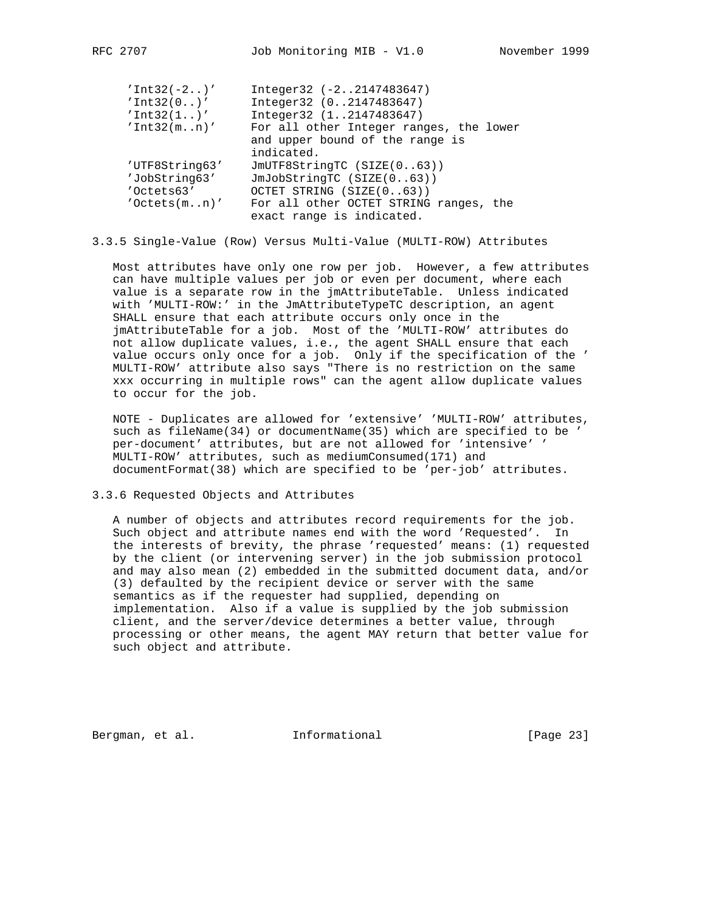| | |
|---|---|
| 'Int32(-2..)' | Integer32 (-2..2147483647) |
| 'Int32(0..)' | Integer32 (0..2147483647) |
| 'Int32(1..)' | Integer32 (1..2147483647) |
| 'Int32(m..n)' | For all other Integer ranges, the lower and upper bound of the range is indicated. |
| 'UTF8String63' | JmUTF8StringTC (SIZE(0..63)) |
| 'JobString63' | JmJobStringTC (SIZE(0..63)) |
| 'Octets63' | OCTET STRING (SIZE(0..63)) |
| 'Octets(m..n)' | For all other OCTET STRING ranges, the exact range is indicated. |

### 3.3.5 Single-Value (Row) Versus Multi-Value (MULTI-ROW) Attributes

Most attributes have only one row per job. However, a few attributes can have multiple values per job or even per document, where each value is a separate row in the jmAttributeTable. Unless indicated with 'MULTI-ROW:' in the JmAttributeTypeTC description, an agent SHALL ensure that each attribute occurs only once in the jmAttributeTable for a job. Most of the 'MULTI-ROW' attributes do not allow duplicate values, i.e., the agent SHALL ensure that each value occurs only once for a job. Only if the specification of the ' MULTI-ROW' attribute also says "There is no restriction on the same xxx occurring in multiple rows" can the agent allow duplicate values to occur for the job.

NOTE - Duplicates are allowed for 'extensive' 'MULTI-ROW' attributes, such as fileName(34) or documentName(35) which are specified to be ' per-document' attributes, but are not allowed for 'intensive' ' MULTI-ROW' attributes, such as mediumConsumed(171) and documentFormat(38) which are specified to be 'per-job' attributes.

### 3.3.6 Requested Objects and Attributes

A number of objects and attributes record requirements for the job. Such object and attribute names end with the word 'Requested'. In the interests of brevity, the phrase 'requested' means: (1) requested by the client (or intervening server) in the job submission protocol and may also mean (2) embedded in the submitted document data, and/or (3) defaulted by the recipient device or server with the same semantics as if the requester had supplied, depending on implementation. Also if a value is supplied by the job submission client, and the server/device determines a better value, through processing or other means, the agent MAY return that better value for such object and attribute.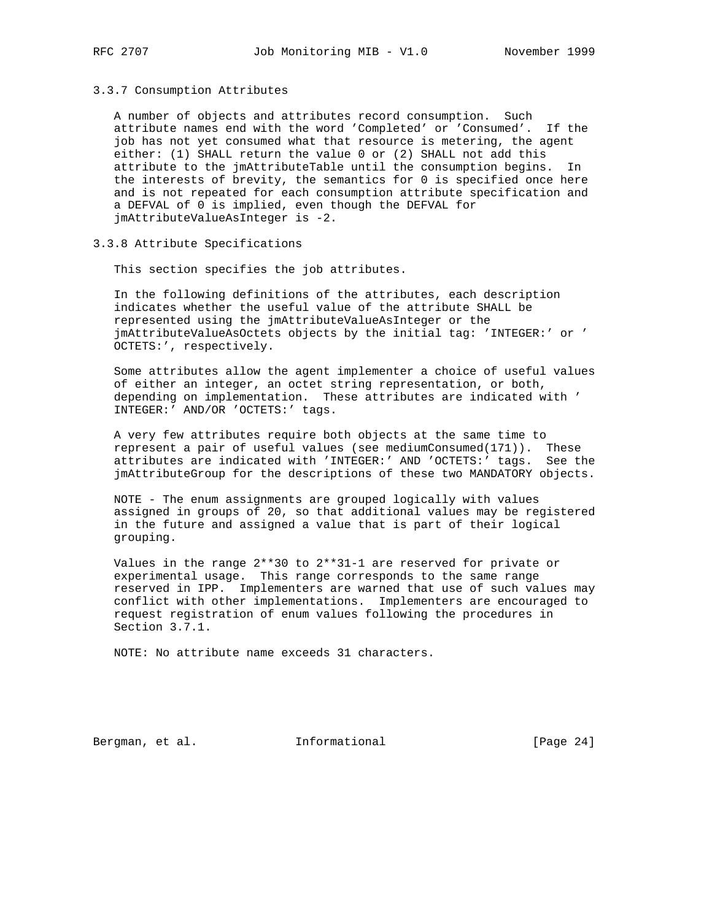### 3.3.7 Consumption Attributes

A number of objects and attributes record consumption. Such attribute names end with the word 'Completed' or 'Consumed'. If the job has not yet consumed what that resource is metering, the agent either: (1) SHALL return the value 0 or (2) SHALL not add this attribute to the jmAttributeTable until the consumption begins. In the interests of brevity, the semantics for 0 is specified once here and is not repeated for each consumption attribute specification and a DEFVAL of 0 is implied, even though the DEFVAL for jmAttributeValueAsInteger is -2.

### 3.3.8 Attribute Specifications

This section specifies the job attributes.

In the following definitions of the attributes, each description indicates whether the useful value of the attribute SHALL be represented using the jmAttributeValueAsInteger or the jmAttributeValueAsOctets objects by the initial tag: 'INTEGER:' or ' OCTETS:', respectively.

Some attributes allow the agent implementer a choice of useful values of either an integer, an octet string representation, or both, depending on implementation. These attributes are indicated with ' INTEGER:' AND/OR 'OCTETS:' tags.

A very few attributes require both objects at the same time to represent a pair of useful values (see mediumConsumed(171)). These attributes are indicated with 'INTEGER:' AND 'OCTETS:' tags. See the jmAttributeGroup for the descriptions of these two MANDATORY objects.

NOTE - The enum assignments are grouped logically with values assigned in groups of 20, so that additional values may be registered in the future and assigned a value that is part of their logical grouping.

Values in the range 2**30 to 2**31-1 are reserved for private or experimental usage. This range corresponds to the same range reserved in IPP. Implementers are warned that use of such values may conflict with other implementations. Implementers are encouraged to request registration of enum values following the procedures in Section 3.7.1.

NOTE: No attribute name exceeds 31 characters.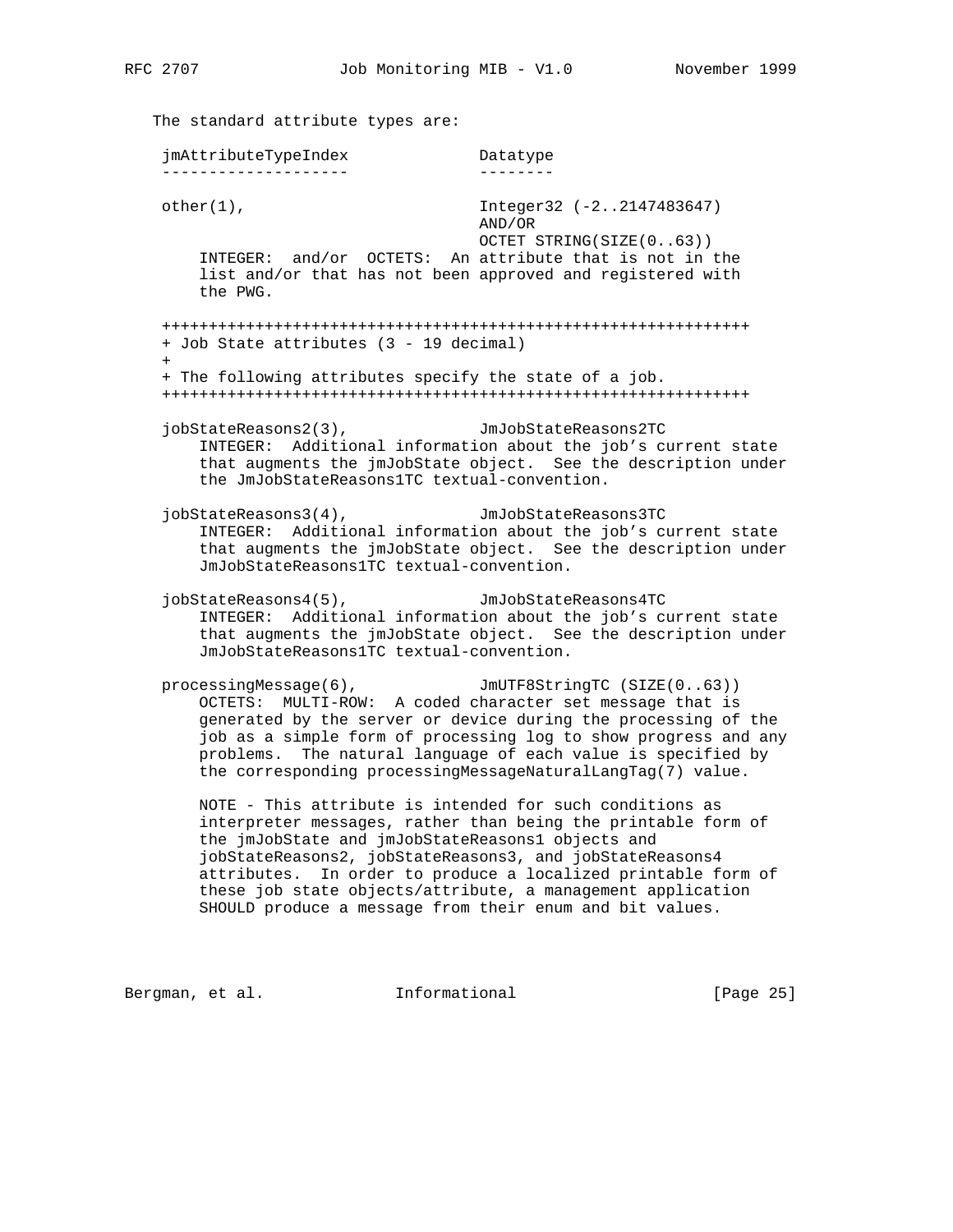The standard attribute types are:

```
 jmAttributeTypeIndex              Datatype
 --------------------              --------

 other(1),                         Integer32 (-2..2147483647)
                                   AND/OR
                                   OCTET STRING(SIZE(0..63))
     INTEGER:  and/or  OCTETS:  An attribute that is not in the
     list and/or that has not been approved and registered with
     the PWG.

 +++++++++++++++++++++++++++++++++++++++++++++++++++++++++++++++
 + Job State attributes (3 - 19 decimal)
 +
 + The following attributes specify the state of a job.
 +++++++++++++++++++++++++++++++++++++++++++++++++++++++++++++++

 jobStateReasons2(3),              JmJobStateReasons2TC
     INTEGER:  Additional information about the job's current state
     that augments the jmJobState object.  See the description under
     the JmJobStateReasons1TC textual-convention.

 jobStateReasons3(4),              JmJobStateReasons3TC
     INTEGER:  Additional information about the job's current state
     that augments the jmJobState object.  See the description under
     JmJobStateReasons1TC textual-convention.

 jobStateReasons4(5),              JmJobStateReasons4TC
     INTEGER:  Additional information about the job's current state
     that augments the jmJobState object.  See the description under
     JmJobStateReasons1TC textual-convention.

 processingMessage(6),             JmUTF8StringTC (SIZE(0..63))
     OCTETS:  MULTI-ROW:  A coded character set message that is
     generated by the server or device during the processing of the
     job as a simple form of processing log to show progress and any
     problems.  The natural language of each value is specified by
     the corresponding processingMessageNaturalLangTag(7) value.

     NOTE - This attribute is intended for such conditions as
     interpreter messages, rather than being the printable form of
     the jmJobState and jmJobStateReasons1 objects and
     jobStateReasons2, jobStateReasons3, and jobStateReasons4
     attributes.  In order to produce a localized printable form of
     these job state objects/attribute, a management application
     SHOULD produce a message from their enum and bit values.
```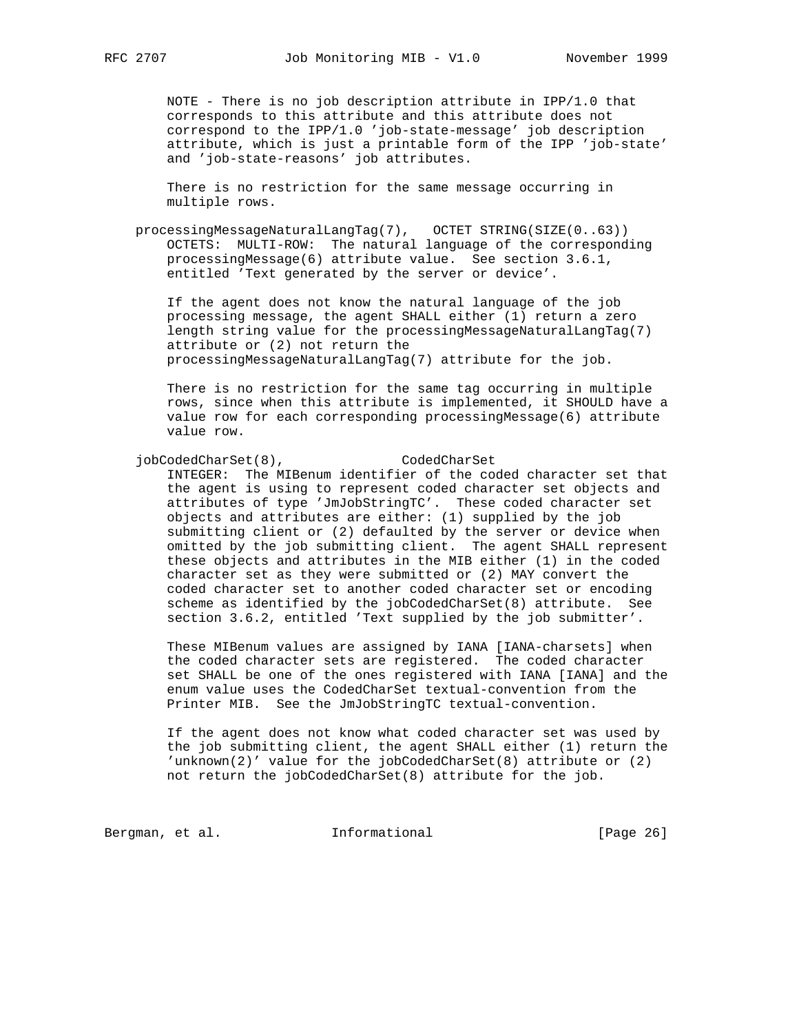NOTE - There is no job description attribute in IPP/1.0 that corresponds to this attribute and this attribute does not correspond to the IPP/1.0 'job-state-message' job description attribute, which is just a printable form of the IPP 'job-state' and 'job-state-reasons' job attributes.

There is no restriction for the same message occurring in multiple rows.

processingMessageNaturalLangTag(7), OCTET STRING(SIZE(0..63))

OCTETS: MULTI-ROW: The natural language of the corresponding processingMessage(6) attribute value. See section 3.6.1, entitled 'Text generated by the server or device'.

If the agent does not know the natural language of the job processing message, the agent SHALL either (1) return a zero length string value for the processingMessageNaturalLangTag(7) attribute or (2) not return the processingMessageNaturalLangTag(7) attribute for the job.

There is no restriction for the same tag occurring in multiple rows, since when this attribute is implemented, it SHOULD have a value row for each corresponding processingMessage(6) attribute value row.

jobCodedCharSet(8), CodedCharSet

INTEGER: The MIBenum identifier of the coded character set that the agent is using to represent coded character set objects and attributes of type 'JmJobStringTC'. These coded character set objects and attributes are either: (1) supplied by the job submitting client or (2) defaulted by the server or device when omitted by the job submitting client. The agent SHALL represent these objects and attributes in the MIB either (1) in the coded character set as they were submitted or (2) MAY convert the coded character set to another coded character set or encoding scheme as identified by the jobCodedCharSet(8) attribute. See section 3.6.2, entitled 'Text supplied by the job submitter'.

These MIBenum values are assigned by IANA [IANA-charsets] when the coded character sets are registered. The coded character set SHALL be one of the ones registered with IANA [IANA] and the enum value uses the CodedCharSet textual-convention from the Printer MIB. See the JmJobStringTC textual-convention.

If the agent does not know what coded character set was used by the job submitting client, the agent SHALL either (1) return the 'unknown(2)' value for the jobCodedCharSet(8) attribute or (2) not return the jobCodedCharSet(8) attribute for the job.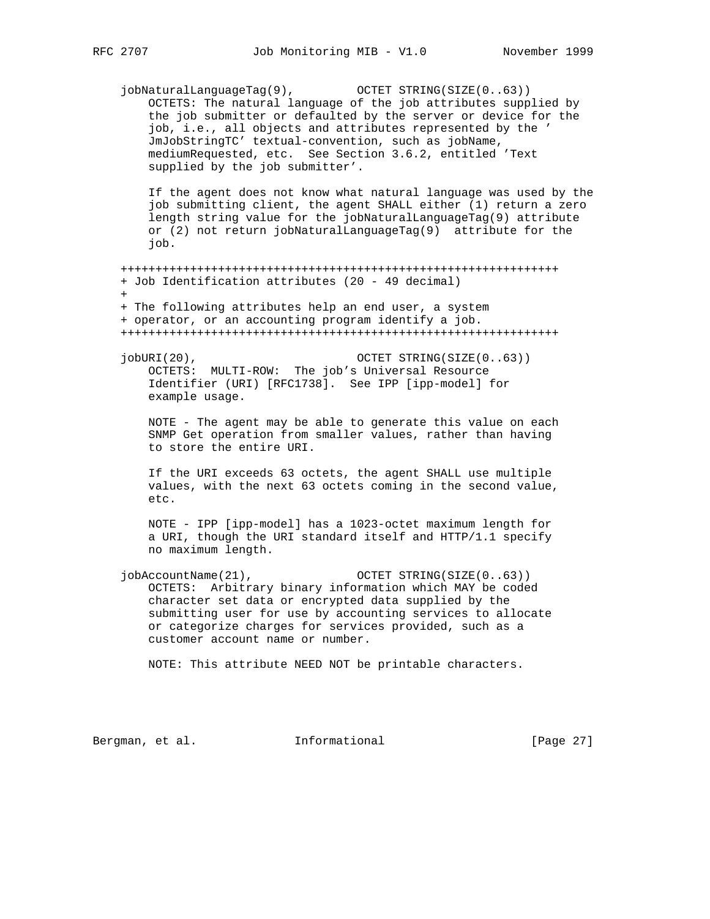jobNaturalLanguageTag(9),         OCTET STRING(SIZE(0..63))

OCTETS: The natural language of the job attributes supplied by the job submitter or defaulted by the server or device for the job, i.e., all objects and attributes represented by the 'JmJobStringTC' textual-convention, such as jobName, mediumRequested, etc. See Section 3.6.2, entitled 'Text supplied by the job submitter'.

If the agent does not know what natural language was used by the job submitting client, the agent SHALL either (1) return a zero length string value for the jobNaturalLanguageTag(9) attribute or (2) not return jobNaturalLanguageTag(9) attribute for the job.

```
+++++++++++++++++++++++++++++++++++++++++++++++++++++++++++++++
+ Job Identification attributes (20 - 49 decimal)
+
+ The following attributes help an end user, a system
+ operator, or an accounting program identify a job.
+++++++++++++++++++++++++++++++++++++++++++++++++++++++++++++++
```

jobURI(20),                       OCTET STRING(SIZE(0..63))

OCTETS: MULTI-ROW: The job's Universal Resource Identifier (URI) [RFC1738]. See IPP [ipp-model] for example usage.

NOTE - The agent may be able to generate this value on each SNMP Get operation from smaller values, rather than having to store the entire URI.

If the URI exceeds 63 octets, the agent SHALL use multiple values, with the next 63 octets coming in the second value, etc.

NOTE - IPP [ipp-model] has a 1023-octet maximum length for a URI, though the URI standard itself and HTTP/1.1 specify no maximum length.

jobAccountName(21),               OCTET STRING(SIZE(0..63))

OCTETS: Arbitrary binary information which MAY be coded character set data or encrypted data supplied by the submitting user for use by accounting services to allocate or categorize charges for services provided, such as a customer account name or number.

NOTE: This attribute NEED NOT be printable characters.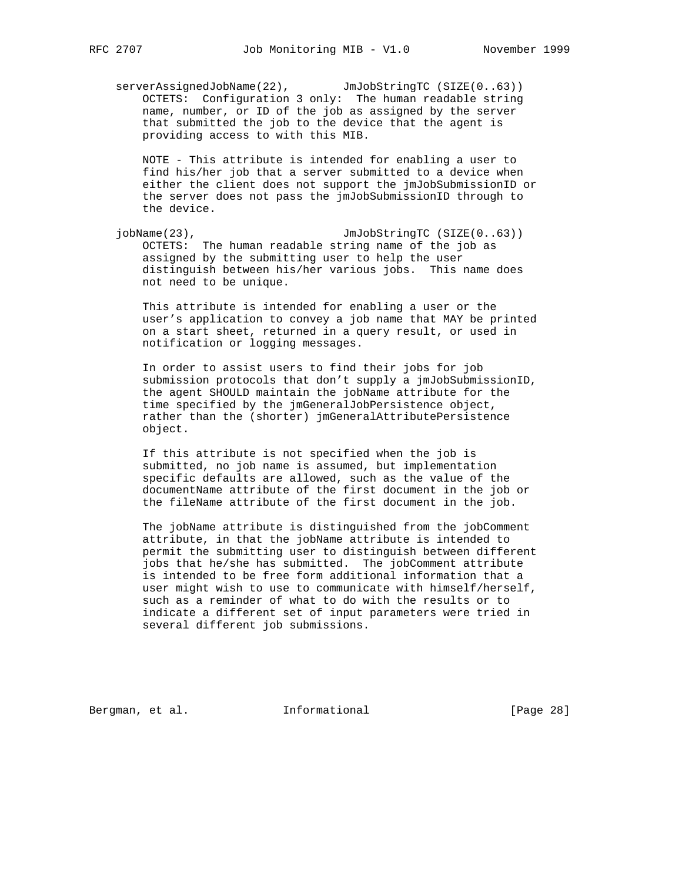serverAssignedJobName(22),        JmJobStringTC (SIZE(0..63))

OCTETS: Configuration 3 only: The human readable string name, number, or ID of the job as assigned by the server that submitted the job to the device that the agent is providing access to with this MIB.

NOTE - This attribute is intended for enabling a user to find his/her job that a server submitted to a device when either the client does not support the jmJobSubmissionID or the server does not pass the jmJobSubmissionID through to the device.

jobName(23),                      JmJobStringTC (SIZE(0..63))

OCTETS: The human readable string name of the job as assigned by the submitting user to help the user distinguish between his/her various jobs. This name does not need to be unique.

This attribute is intended for enabling a user or the user’s application to convey a job name that MAY be printed on a start sheet, returned in a query result, or used in notification or logging messages.

In order to assist users to find their jobs for job submission protocols that don’t supply a jmJobSubmissionID, the agent SHOULD maintain the jobName attribute for the time specified by the jmGeneralJobPersistence object, rather than the (shorter) jmGeneralAttributePersistence object.

If this attribute is not specified when the job is submitted, no job name is assumed, but implementation specific defaults are allowed, such as the value of the documentName attribute of the first document in the job or the fileName attribute of the first document in the job.

The jobName attribute is distinguished from the jobComment attribute, in that the jobName attribute is intended to permit the submitting user to distinguish between different jobs that he/she has submitted. The jobComment attribute is intended to be free form additional information that a user might wish to use to communicate with himself/herself, such as a reminder of what to do with the results or to indicate a different set of input parameters were tried in several different job submissions.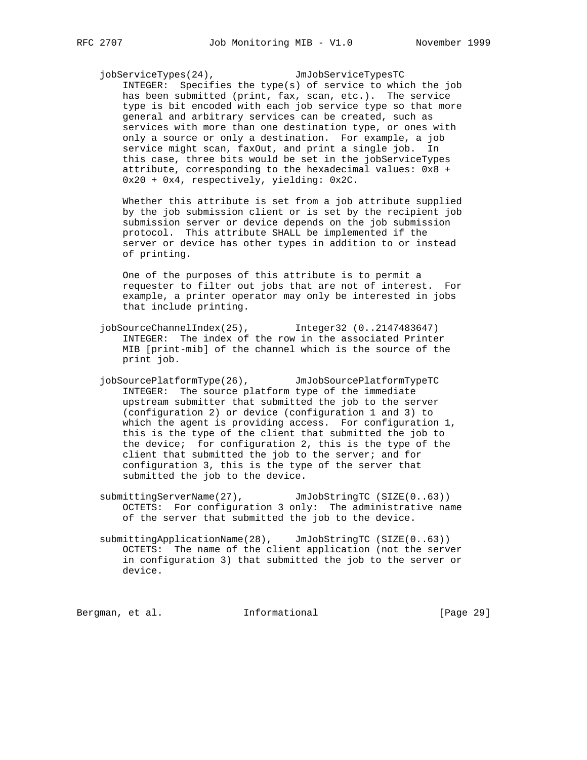jobServiceTypes(24), JmJobServiceTypesTC

INTEGER: Specifies the type(s) of service to which the job has been submitted (print, fax, scan, etc.). The service type is bit encoded with each job service type so that more general and arbitrary services can be created, such as services with more than one destination type, or ones with only a source or only a destination. For example, a job service might scan, faxOut, and print a single job. In this case, three bits would be set in the jobServiceTypes attribute, corresponding to the hexadecimal values: 0x8 + 0x20 + 0x4, respectively, yielding: 0x2C.

Whether this attribute is set from a job attribute supplied by the job submission client or is set by the recipient job submission server or device depends on the job submission protocol. This attribute SHALL be implemented if the server or device has other types in addition to or instead of printing.

One of the purposes of this attribute is to permit a requester to filter out jobs that are not of interest. For example, a printer operator may only be interested in jobs that include printing.

jobSourceChannelIndex(25), Integer32 (0..2147483647)

INTEGER: The index of the row in the associated Printer MIB [print-mib] of the channel which is the source of the print job.

jobSourcePlatformType(26), JmJobSourcePlatformTypeTC

INTEGER: The source platform type of the immediate upstream submitter that submitted the job to the server (configuration 2) or device (configuration 1 and 3) to which the agent is providing access. For configuration 1, this is the type of the client that submitted the job to the device; for configuration 2, this is the type of the client that submitted the job to the server; and for configuration 3, this is the type of the server that submitted the job to the device.

submittingServerName(27), JmJobStringTC (SIZE(0..63))

OCTETS: For configuration 3 only: The administrative name of the server that submitted the job to the device.

submittingApplicationName(28), JmJobStringTC (SIZE(0..63))

OCTETS: The name of the client application (not the server in configuration 3) that submitted the job to the server or device.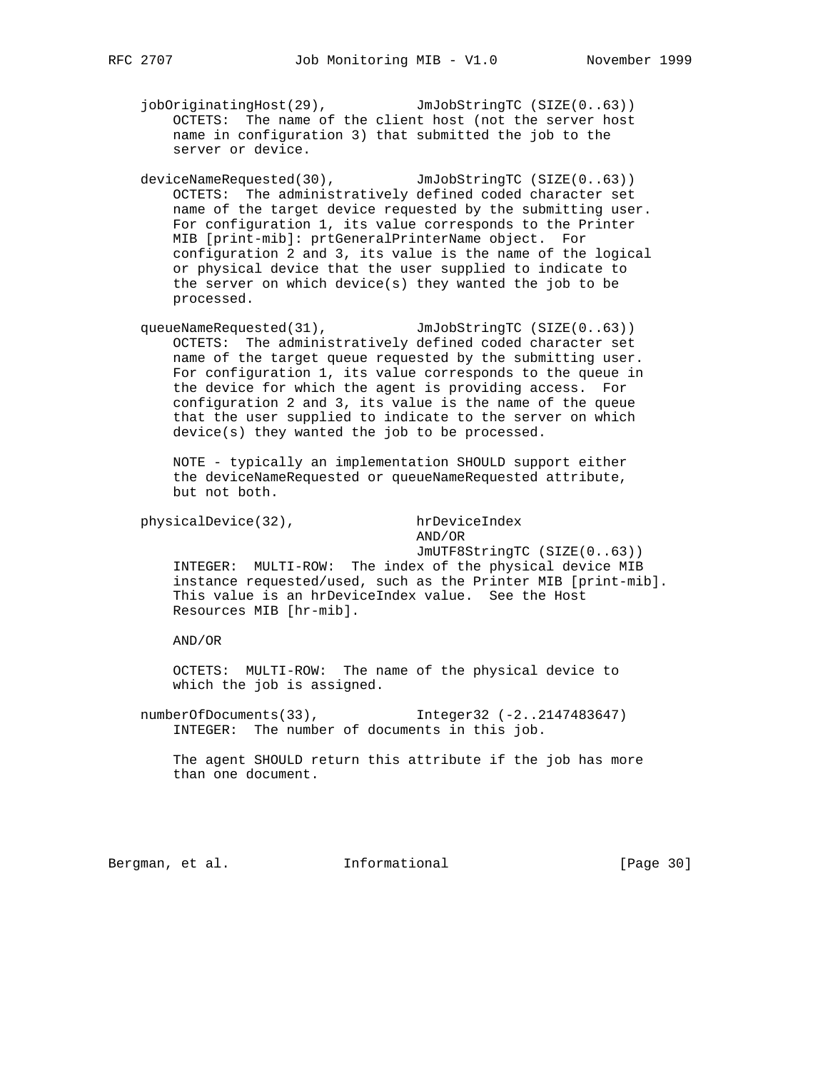```
   jobOriginatingHost(29),           JmJobStringTC (SIZE(0..63))
       OCTETS:  The name of the client host (not the server host
       name in configuration 3) that submitted the job to the
       server or device.

   deviceNameRequested(30),          JmJobStringTC (SIZE(0..63))
       OCTETS:  The administratively defined coded character set
       name of the target device requested by the submitting user.
       For configuration 1, its value corresponds to the Printer
       MIB [print-mib]: prtGeneralPrinterName object.  For
       configuration 2 and 3, its value is the name of the logical
       or physical device that the user supplied to indicate to
       the server on which device(s) they wanted the job to be
       processed.

   queueNameRequested(31),           JmJobStringTC (SIZE(0..63))
       OCTETS:  The administratively defined coded character set
       name of the target queue requested by the submitting user.
       For configuration 1, its value corresponds to the queue in
       the device for which the agent is providing access.  For
       configuration 2 and 3, its value is the name of the queue
       that the user supplied to indicate to the server on which
       device(s) they wanted the job to be processed.

       NOTE - typically an implementation SHOULD support either
       the deviceNameRequested or queueNameRequested attribute,
       but not both.

   physicalDevice(32),               hrDeviceIndex
                                     AND/OR
                                     JmUTF8StringTC (SIZE(0..63))
       INTEGER:  MULTI-ROW:  The index of the physical device MIB
       instance requested/used, such as the Printer MIB [print-mib].
       This value is an hrDeviceIndex value.  See the Host
       Resources MIB [hr-mib].

       AND/OR

       OCTETS:  MULTI-ROW:  The name of the physical device to
       which the job is assigned.

   numberOfDocuments(33),            Integer32 (-2..2147483647)
       INTEGER:  The number of documents in this job.

       The agent SHOULD return this attribute if the job has more
       than one document.
```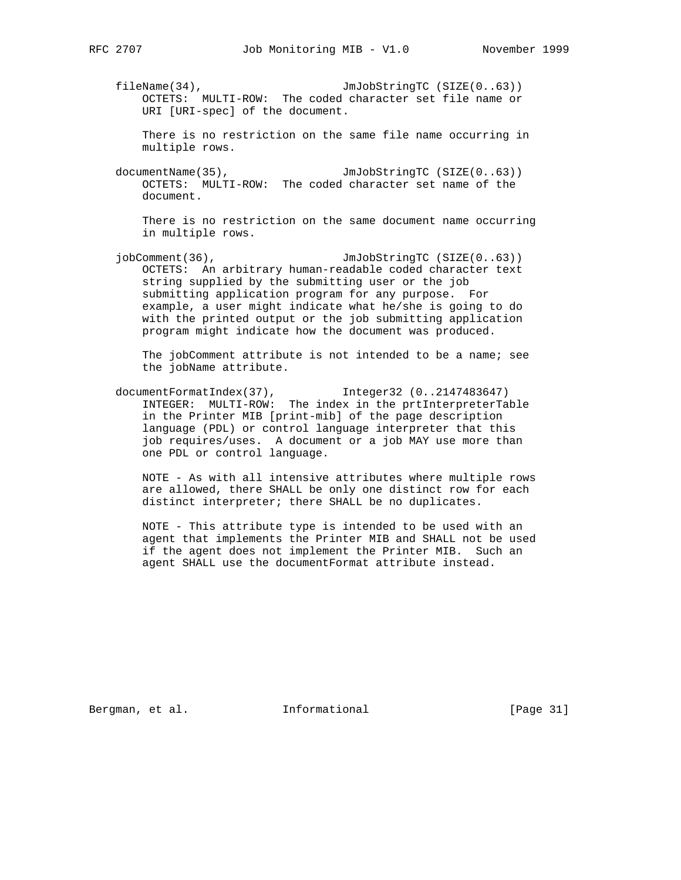```
fileName(34),                     JmJobStringTC (SIZE(0..63))
    OCTETS:  MULTI-ROW:  The coded character set file name or
    URI [URI-spec] of the document.

    There is no restriction on the same file name occurring in
    multiple rows.

documentName(35),                 JmJobStringTC (SIZE(0..63))
    OCTETS:  MULTI-ROW:  The coded character set name of the
    document.

    There is no restriction on the same document name occurring
    in multiple rows.

jobComment(36),                   JmJobStringTC (SIZE(0..63))
    OCTETS:  An arbitrary human-readable coded character text
    string supplied by the submitting user or the job
    submitting application program for any purpose.  For
    example, a user might indicate what he/she is going to do
    with the printed output or the job submitting application
    program might indicate how the document was produced.

    The jobComment attribute is not intended to be a name; see
    the jobName attribute.

documentFormatIndex(37),          Integer32 (0..2147483647)
    INTEGER:  MULTI-ROW:  The index in the prtInterpreterTable
    in the Printer MIB [print-mib] of the page description
    language (PDL) or control language interpreter that this
    job requires/uses.  A document or a job MAY use more than
    one PDL or control language.

    NOTE - As with all intensive attributes where multiple rows
    are allowed, there SHALL be only one distinct row for each
    distinct interpreter; there SHALL be no duplicates.

    NOTE - This attribute type is intended to be used with an
    agent that implements the Printer MIB and SHALL not be used
    if the agent does not implement the Printer MIB.  Such an
    agent SHALL use the documentFormat attribute instead.
```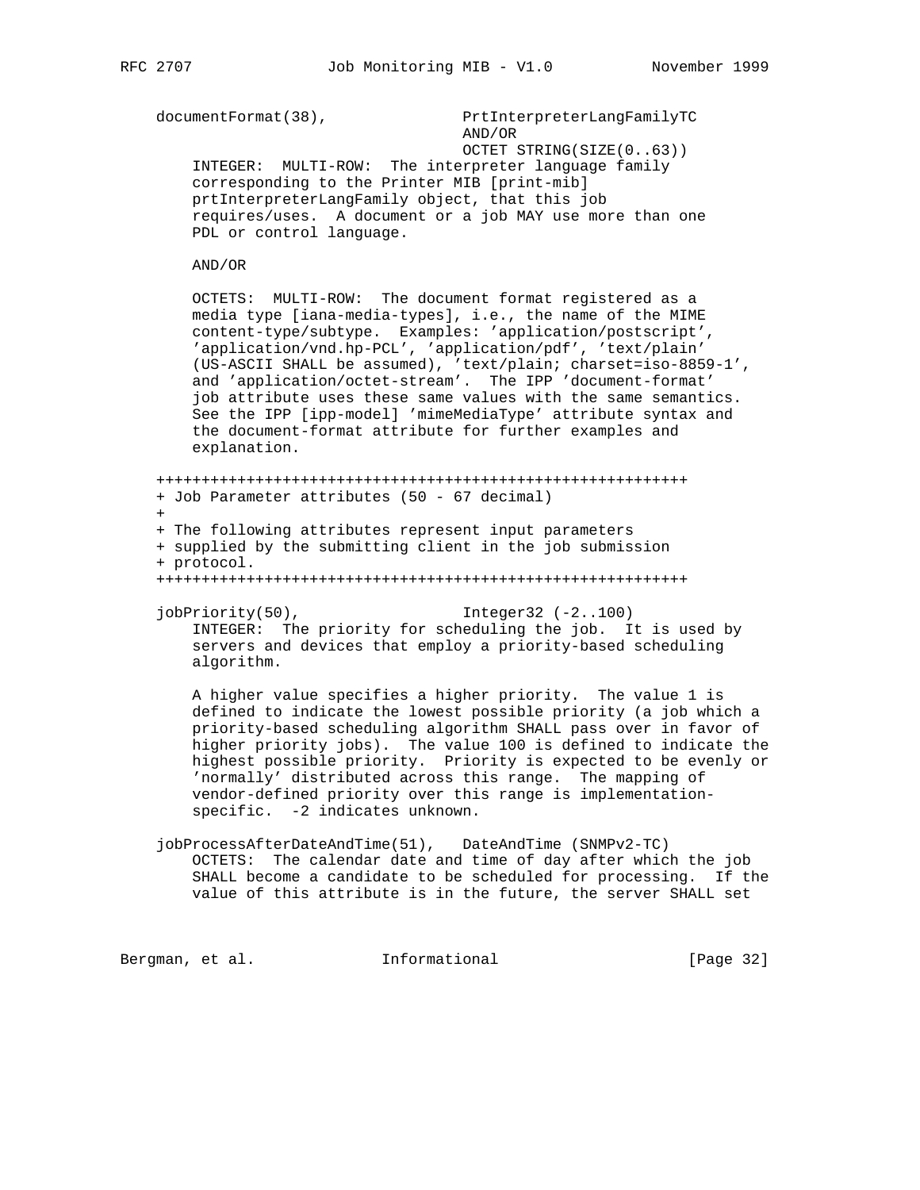```
   documentFormat(38),              PrtInterpreterLangFamilyTC
                                    AND/OR
                                    OCTET STRING(SIZE(0..63))
       INTEGER:  MULTI-ROW:  The interpreter language family
       corresponding to the Printer MIB [print-mib]
       prtInterpreterLangFamily object, that this job
       requires/uses.  A document or a job MAY use more than one
       PDL or control language.

       AND/OR

       OCTETS:  MULTI-ROW:  The document format registered as a
       media type [iana-media-types], i.e., the name of the MIME
       content-type/subtype.  Examples: 'application/postscript',
       'application/vnd.hp-PCL', 'application/pdf', 'text/plain'
       (US-ASCII SHALL be assumed), 'text/plain; charset=iso-8859-1',
       and 'application/octet-stream'.  The IPP 'document-format'
       job attribute uses these same values with the same semantics.
       See the IPP [ipp-model] 'mimeMediaType' attribute syntax and
       the document-format attribute for further examples and
       explanation.

   +++++++++++++++++++++++++++++++++++++++++++++++++++++++++++
   + Job Parameter attributes (50 - 67 decimal)
   +
   + The following attributes represent input parameters
   + supplied by the submitting client in the job submission
   + protocol.
   +++++++++++++++++++++++++++++++++++++++++++++++++++++++++++

   jobPriority(50),                 Integer32 (-2..100)
       INTEGER:  The priority for scheduling the job.  It is used by
       servers and devices that employ a priority-based scheduling
       algorithm.

       A higher value specifies a higher priority.  The value 1 is
       defined to indicate the lowest possible priority (a job which a
       priority-based scheduling algorithm SHALL pass over in favor of
       higher priority jobs).  The value 100 is defined to indicate the
       highest possible priority.  Priority is expected to be evenly or
       'normally' distributed across this range.  The mapping of
       vendor-defined priority over this range is implementation-
       specific.  -2 indicates unknown.

   jobProcessAfterDateAndTime(51),   DateAndTime (SNMPv2-TC)
       OCTETS:  The calendar date and time of day after which the job
       SHALL become a candidate to be scheduled for processing.  If the
       value of this attribute is in the future, the server SHALL set
```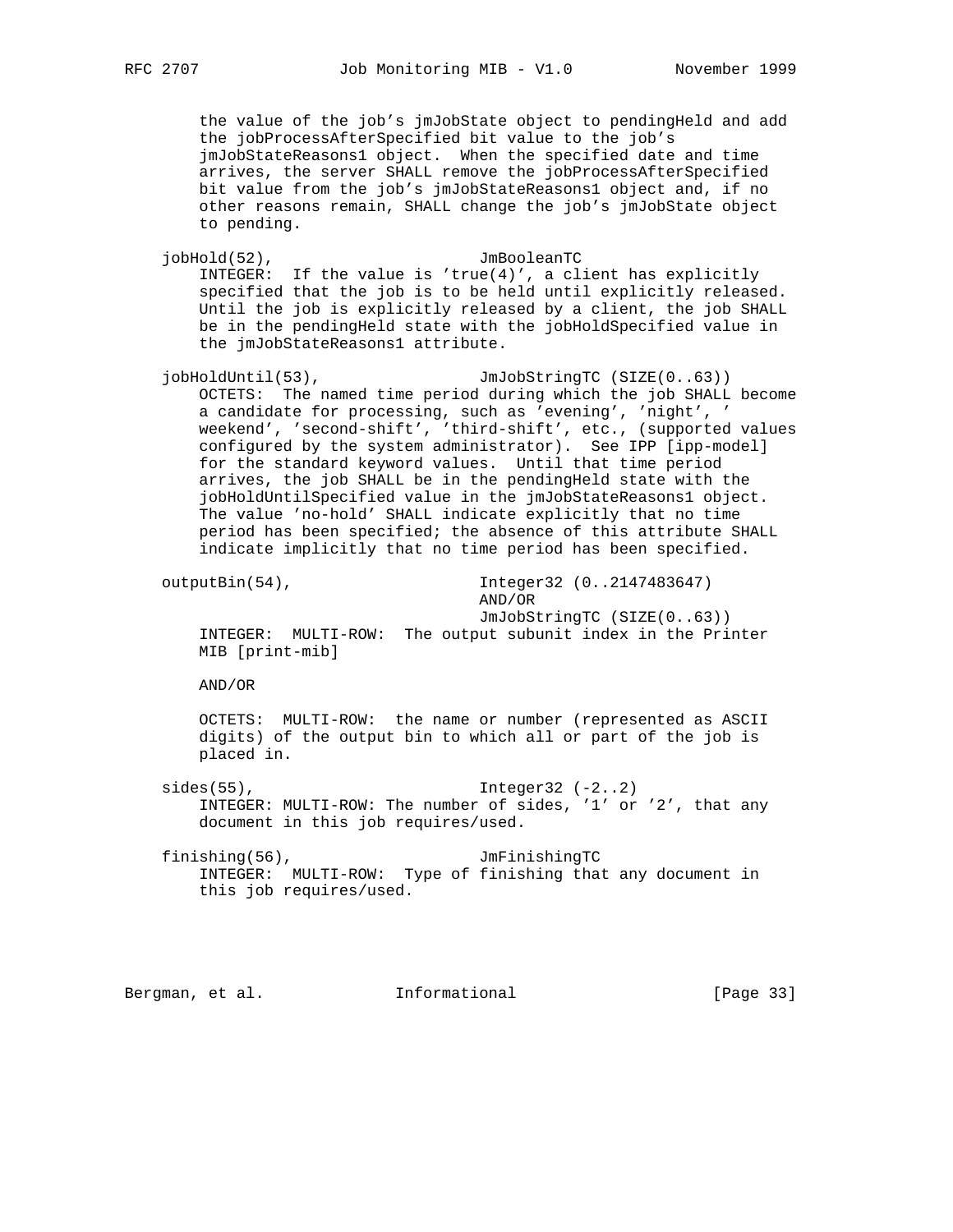```
       the value of the job's jmJobState object to pendingHeld and add
       the jobProcessAfterSpecified bit value to the job's
       jmJobStateReasons1 object.  When the specified date and time
       arrives, the server SHALL remove the jobProcessAfterSpecified
       bit value from the job's jmJobStateReasons1 object and, if no
       other reasons remain, SHALL change the job's jmJobState object
       to pending.

   jobHold(52),                      JmBooleanTC
       INTEGER:  If the value is 'true(4)', a client has explicitly
       specified that the job is to be held until explicitly released.
       Until the job is explicitly released by a client, the job SHALL
       be in the pendingHeld state with the jobHoldSpecified value in
       the jmJobStateReasons1 attribute.

   jobHoldUntil(53),                 JmJobStringTC (SIZE(0..63))
       OCTETS:  The named time period during which the job SHALL become
       a candidate for processing, such as 'evening', 'night', '
       weekend', 'second-shift', 'third-shift', etc., (supported values
       configured by the system administrator).  See IPP [ipp-model]
       for the standard keyword values.  Until that time period
       arrives, the job SHALL be in the pendingHeld state with the
       jobHoldUntilSpecified value in the jmJobStateReasons1 object.
       The value 'no-hold' SHALL indicate explicitly that no time
       period has been specified; the absence of this attribute SHALL
       indicate implicitly that no time period has been specified.

   outputBin(54),                    Integer32 (0..2147483647)
                                     AND/OR
                                     JmJobStringTC (SIZE(0..63))
       INTEGER:  MULTI-ROW:  The output subunit index in the Printer
       MIB [print-mib]

       AND/OR

       OCTETS:  MULTI-ROW:  the name or number (represented as ASCII
       digits) of the output bin to which all or part of the job is
       placed in.

   sides(55),                        Integer32 (-2..2)
       INTEGER: MULTI-ROW: The number of sides, '1' or '2', that any
       document in this job requires/used.

   finishing(56),                    JmFinishingTC
       INTEGER:  MULTI-ROW:  Type of finishing that any document in
       this job requires/used.
```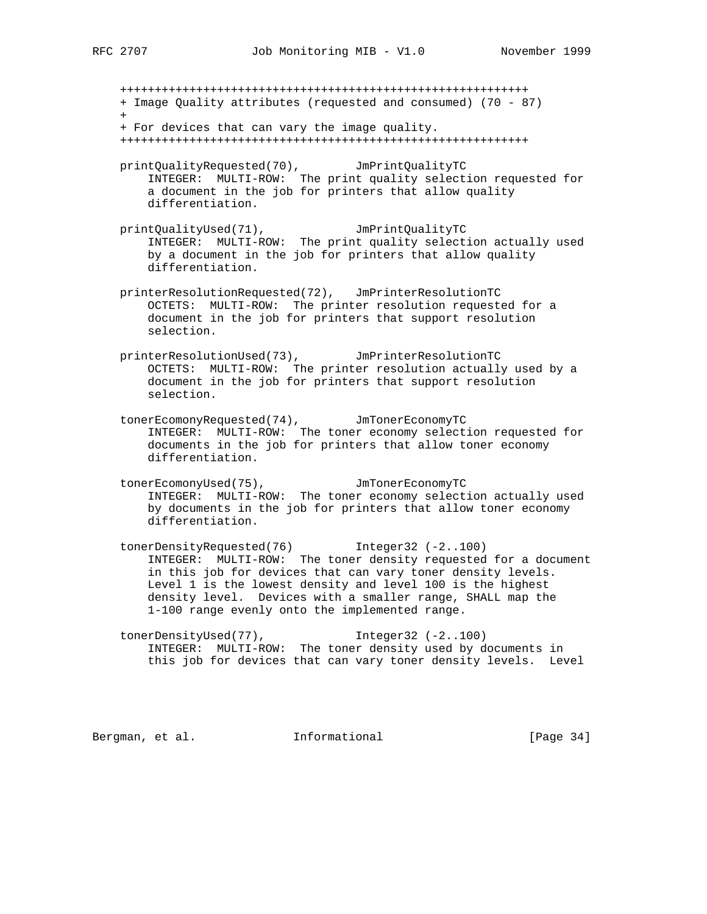```
+++++++++++++++++++++++++++++++++++++++++++++++++++++++++++
+ Image Quality attributes (requested and consumed) (70 - 87)
+
+ For devices that can vary the image quality.
+++++++++++++++++++++++++++++++++++++++++++++++++++++++++++

printQualityRequested(70),        JmPrintQualityTC
    INTEGER:  MULTI-ROW:  The print quality selection requested for
    a document in the job for printers that allow quality
    differentiation.

printQualityUsed(71),             JmPrintQualityTC
    INTEGER:  MULTI-ROW:  The print quality selection actually used
    by a document in the job for printers that allow quality
    differentiation.

printerResolutionRequested(72),   JmPrinterResolutionTC
    OCTETS:  MULTI-ROW:  The printer resolution requested for a
    document in the job for printers that support resolution
    selection.

printerResolutionUsed(73),        JmPrinterResolutionTC
    OCTETS:  MULTI-ROW:  The printer resolution actually used by a
    document in the job for printers that support resolution
    selection.

tonerEcomonyRequested(74),        JmTonerEconomyTC
    INTEGER:  MULTI-ROW:  The toner economy selection requested for
    documents in the job for printers that allow toner economy
    differentiation.

tonerEcomonyUsed(75),             JmTonerEconomyTC
    INTEGER:  MULTI-ROW:  The toner economy selection actually used
    by documents in the job for printers that allow toner economy
    differentiation.

tonerDensityRequested(76)         Integer32 (-2..100)
    INTEGER:  MULTI-ROW:  The toner density requested for a document
    in this job for devices that can vary toner density levels.
    Level 1 is the lowest density and level 100 is the highest
    density level.  Devices with a smaller range, SHALL map the
    1-100 range evenly onto the implemented range.

tonerDensityUsed(77),             Integer32 (-2..100)
    INTEGER:  MULTI-ROW:  The toner density used by documents in
    this job for devices that can vary toner density levels.  Level
```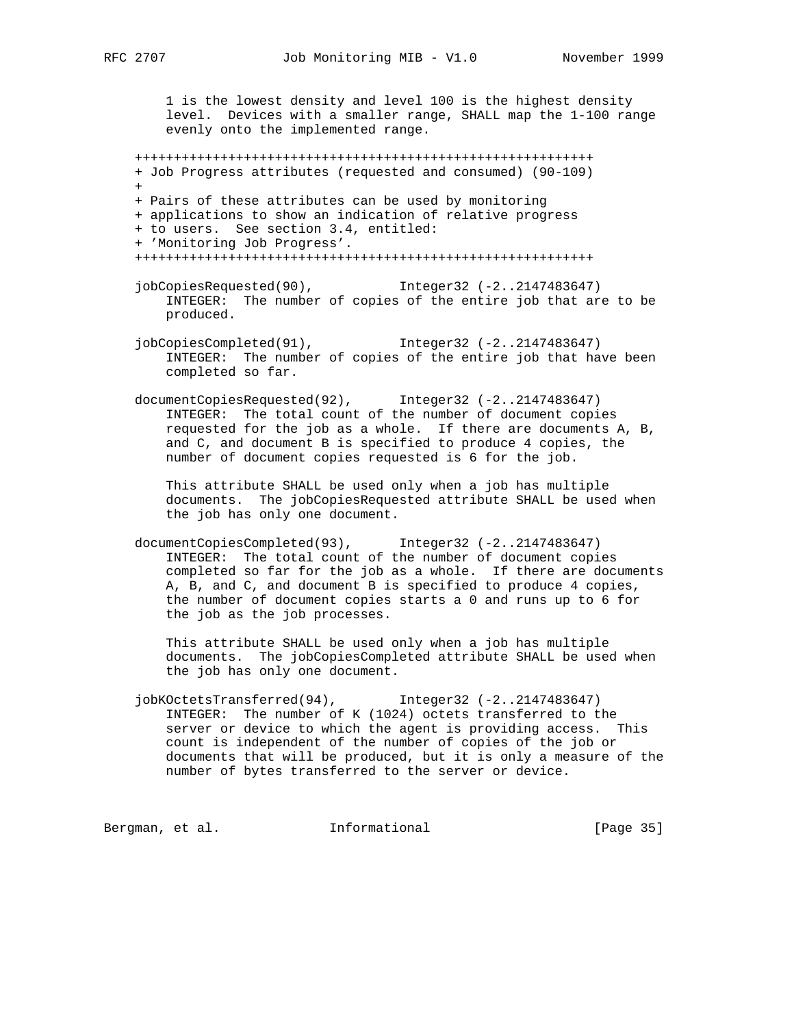1 is the lowest density and level 100 is the highest density level. Devices with a smaller range, SHALL map the 1-100 range evenly onto the implemented range.

```
+++++++++++++++++++++++++++++++++++++++++++++++++++++++++++
+ Job Progress attributes (requested and consumed) (90-109)
+
+ Pairs of these attributes can be used by monitoring
+ applications to show an indication of relative progress
+ to users.  See section 3.4, entitled:
+ 'Monitoring Job Progress'.
+++++++++++++++++++++++++++++++++++++++++++++++++++++++++++
```

jobCopiesRequested(90), Integer32 (-2..2147483647)
INTEGER: The number of copies of the entire job that are to be produced.

jobCopiesCompleted(91), Integer32 (-2..2147483647)
INTEGER: The number of copies of the entire job that have been completed so far.

documentCopiesRequested(92), Integer32 (-2..2147483647)
INTEGER: The total count of the number of document copies requested for the job as a whole. If there are documents A, B, and C, and document B is specified to produce 4 copies, the number of document copies requested is 6 for the job.

This attribute SHALL be used only when a job has multiple documents. The jobCopiesRequested attribute SHALL be used when the job has only one document.

documentCopiesCompleted(93), Integer32 (-2..2147483647)
INTEGER: The total count of the number of document copies completed so far for the job as a whole. If there are documents A, B, and C, and document B is specified to produce 4 copies, the number of document copies starts a 0 and runs up to 6 for the job as the job processes.

This attribute SHALL be used only when a job has multiple documents. The jobCopiesCompleted attribute SHALL be used when the job has only one document.

jobKOctetsTransferred(94), Integer32 (-2..2147483647)
INTEGER: The number of K (1024) octets transferred to the server or device to which the agent is providing access. This count is independent of the number of copies of the job or documents that will be produced, but it is only a measure of the number of bytes transferred to the server or device.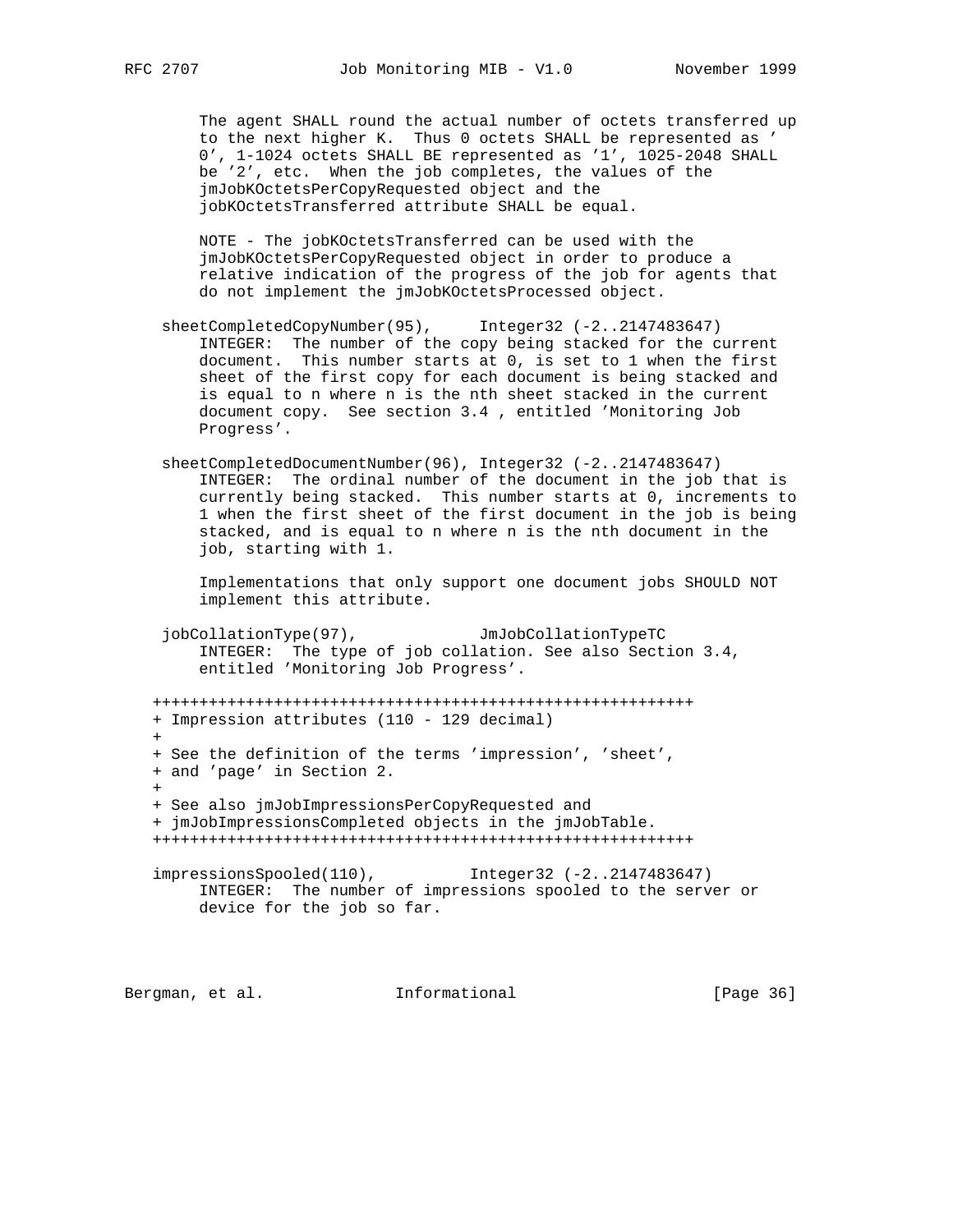The agent SHALL round the actual number of octets transferred up to the next higher K. Thus 0 octets SHALL be represented as '0', 1-1024 octets SHALL BE represented as '1', 1025-2048 SHALL be '2', etc. When the job completes, the values of the jmJobKOctetsPerCopyRequested object and the jobKOctetsTransferred attribute SHALL be equal.

NOTE - The jobKOctetsTransferred can be used with the jmJobKOctetsPerCopyRequested object in order to produce a relative indication of the progress of the job for agents that do not implement the jmJobKOctetsProcessed object.

sheetCompletedCopyNumber(95), Integer32 (-2..2147483647)
INTEGER: The number of the copy being stacked for the current document. This number starts at 0, is set to 1 when the first sheet of the first copy for each document is being stacked and is equal to n where n is the nth sheet stacked in the current document copy. See section 3.4 , entitled 'Monitoring Job Progress'.

sheetCompletedDocumentNumber(96), Integer32 (-2..2147483647)
INTEGER: The ordinal number of the document in the job that is currently being stacked. This number starts at 0, increments to 1 when the first sheet of the first document in the job is being stacked, and is equal to n where n is the nth document in the job, starting with 1.

Implementations that only support one document jobs SHOULD NOT implement this attribute.

jobCollationType(97), JmJobCollationTypeTC
INTEGER: The type of job collation. See also Section 3.4, entitled 'Monitoring Job Progress'.

```
++++++++++++++++++++++++++++++++++++++++++++++++++++++++++
+ Impression attributes (110 - 129 decimal)
+
+ See the definition of the terms 'impression', 'sheet',
+ and 'page' in Section 2.
+
+ See also jmJobImpressionsPerCopyRequested and
+ jmJobImpressionsCompleted objects in the jmJobTable.
++++++++++++++++++++++++++++++++++++++++++++++++++++++++++
```

impressionsSpooled(110), Integer32 (-2..2147483647)
INTEGER: The number of impressions spooled to the server or device for the job so far.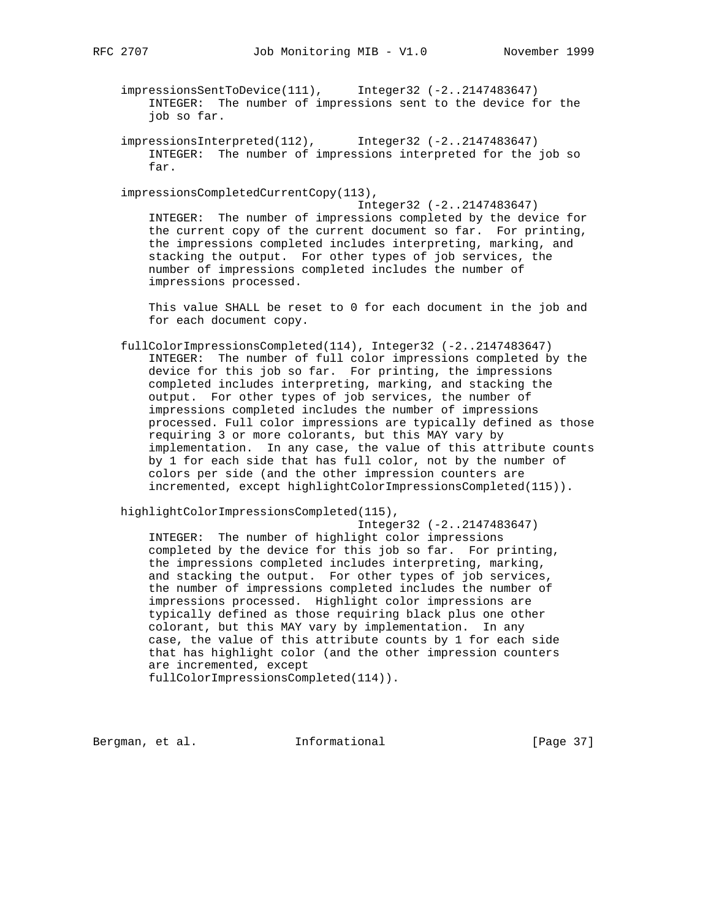impressionsSentToDevice(111),      Integer32 (-2..2147483647)
    INTEGER:  The number of impressions sent to the device for the job so far.

impressionsInterpreted(112),      Integer32 (-2..2147483647)
    INTEGER:  The number of impressions interpreted for the job so far.

impressionsCompletedCurrentCopy(113),
                                  Integer32 (-2..2147483647)
    INTEGER:  The number of impressions completed by the device for the current copy of the current document so far.  For printing, the impressions completed includes interpreting, marking, and stacking the output.  For other types of job services, the number of impressions completed includes the number of impressions processed.

    This value SHALL be reset to 0 for each document in the job and for each document copy.

fullColorImpressionsCompleted(114), Integer32 (-2..2147483647)
    INTEGER:  The number of full color impressions completed by the device for this job so far.  For printing, the impressions completed includes interpreting, marking, and stacking the output.  For other types of job services, the number of impressions completed includes the number of impressions processed. Full color impressions are typically defined as those requiring 3 or more colorants, but this MAY vary by implementation.  In any case, the value of this attribute counts by 1 for each side that has full color, not by the number of colors per side (and the other impression counters are incremented, except highlightColorImpressionsCompleted(115)).

highlightColorImpressionsCompleted(115),
                                  Integer32 (-2..2147483647)
    INTEGER:  The number of highlight color impressions completed by the device for this job so far.  For printing, the impressions completed includes interpreting, marking, and stacking the output.  For other types of job services, the number of impressions completed includes the number of impressions processed.  Highlight color impressions are typically defined as those requiring black plus one other colorant, but this MAY vary by implementation.  In any case, the value of this attribute counts by 1 for each side that has highlight color (and the other impression counters are incremented, except fullColorImpressionsCompleted(114)).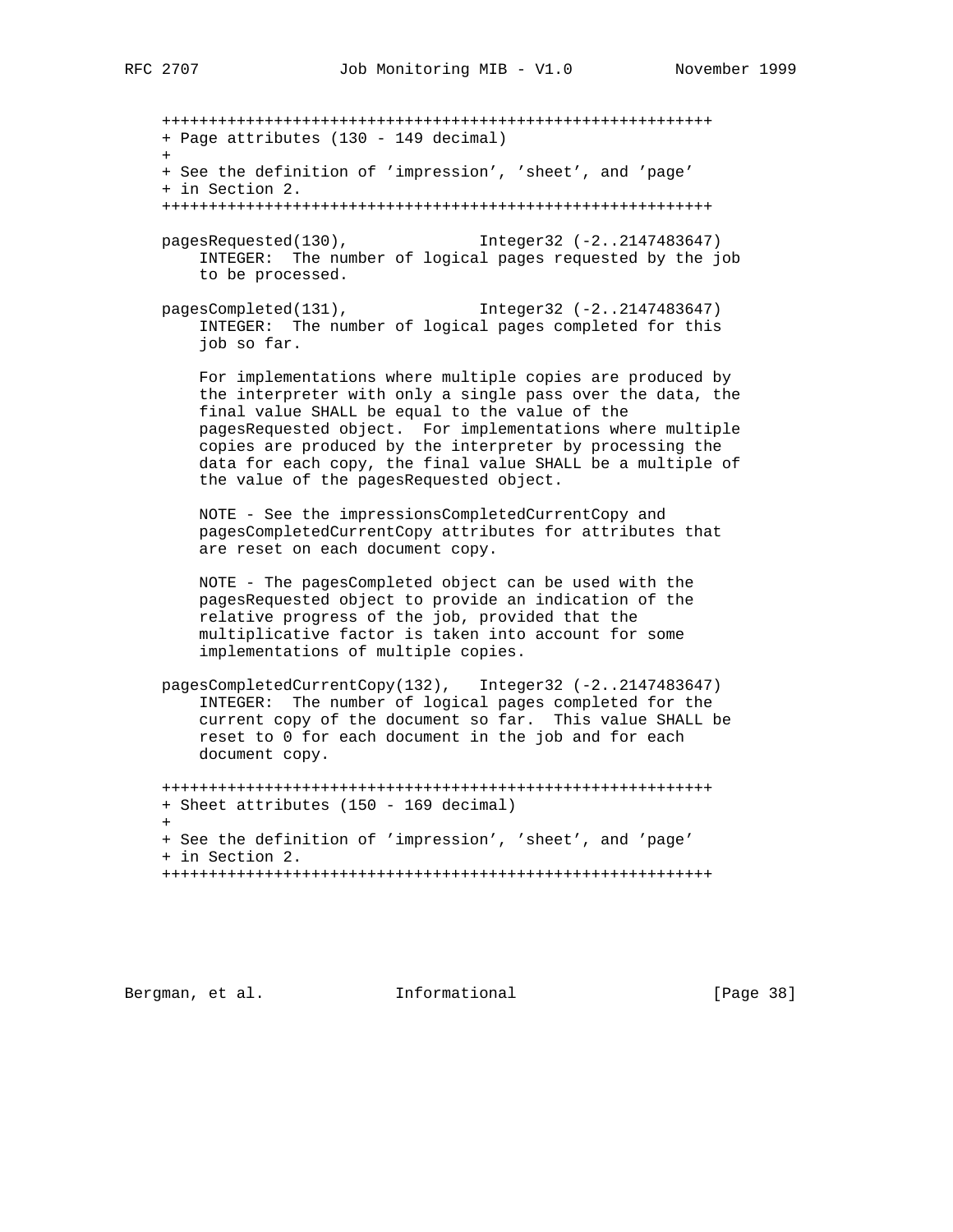```
+++++++++++++++++++++++++++++++++++++++++++++++++++++++++++
+ Page attributes (130 - 149 decimal)
+
+ See the definition of 'impression', 'sheet', and 'page'
+ in Section 2.
+++++++++++++++++++++++++++++++++++++++++++++++++++++++++++

pagesRequested(130),              Integer32 (-2..2147483647)
    INTEGER:  The number of logical pages requested by the job
    to be processed.

pagesCompleted(131),              Integer32 (-2..2147483647)
    INTEGER:  The number of logical pages completed for this
    job so far.

    For implementations where multiple copies are produced by
    the interpreter with only a single pass over the data, the
    final value SHALL be equal to the value of the
    pagesRequested object.  For implementations where multiple
    copies are produced by the interpreter by processing the
    data for each copy, the final value SHALL be a multiple of
    the value of the pagesRequested object.

    NOTE - See the impressionsCompletedCurrentCopy and
    pagesCompletedCurrentCopy attributes for attributes that
    are reset on each document copy.

    NOTE - The pagesCompleted object can be used with the
    pagesRequested object to provide an indication of the
    relative progress of the job, provided that the
    multiplicative factor is taken into account for some
    implementations of multiple copies.

pagesCompletedCurrentCopy(132),   Integer32 (-2..2147483647)
    INTEGER:  The number of logical pages completed for the
    current copy of the document so far.  This value SHALL be
    reset to 0 for each document in the job and for each
    document copy.

+++++++++++++++++++++++++++++++++++++++++++++++++++++++++++
+ Sheet attributes (150 - 169 decimal)
+
+ See the definition of 'impression', 'sheet', and 'page'
+ in Section 2.
+++++++++++++++++++++++++++++++++++++++++++++++++++++++++++
```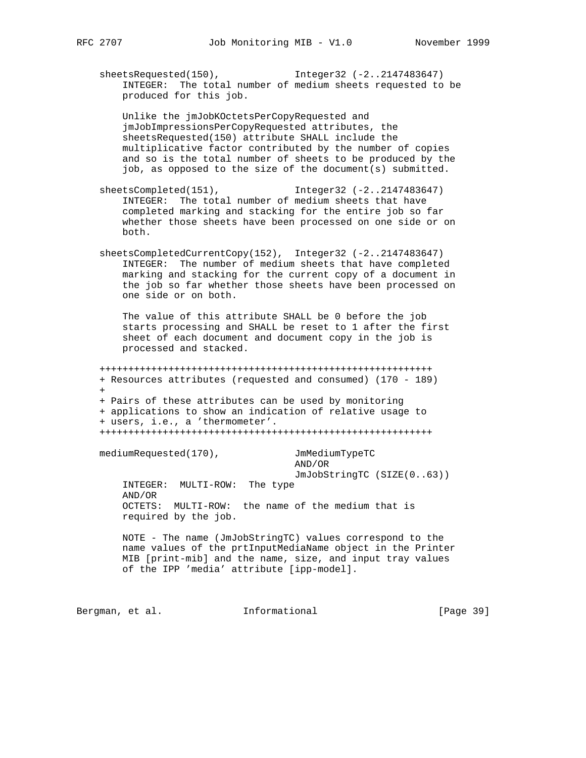```
   sheetsRequested(150),            Integer32 (-2..2147483647)
       INTEGER:  The total number of medium sheets requested to be
       produced for this job.

       Unlike the jmJobKOctetsPerCopyRequested and
       jmJobImpressionsPerCopyRequested attributes, the
       sheetsRequested(150) attribute SHALL include the
       multiplicative factor contributed by the number of copies
       and so is the total number of sheets to be produced by the
       job, as opposed to the size of the document(s) submitted.

   sheetsCompleted(151),            Integer32 (-2..2147483647)
       INTEGER:  The total number of medium sheets that have
       completed marking and stacking for the entire job so far
       whether those sheets have been processed on one side or on
       both.

   sheetsCompletedCurrentCopy(152),  Integer32 (-2..2147483647)
       INTEGER:  The number of medium sheets that have completed
       marking and stacking for the current copy of a document in
       the job so far whether those sheets have been processed on
       one side or on both.

       The value of this attribute SHALL be 0 before the job
       starts processing and SHALL be reset to 1 after the first
       sheet of each document and document copy in the job is
       processed and stacked.

   +++++++++++++++++++++++++++++++++++++++++++++++++++++++++
   + Resources attributes (requested and consumed) (170 - 189)
   +
   + Pairs of these attributes can be used by monitoring
   + applications to show an indication of relative usage to
   + users, i.e., a 'thermometer'.
   +++++++++++++++++++++++++++++++++++++++++++++++++++++++++

   mediumRequested(170),            JmMediumTypeTC
                                    AND/OR
                                    JmJobStringTC (SIZE(0..63))
       INTEGER:  MULTI-ROW:  The type
       AND/OR
       OCTETS:  MULTI-ROW:  the name of the medium that is
       required by the job.

       NOTE - The name (JmJobStringTC) values correspond to the
       name values of the prtInputMediaName object in the Printer
       MIB [print-mib] and the name, size, and input tray values
       of the IPP 'media' attribute [ipp-model].
```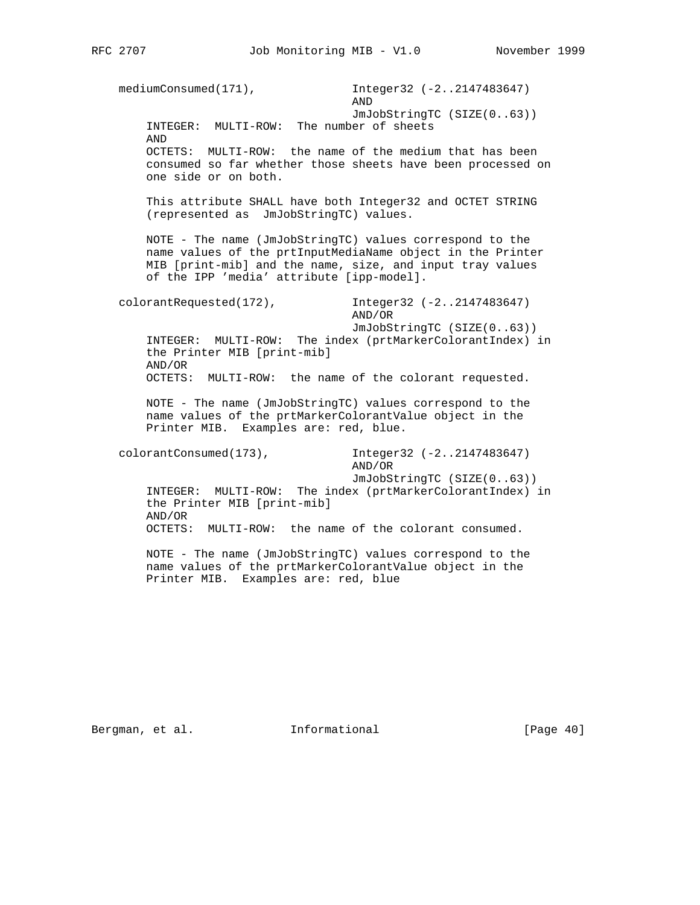```
    mediumConsumed(171),              Integer32 (-2..2147483647)
                                      AND
                                      JmJobStringTC (SIZE(0..63))
        INTEGER:  MULTI-ROW:  The number of sheets
        AND
        OCTETS:  MULTI-ROW:  the name of the medium that has been
        consumed so far whether those sheets have been processed on
        one side or on both.

        This attribute SHALL have both Integer32 and OCTET STRING
        (represented as  JmJobStringTC) values.

        NOTE - The name (JmJobStringTC) values correspond to the
        name values of the prtInputMediaName object in the Printer
        MIB [print-mib] and the name, size, and input tray values
        of the IPP 'media' attribute [ipp-model].

    colorantRequested(172),           Integer32 (-2..2147483647)
                                      AND/OR
                                      JmJobStringTC (SIZE(0..63))
        INTEGER:  MULTI-ROW:  The index (prtMarkerColorantIndex) in
        the Printer MIB [print-mib]
        AND/OR
        OCTETS:  MULTI-ROW:  the name of the colorant requested.

        NOTE - The name (JmJobStringTC) values correspond to the
        name values of the prtMarkerColorantValue object in the
        Printer MIB.  Examples are: red, blue.

    colorantConsumed(173),            Integer32 (-2..2147483647)
                                      AND/OR
                                      JmJobStringTC (SIZE(0..63))
        INTEGER:  MULTI-ROW:  The index (prtMarkerColorantIndex) in
        the Printer MIB [print-mib]
        AND/OR
        OCTETS:  MULTI-ROW:  the name of the colorant consumed.

        NOTE - The name (JmJobStringTC) values correspond to the
        name values of the prtMarkerColorantValue object in the
        Printer MIB.  Examples are: red, blue
```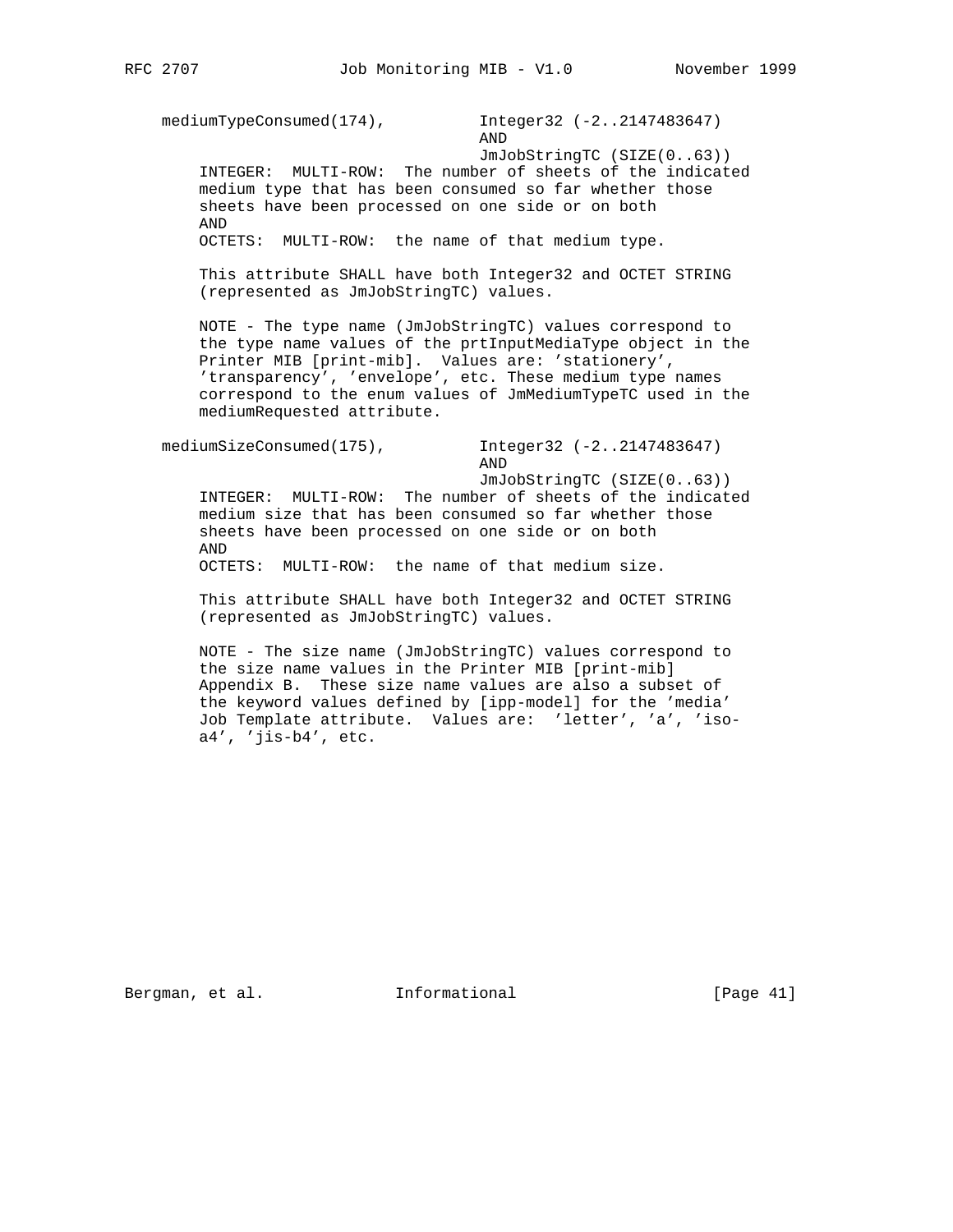```
    mediumTypeConsumed(174),          Integer32 (-2..2147483647)
                                      AND
                                      JmJobStringTC (SIZE(0..63))
        INTEGER:  MULTI-ROW:  The number of sheets of the indicated
        medium type that has been consumed so far whether those
        sheets have been processed on one side or on both
        AND
        OCTETS:  MULTI-ROW:  the name of that medium type.

        This attribute SHALL have both Integer32 and OCTET STRING
        (represented as JmJobStringTC) values.

        NOTE - The type name (JmJobStringTC) values correspond to
        the type name values of the prtInputMediaType object in the
        Printer MIB [print-mib].  Values are: 'stationery',
        'transparency', 'envelope', etc. These medium type names
        correspond to the enum values of JmMediumTypeTC used in the
        mediumRequested attribute.

    mediumSizeConsumed(175),          Integer32 (-2..2147483647)
                                      AND
                                      JmJobStringTC (SIZE(0..63))
        INTEGER:  MULTI-ROW:  The number of sheets of the indicated
        medium size that has been consumed so far whether those
        sheets have been processed on one side or on both
        AND
        OCTETS:  MULTI-ROW:  the name of that medium size.

        This attribute SHALL have both Integer32 and OCTET STRING
        (represented as JmJobStringTC) values.

        NOTE - The size name (JmJobStringTC) values correspond to
        the size name values in the Printer MIB [print-mib]
        Appendix B.  These size name values are also a subset of
        the keyword values defined by [ipp-model] for the 'media'
        Job Template attribute.  Values are:  'letter', 'a', 'iso-
        a4', 'jis-b4', etc.
```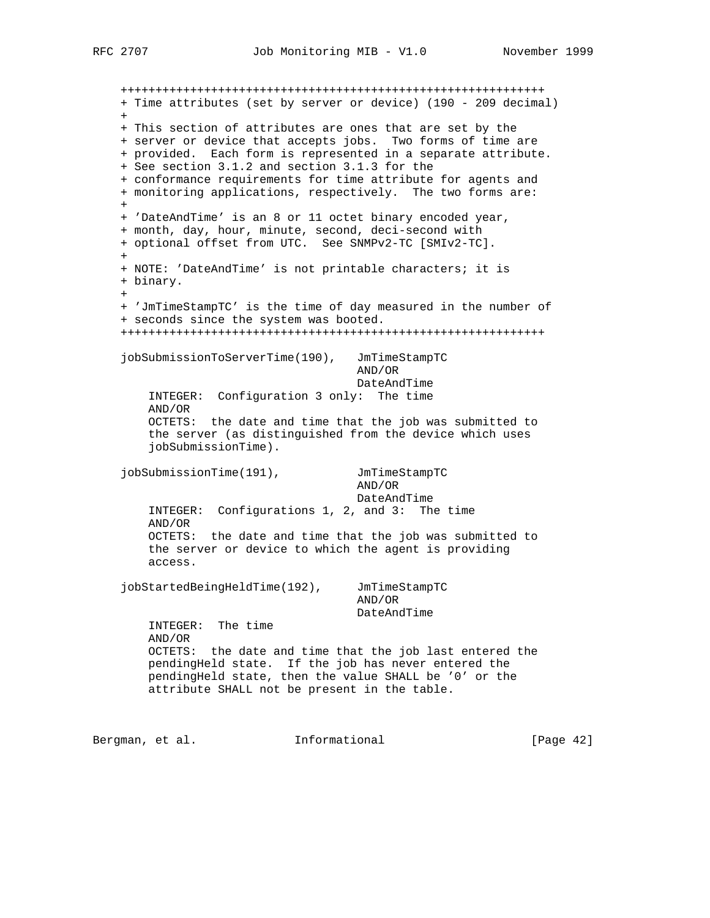```
++++++++++++++++++++++++++++++++++++++++++++++++++++++++++++
+ Time attributes (set by server or device) (190 - 209 decimal)
+
+ This section of attributes are ones that are set by the
+ server or device that accepts jobs.  Two forms of time are
+ provided.  Each form is represented in a separate attribute.
+ See section 3.1.2 and section 3.1.3 for the
+ conformance requirements for time attribute for agents and
+ monitoring applications, respectively.  The two forms are:
+
+ 'DateAndTime' is an 8 or 11 octet binary encoded year,
+ month, day, hour, minute, second, deci-second with
+ optional offset from UTC.  See SNMPv2-TC [SMIv2-TC].
+
+ NOTE: 'DateAndTime' is not printable characters; it is
+ binary.
+
+ 'JmTimeStampTC' is the time of day measured in the number of
+ seconds since the system was booted.
++++++++++++++++++++++++++++++++++++++++++++++++++++++++++++

jobSubmissionToServerTime(190),   JmTimeStampTC
                                  AND/OR
                                  DateAndTime
    INTEGER:  Configuration 3 only:  The time
    AND/OR
    OCTETS:  the date and time that the job was submitted to
    the server (as distinguished from the device which uses
    jobSubmissionTime).

jobSubmissionTime(191),           JmTimeStampTC
                                  AND/OR
                                  DateAndTime
    INTEGER:  Configurations 1, 2, and 3:  The time
    AND/OR
    OCTETS:  the date and time that the job was submitted to
    the server or device to which the agent is providing
    access.

jobStartedBeingHeldTime(192),     JmTimeStampTC
                                  AND/OR
                                  DateAndTime
    INTEGER:  The time
    AND/OR
    OCTETS:  the date and time that the job last entered the
    pendingHeld state.  If the job has never entered the
    pendingHeld state, then the value SHALL be '0' or the
    attribute SHALL not be present in the table.
```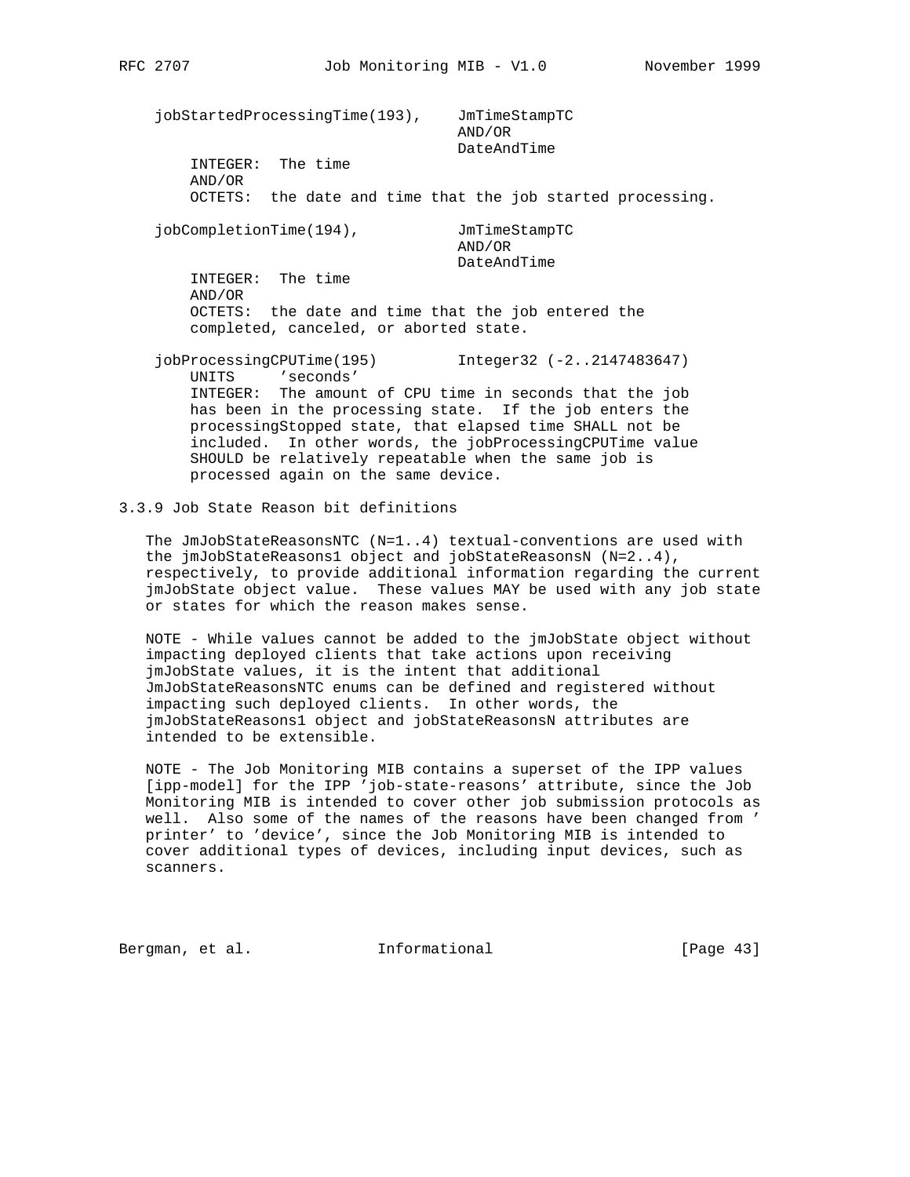```
jobStartedProcessingTime(193),    JmTimeStampTC
                                  AND/OR
                                  DateAndTime
    INTEGER:  The time
    AND/OR
    OCTETS:  the date and time that the job started processing.

jobCompletionTime(194),           JmTimeStampTC
                                  AND/OR
                                  DateAndTime
    INTEGER:  The time
    AND/OR
    OCTETS:  the date and time that the job entered the
    completed, canceled, or aborted state.

jobProcessingCPUTime(195)         Integer32 (-2..2147483647)
    UNITS     'seconds'
    INTEGER:  The amount of CPU time in seconds that the job
    has been in the processing state.  If the job enters the
    processingStopped state, that elapsed time SHALL not be
    included.  In other words, the jobProcessingCPUTime value
    SHOULD be relatively repeatable when the same job is
    processed again on the same device.
```

### 3.3.9 Job State Reason bit definitions

The JmJobStateReasonsNTC (N=1..4) textual-conventions are used with the jmJobStateReasons1 object and jobStateReasonsN (N=2..4), respectively, to provide additional information regarding the current jmJobState object value. These values MAY be used with any job state or states for which the reason makes sense.

NOTE - While values cannot be added to the jmJobState object without impacting deployed clients that take actions upon receiving jmJobState values, it is the intent that additional JmJobStateReasonsNTC enums can be defined and registered without impacting such deployed clients. In other words, the jmJobStateReasons1 object and jobStateReasonsN attributes are intended to be extensible.

NOTE - The Job Monitoring MIB contains a superset of the IPP values [ipp-model] for the IPP 'job-state-reasons' attribute, since the Job Monitoring MIB is intended to cover other job submission protocols as well. Also some of the names of the reasons have been changed from 'printer' to 'device', since the Job Monitoring MIB is intended to cover additional types of devices, including input devices, such as scanners.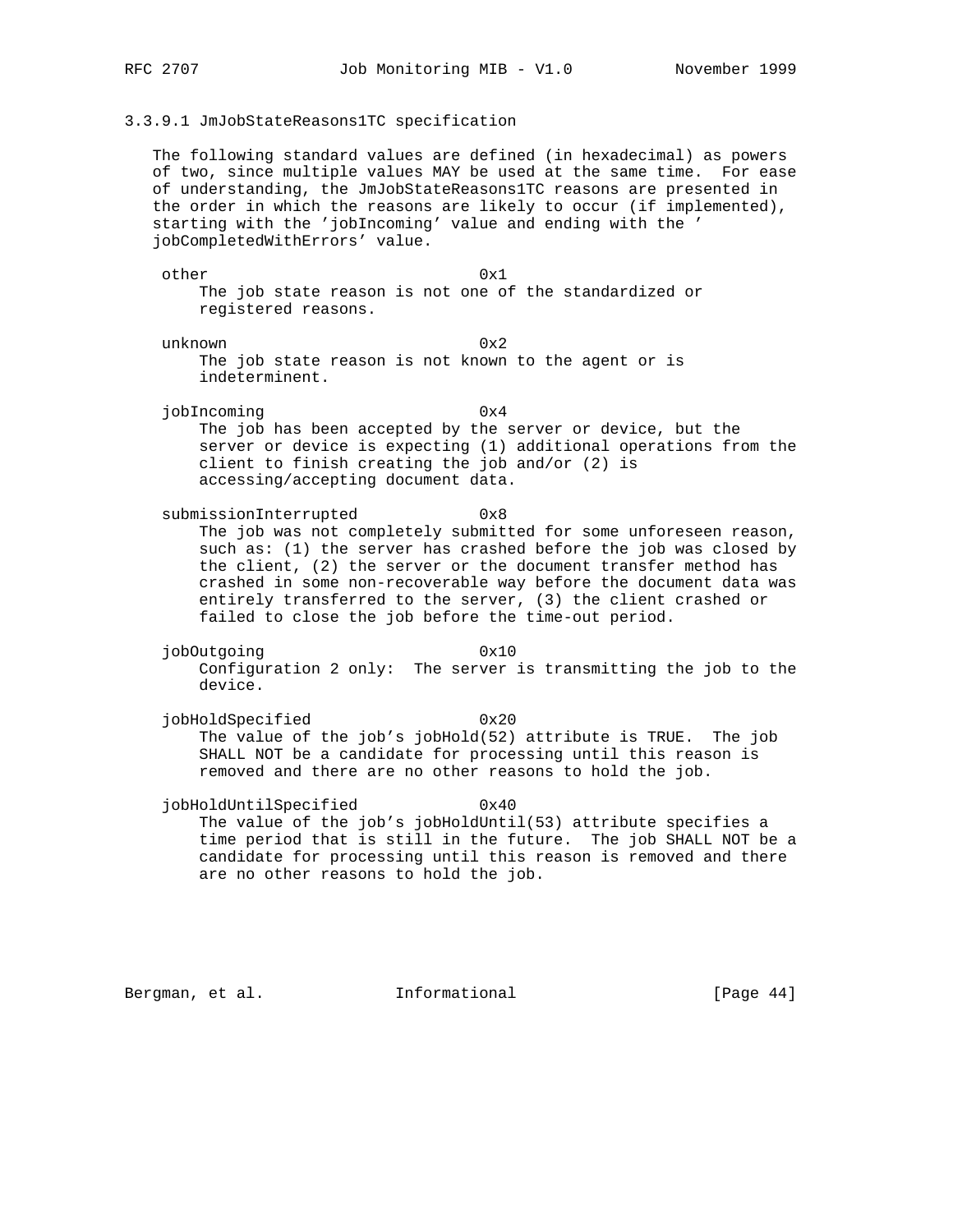### 3.3.9.1 JmJobStateReasons1TC specification

The following standard values are defined (in hexadecimal) as powers of two, since multiple values MAY be used at the same time. For ease of understanding, the JmJobStateReasons1TC reasons are presented in the order in which the reasons are likely to occur (if implemented), starting with the 'jobIncoming' value and ending with the 'jobCompletedWithErrors' value.

**other** 0x1
The job state reason is not one of the standardized or registered reasons.

**unknown** 0x2
The job state reason is not known to the agent or is indeterminent.

**jobIncoming** 0x4
The job has been accepted by the server or device, but the server or device is expecting (1) additional operations from the client to finish creating the job and/or (2) is accessing/accepting document data.

**submissionInterrupted** 0x8
The job was not completely submitted for some unforeseen reason, such as: (1) the server has crashed before the job was closed by the client, (2) the server or the document transfer method has crashed in some non-recoverable way before the document data was entirely transferred to the server, (3) the client crashed or failed to close the job before the time-out period.

**jobOutgoing** 0x10
Configuration 2 only: The server is transmitting the job to the device.

**jobHoldSpecified** 0x20
The value of the job's jobHold(52) attribute is TRUE. The job SHALL NOT be a candidate for processing until this reason is removed and there are no other reasons to hold the job.

**jobHoldUntilSpecified** 0x40
The value of the job's jobHoldUntil(53) attribute specifies a time period that is still in the future. The job SHALL NOT be a candidate for processing until this reason is removed and there are no other reasons to hold the job.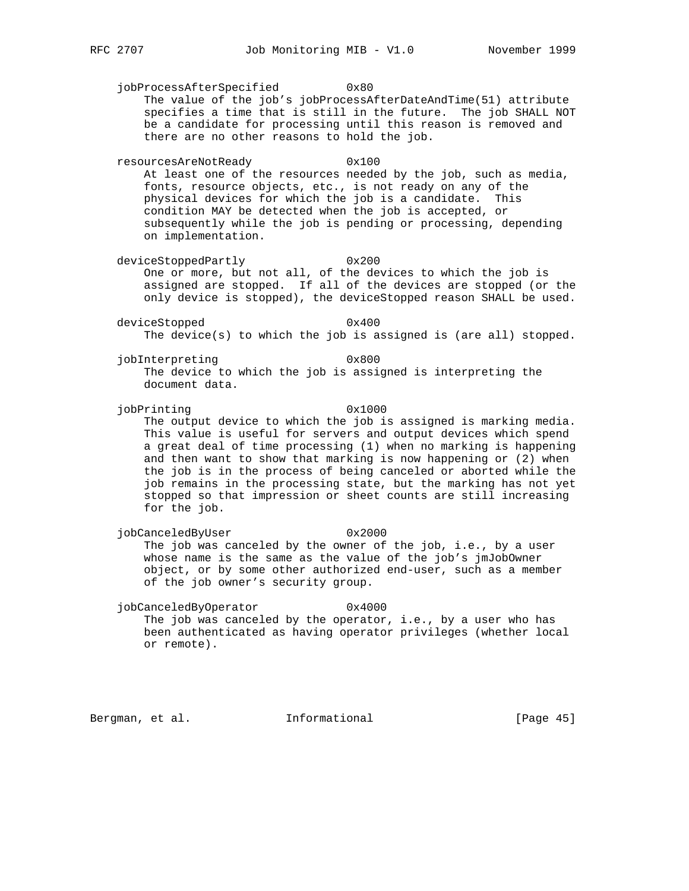jobProcessAfterSpecified 0x80

The value of the job's jobProcessAfterDateAndTime(51) attribute specifies a time that is still in the future. The job SHALL NOT be a candidate for processing until this reason is removed and there are no other reasons to hold the job.

resourcesAreNotReady 0x100

At least one of the resources needed by the job, such as media, fonts, resource objects, etc., is not ready on any of the physical devices for which the job is a candidate. This condition MAY be detected when the job is accepted, or subsequently while the job is pending or processing, depending on implementation.

deviceStoppedPartly 0x200

One or more, but not all, of the devices to which the job is assigned are stopped. If all of the devices are stopped (or the only device is stopped), the deviceStopped reason SHALL be used.

deviceStopped 0x400

The device(s) to which the job is assigned is (are all) stopped.

jobInterpreting 0x800

The device to which the job is assigned is interpreting the document data.

jobPrinting 0x1000

The output device to which the job is assigned is marking media. This value is useful for servers and output devices which spend a great deal of time processing (1) when no marking is happening and then want to show that marking is now happening or (2) when the job is in the process of being canceled or aborted while the job remains in the processing state, but the marking has not yet stopped so that impression or sheet counts are still increasing for the job.

jobCanceledByUser 0x2000

The job was canceled by the owner of the job, i.e., by a user whose name is the same as the value of the job's jmJobOwner object, or by some other authorized end-user, such as a member of the job owner's security group.

jobCanceledByOperator 0x4000

The job was canceled by the operator, i.e., by a user who has been authenticated as having operator privileges (whether local or remote).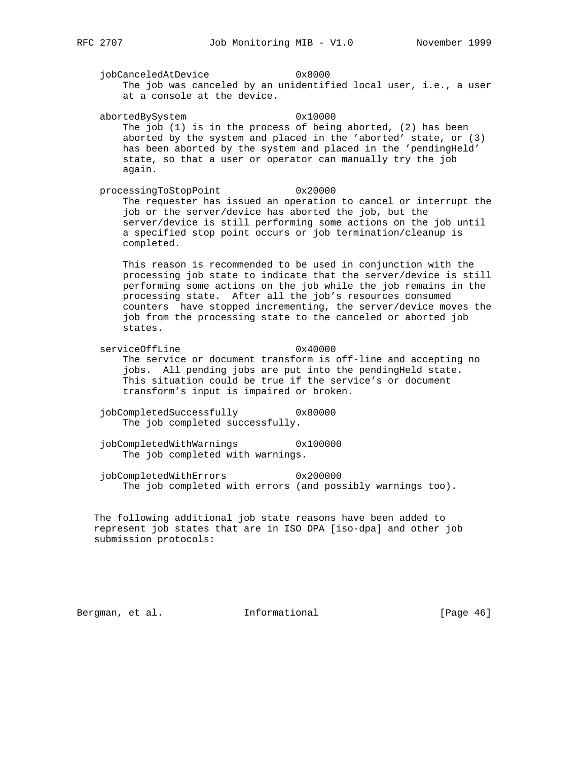jobCanceledAtDevice 0x8000
: The job was canceled by an unidentified local user, i.e., a user at a console at the device.

abortedBySystem 0x10000
: The job (1) is in the process of being aborted, (2) has been aborted by the system and placed in the 'aborted' state, or (3) has been aborted by the system and placed in the 'pendingHeld' state, so that a user or operator can manually try the job again.

processingToStopPoint 0x20000
: The requester has issued an operation to cancel or interrupt the job or the server/device has aborted the job, but the server/device is still performing some actions on the job until a specified stop point occurs or job termination/cleanup is completed.

  This reason is recommended to be used in conjunction with the processing job state to indicate that the server/device is still performing some actions on the job while the job remains in the processing state. After all the job's resources consumed counters have stopped incrementing, the server/device moves the job from the processing state to the canceled or aborted job states.

serviceOffLine 0x40000
: The service or document transform is off-line and accepting no jobs. All pending jobs are put into the pendingHeld state. This situation could be true if the service's or document transform's input is impaired or broken.

jobCompletedSuccessfully 0x80000
: The job completed successfully.

jobCompletedWithWarnings 0x100000
: The job completed with warnings.

jobCompletedWithErrors 0x200000
: The job completed with errors (and possibly warnings too).

The following additional job state reasons have been added to represent job states that are in ISO DPA [iso-dpa] and other job submission protocols: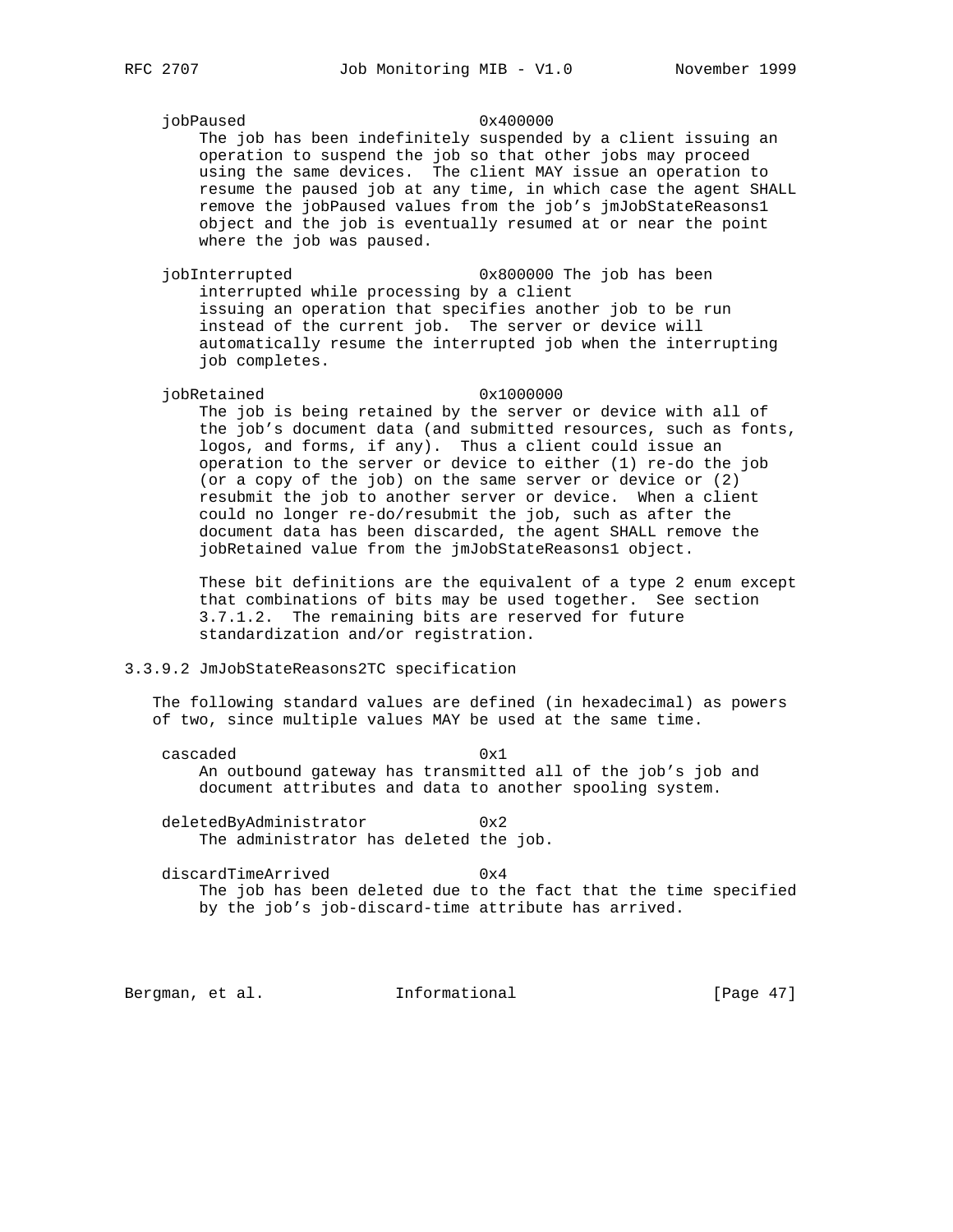jobPaused 0x400000

The job has been indefinitely suspended by a client issuing an operation to suspend the job so that other jobs may proceed using the same devices. The client MAY issue an operation to resume the paused job at any time, in which case the agent SHALL remove the jobPaused values from the job's jmJobStateReasons1 object and the job is eventually resumed at or near the point where the job was paused.

jobInterrupted 0x800000 The job has been interrupted while processing by a client issuing an operation that specifies another job to be run instead of the current job. The server or device will automatically resume the interrupted job when the interrupting job completes.

jobRetained 0x1000000

The job is being retained by the server or device with all of the job's document data (and submitted resources, such as fonts, logos, and forms, if any). Thus a client could issue an operation to the server or device to either (1) re-do the job (or a copy of the job) on the same server or device or (2) resubmit the job to another server or device. When a client could no longer re-do/resubmit the job, such as after the document data has been discarded, the agent SHALL remove the jobRetained value from the jmJobStateReasons1 object.

These bit definitions are the equivalent of a type 2 enum except that combinations of bits may be used together. See section 3.7.1.2. The remaining bits are reserved for future standardization and/or registration.

### 3.3.9.2 JmJobStateReasons2TC specification

The following standard values are defined (in hexadecimal) as powers of two, since multiple values MAY be used at the same time.

cascaded 0x1

An outbound gateway has transmitted all of the job's job and document attributes and data to another spooling system.

deletedByAdministrator 0x2

The administrator has deleted the job.

discardTimeArrived 0x4

The job has been deleted due to the fact that the time specified by the job's job-discard-time attribute has arrived.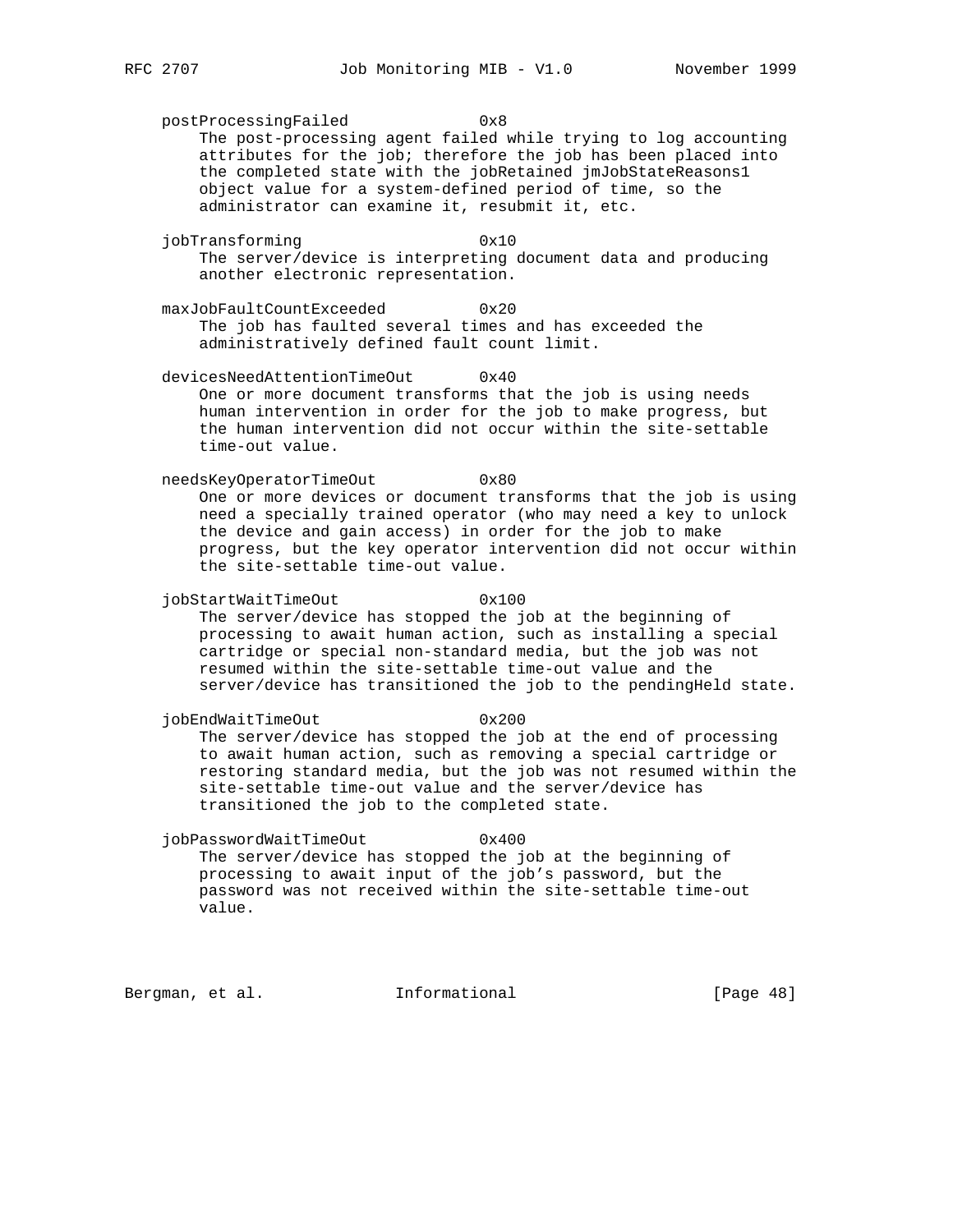postProcessingFailed 0x8
The post-processing agent failed while trying to log accounting attributes for the job; therefore the job has been placed into the completed state with the jobRetained jmJobStateReasons1 object value for a system-defined period of time, so the administrator can examine it, resubmit it, etc.

jobTransforming 0x10
The server/device is interpreting document data and producing another electronic representation.

maxJobFaultCountExceeded 0x20
The job has faulted several times and has exceeded the administratively defined fault count limit.

devicesNeedAttentionTimeOut 0x40
One or more document transforms that the job is using needs human intervention in order for the job to make progress, but the human intervention did not occur within the site-settable time-out value.

needsKeyOperatorTimeOut 0x80
One or more devices or document transforms that the job is using need a specially trained operator (who may need a key to unlock the device and gain access) in order for the job to make progress, but the key operator intervention did not occur within the site-settable time-out value.

jobStartWaitTimeOut 0x100
The server/device has stopped the job at the beginning of processing to await human action, such as installing a special cartridge or special non-standard media, but the job was not resumed within the site-settable time-out value and the server/device has transitioned the job to the pendingHeld state.

jobEndWaitTimeOut 0x200
The server/device has stopped the job at the end of processing to await human action, such as removing a special cartridge or restoring standard media, but the job was not resumed within the site-settable time-out value and the server/device has transitioned the job to the completed state.

jobPasswordWaitTimeOut 0x400
The server/device has stopped the job at the beginning of processing to await input of the job's password, but the password was not received within the site-settable time-out value.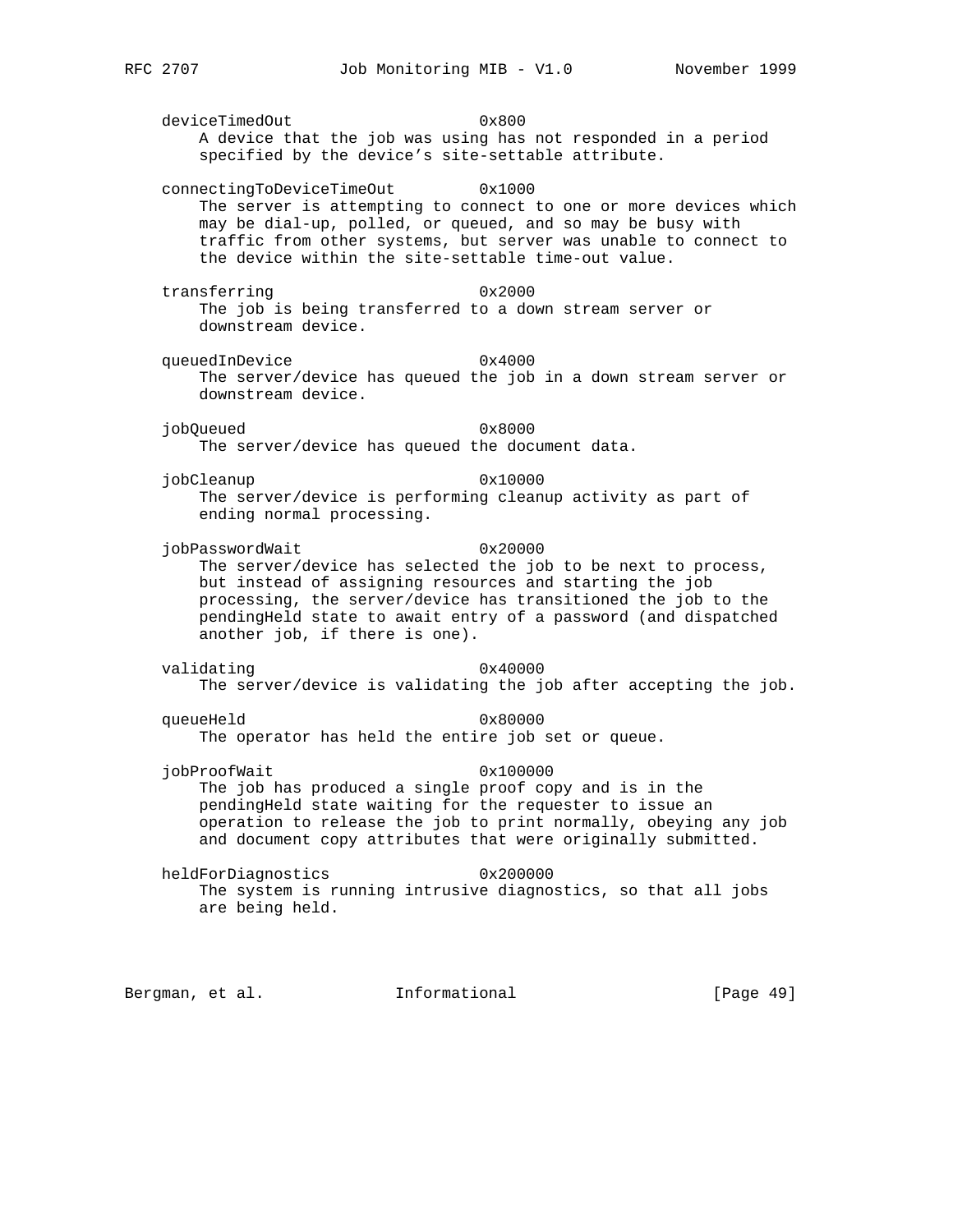```
    deviceTimedOut                  0x800
        A device that the job was using has not responded in a period
        specified by the device's site-settable attribute.

    connectingToDeviceTimeOut       0x1000
        The server is attempting to connect to one or more devices which
        may be dial-up, polled, or queued, and so may be busy with
        traffic from other systems, but server was unable to connect to
        the device within the site-settable time-out value.

    transferring                    0x2000
        The job is being transferred to a down stream server or
        downstream device.

    queuedInDevice                  0x4000
        The server/device has queued the job in a down stream server or
        downstream device.

    jobQueued                       0x8000
        The server/device has queued the document data.

    jobCleanup                      0x10000
        The server/device is performing cleanup activity as part of
        ending normal processing.

    jobPasswordWait                 0x20000
        The server/device has selected the job to be next to process,
        but instead of assigning resources and starting the job
        processing, the server/device has transitioned the job to the
        pendingHeld state to await entry of a password (and dispatched
        another job, if there is one).

    validating                      0x40000
        The server/device is validating the job after accepting the job.

    queueHeld                       0x80000
        The operator has held the entire job set or queue.

    jobProofWait                    0x100000
        The job has produced a single proof copy and is in the
        pendingHeld state waiting for the requester to issue an
        operation to release the job to print normally, obeying any job
        and document copy attributes that were originally submitted.

    heldForDiagnostics              0x200000
        The system is running intrusive diagnostics, so that all jobs
        are being held.
```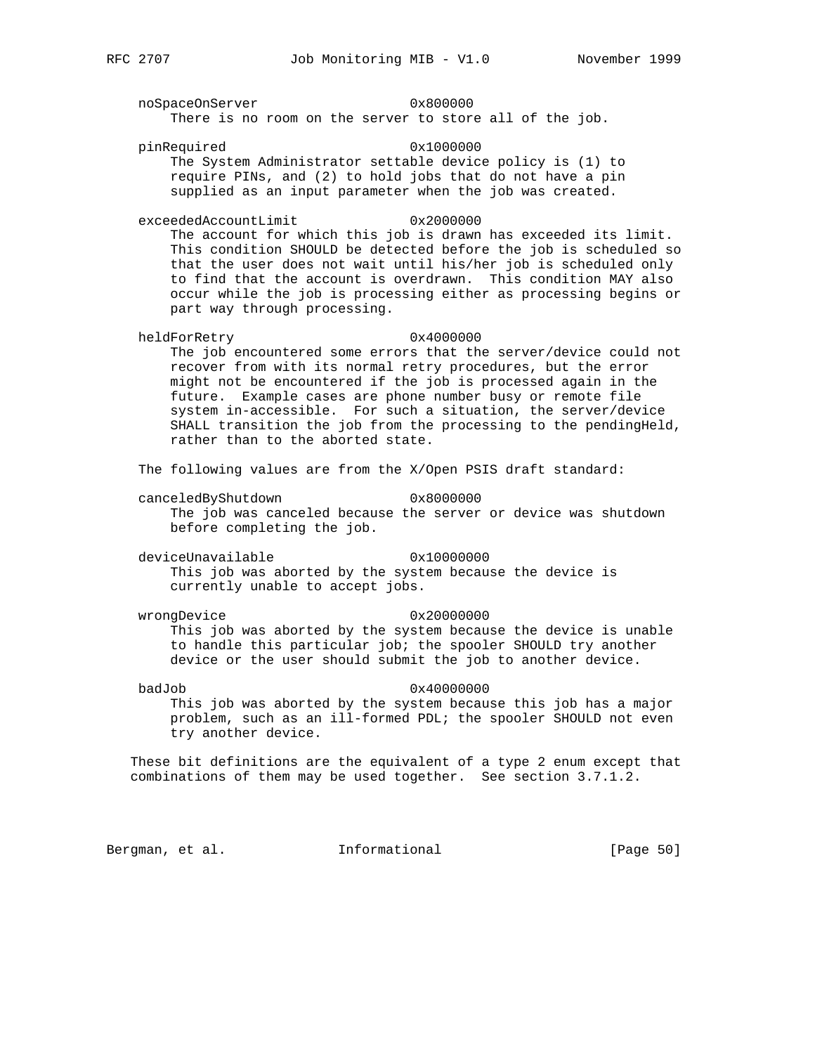noSpaceOnServer 0x800000

There is no room on the server to store all of the job.

pinRequired 0x1000000

The System Administrator settable device policy is (1) to require PINs, and (2) to hold jobs that do not have a pin supplied as an input parameter when the job was created.

exceededAccountLimit 0x2000000

The account for which this job is drawn has exceeded its limit. This condition SHOULD be detected before the job is scheduled so that the user does not wait until his/her job is scheduled only to find that the account is overdrawn. This condition MAY also occur while the job is processing either as processing begins or part way through processing.

heldForRetry 0x4000000

The job encountered some errors that the server/device could not recover from with its normal retry procedures, but the error might not be encountered if the job is processed again in the future. Example cases are phone number busy or remote file system in-accessible. For such a situation, the server/device SHALL transition the job from the processing to the pendingHeld, rather than to the aborted state.

The following values are from the X/Open PSIS draft standard:

canceledByShutdown 0x8000000

The job was canceled because the server or device was shutdown before completing the job.

deviceUnavailable 0x10000000

This job was aborted by the system because the device is currently unable to accept jobs.

wrongDevice 0x20000000

This job was aborted by the system because the device is unable to handle this particular job; the spooler SHOULD try another device or the user should submit the job to another device.

badJob 0x40000000

This job was aborted by the system because this job has a major problem, such as an ill-formed PDL; the spooler SHOULD not even try another device.

These bit definitions are the equivalent of a type 2 enum except that combinations of them may be used together. See section 3.7.1.2.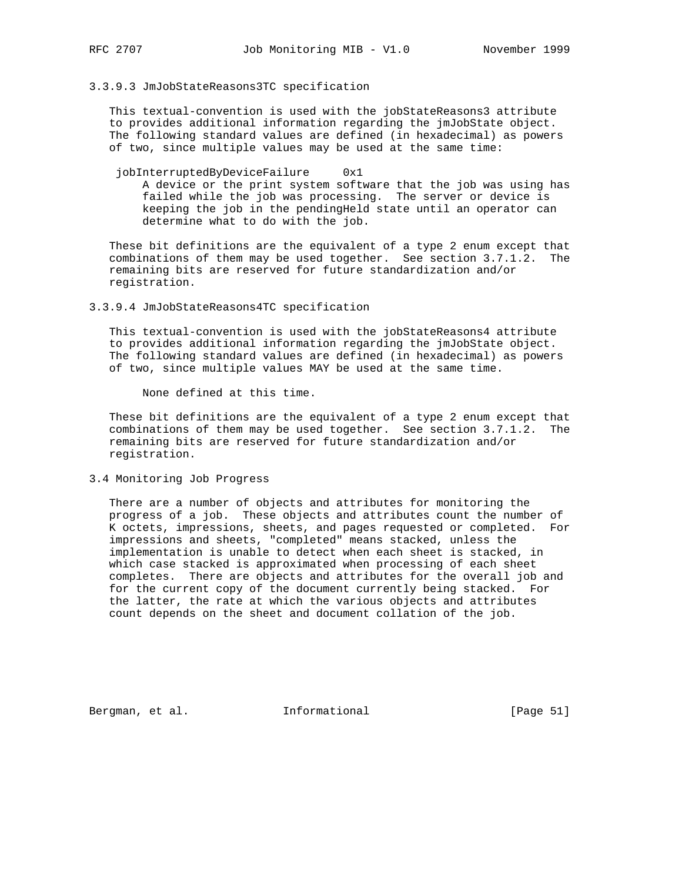### 3.3.9.3 JmJobStateReasons3TC specification

This textual-convention is used with the jobStateReasons3 attribute to provides additional information regarding the jmJobState object. The following standard values are defined (in hexadecimal) as powers of two, since multiple values may be used at the same time:

jobInterruptedByDeviceFailure     0x1
: A device or the print system software that the job was using has failed while the job was processing. The server or device is keeping the job in the pendingHeld state until an operator can determine what to do with the job.

These bit definitions are the equivalent of a type 2 enum except that combinations of them may be used together. See section 3.7.1.2. The remaining bits are reserved for future standardization and/or registration.

### 3.3.9.4 JmJobStateReasons4TC specification

This textual-convention is used with the jobStateReasons4 attribute to provides additional information regarding the jmJobState object. The following standard values are defined (in hexadecimal) as powers of two, since multiple values MAY be used at the same time.

None defined at this time.

These bit definitions are the equivalent of a type 2 enum except that combinations of them may be used together. See section 3.7.1.2. The remaining bits are reserved for future standardization and/or registration.

## 3.4 Monitoring Job Progress

There are a number of objects and attributes for monitoring the progress of a job. These objects and attributes count the number of K octets, impressions, sheets, and pages requested or completed. For impressions and sheets, "completed" means stacked, unless the implementation is unable to detect when each sheet is stacked, in which case stacked is approximated when processing of each sheet completes. There are objects and attributes for the overall job and for the current copy of the document currently being stacked. For the latter, the rate at which the various objects and attributes count depends on the sheet and document collation of the job.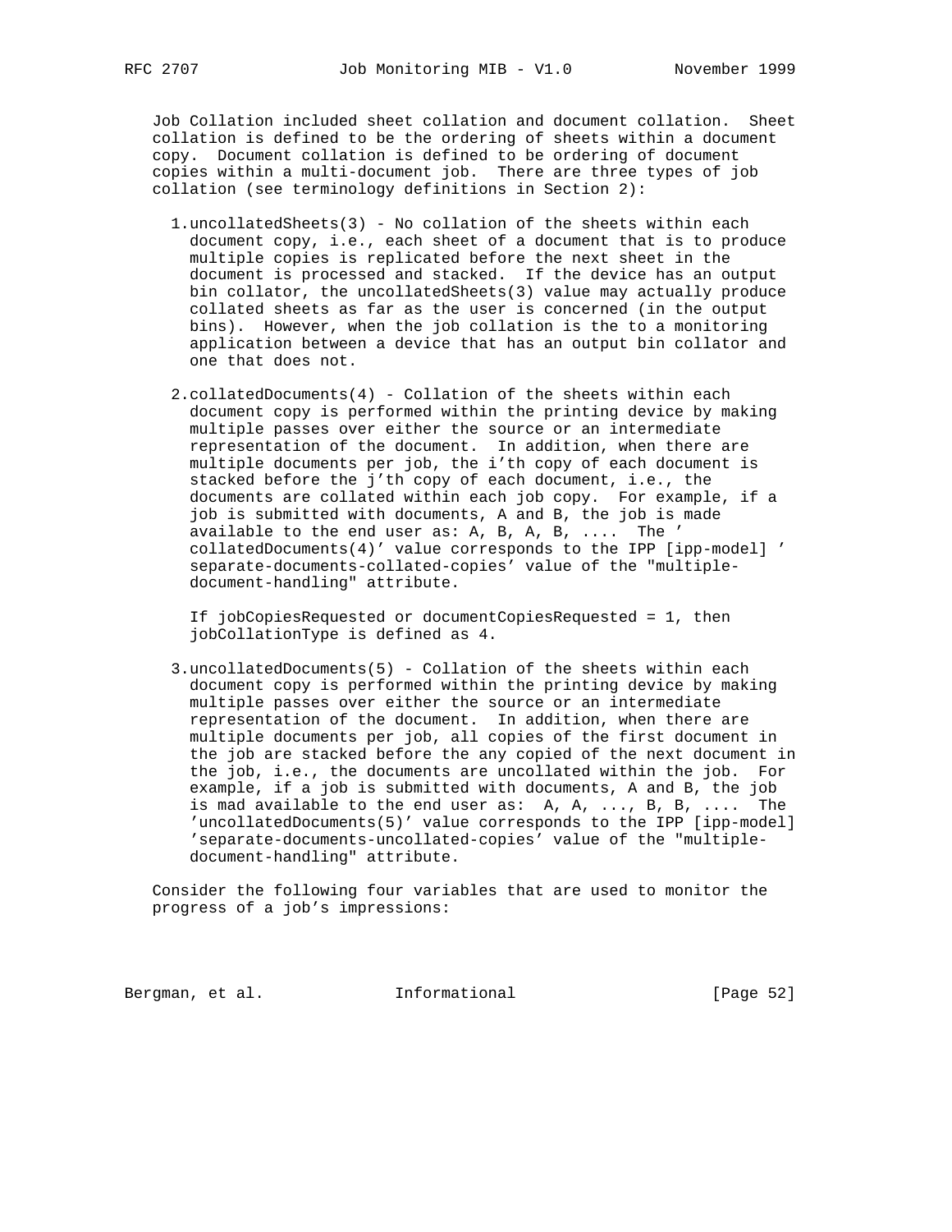Job Collation included sheet collation and document collation. Sheet collation is defined to be the ordering of sheets within a document copy. Document collation is defined to be ordering of document copies within a multi-document job. There are three types of job collation (see terminology definitions in Section 2):

1. uncollatedSheets(3) - No collation of the sheets within each document copy, i.e., each sheet of a document that is to produce multiple copies is replicated before the next sheet in the document is processed and stacked. If the device has an output bin collator, the uncollatedSheets(3) value may actually produce collated sheets as far as the user is concerned (in the output bins). However, when the job collation is the to a monitoring application between a device that has an output bin collator and one that does not.

2. collatedDocuments(4) - Collation of the sheets within each document copy is performed within the printing device by making multiple passes over either the source or an intermediate representation of the document. In addition, when there are multiple documents per job, the i'th copy of each document is stacked before the j'th copy of each document, i.e., the documents are collated within each job copy. For example, if a job is submitted with documents, A and B, the job is made available to the end user as: A, B, A, B, .... The 'collatedDocuments(4)' value corresponds to the IPP [ipp-model] 'separate-documents-collated-copies' value of the "multiple-document-handling" attribute.

   If jobCopiesRequested or documentCopiesRequested = 1, then jobCollationType is defined as 4.

3. uncollatedDocuments(5) - Collation of the sheets within each document copy is performed within the printing device by making multiple passes over either the source or an intermediate representation of the document. In addition, when there are multiple documents per job, all copies of the first document in the job are stacked before the any copied of the next document in the job, i.e., the documents are uncollated within the job. For example, if a job is submitted with documents, A and B, the job is mad available to the end user as: A, A, ..., B, B, .... The 'uncollatedDocuments(5)' value corresponds to the IPP [ipp-model] 'separate-documents-uncollated-copies' value of the "multiple-document-handling" attribute.

Consider the following four variables that are used to monitor the progress of a job's impressions: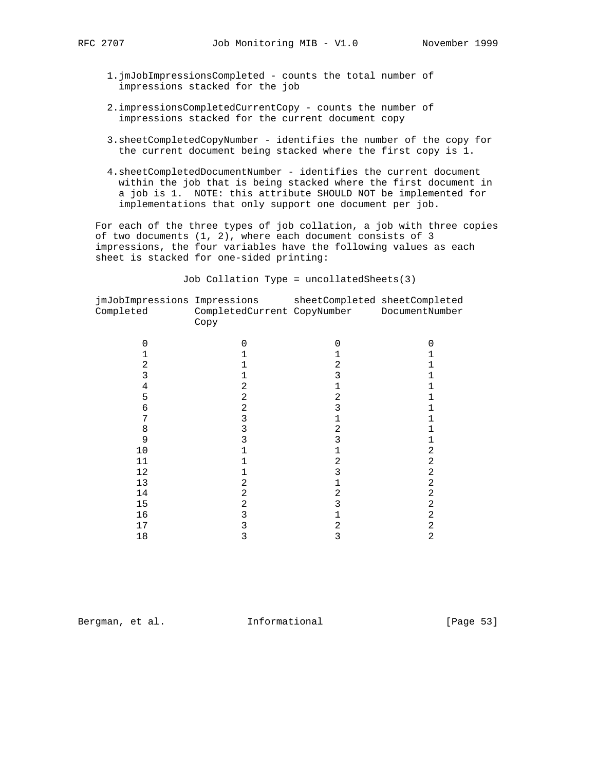1. jmJobImpressionsCompleted - counts the total number of impressions stacked for the job

2. impressionsCompletedCurrentCopy - counts the number of impressions stacked for the current document copy

3. sheetCompletedCopyNumber - identifies the number of the copy for the current document being stacked where the first copy is 1.

4. sheetCompletedDocumentNumber - identifies the current document within the job that is being stacked where the first document in a job is 1. NOTE: this attribute SHOULD NOT be implemented for implementations that only support one document per job.

For each of the three types of job collation, a job with three copies of two documents (1, 2), where each document consists of 3 impressions, the four variables have the following values as each sheet is stacked for one-sided printing:

Job Collation Type = uncollatedSheets(3)

| jmJobImpressions Completed | Impressions CompletedCurrent Copy | sheetCompleted CopyNumber | sheetCompleted DocumentNumber |
|---|---|---|---|
| 0 | 0 | 0 | 0 |
| 1 | 1 | 1 | 1 |
| 2 | 1 | 2 | 1 |
| 3 | 1 | 3 | 1 |
| 4 | 2 | 1 | 1 |
| 5 | 2 | 2 | 1 |
| 6 | 2 | 3 | 1 |
| 7 | 3 | 1 | 1 |
| 8 | 3 | 2 | 1 |
| 9 | 3 | 3 | 1 |
| 10 | 1 | 1 | 2 |
| 11 | 1 | 2 | 2 |
| 12 | 1 | 3 | 2 |
| 13 | 2 | 1 | 2 |
| 14 | 2 | 2 | 2 |
| 15 | 2 | 3 | 2 |
| 16 | 3 | 1 | 2 |
| 17 | 3 | 2 | 2 |
| 18 | 3 | 3 | 2 |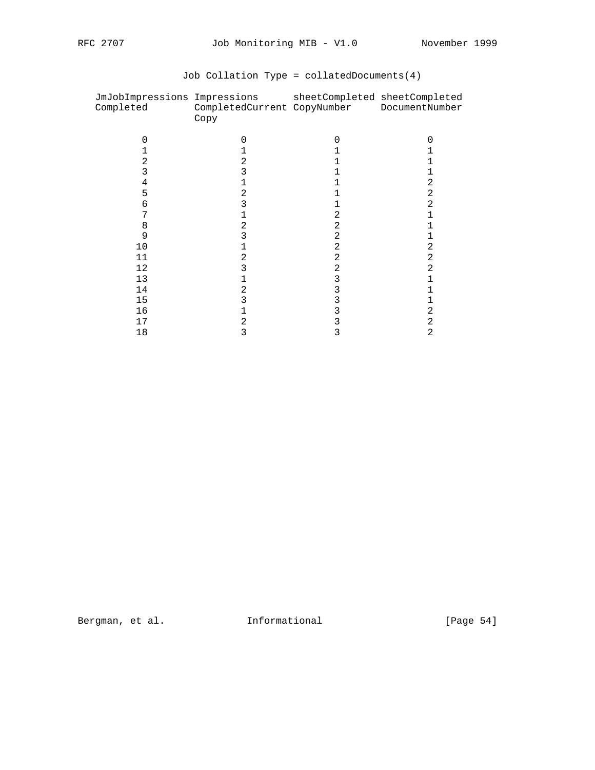Job Collation Type = collatedDocuments(4)

| JmJobImpressions Completed | Impressions CompletedCurrent Copy | sheetCompleted CopyNumber | sheetCompleted DocumentNumber |
|---|---|---|---|
| 0 | 0 | 0 | 0 |
| 1 | 1 | 1 | 1 |
| 2 | 2 | 1 | 1 |
| 3 | 3 | 1 | 1 |
| 4 | 1 | 1 | 2 |
| 5 | 2 | 1 | 2 |
| 6 | 3 | 1 | 2 |
| 7 | 1 | 2 | 1 |
| 8 | 2 | 2 | 1 |
| 9 | 3 | 2 | 1 |
| 10 | 1 | 2 | 2 |
| 11 | 2 | 2 | 2 |
| 12 | 3 | 2 | 2 |
| 13 | 1 | 3 | 1 |
| 14 | 2 | 3 | 1 |
| 15 | 3 | 3 | 1 |
| 16 | 1 | 3 | 2 |
| 17 | 2 | 3 | 2 |
| 18 | 3 | 3 | 2 |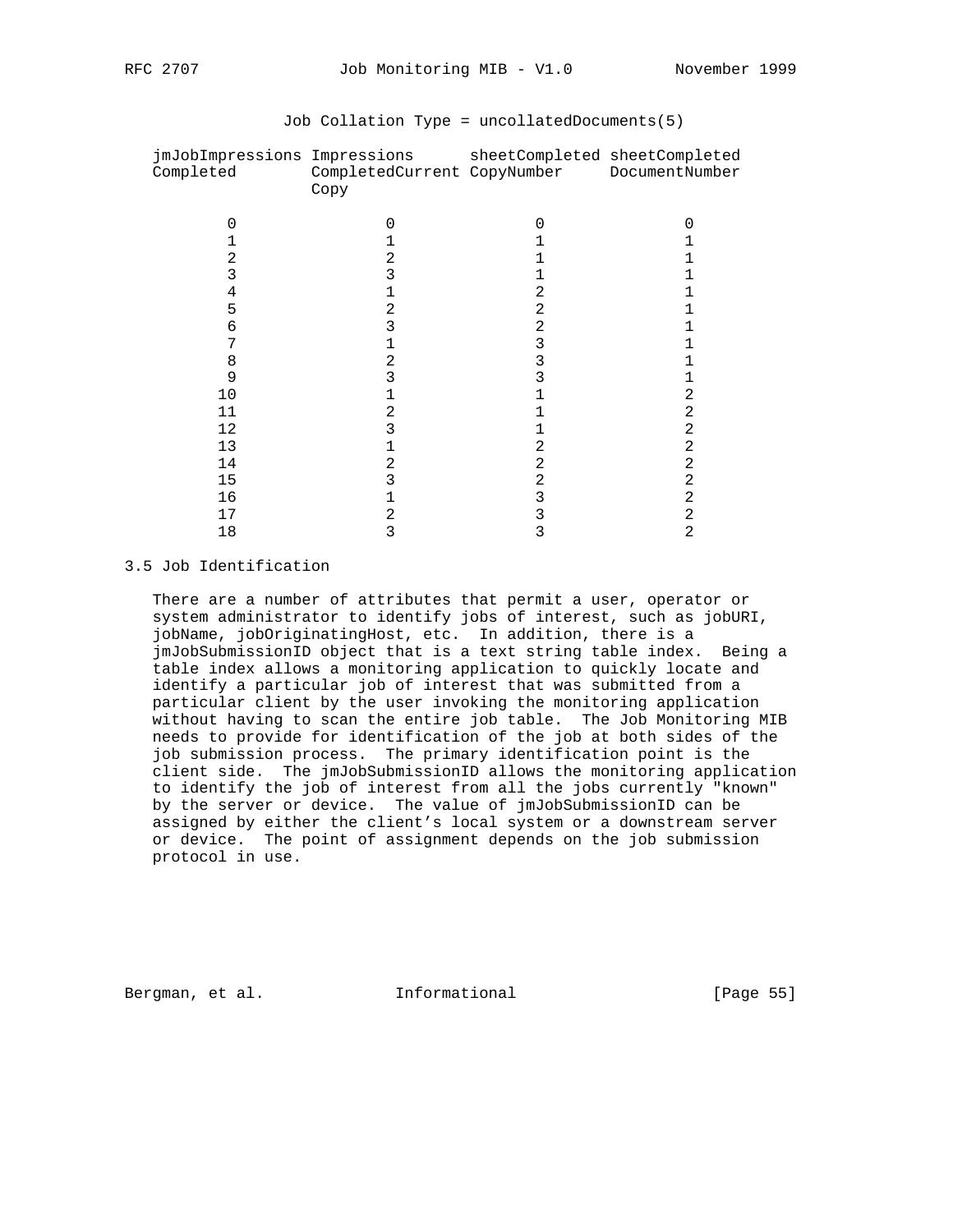Job Collation Type = uncollatedDocuments(5)

| jmJobImpressions Completed | Impressions CompletedCurrent Copy | sheetCompleted CopyNumber | sheetCompleted DocumentNumber |
|---|---|---|---|
| 0 | 0 | 0 | 0 |
| 1 | 1 | 1 | 1 |
| 2 | 2 | 1 | 1 |
| 3 | 3 | 1 | 1 |
| 4 | 1 | 2 | 1 |
| 5 | 2 | 2 | 1 |
| 6 | 3 | 2 | 1 |
| 7 | 1 | 3 | 1 |
| 8 | 2 | 3 | 1 |
| 9 | 3 | 3 | 1 |
| 10 | 1 | 1 | 2 |
| 11 | 2 | 1 | 2 |
| 12 | 3 | 1 | 2 |
| 13 | 1 | 2 | 2 |
| 14 | 2 | 2 | 2 |
| 15 | 3 | 2 | 2 |
| 16 | 1 | 3 | 2 |
| 17 | 2 | 3 | 2 |
| 18 | 3 | 3 | 2 |

## 3.5 Job Identification

There are a number of attributes that permit a user, operator or system administrator to identify jobs of interest, such as jobURI, jobName, jobOriginatingHost, etc. In addition, there is a jmJobSubmissionID object that is a text string table index. Being a table index allows a monitoring application to quickly locate and identify a particular job of interest that was submitted from a particular client by the user invoking the monitoring application without having to scan the entire job table. The Job Monitoring MIB needs to provide for identification of the job at both sides of the job submission process. The primary identification point is the client side. The jmJobSubmissionID allows the monitoring application to identify the job of interest from all the jobs currently "known" by the server or device. The value of jmJobSubmissionID can be assigned by either the client's local system or a downstream server or device. The point of assignment depends on the job submission protocol in use.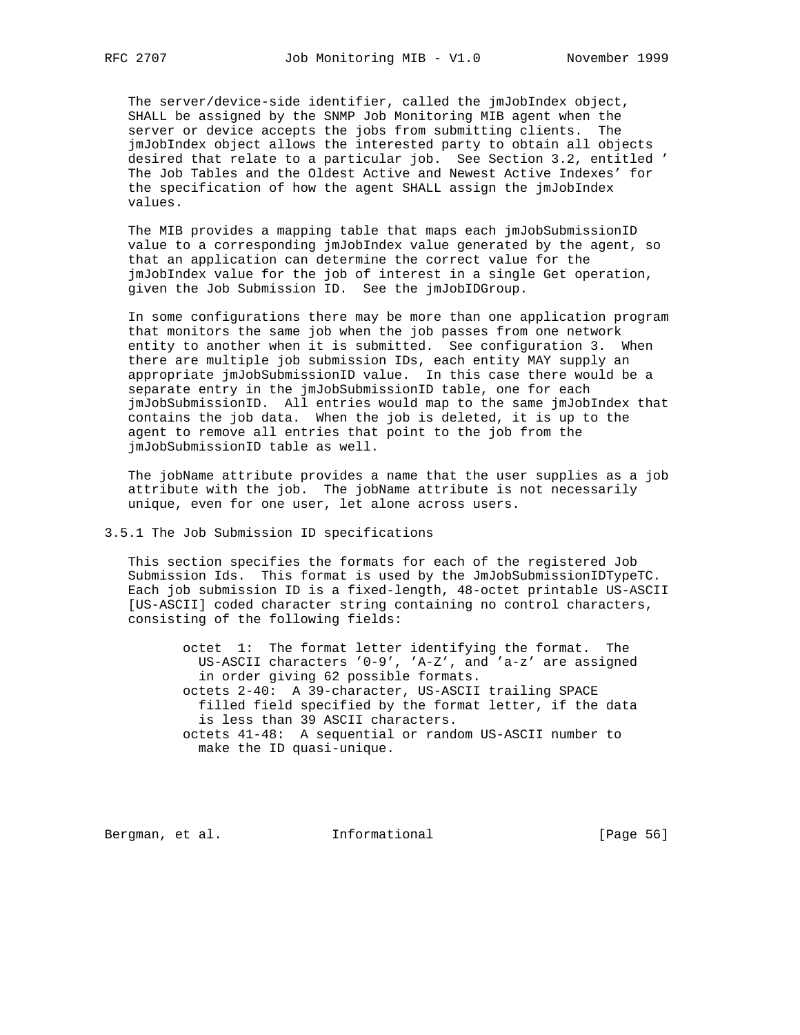The server/device-side identifier, called the jmJobIndex object, SHALL be assigned by the SNMP Job Monitoring MIB agent when the server or device accepts the jobs from submitting clients. The jmJobIndex object allows the interested party to obtain all objects desired that relate to a particular job. See Section 3.2, entitled 'The Job Tables and the Oldest Active and Newest Active Indexes' for the specification of how the agent SHALL assign the jmJobIndex values.

The MIB provides a mapping table that maps each jmJobSubmissionID value to a corresponding jmJobIndex value generated by the agent, so that an application can determine the correct value for the jmJobIndex value for the job of interest in a single Get operation, given the Job Submission ID. See the jmJobIDGroup.

In some configurations there may be more than one application program that monitors the same job when the job passes from one network entity to another when it is submitted. See configuration 3. When there are multiple job submission IDs, each entity MAY supply an appropriate jmJobSubmissionID value. In this case there would be a separate entry in the jmJobSubmissionID table, one for each jmJobSubmissionID. All entries would map to the same jmJobIndex that contains the job data. When the job is deleted, it is up to the agent to remove all entries that point to the job from the jmJobSubmissionID table as well.

The jobName attribute provides a name that the user supplies as a job attribute with the job. The jobName attribute is not necessarily unique, even for one user, let alone across users.

### 3.5.1 The Job Submission ID specifications

This section specifies the formats for each of the registered Job Submission Ids. This format is used by the JmJobSubmissionIDTypeTC. Each job submission ID is a fixed-length, 48-octet printable US-ASCII [US-ASCII] coded character string containing no control characters, consisting of the following fields:

- octet 1: The format letter identifying the format. The US-ASCII characters '0-9', 'A-Z', and 'a-z' are assigned in order giving 62 possible formats.
- octets 2-40: A 39-character, US-ASCII trailing SPACE filled field specified by the format letter, if the data is less than 39 ASCII characters.
- octets 41-48: A sequential or random US-ASCII number to make the ID quasi-unique.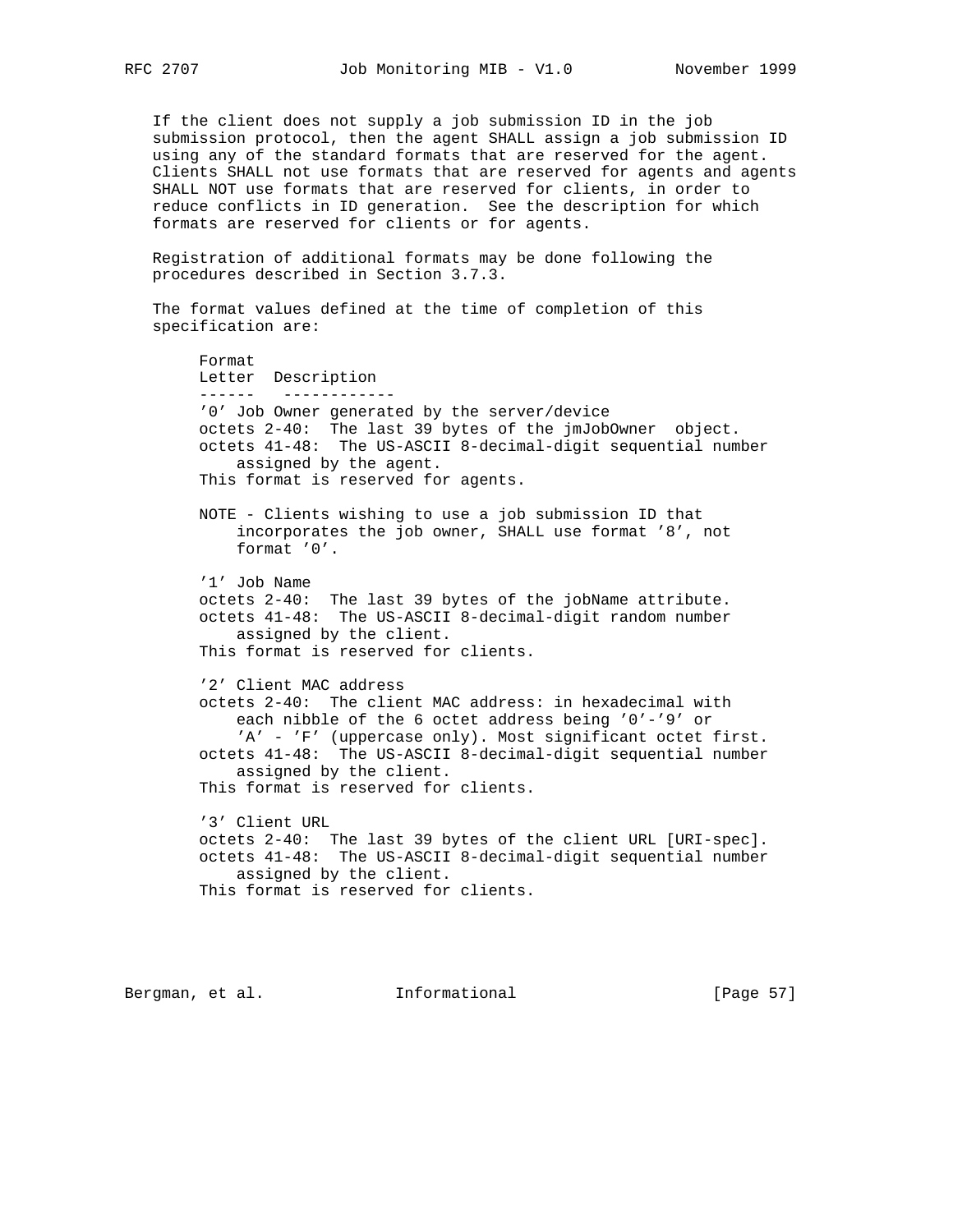If the client does not supply a job submission ID in the job submission protocol, then the agent SHALL assign a job submission ID using any of the standard formats that are reserved for the agent. Clients SHALL not use formats that are reserved for agents and agents SHALL NOT use formats that are reserved for clients, in order to reduce conflicts in ID generation. See the description for which formats are reserved for clients or for agents.

Registration of additional formats may be done following the procedures described in Section 3.7.3.

The format values defined at the time of completion of this specification are:

```
Format
Letter  Description
------   ------------
'0' Job Owner generated by the server/device
octets 2-40:  The last 39 bytes of the jmJobOwner  object.
octets 41-48:  The US-ASCII 8-decimal-digit sequential number
    assigned by the agent.
This format is reserved for agents.

NOTE - Clients wishing to use a job submission ID that
    incorporates the job owner, SHALL use format '8', not
    format '0'.

'1' Job Name
octets 2-40:  The last 39 bytes of the jobName attribute.
octets 41-48:  The US-ASCII 8-decimal-digit random number
    assigned by the client.
This format is reserved for clients.

'2' Client MAC address
octets 2-40:  The client MAC address: in hexadecimal with
    each nibble of the 6 octet address being '0'-'9' or
    'A' - 'F' (uppercase only). Most significant octet first.
octets 41-48:  The US-ASCII 8-decimal-digit sequential number
    assigned by the client.
This format is reserved for clients.

'3' Client URL
octets 2-40:  The last 39 bytes of the client URL [URI-spec].
octets 41-48:  The US-ASCII 8-decimal-digit sequential number
    assigned by the client.
This format is reserved for clients.
```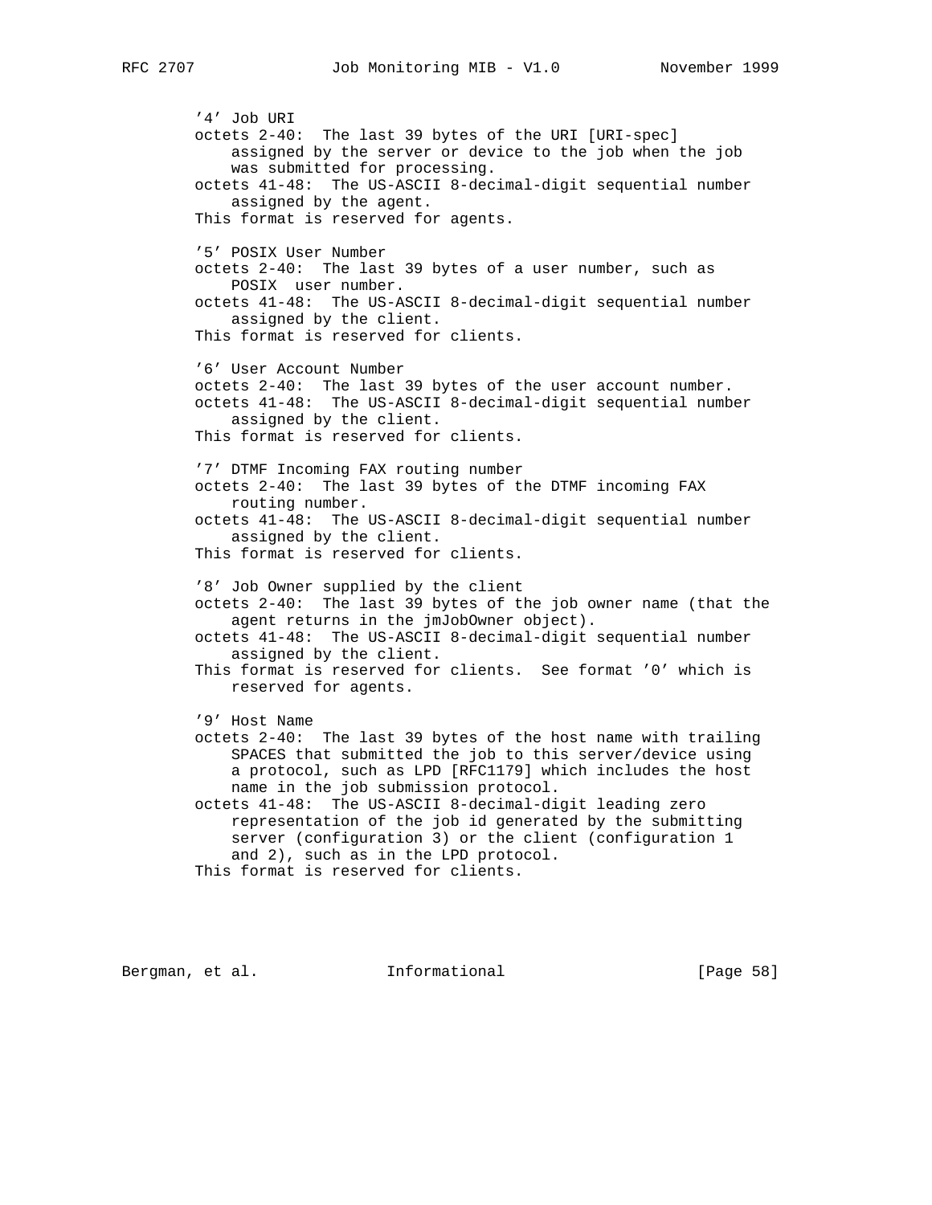'4' Job URI
octets 2-40: The last 39 bytes of the URI [URI-spec] assigned by the server or device to the job when the job was submitted for processing.
octets 41-48: The US-ASCII 8-decimal-digit sequential number assigned by the agent.
This format is reserved for agents.

'5' POSIX User Number
octets 2-40: The last 39 bytes of a user number, such as POSIX user number.
octets 41-48: The US-ASCII 8-decimal-digit sequential number assigned by the client.
This format is reserved for clients.

'6' User Account Number
octets 2-40: The last 39 bytes of the user account number.
octets 41-48: The US-ASCII 8-decimal-digit sequential number assigned by the client.
This format is reserved for clients.

'7' DTMF Incoming FAX routing number
octets 2-40: The last 39 bytes of the DTMF incoming FAX routing number.
octets 41-48: The US-ASCII 8-decimal-digit sequential number assigned by the client.
This format is reserved for clients.

'8' Job Owner supplied by the client
octets 2-40: The last 39 bytes of the job owner name (that the agent returns in the jmJobOwner object).
octets 41-48: The US-ASCII 8-decimal-digit sequential number assigned by the client.
This format is reserved for clients. See format '0' which is reserved for agents.

'9' Host Name
octets 2-40: The last 39 bytes of the host name with trailing SPACES that submitted the job to this server/device using a protocol, such as LPD [RFC1179] which includes the host name in the job submission protocol.
octets 41-48: The US-ASCII 8-decimal-digit leading zero representation of the job id generated by the submitting server (configuration 3) or the client (configuration 1 and 2), such as in the LPD protocol.
This format is reserved for clients.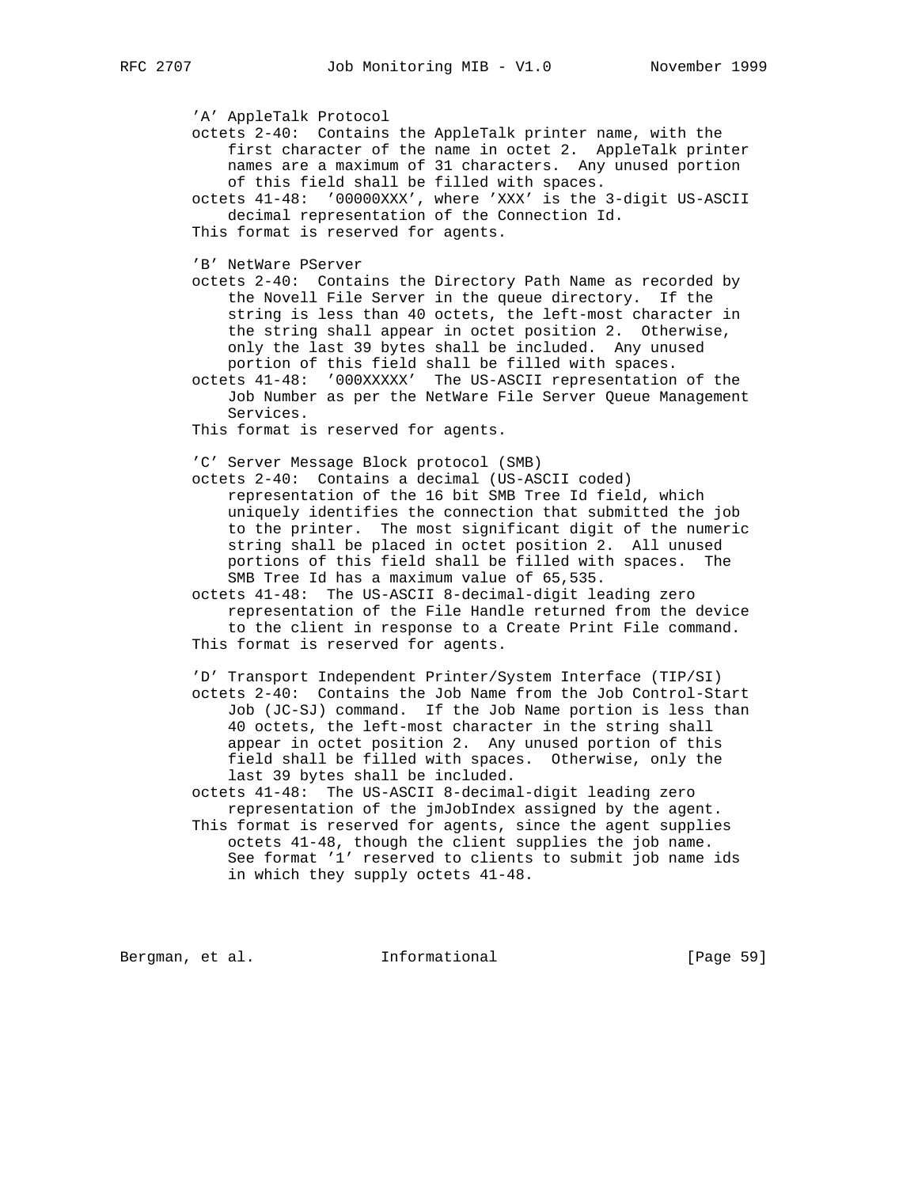'A' AppleTalk Protocol
octets 2-40: Contains the AppleTalk printer name, with the first character of the name in octet 2. AppleTalk printer names are a maximum of 31 characters. Any unused portion of this field shall be filled with spaces.
octets 41-48: '00000XXX', where 'XXX' is the 3-digit US-ASCII decimal representation of the Connection Id.
This format is reserved for agents.

'B' NetWare PServer
octets 2-40: Contains the Directory Path Name as recorded by the Novell File Server in the queue directory. If the string is less than 40 octets, the left-most character in the string shall appear in octet position 2. Otherwise, only the last 39 bytes shall be included. Any unused portion of this field shall be filled with spaces.
octets 41-48: '000XXXXX' The US-ASCII representation of the Job Number as per the NetWare File Server Queue Management Services.
This format is reserved for agents.

'C' Server Message Block protocol (SMB)
octets 2-40: Contains a decimal (US-ASCII coded) representation of the 16 bit SMB Tree Id field, which uniquely identifies the connection that submitted the job to the printer. The most significant digit of the numeric string shall be placed in octet position 2. All unused portions of this field shall be filled with spaces. The SMB Tree Id has a maximum value of 65,535.
octets 41-48: The US-ASCII 8-decimal-digit leading zero representation of the File Handle returned from the device to the client in response to a Create Print File command.
This format is reserved for agents.

'D' Transport Independent Printer/System Interface (TIP/SI)
octets 2-40: Contains the Job Name from the Job Control-Start Job (JC-SJ) command. If the Job Name portion is less than 40 octets, the left-most character in the string shall appear in octet position 2. Any unused portion of this field shall be filled with spaces. Otherwise, only the last 39 bytes shall be included.
octets 41-48: The US-ASCII 8-decimal-digit leading zero representation of the jmJobIndex assigned by the agent.
This format is reserved for agents, since the agent supplies octets 41-48, though the client supplies the job name. See format '1' reserved to clients to submit job name ids in which they supply octets 41-48.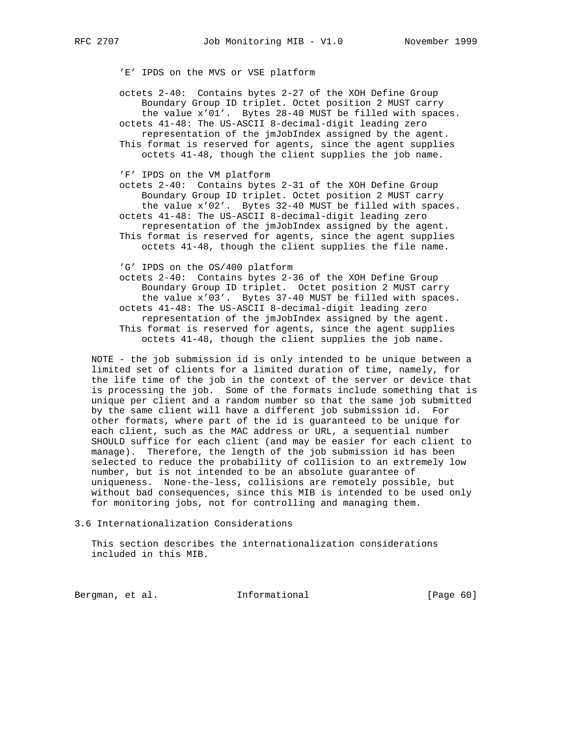'E' IPDS on the MVS or VSE platform

octets 2-40: Contains bytes 2-27 of the XOH Define Group Boundary Group ID triplet. Octet position 2 MUST carry the value x'01'. Bytes 28-40 MUST be filled with spaces.
octets 41-48: The US-ASCII 8-decimal-digit leading zero representation of the jmJobIndex assigned by the agent.
This format is reserved for agents, since the agent supplies octets 41-48, though the client supplies the job name.

'F' IPDS on the VM platform
octets 2-40: Contains bytes 2-31 of the XOH Define Group Boundary Group ID triplet. Octet position 2 MUST carry the value x'02'. Bytes 32-40 MUST be filled with spaces.
octets 41-48: The US-ASCII 8-decimal-digit leading zero representation of the jmJobIndex assigned by the agent.
This format is reserved for agents, since the agent supplies octets 41-48, though the client supplies the file name.

'G' IPDS on the OS/400 platform
octets 2-40: Contains bytes 2-36 of the XOH Define Group Boundary Group ID triplet. Octet position 2 MUST carry the value x'03'. Bytes 37-40 MUST be filled with spaces.
octets 41-48: The US-ASCII 8-decimal-digit leading zero representation of the jmJobIndex assigned by the agent.
This format is reserved for agents, since the agent supplies octets 41-48, though the client supplies the job name.

NOTE - the job submission id is only intended to be unique between a limited set of clients for a limited duration of time, namely, for the life time of the job in the context of the server or device that is processing the job. Some of the formats include something that is unique per client and a random number so that the same job submitted by the same client will have a different job submission id. For other formats, where part of the id is guaranteed to be unique for each client, such as the MAC address or URL, a sequential number SHOULD suffice for each client (and may be easier for each client to manage). Therefore, the length of the job submission id has been selected to reduce the probability of collision to an extremely low number, but is not intended to be an absolute guarantee of uniqueness. None-the-less, collisions are remotely possible, but without bad consequences, since this MIB is intended to be used only for monitoring jobs, not for controlling and managing them.

## 3.6 Internationalization Considerations

This section describes the internationalization considerations included in this MIB.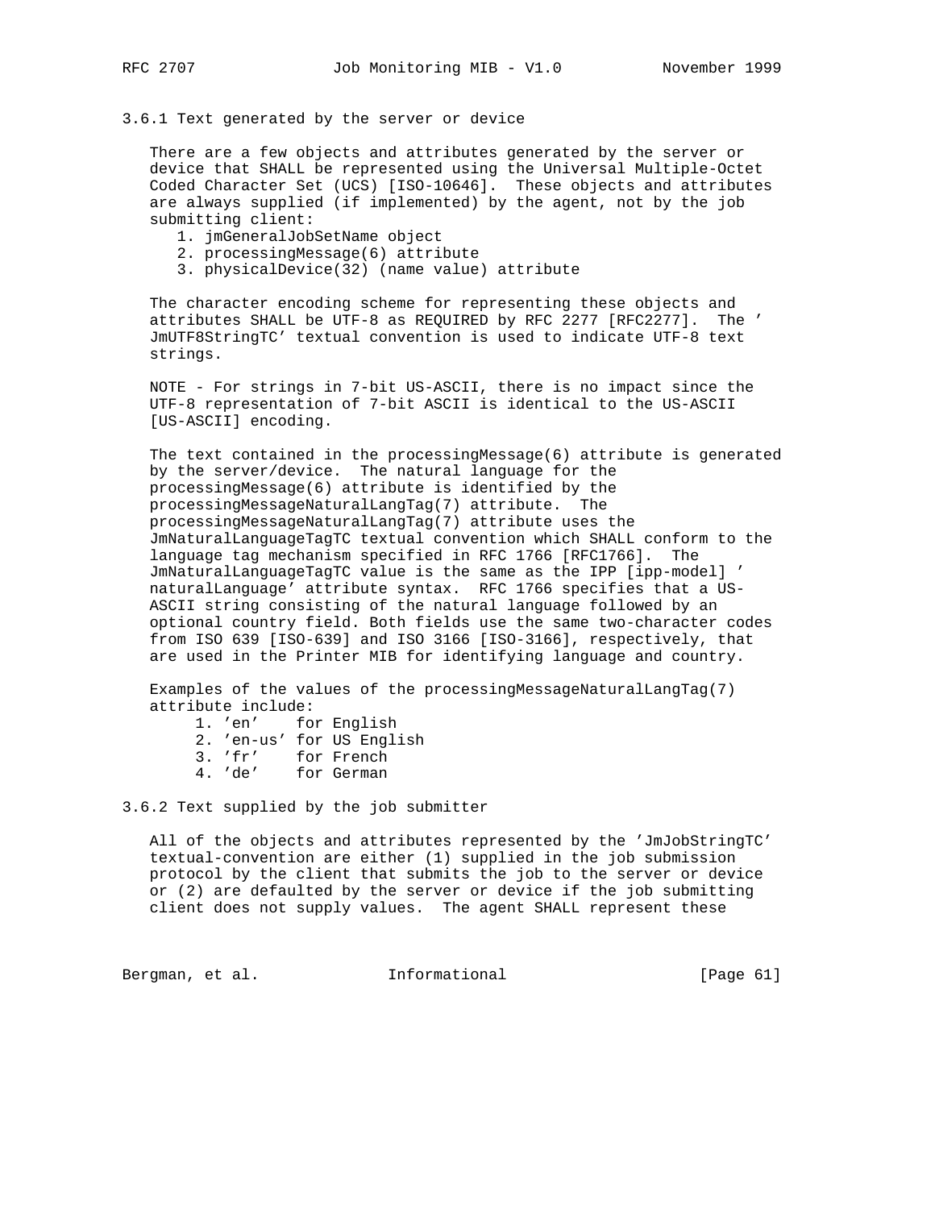### 3.6.1 Text generated by the server or device

There are a few objects and attributes generated by the server or device that SHALL be represented using the Universal Multiple-Octet Coded Character Set (UCS) [ISO-10646]. These objects and attributes are always supplied (if implemented) by the agent, not by the job submitting client:

1. jmGeneralJobSetName object
2. processingMessage(6) attribute
3. physicalDevice(32) (name value) attribute

The character encoding scheme for representing these objects and attributes SHALL be UTF-8 as REQUIRED by RFC 2277 [RFC2277]. The 'JmUTF8StringTC' textual convention is used to indicate UTF-8 text strings.

NOTE - For strings in 7-bit US-ASCII, there is no impact since the UTF-8 representation of 7-bit ASCII is identical to the US-ASCII [US-ASCII] encoding.

The text contained in the processingMessage(6) attribute is generated by the server/device. The natural language for the processingMessage(6) attribute is identified by the processingMessageNaturalLangTag(7) attribute. The processingMessageNaturalLangTag(7) attribute uses the JmNaturalLanguageTagTC textual convention which SHALL conform to the language tag mechanism specified in RFC 1766 [RFC1766]. The JmNaturalLanguageTagTC value is the same as the IPP [ipp-model] 'naturalLanguage' attribute syntax. RFC 1766 specifies that a US-ASCII string consisting of the natural language followed by an optional country field. Both fields use the same two-character codes from ISO 639 [ISO-639] and ISO 3166 [ISO-3166], respectively, that are used in the Printer MIB for identifying language and country.

Examples of the values of the processingMessageNaturalLangTag(7) attribute include:

1. 'en' for English
2. 'en-us' for US English
3. 'fr' for French
4. 'de' for German

### 3.6.2 Text supplied by the job submitter

All of the objects and attributes represented by the 'JmJobStringTC' textual-convention are either (1) supplied in the job submission protocol by the client that submits the job to the server or device or (2) are defaulted by the server or device if the job submitting client does not supply values. The agent SHALL represent these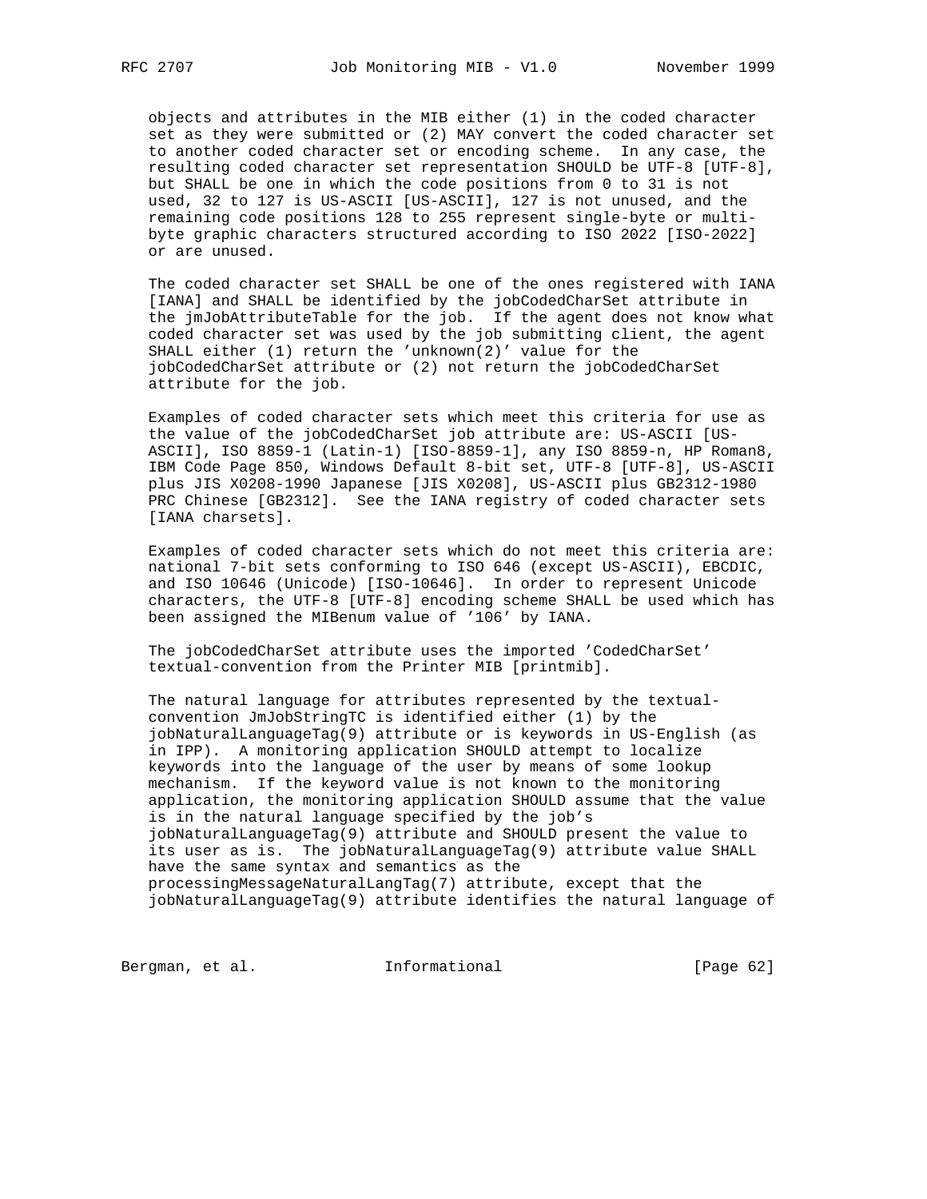objects and attributes in the MIB either (1) in the coded character set as they were submitted or (2) MAY convert the coded character set to another coded character set or encoding scheme. In any case, the resulting coded character set representation SHOULD be UTF-8 [UTF-8], but SHALL be one in which the code positions from 0 to 31 is not used, 32 to 127 is US-ASCII [US-ASCII], 127 is not unused, and the remaining code positions 128 to 255 represent single-byte or multi-byte graphic characters structured according to ISO 2022 [ISO-2022] or are unused.

The coded character set SHALL be one of the ones registered with IANA [IANA] and SHALL be identified by the jobCodedCharSet attribute in the jmJobAttributeTable for the job. If the agent does not know what coded character set was used by the job submitting client, the agent SHALL either (1) return the 'unknown(2)' value for the jobCodedCharSet attribute or (2) not return the jobCodedCharSet attribute for the job.

Examples of coded character sets which meet this criteria for use as the value of the jobCodedCharSet job attribute are: US-ASCII [US-ASCII], ISO 8859-1 (Latin-1) [ISO-8859-1], any ISO 8859-n, HP Roman8, IBM Code Page 850, Windows Default 8-bit set, UTF-8 [UTF-8], US-ASCII plus JIS X0208-1990 Japanese [JIS X0208], US-ASCII plus GB2312-1980 PRC Chinese [GB2312]. See the IANA registry of coded character sets [IANA charsets].

Examples of coded character sets which do not meet this criteria are: national 7-bit sets conforming to ISO 646 (except US-ASCII), EBCDIC, and ISO 10646 (Unicode) [ISO-10646]. In order to represent Unicode characters, the UTF-8 [UTF-8] encoding scheme SHALL be used which has been assigned the MIBenum value of '106' by IANA.

The jobCodedCharSet attribute uses the imported 'CodedCharSet' textual-convention from the Printer MIB [printmib].

The natural language for attributes represented by the textual-convention JmJobStringTC is identified either (1) by the jobNaturalLanguageTag(9) attribute or is keywords in US-English (as in IPP). A monitoring application SHOULD attempt to localize keywords into the language of the user by means of some lookup mechanism. If the keyword value is not known to the monitoring application, the monitoring application SHOULD assume that the value is in the natural language specified by the job's jobNaturalLanguageTag(9) attribute and SHOULD present the value to its user as is. The jobNaturalLanguageTag(9) attribute value SHALL have the same syntax and semantics as the processingMessageNaturalLangTag(7) attribute, except that the jobNaturalLanguageTag(9) attribute identifies the natural language of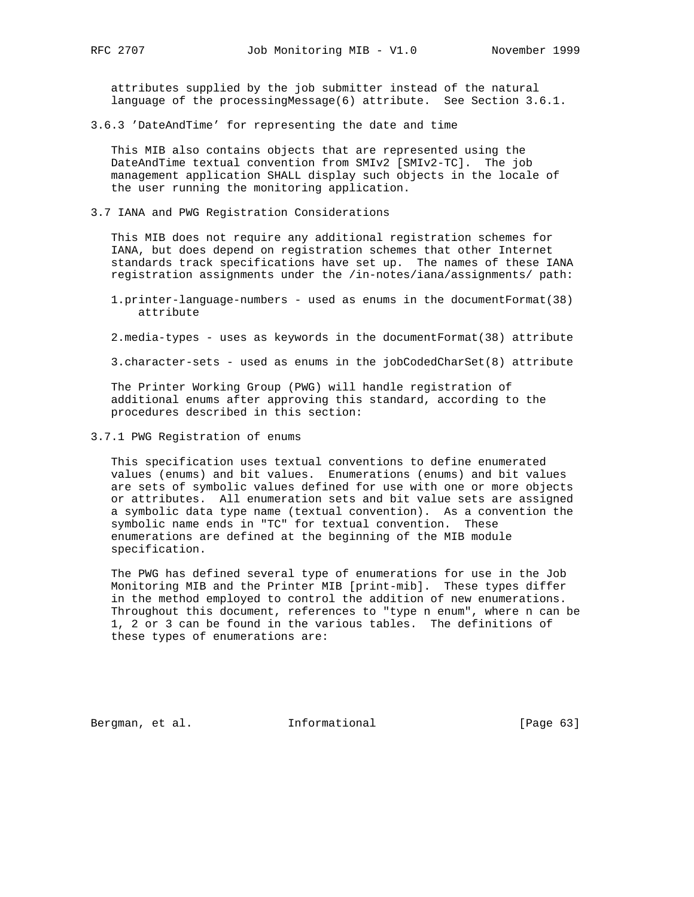attributes supplied by the job submitter instead of the natural language of the processingMessage(6) attribute. See Section 3.6.1.

### 3.6.3 'DateAndTime' for representing the date and time

This MIB also contains objects that are represented using the DateAndTime textual convention from SMIv2 [SMIv2-TC]. The job management application SHALL display such objects in the locale of the user running the monitoring application.

## 3.7 IANA and PWG Registration Considerations

This MIB does not require any additional registration schemes for IANA, but does depend on registration schemes that other Internet standards track specifications have set up. The names of these IANA registration assignments under the /in-notes/iana/assignments/ path:

1. printer-language-numbers - used as enums in the documentFormat(38) attribute

2. media-types - uses as keywords in the documentFormat(38) attribute

3. character-sets - used as enums in the jobCodedCharSet(8) attribute

The Printer Working Group (PWG) will handle registration of additional enums after approving this standard, according to the procedures described in this section:

### 3.7.1 PWG Registration of enums

This specification uses textual conventions to define enumerated values (enums) and bit values. Enumerations (enums) and bit values are sets of symbolic values defined for use with one or more objects or attributes. All enumeration sets and bit value sets are assigned a symbolic data type name (textual convention). As a convention the symbolic name ends in "TC" for textual convention. These enumerations are defined at the beginning of the MIB module specification.

The PWG has defined several type of enumerations for use in the Job Monitoring MIB and the Printer MIB [print-mib]. These types differ in the method employed to control the addition of new enumerations. Throughout this document, references to "type n enum", where n can be 1, 2 or 3 can be found in the various tables. The definitions of these types of enumerations are: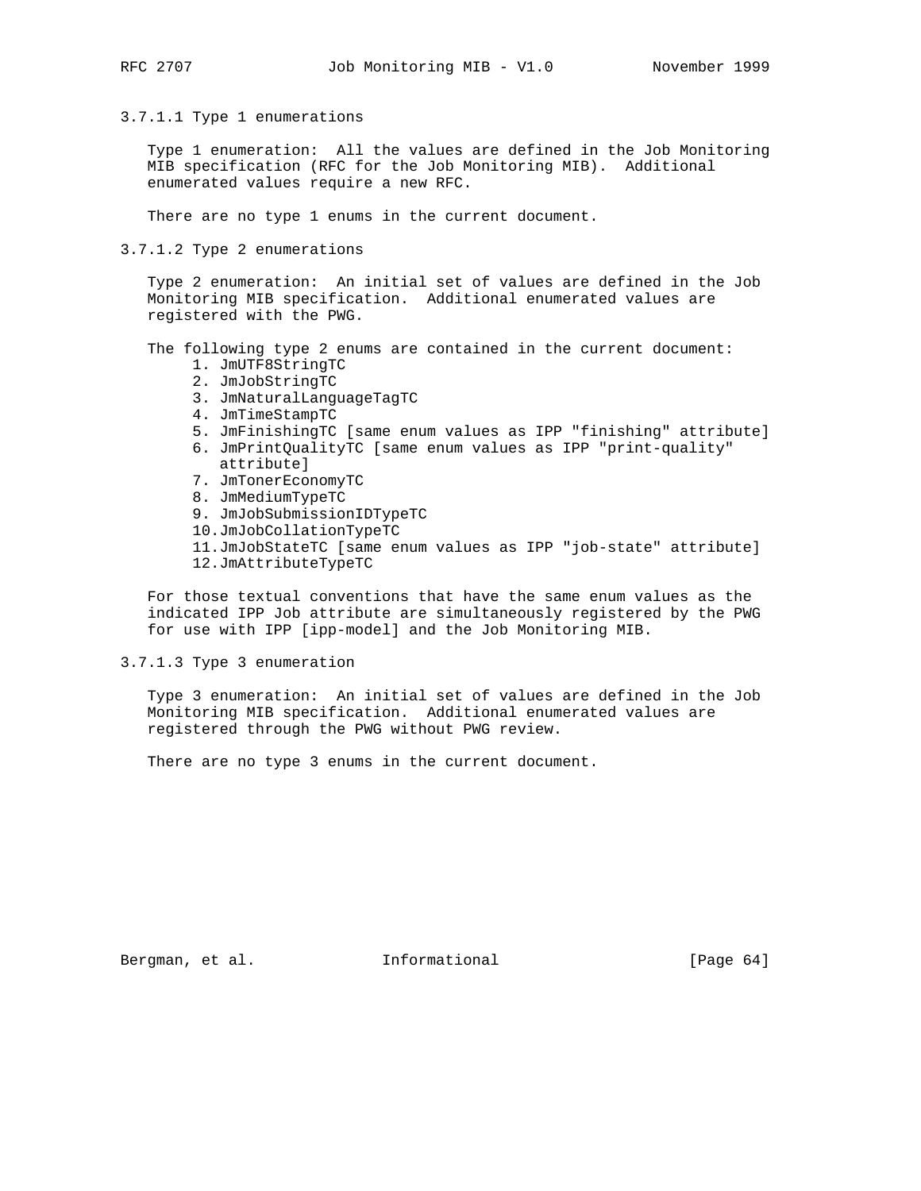#### 3.7.1.1 Type 1 enumerations

Type 1 enumeration: All the values are defined in the Job Monitoring MIB specification (RFC for the Job Monitoring MIB). Additional enumerated values require a new RFC.

There are no type 1 enums in the current document.

#### 3.7.1.2 Type 2 enumerations

Type 2 enumeration: An initial set of values are defined in the Job Monitoring MIB specification. Additional enumerated values are registered with the PWG.

The following type 2 enums are contained in the current document:

1. JmUTF8StringTC
2. JmJobStringTC
3. JmNaturalLanguageTagTC
4. JmTimeStampTC
5. JmFinishingTC [same enum values as IPP "finishing" attribute]
6. JmPrintQualityTC [same enum values as IPP "print-quality" attribute]
7. JmTonerEconomyTC
8. JmMediumTypeTC
9. JmJobSubmissionIDTypeTC
10. JmJobCollationTypeTC
11. JmJobStateTC [same enum values as IPP "job-state" attribute]
12. JmAttributeTypeTC

For those textual conventions that have the same enum values as the indicated IPP Job attribute are simultaneously registered by the PWG for use with IPP [ipp-model] and the Job Monitoring MIB.

#### 3.7.1.3 Type 3 enumeration

Type 3 enumeration: An initial set of values are defined in the Job Monitoring MIB specification. Additional enumerated values are registered through the PWG without PWG review.

There are no type 3 enums in the current document.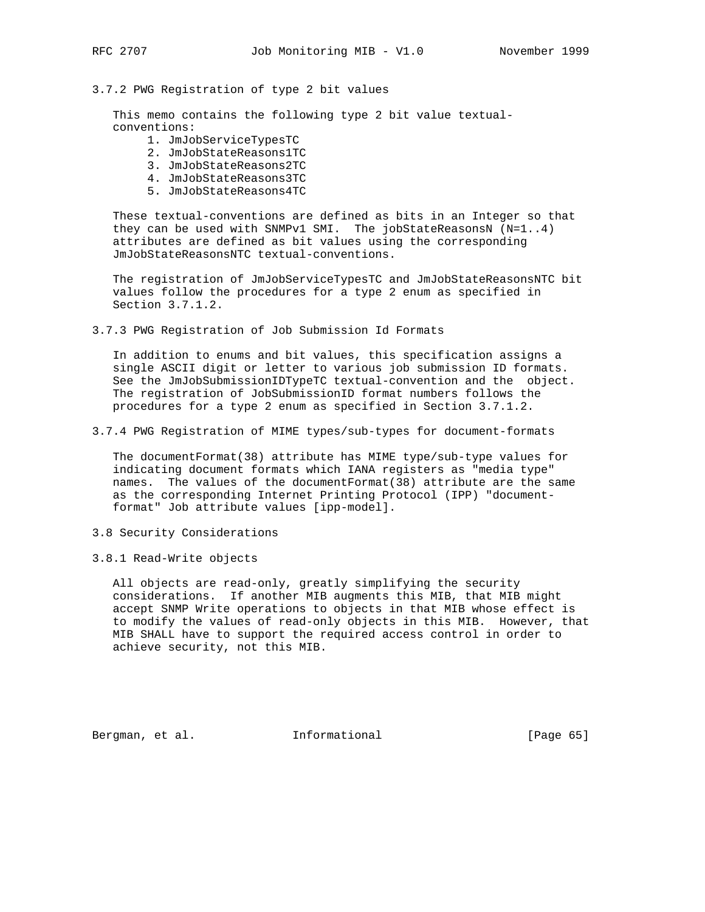### 3.7.2 PWG Registration of type 2 bit values

This memo contains the following type 2 bit value textual-conventions:

1. JmJobServiceTypesTC
2. JmJobStateReasons1TC
3. JmJobStateReasons2TC
4. JmJobStateReasons3TC
5. JmJobStateReasons4TC

These textual-conventions are defined as bits in an Integer so that they can be used with SNMPv1 SMI. The jobStateReasonsN (N=1..4) attributes are defined as bit values using the corresponding JmJobStateReasonsNTC textual-conventions.

The registration of JmJobServiceTypesTC and JmJobStateReasonsNTC bit values follow the procedures for a type 2 enum as specified in Section 3.7.1.2.

### 3.7.3 PWG Registration of Job Submission Id Formats

In addition to enums and bit values, this specification assigns a single ASCII digit or letter to various job submission ID formats. See the JmJobSubmissionIDTypeTC textual-convention and the object. The registration of JobSubmissionID format numbers follows the procedures for a type 2 enum as specified in Section 3.7.1.2.

### 3.7.4 PWG Registration of MIME types/sub-types for document-formats

The documentFormat(38) attribute has MIME type/sub-type values for indicating document formats which IANA registers as "media type" names. The values of the documentFormat(38) attribute are the same as the corresponding Internet Printing Protocol (IPP) "document-format" Job attribute values [ipp-model].

## 3.8 Security Considerations

### 3.8.1 Read-Write objects

All objects are read-only, greatly simplifying the security considerations. If another MIB augments this MIB, that MIB might accept SNMP Write operations to objects in that MIB whose effect is to modify the values of read-only objects in this MIB. However, that MIB SHALL have to support the required access control in order to achieve security, not this MIB.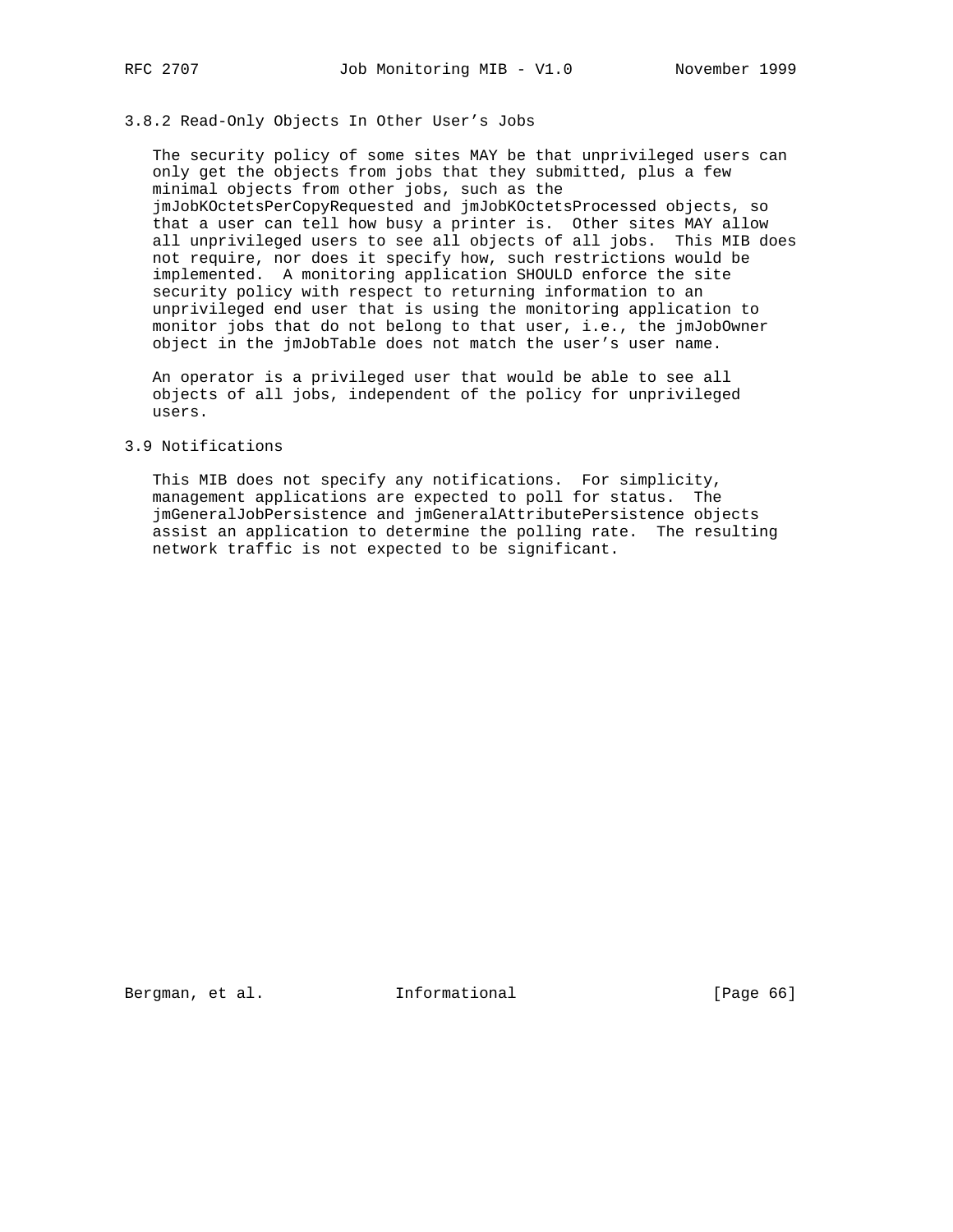### 3.8.2 Read-Only Objects In Other User's Jobs

The security policy of some sites MAY be that unprivileged users can only get the objects from jobs that they submitted, plus a few minimal objects from other jobs, such as the jmJobKOctetsPerCopyRequested and jmJobKOctetsProcessed objects, so that a user can tell how busy a printer is. Other sites MAY allow all unprivileged users to see all objects of all jobs. This MIB does not require, nor does it specify how, such restrictions would be implemented. A monitoring application SHOULD enforce the site security policy with respect to returning information to an unprivileged end user that is using the monitoring application to monitor jobs that do not belong to that user, i.e., the jmJobOwner object in the jmJobTable does not match the user's user name.

An operator is a privileged user that would be able to see all objects of all jobs, independent of the policy for unprivileged users.

## 3.9 Notifications

This MIB does not specify any notifications. For simplicity, management applications are expected to poll for status. The jmGeneralJobPersistence and jmGeneralAttributePersistence objects assist an application to determine the polling rate. The resulting network traffic is not expected to be significant.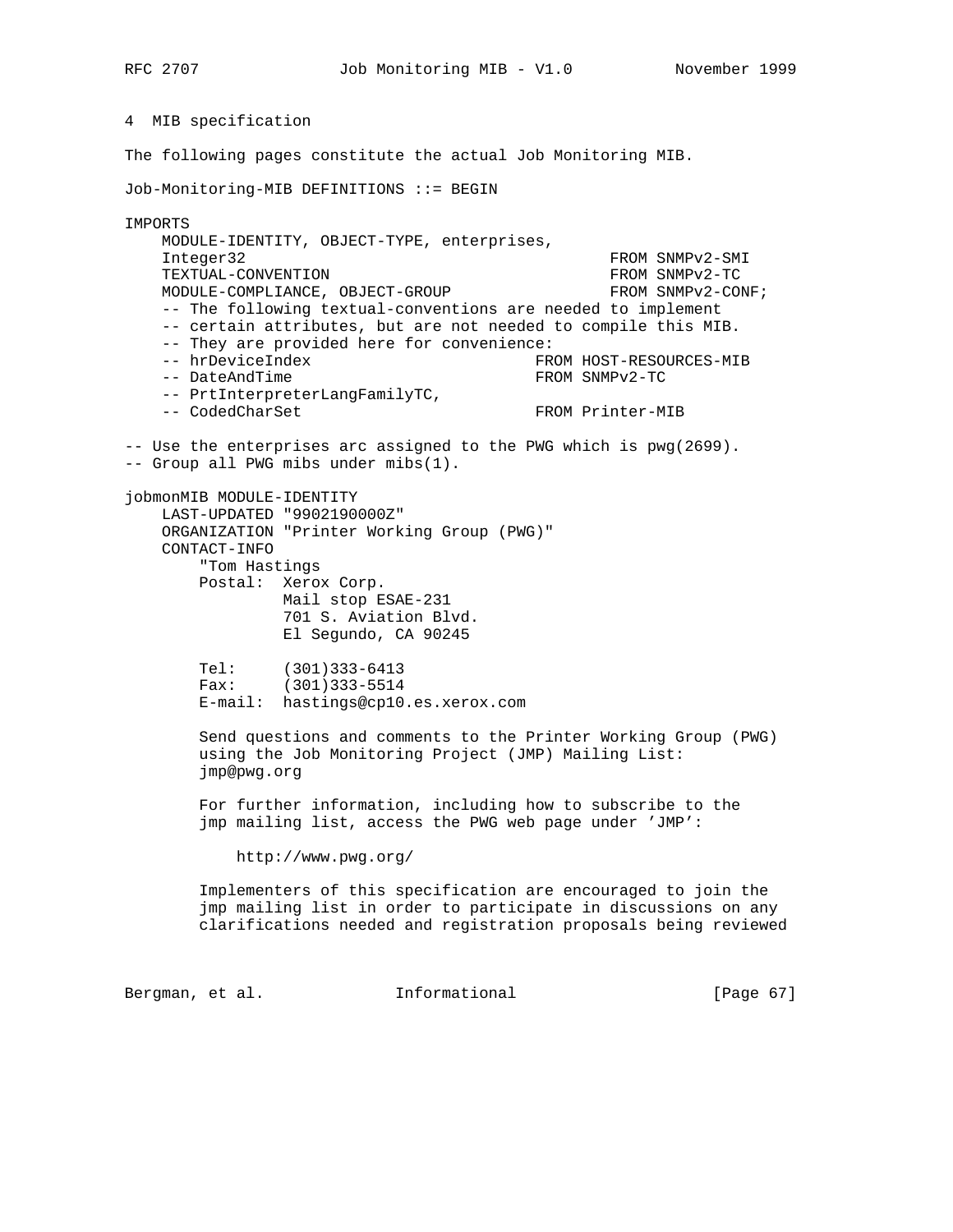## 4 MIB specification

The following pages constitute the actual Job Monitoring MIB.

```
Job-Monitoring-MIB DEFINITIONS ::= BEGIN

IMPORTS
    MODULE-IDENTITY, OBJECT-TYPE, enterprises,
    Integer32                                       FROM SNMPv2-SMI
    TEXTUAL-CONVENTION                              FROM SNMPv2-TC
    MODULE-COMPLIANCE, OBJECT-GROUP                 FROM SNMPv2-CONF;
    -- The following textual-conventions are needed to implement
    -- certain attributes, but are not needed to compile this MIB.
    -- They are provided here for convenience:
    -- hrDeviceIndex                        FROM HOST-RESOURCES-MIB
    -- DateAndTime                          FROM SNMPv2-TC
    -- PrtInterpreterLangFamilyTC,
    -- CodedCharSet                         FROM Printer-MIB

-- Use the enterprises arc assigned to the PWG which is pwg(2699).
-- Group all PWG mibs under mibs(1).

jobmonMIB MODULE-IDENTITY
    LAST-UPDATED "9902190000Z"
    ORGANIZATION "Printer Working Group (PWG)"
    CONTACT-INFO
        "Tom Hastings
        Postal:  Xerox Corp.
                 Mail stop ESAE-231
                 701 S. Aviation Blvd.
                 El Segundo, CA 90245

        Tel:     (301)333-6413
        Fax:     (301)333-5514
        E-mail:  hastings@cp10.es.xerox.com

        Send questions and comments to the Printer Working Group (PWG)
        using the Job Monitoring Project (JMP) Mailing List:
        jmp@pwg.org

        For further information, including how to subscribe to the
        jmp mailing list, access the PWG web page under 'JMP':

            http://www.pwg.org/

        Implementers of this specification are encouraged to join the
        jmp mailing list in order to participate in discussions on any
        clarifications needed and registration proposals being reviewed
```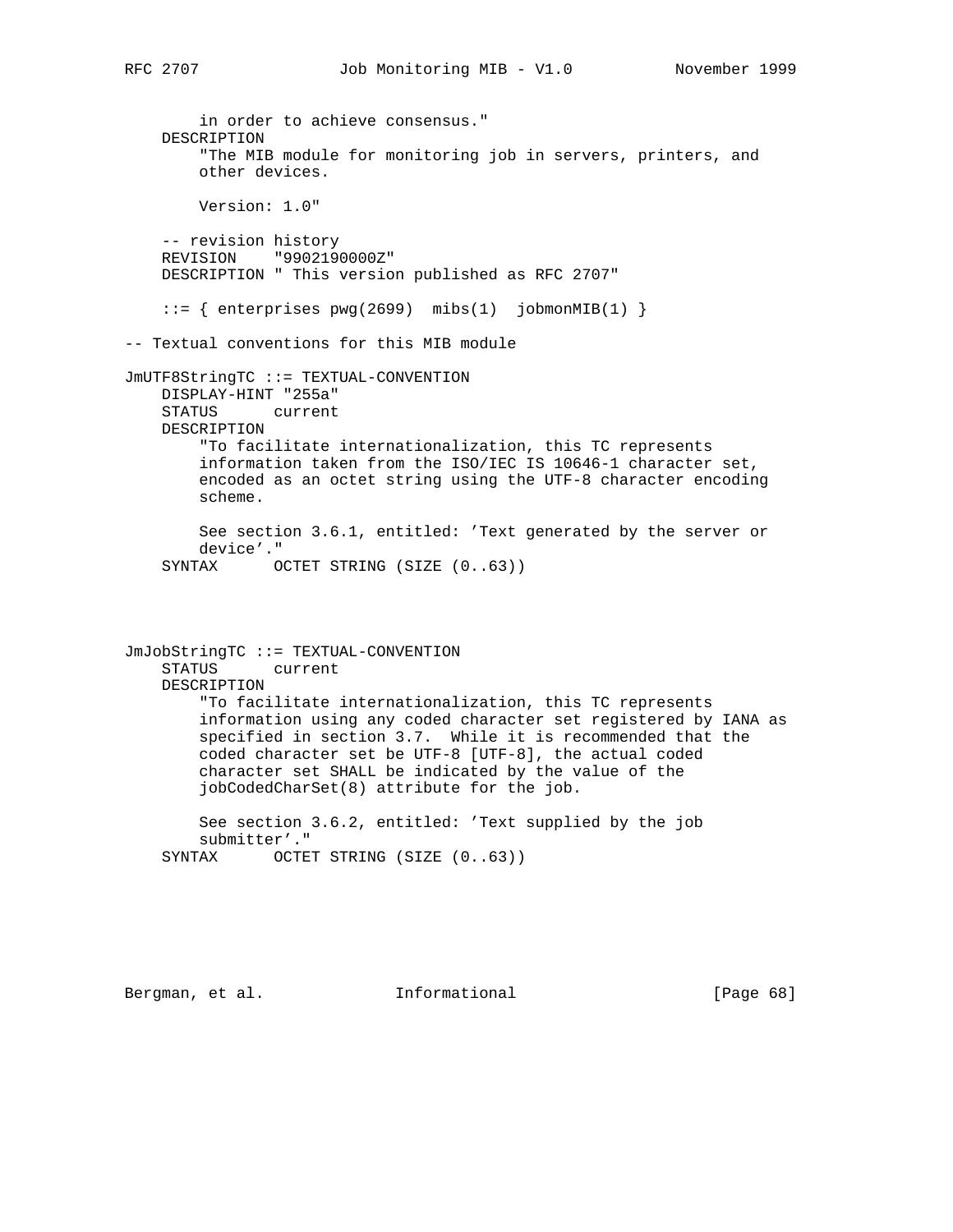```
        in order to achieve consensus."
    DESCRIPTION
        "The MIB module for monitoring job in servers, printers, and
        other devices.

        Version: 1.0"

    -- revision history
    REVISION    "9902190000Z"
    DESCRIPTION " This version published as RFC 2707"

    ::= { enterprises pwg(2699)  mibs(1)  jobmonMIB(1) }

-- Textual conventions for this MIB module

JmUTF8StringTC ::= TEXTUAL-CONVENTION
    DISPLAY-HINT "255a"
    STATUS      current
    DESCRIPTION
        "To facilitate internationalization, this TC represents
        information taken from the ISO/IEC IS 10646-1 character set,
        encoded as an octet string using the UTF-8 character encoding
        scheme.

        See section 3.6.1, entitled: 'Text generated by the server or
        device'."
    SYNTAX      OCTET STRING (SIZE (0..63))



JmJobStringTC ::= TEXTUAL-CONVENTION
    STATUS      current
    DESCRIPTION
        "To facilitate internationalization, this TC represents
        information using any coded character set registered by IANA as
        specified in section 3.7.  While it is recommended that the
        coded character set be UTF-8 [UTF-8], the actual coded
        character set SHALL be indicated by the value of the
        jobCodedCharSet(8) attribute for the job.

        See section 3.6.2, entitled: 'Text supplied by the job
        submitter'."
    SYNTAX      OCTET STRING (SIZE (0..63))
```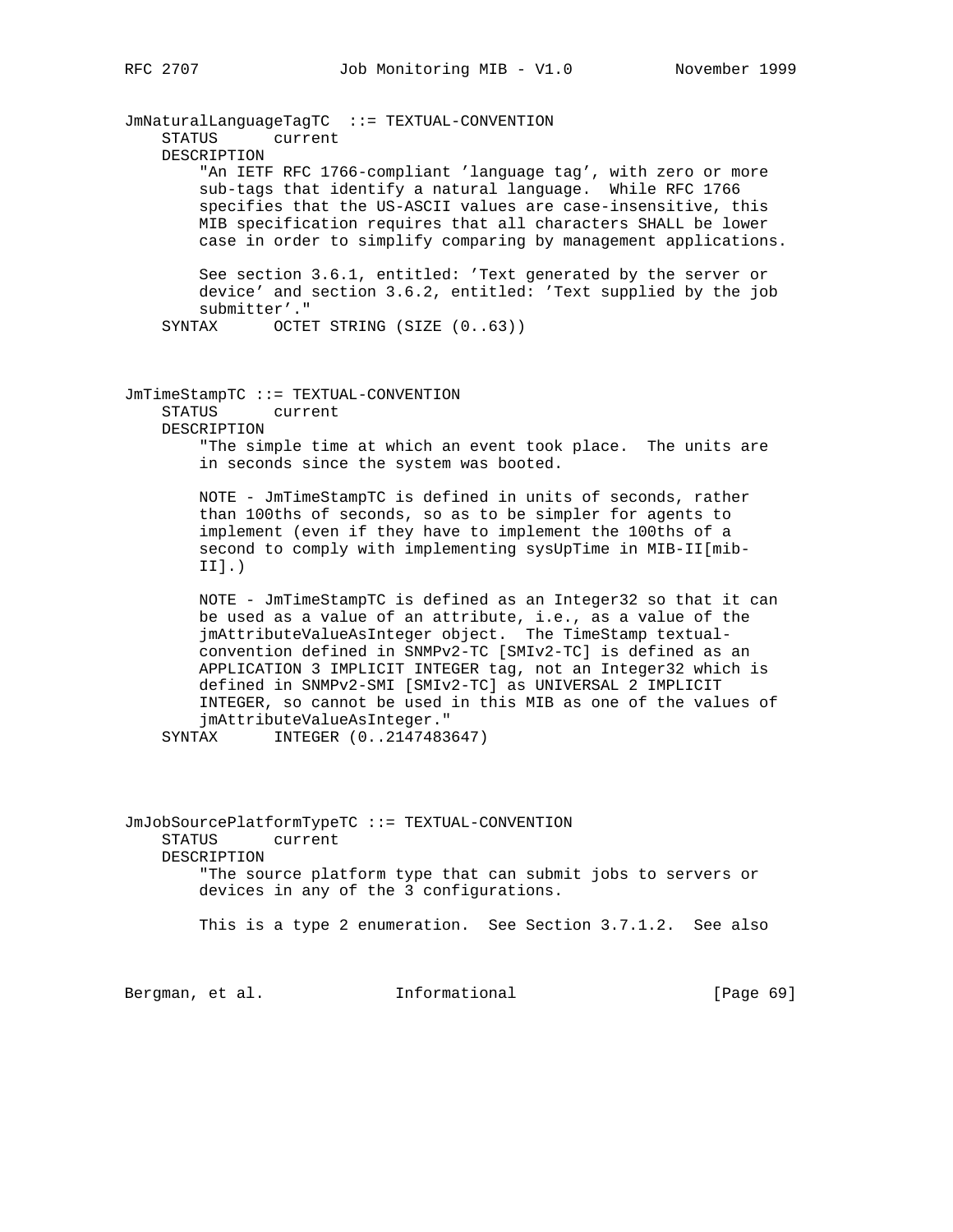```
JmNaturalLanguageTagTC  ::= TEXTUAL-CONVENTION
    STATUS      current
    DESCRIPTION
        "An IETF RFC 1766-compliant 'language tag', with zero or more
        sub-tags that identify a natural language.  While RFC 1766
        specifies that the US-ASCII values are case-insensitive, this
        MIB specification requires that all characters SHALL be lower
        case in order to simplify comparing by management applications.

        See section 3.6.1, entitled: 'Text generated by the server or
        device' and section 3.6.2, entitled: 'Text supplied by the job
        submitter'."
    SYNTAX      OCTET STRING (SIZE (0..63))



JmTimeStampTC ::= TEXTUAL-CONVENTION
    STATUS      current
    DESCRIPTION
        "The simple time at which an event took place.  The units are
        in seconds since the system was booted.

        NOTE - JmTimeStampTC is defined in units of seconds, rather
        than 100ths of seconds, so as to be simpler for agents to
        implement (even if they have to implement the 100ths of a
        second to comply with implementing sysUpTime in MIB-II[mib-
        II].)

        NOTE - JmTimeStampTC is defined as an Integer32 so that it can
        be used as a value of an attribute, i.e., as a value of the
        jmAttributeValueAsInteger object.  The TimeStamp textual-
        convention defined in SNMPv2-TC [SMIv2-TC] is defined as an
        APPLICATION 3 IMPLICIT INTEGER tag, not an Integer32 which is
        defined in SNMPv2-SMI [SMIv2-TC] as UNIVERSAL 2 IMPLICIT
        INTEGER, so cannot be used in this MIB as one of the values of
        jmAttributeValueAsInteger."
    SYNTAX      INTEGER (0..2147483647)




JmJobSourcePlatformTypeTC ::= TEXTUAL-CONVENTION
    STATUS      current
    DESCRIPTION
        "The source platform type that can submit jobs to servers or
        devices in any of the 3 configurations.

        This is a type 2 enumeration.  See Section 3.7.1.2.  See also
```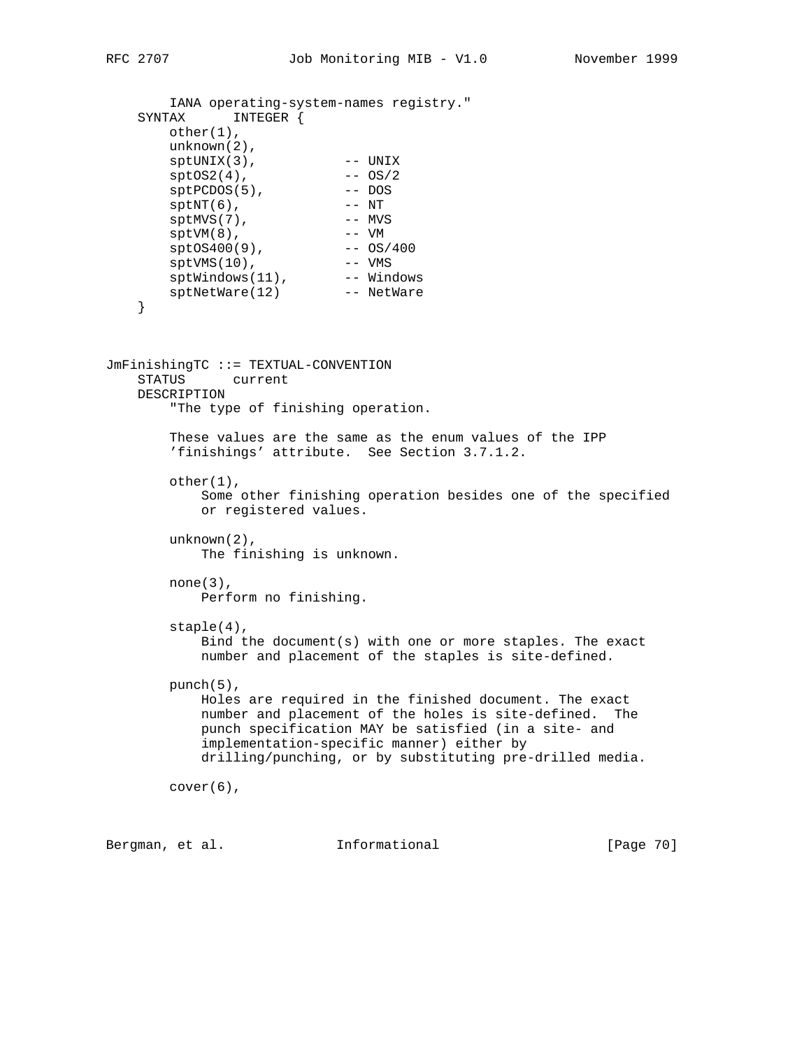```
        IANA operating-system-names registry."
    SYNTAX      INTEGER {
        other(1),
        unknown(2),
        sptUNIX(3),            -- UNIX
        sptOS2(4),             -- OS/2
        sptPCDOS(5),           -- DOS
        sptNT(6),              -- NT
        sptMVS(7),             -- MVS
        sptVM(8),              -- VM
        sptOS400(9),           -- OS/400
        sptVMS(10),            -- VMS
        sptWindows(11),        -- Windows
        sptNetWare(12)         -- NetWare
    }



JmFinishingTC ::= TEXTUAL-CONVENTION
    STATUS      current
    DESCRIPTION
        "The type of finishing operation.

        These values are the same as the enum values of the IPP
        'finishings' attribute.  See Section 3.7.1.2.

        other(1),
            Some other finishing operation besides one of the specified
            or registered values.

        unknown(2),
            The finishing is unknown.

        none(3),
            Perform no finishing.

        staple(4),
            Bind the document(s) with one or more staples. The exact
            number and placement of the staples is site-defined.

        punch(5),
            Holes are required in the finished document. The exact
            number and placement of the holes is site-defined.  The
            punch specification MAY be satisfied (in a site- and
            implementation-specific manner) either by
            drilling/punching, or by substituting pre-drilled media.

        cover(6),
```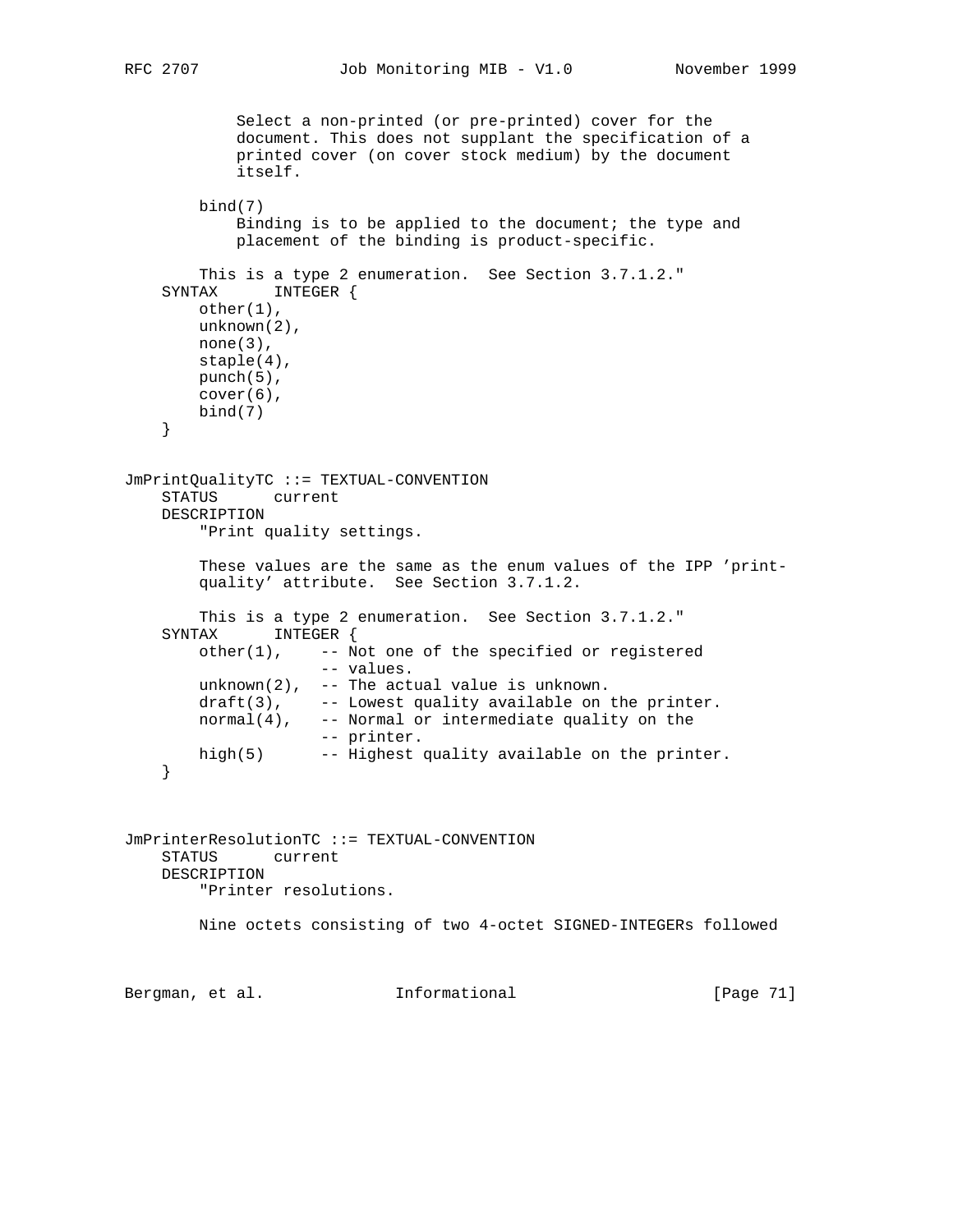```
            Select a non-printed (or pre-printed) cover for the
            document. This does not supplant the specification of a
            printed cover (on cover stock medium) by the document
            itself.

        bind(7)
            Binding is to be applied to the document; the type and
            placement of the binding is product-specific.

        This is a type 2 enumeration.  See Section 3.7.1.2."
    SYNTAX      INTEGER {
        other(1),
        unknown(2),
        none(3),
        staple(4),
        punch(5),
        cover(6),
        bind(7)
    }


JmPrintQualityTC ::= TEXTUAL-CONVENTION
    STATUS      current
    DESCRIPTION
        "Print quality settings.

        These values are the same as the enum values of the IPP 'print-
        quality' attribute.  See Section 3.7.1.2.

        This is a type 2 enumeration.  See Section 3.7.1.2."
    SYNTAX      INTEGER {
        other(1),    -- Not one of the specified or registered
                     -- values.
        unknown(2),  -- The actual value is unknown.
        draft(3),    -- Lowest quality available on the printer.
        normal(4),   -- Normal or intermediate quality on the
                     -- printer.
        high(5)      -- Highest quality available on the printer.
    }



JmPrinterResolutionTC ::= TEXTUAL-CONVENTION
    STATUS      current
    DESCRIPTION
        "Printer resolutions.

        Nine octets consisting of two 4-octet SIGNED-INTEGERs followed
```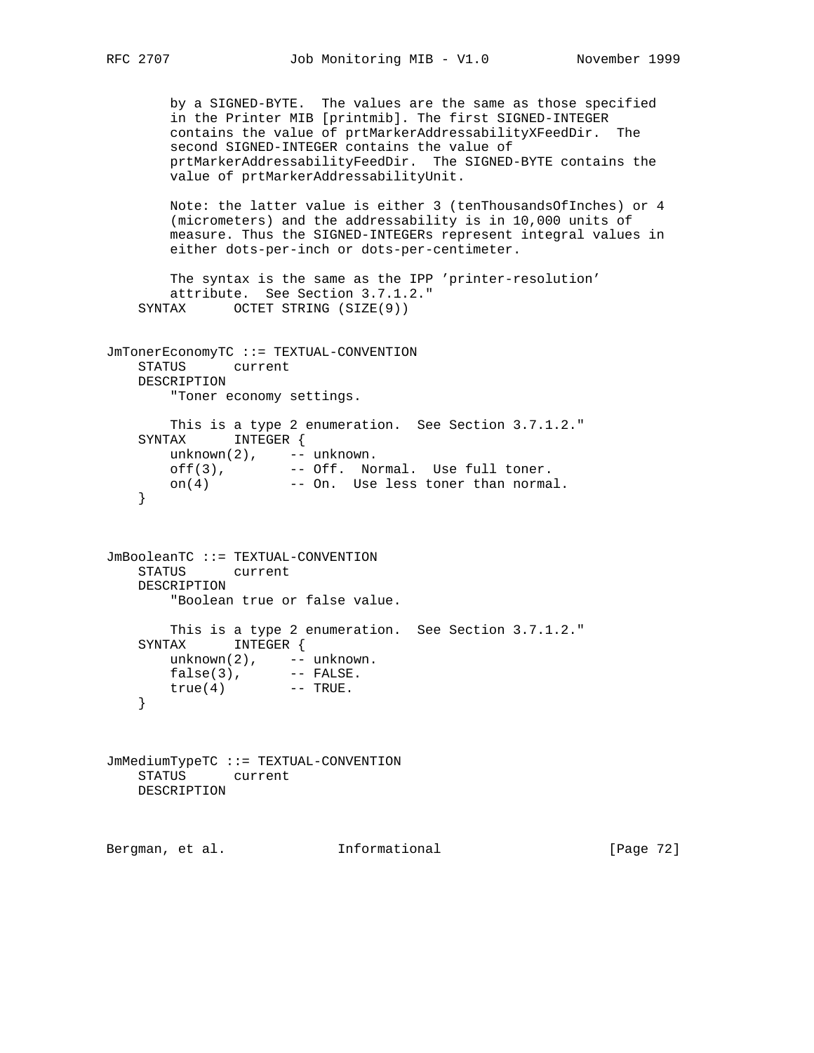```
        by a SIGNED-BYTE.  The values are the same as those specified
        in the Printer MIB [printmib]. The first SIGNED-INTEGER
        contains the value of prtMarkerAddressabilityXFeedDir.  The
        second SIGNED-INTEGER contains the value of
        prtMarkerAddressabilityFeedDir.  The SIGNED-BYTE contains the
        value of prtMarkerAddressabilityUnit.

        Note: the latter value is either 3 (tenThousandsOfInches) or 4
        (micrometers) and the addressability is in 10,000 units of
        measure. Thus the SIGNED-INTEGERs represent integral values in
        either dots-per-inch or dots-per-centimeter.

        The syntax is the same as the IPP 'printer-resolution'
        attribute.  See Section 3.7.1.2."
    SYNTAX      OCTET STRING (SIZE(9))


JmTonerEconomyTC ::= TEXTUAL-CONVENTION
    STATUS      current
    DESCRIPTION
        "Toner economy settings.

        This is a type 2 enumeration.  See Section 3.7.1.2."
    SYNTAX      INTEGER {
        unknown(2),    -- unknown.
        off(3),        -- Off.  Normal.  Use full toner.
        on(4)          -- On.  Use less toner than normal.
    }



JmBooleanTC ::= TEXTUAL-CONVENTION
    STATUS      current
    DESCRIPTION
        "Boolean true or false value.

        This is a type 2 enumeration.  See Section 3.7.1.2."
    SYNTAX      INTEGER {
        unknown(2),    -- unknown.
        false(3),      -- FALSE.
        true(4)        -- TRUE.
    }



JmMediumTypeTC ::= TEXTUAL-CONVENTION
    STATUS      current
    DESCRIPTION
```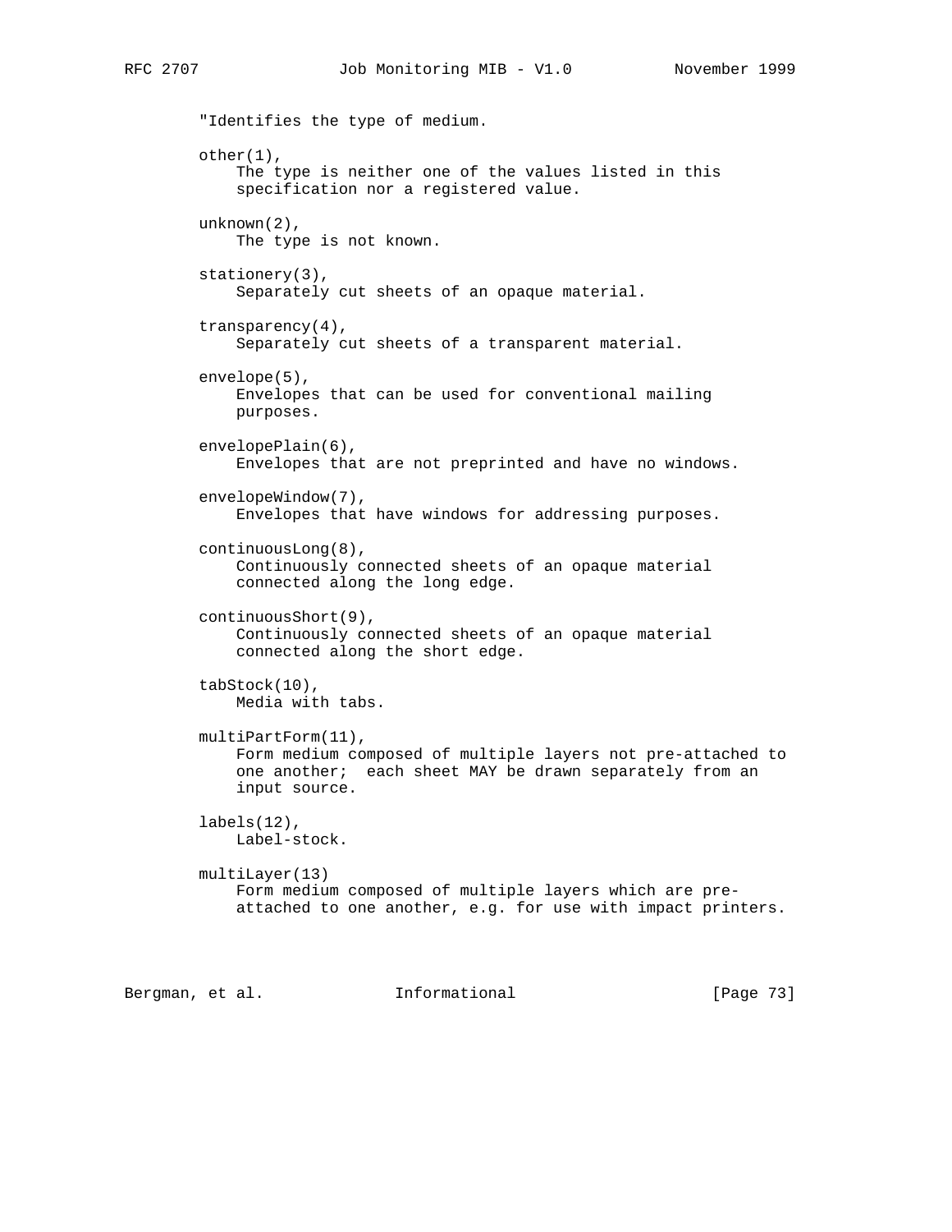```
        "Identifies the type of medium.

        other(1),
            The type is neither one of the values listed in this
            specification nor a registered value.

        unknown(2),
            The type is not known.

        stationery(3),
            Separately cut sheets of an opaque material.

        transparency(4),
            Separately cut sheets of a transparent material.

        envelope(5),
            Envelopes that can be used for conventional mailing
            purposes.

        envelopePlain(6),
            Envelopes that are not preprinted and have no windows.

        envelopeWindow(7),
            Envelopes that have windows for addressing purposes.

        continuousLong(8),
            Continuously connected sheets of an opaque material
            connected along the long edge.

        continuousShort(9),
            Continuously connected sheets of an opaque material
            connected along the short edge.

        tabStock(10),
            Media with tabs.

        multiPartForm(11),
            Form medium composed of multiple layers not pre-attached to
            one another;  each sheet MAY be drawn separately from an
            input source.

        labels(12),
            Label-stock.

        multiLayer(13)
            Form medium composed of multiple layers which are pre-
            attached to one another, e.g. for use with impact printers.
```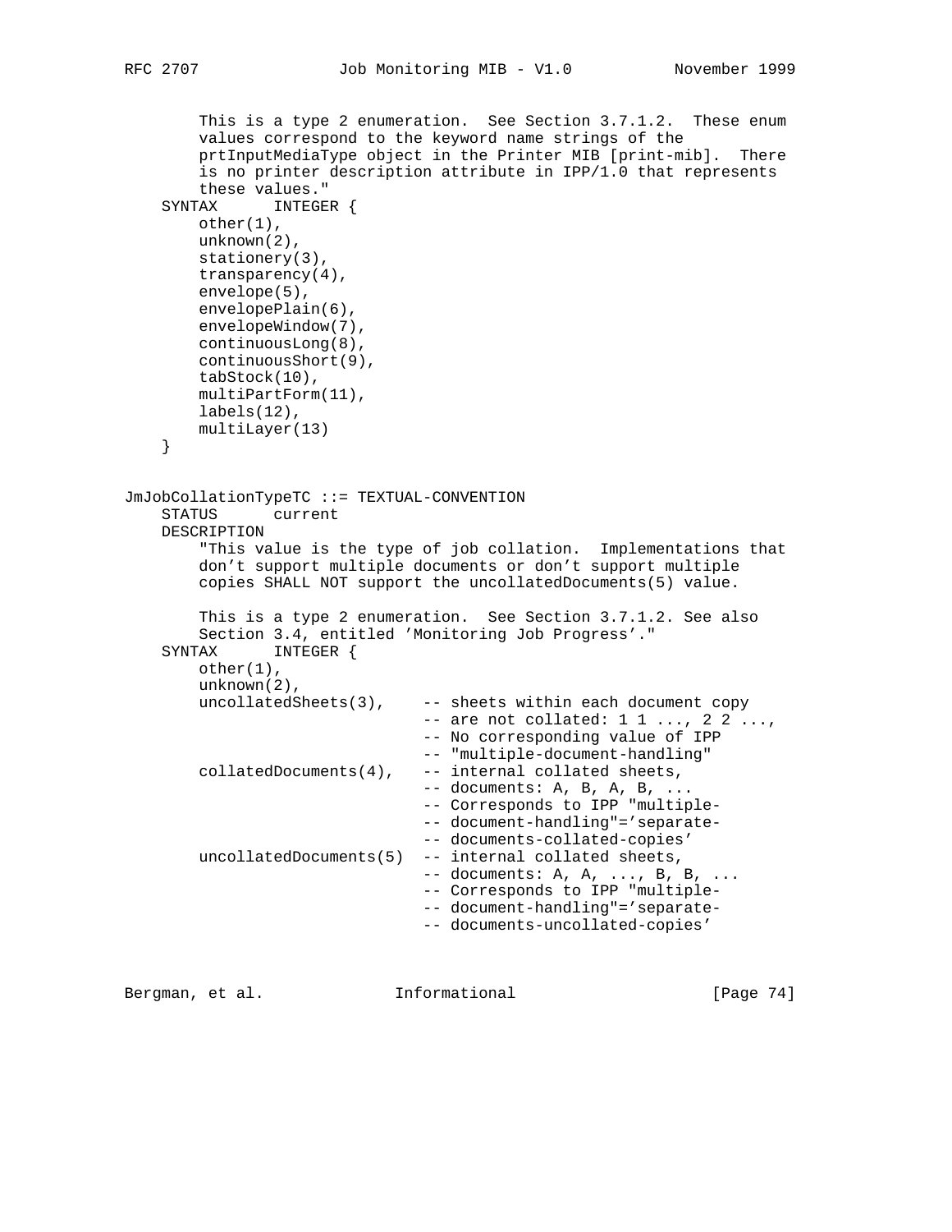```
        This is a type 2 enumeration.  See Section 3.7.1.2.  These enum
        values correspond to the keyword name strings of the
        prtInputMediaType object in the Printer MIB [print-mib].  There
        is no printer description attribute in IPP/1.0 that represents
        these values."
    SYNTAX      INTEGER {
        other(1),
        unknown(2),
        stationery(3),
        transparency(4),
        envelope(5),
        envelopePlain(6),
        envelopeWindow(7),
        continuousLong(8),
        continuousShort(9),
        tabStock(10),
        multiPartForm(11),
        labels(12),
        multiLayer(13)
    }


JmJobCollationTypeTC ::= TEXTUAL-CONVENTION
    STATUS      current
    DESCRIPTION
        "This value is the type of job collation.  Implementations that
        don't support multiple documents or don't support multiple
        copies SHALL NOT support the uncollatedDocuments(5) value.

        This is a type 2 enumeration.  See Section 3.7.1.2. See also
        Section 3.4, entitled 'Monitoring Job Progress'."
    SYNTAX      INTEGER {
        other(1),
        unknown(2),
        uncollatedSheets(3),    -- sheets within each document copy
                                -- are not collated: 1 1 ..., 2 2 ...,
                                -- No corresponding value of IPP
                                -- "multiple-document-handling"
        collatedDocuments(4),   -- internal collated sheets,
                                -- documents: A, B, A, B, ...
                                -- Corresponds to IPP "multiple-
                                -- document-handling"='separate-
                                -- documents-collated-copies'
        uncollatedDocuments(5)  -- internal collated sheets,
                                -- documents: A, A, ..., B, B, ...
                                -- Corresponds to IPP "multiple-
                                -- document-handling"='separate-
                                -- documents-uncollated-copies'
```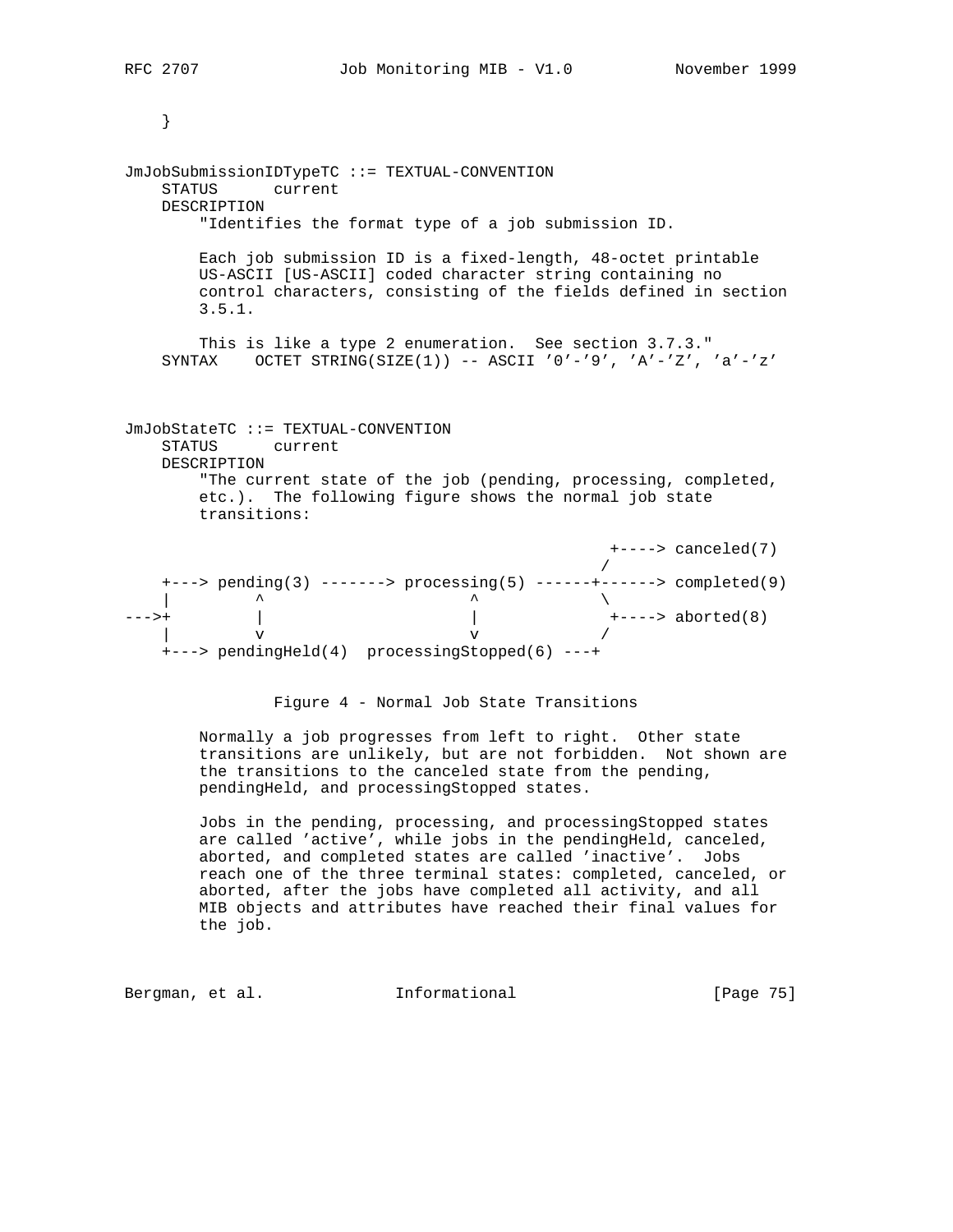```
    }


JmJobSubmissionIDTypeTC ::= TEXTUAL-CONVENTION
    STATUS      current
    DESCRIPTION
        "Identifies the format type of a job submission ID.

        Each job submission ID is a fixed-length, 48-octet printable
        US-ASCII [US-ASCII] coded character string containing no
        control characters, consisting of the fields defined in section
        3.5.1.

        This is like a type 2 enumeration.  See section 3.7.3."
    SYNTAX    OCTET STRING(SIZE(1)) -- ASCII '0'-'9', 'A'-'Z', 'a'-'z'



JmJobStateTC ::= TEXTUAL-CONVENTION
    STATUS      current
    DESCRIPTION
        "The current state of the job (pending, processing, completed,
        etc.).  The following figure shows the normal job state
        transitions:

                                                 +----> canceled(7)
                                                /
    +---> pending(3) -------> processing(5) ------+------> completed(9)
    |         ^                    ^             \
--->+         |                    |              +----> aborted(8)
    |         v                    v             /
    +---> pendingHeld(4)  processingStopped(6) ---+


                Figure 4 - Normal Job State Transitions

        Normally a job progresses from left to right.  Other state
        transitions are unlikely, but are not forbidden.  Not shown are
        the transitions to the canceled state from the pending,
        pendingHeld, and processingStopped states.

        Jobs in the pending, processing, and processingStopped states
        are called 'active', while jobs in the pendingHeld, canceled,
        aborted, and completed states are called 'inactive'.  Jobs
        reach one of the three terminal states: completed, canceled, or
        aborted, after the jobs have completed all activity, and all
        MIB objects and attributes have reached their final values for
        the job.
```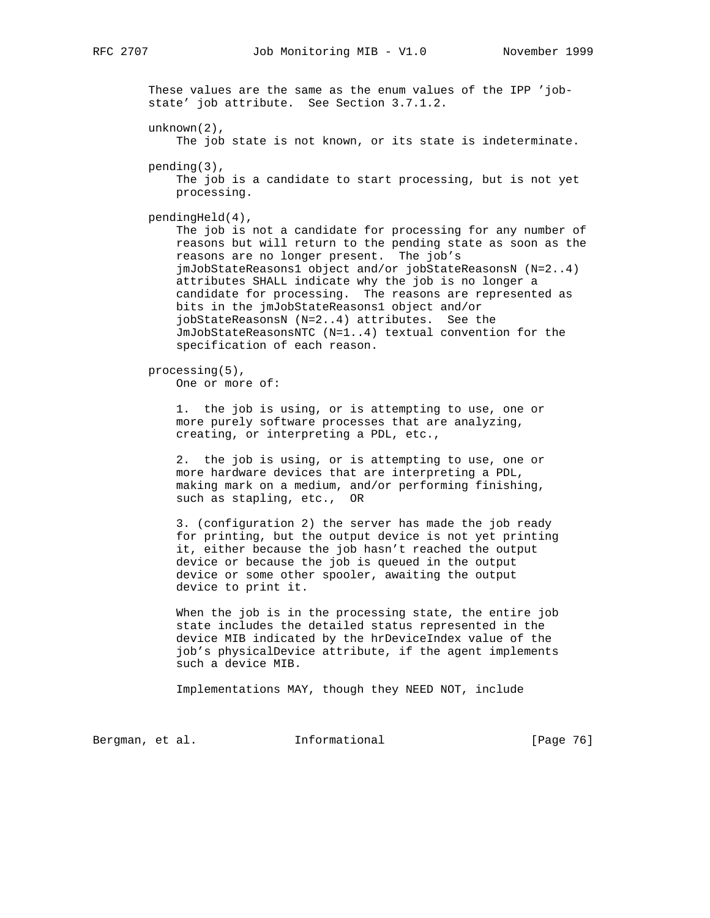These values are the same as the enum values of the IPP 'job-state' job attribute. See Section 3.7.1.2.

unknown(2),
    The job state is not known, or its state is indeterminate.

pending(3),
    The job is a candidate to start processing, but is not yet processing.

pendingHeld(4),
    The job is not a candidate for processing for any number of reasons but will return to the pending state as soon as the reasons are no longer present. The job's jmJobStateReasons1 object and/or jobStateReasonsN (N=2..4) attributes SHALL indicate why the job is no longer a candidate for processing. The reasons are represented as bits in the jmJobStateReasons1 object and/or jobStateReasonsN (N=2..4) attributes. See the JmJobStateReasonsNTC (N=1..4) textual convention for the specification of each reason.

processing(5),
    One or more of:

    1. the job is using, or is attempting to use, one or more purely software processes that are analyzing, creating, or interpreting a PDL, etc.,

    2. the job is using, or is attempting to use, one or more hardware devices that are interpreting a PDL, making mark on a medium, and/or performing finishing, such as stapling, etc., OR

    3. (configuration 2) the server has made the job ready for printing, but the output device is not yet printing it, either because the job hasn't reached the output device or because the job is queued in the output device or some other spooler, awaiting the output device to print it.

    When the job is in the processing state, the entire job state includes the detailed status represented in the device MIB indicated by the hrDeviceIndex value of the job's physicalDevice attribute, if the agent implements such a device MIB.

    Implementations MAY, though they NEED NOT, include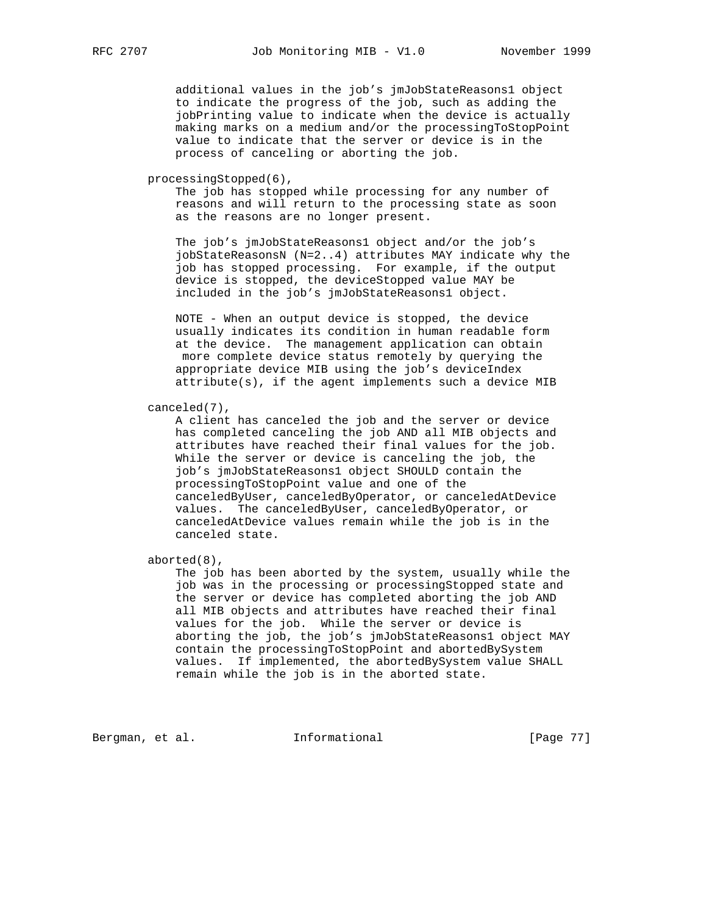additional values in the job’s jmJobStateReasons1 object to indicate the progress of the job, such as adding the jobPrinting value to indicate when the device is actually making marks on a medium and/or the processingToStopPoint value to indicate that the server or device is in the process of canceling or aborting the job.

processingStopped(6),

The job has stopped while processing for any number of reasons and will return to the processing state as soon as the reasons are no longer present.

The job’s jmJobStateReasons1 object and/or the job’s jobStateReasonsN (N=2..4) attributes MAY indicate why the job has stopped processing. For example, if the output device is stopped, the deviceStopped value MAY be included in the job’s jmJobStateReasons1 object.

NOTE - When an output device is stopped, the device usually indicates its condition in human readable form at the device. The management application can obtain more complete device status remotely by querying the appropriate device MIB using the job’s deviceIndex attribute(s), if the agent implements such a device MIB

canceled(7),

A client has canceled the job and the server or device has completed canceling the job AND all MIB objects and attributes have reached their final values for the job. While the server or device is canceling the job, the job’s jmJobStateReasons1 object SHOULD contain the processingToStopPoint value and one of the canceledByUser, canceledByOperator, or canceledAtDevice values. The canceledByUser, canceledByOperator, or canceledAtDevice values remain while the job is in the canceled state.

aborted(8),

The job has been aborted by the system, usually while the job was in the processing or processingStopped state and the server or device has completed aborting the job AND all MIB objects and attributes have reached their final values for the job. While the server or device is aborting the job, the job’s jmJobStateReasons1 object MAY contain the processingToStopPoint and abortedBySystem values. If implemented, the abortedBySystem value SHALL remain while the job is in the aborted state.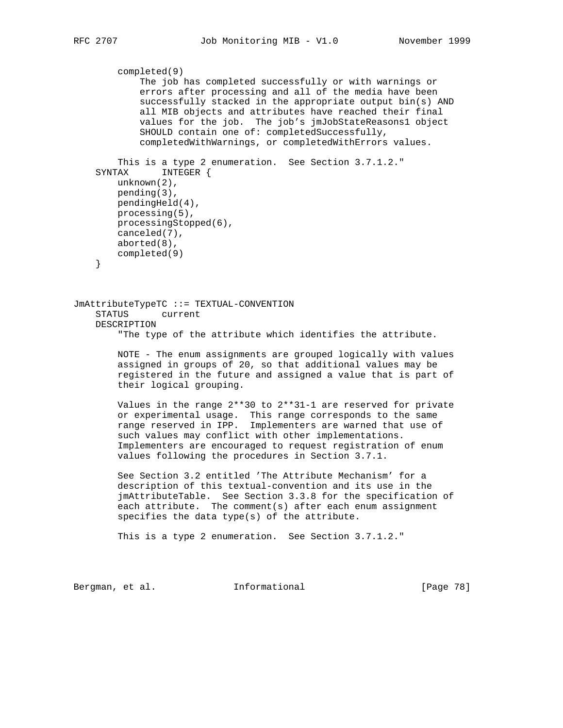```
        completed(9)
            The job has completed successfully or with warnings or
            errors after processing and all of the media have been
            successfully stacked in the appropriate output bin(s) AND
            all MIB objects and attributes have reached their final
            values for the job.  The job's jmJobStateReasons1 object
            SHOULD contain one of: completedSuccessfully,
            completedWithWarnings, or completedWithErrors values.

        This is a type 2 enumeration.  See Section 3.7.1.2."
    SYNTAX      INTEGER {
        unknown(2),
        pending(3),
        pendingHeld(4),
        processing(5),
        processingStopped(6),
        canceled(7),
        aborted(8),
        completed(9)
    }



JmAttributeTypeTC ::= TEXTUAL-CONVENTION
    STATUS      current
    DESCRIPTION
        "The type of the attribute which identifies the attribute.

        NOTE - The enum assignments are grouped logically with values
        assigned in groups of 20, so that additional values may be
        registered in the future and assigned a value that is part of
        their logical grouping.

        Values in the range 2**30 to 2**31-1 are reserved for private
        or experimental usage.  This range corresponds to the same
        range reserved in IPP.  Implementers are warned that use of
        such values may conflict with other implementations.
        Implementers are encouraged to request registration of enum
        values following the procedures in Section 3.7.1.

        See Section 3.2 entitled 'The Attribute Mechanism' for a
        description of this textual-convention and its use in the
        jmAttributeTable.  See Section 3.3.8 for the specification of
        each attribute.  The comment(s) after each enum assignment
        specifies the data type(s) of the attribute.

        This is a type 2 enumeration.  See Section 3.7.1.2."
```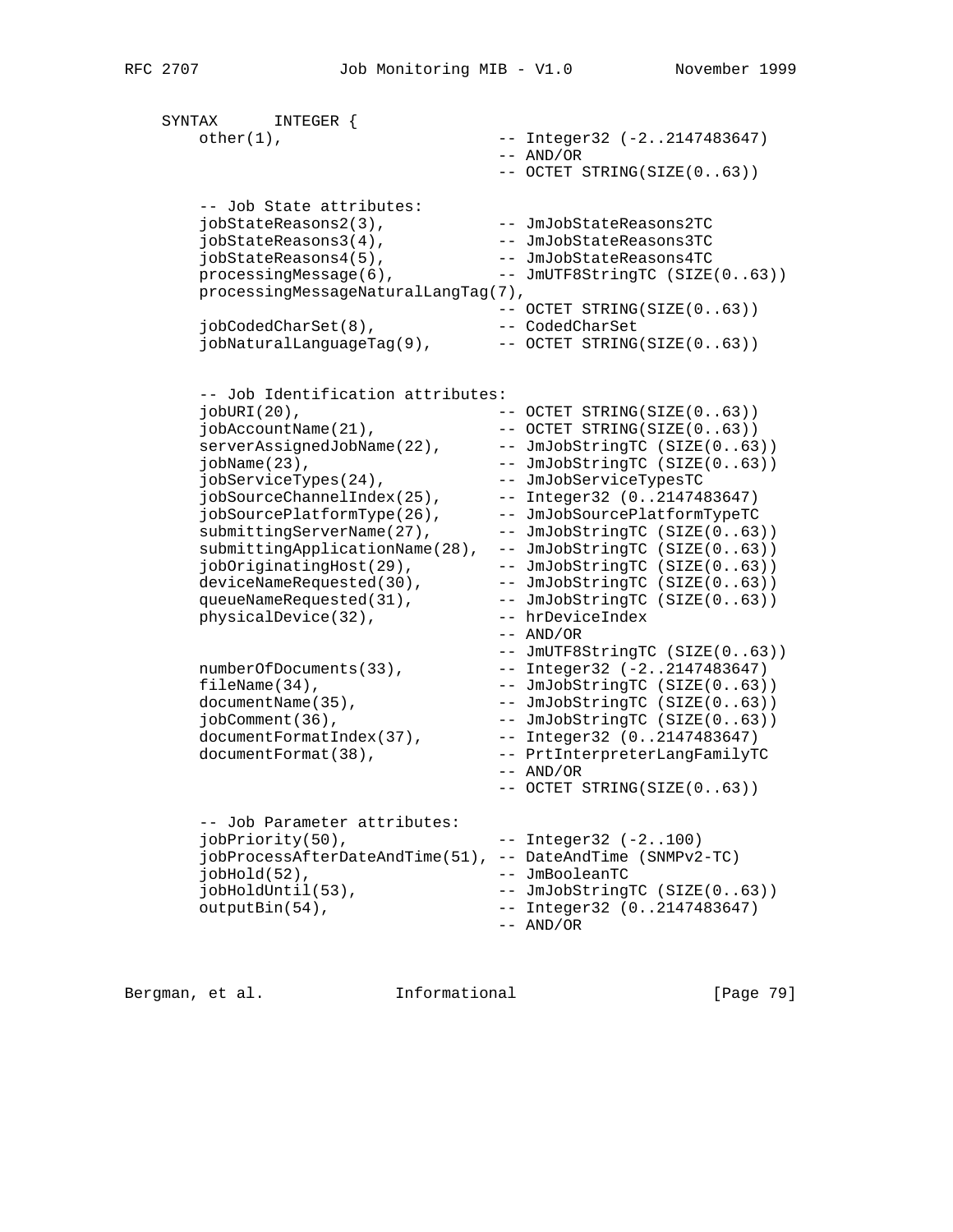```
    SYNTAX      INTEGER {
        other(1),                     -- Integer32 (-2..2147483647)
                                      -- AND/OR
                                      -- OCTET STRING(SIZE(0..63))

        -- Job State attributes:
        jobStateReasons2(3),          -- JmJobStateReasons2TC
        jobStateReasons3(4),          -- JmJobStateReasons3TC
        jobStateReasons4(5),          -- JmJobStateReasons4TC
        processingMessage(6),         -- JmUTF8StringTC (SIZE(0..63))
        processingMessageNaturalLangTag(7),
                                      -- OCTET STRING(SIZE(0..63))
        jobCodedCharSet(8),           -- CodedCharSet
        jobNaturalLanguageTag(9),     -- OCTET STRING(SIZE(0..63))


        -- Job Identification attributes:
        jobURI(20),                   -- OCTET STRING(SIZE(0..63))
        jobAccountName(21),           -- OCTET STRING(SIZE(0..63))
        serverAssignedJobName(22),    -- JmJobStringTC (SIZE(0..63))
        jobName(23),                  -- JmJobStringTC (SIZE(0..63))
        jobServiceTypes(24),          -- JmJobServiceTypesTC
        jobSourceChannelIndex(25),    -- Integer32 (0..2147483647)
        jobSourcePlatformType(26),    -- JmJobSourcePlatformTypeTC
        submittingServerName(27),     -- JmJobStringTC (SIZE(0..63))
        submittingApplicationName(28),  -- JmJobStringTC (SIZE(0..63))
        jobOriginatingHost(29),       -- JmJobStringTC (SIZE(0..63))
        deviceNameRequested(30),      -- JmJobStringTC (SIZE(0..63))
        queueNameRequested(31),       -- JmJobStringTC (SIZE(0..63))
        physicalDevice(32),           -- hrDeviceIndex
                                      -- AND/OR
                                      -- JmUTF8StringTC (SIZE(0..63))
        numberOfDocuments(33),        -- Integer32 (-2..2147483647)
        fileName(34),                 -- JmJobStringTC (SIZE(0..63))
        documentName(35),             -- JmJobStringTC (SIZE(0..63))
        jobComment(36),               -- JmJobStringTC (SIZE(0..63))
        documentFormatIndex(37),      -- Integer32 (0..2147483647)
        documentFormat(38),           -- PrtInterpreterLangFamilyTC
                                      -- AND/OR
                                      -- OCTET STRING(SIZE(0..63))

        -- Job Parameter attributes:
        jobPriority(50),              -- Integer32 (-2..100)
        jobProcessAfterDateAndTime(51), -- DateAndTime (SNMPv2-TC)
        jobHold(52),                  -- JmBooleanTC
        jobHoldUntil(53),             -- JmJobStringTC (SIZE(0..63))
        outputBin(54),                -- Integer32 (0..2147483647)
                                      -- AND/OR
```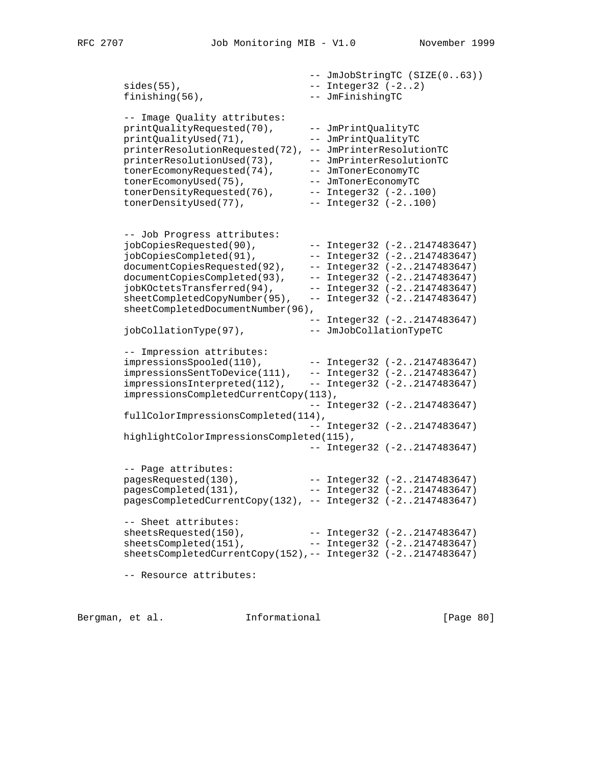```
                                    -- JmJobStringTC (SIZE(0..63))
        sides(55),                  -- Integer32 (-2..2)
        finishing(56),              -- JmFinishingTC

        -- Image Quality attributes:
        printQualityRequested(70),      -- JmPrintQualityTC
        printQualityUsed(71),           -- JmPrintQualityTC
        printerResolutionRequested(72), -- JmPrinterResolutionTC
        printerResolutionUsed(73),      -- JmPrinterResolutionTC
        tonerEcomonyRequested(74),      -- JmTonerEconomyTC
        tonerEcomonyUsed(75),           -- JmTonerEconomyTC
        tonerDensityRequested(76),      -- Integer32 (-2..100)
        tonerDensityUsed(77),           -- Integer32 (-2..100)


        -- Job Progress attributes:
        jobCopiesRequested(90),         -- Integer32 (-2..2147483647)
        jobCopiesCompleted(91),         -- Integer32 (-2..2147483647)
        documentCopiesRequested(92),    -- Integer32 (-2..2147483647)
        documentCopiesCompleted(93),    -- Integer32 (-2..2147483647)
        jobKOctetsTransferred(94),      -- Integer32 (-2..2147483647)
        sheetCompletedCopyNumber(95),   -- Integer32 (-2..2147483647)
        sheetCompletedDocumentNumber(96),
                                        -- Integer32 (-2..2147483647)
        jobCollationType(97),           -- JmJobCollationTypeTC

        -- Impression attributes:
        impressionsSpooled(110),        -- Integer32 (-2..2147483647)
        impressionsSentToDevice(111),   -- Integer32 (-2..2147483647)
        impressionsInterpreted(112),    -- Integer32 (-2..2147483647)
        impressionsCompletedCurrentCopy(113),
                                        -- Integer32 (-2..2147483647)
        fullColorImpressionsCompleted(114),
                                        -- Integer32 (-2..2147483647)
        highlightColorImpressionsCompleted(115),
                                        -- Integer32 (-2..2147483647)

        -- Page attributes:
        pagesRequested(130),            -- Integer32 (-2..2147483647)
        pagesCompleted(131),            -- Integer32 (-2..2147483647)
        pagesCompletedCurrentCopy(132), -- Integer32 (-2..2147483647)

        -- Sheet attributes:
        sheetsRequested(150),           -- Integer32 (-2..2147483647)
        sheetsCompleted(151),           -- Integer32 (-2..2147483647)
        sheetsCompletedCurrentCopy(152),-- Integer32 (-2..2147483647)

        -- Resource attributes:
```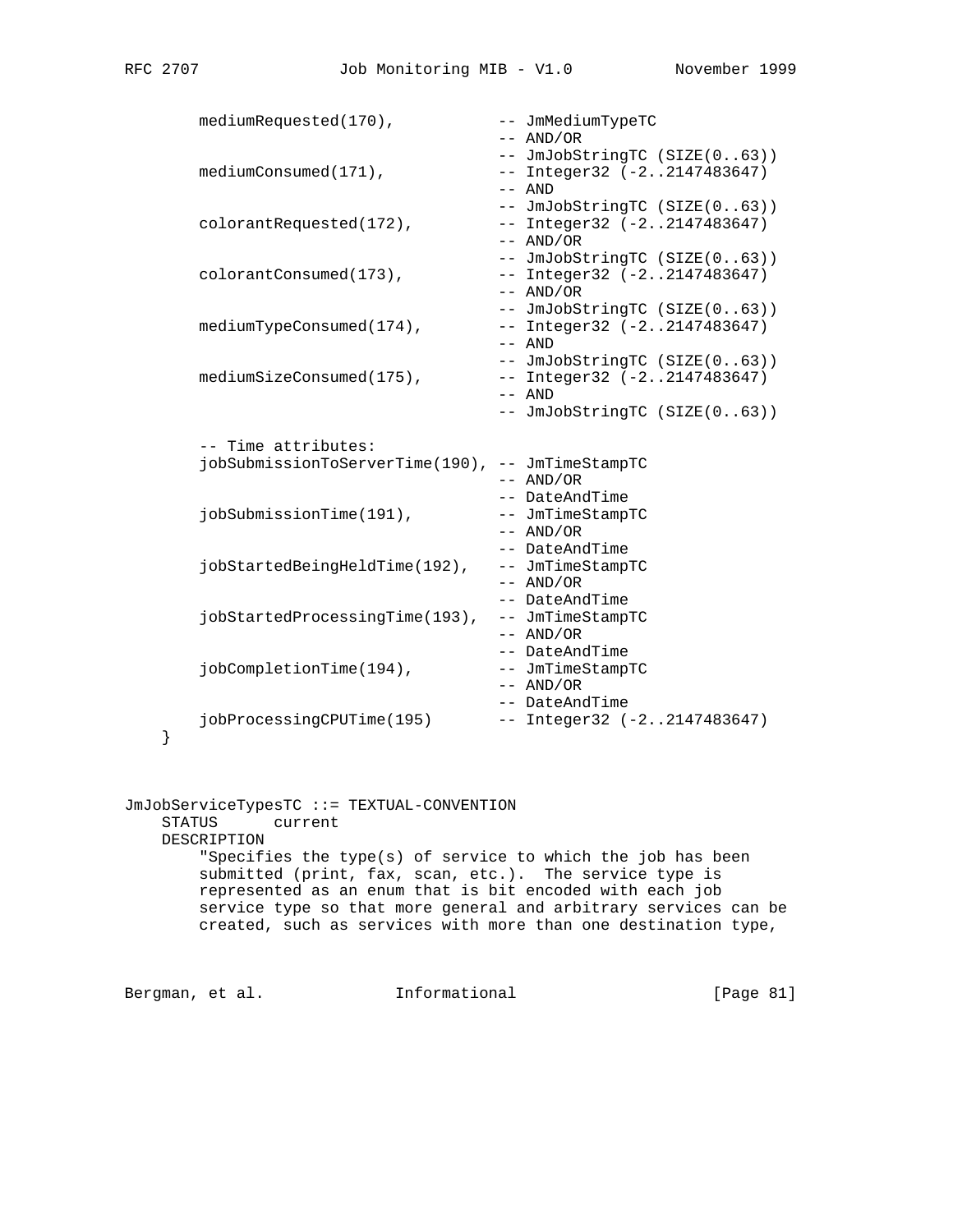```
        mediumRequested(170),           -- JmMediumTypeTC
                                        -- AND/OR
                                        -- JmJobStringTC (SIZE(0..63))
        mediumConsumed(171),            -- Integer32 (-2..2147483647)
                                        -- AND
                                        -- JmJobStringTC (SIZE(0..63))
        colorantRequested(172),         -- Integer32 (-2..2147483647)
                                        -- AND/OR
                                        -- JmJobStringTC (SIZE(0..63))
        colorantConsumed(173),          -- Integer32 (-2..2147483647)
                                        -- AND/OR
                                        -- JmJobStringTC (SIZE(0..63))
        mediumTypeConsumed(174),        -- Integer32 (-2..2147483647)
                                        -- AND
                                        -- JmJobStringTC (SIZE(0..63))
        mediumSizeConsumed(175),        -- Integer32 (-2..2147483647)
                                        -- AND
                                        -- JmJobStringTC (SIZE(0..63))

        -- Time attributes:
        jobSubmissionToServerTime(190), -- JmTimeStampTC
                                        -- AND/OR
                                        -- DateAndTime
        jobSubmissionTime(191),         -- JmTimeStampTC
                                        -- AND/OR
                                        -- DateAndTime
        jobStartedBeingHeldTime(192),   -- JmTimeStampTC
                                        -- AND/OR
                                        -- DateAndTime
        jobStartedProcessingTime(193),  -- JmTimeStampTC
                                        -- AND/OR
                                        -- DateAndTime
        jobCompletionTime(194),         -- JmTimeStampTC
                                        -- AND/OR
                                        -- DateAndTime
        jobProcessingCPUTime(195)       -- Integer32 (-2..2147483647)
    }


JmJobServiceTypesTC ::= TEXTUAL-CONVENTION
    STATUS      current
    DESCRIPTION
        "Specifies the type(s) of service to which the job has been
        submitted (print, fax, scan, etc.).  The service type is
        represented as an enum that is bit encoded with each job
        service type so that more general and arbitrary services can be
        created, such as services with more than one destination type,
```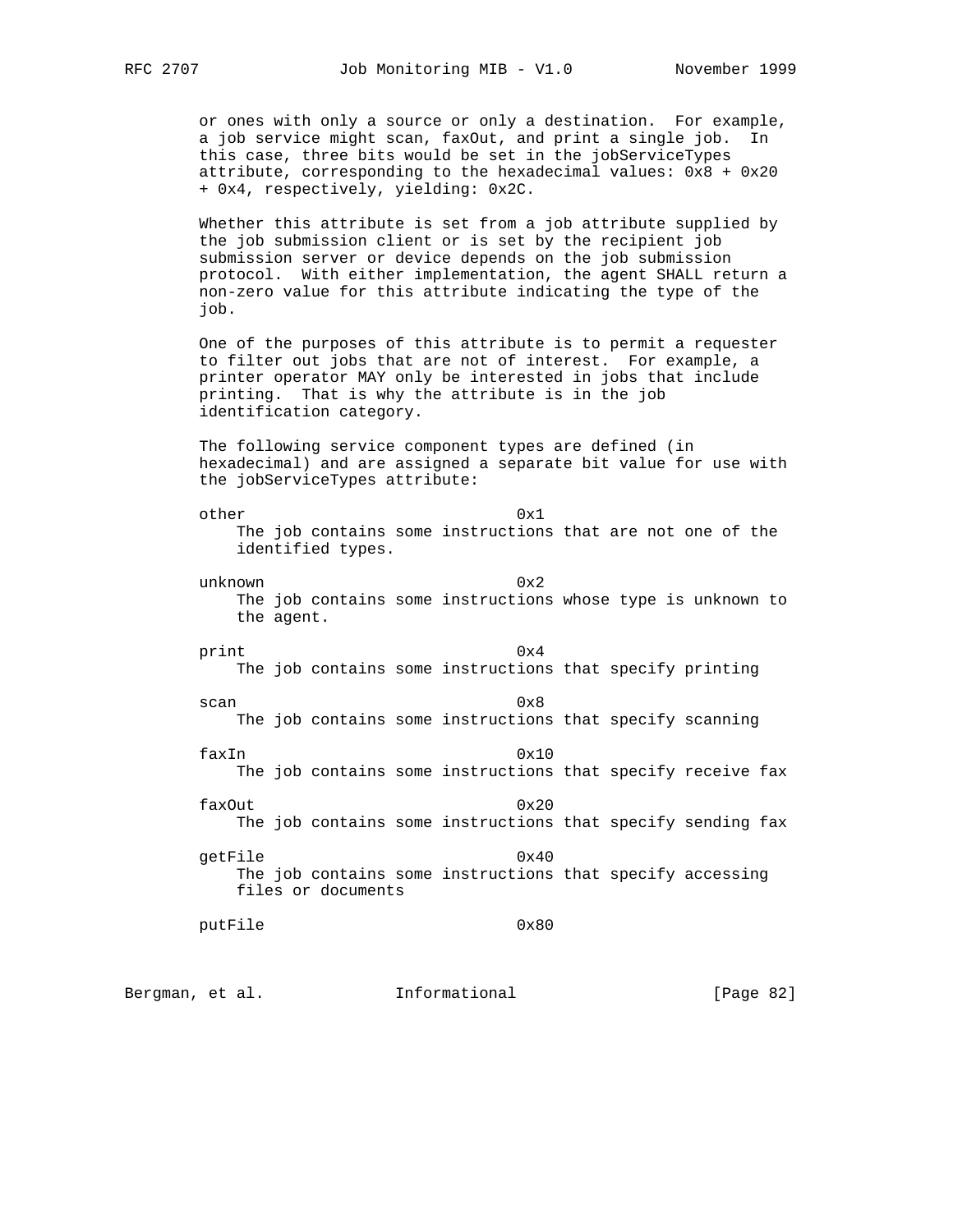or ones with only a source or only a destination. For example, a job service might scan, faxOut, and print a single job. In this case, three bits would be set in the jobServiceTypes attribute, corresponding to the hexadecimal values: 0x8 + 0x20 + 0x4, respectively, yielding: 0x2C.

Whether this attribute is set from a job attribute supplied by the job submission client or is set by the recipient job submission server or device depends on the job submission protocol. With either implementation, the agent SHALL return a non-zero value for this attribute indicating the type of the job.

One of the purposes of this attribute is to permit a requester to filter out jobs that are not of interest. For example, a printer operator MAY only be interested in jobs that include printing. That is why the attribute is in the job identification category.

The following service component types are defined (in hexadecimal) and are assigned a separate bit value for use with the jobServiceTypes attribute:

other 0x1
The job contains some instructions that are not one of the identified types.

unknown 0x2
The job contains some instructions whose type is unknown to the agent.

print 0x4
The job contains some instructions that specify printing

scan 0x8
The job contains some instructions that specify scanning

faxIn 0x10
The job contains some instructions that specify receive fax

faxOut 0x20
The job contains some instructions that specify sending fax

getFile 0x40
The job contains some instructions that specify accessing files or documents

putFile 0x80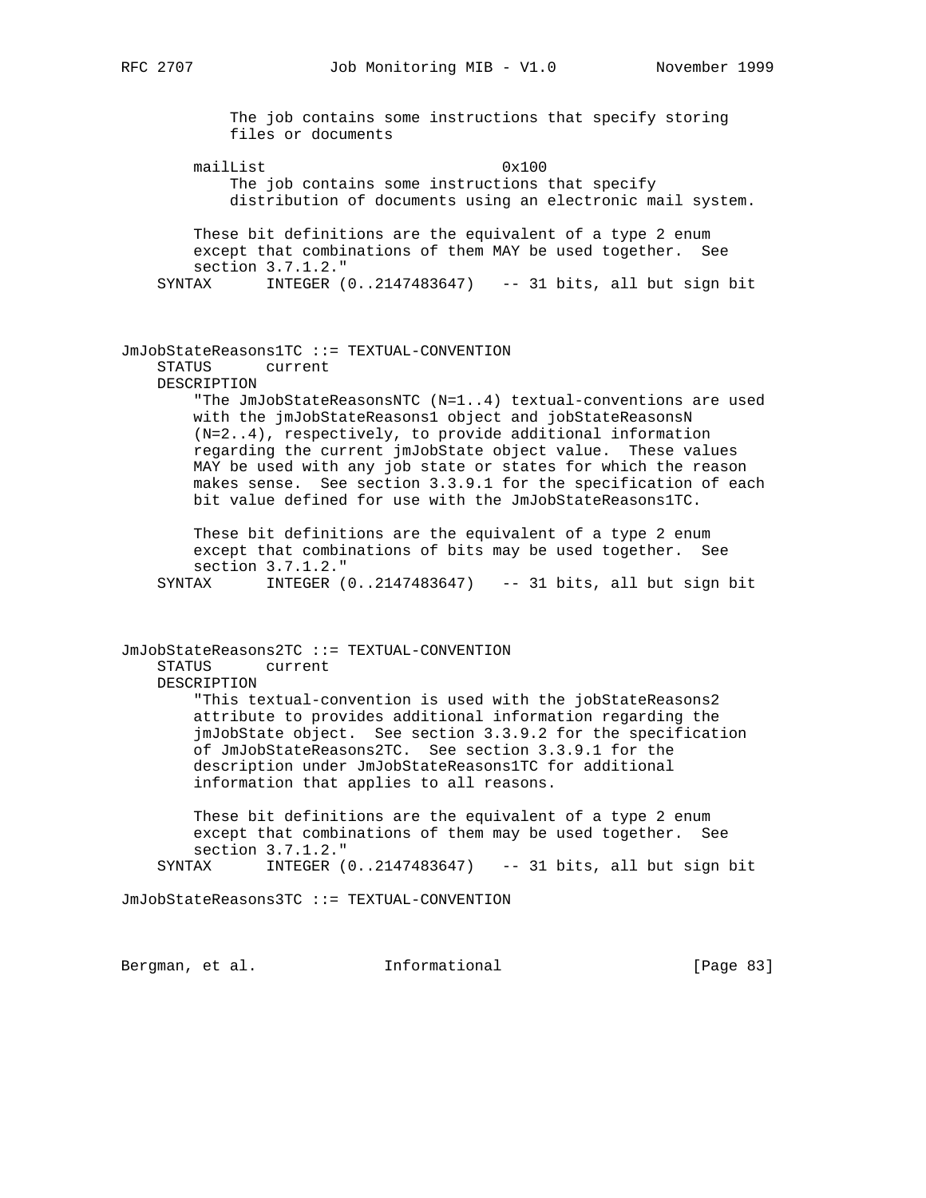```
            The job contains some instructions that specify storing
            files or documents

        mailList                        0x100
            The job contains some instructions that specify
            distribution of documents using an electronic mail system.

        These bit definitions are the equivalent of a type 2 enum
        except that combinations of them MAY be used together.  See
        section 3.7.1.2."
    SYNTAX      INTEGER (0..2147483647)   -- 31 bits, all but sign bit



JmJobStateReasons1TC ::= TEXTUAL-CONVENTION
    STATUS      current
    DESCRIPTION
        "The JmJobStateReasonsNTC (N=1..4) textual-conventions are used
        with the jmJobStateReasons1 object and jobStateReasonsN
        (N=2..4), respectively, to provide additional information
        regarding the current jmJobState object value.  These values
        MAY be used with any job state or states for which the reason
        makes sense.  See section 3.3.9.1 for the specification of each
        bit value defined for use with the JmJobStateReasons1TC.

        These bit definitions are the equivalent of a type 2 enum
        except that combinations of bits may be used together.  See
        section 3.7.1.2."
    SYNTAX      INTEGER (0..2147483647)   -- 31 bits, all but sign bit



JmJobStateReasons2TC ::= TEXTUAL-CONVENTION
    STATUS      current
    DESCRIPTION
        "This textual-convention is used with the jobStateReasons2
        attribute to provides additional information regarding the
        jmJobState object.  See section 3.3.9.2 for the specification
        of JmJobStateReasons2TC.  See section 3.3.9.1 for the
        description under JmJobStateReasons1TC for additional
        information that applies to all reasons.

        These bit definitions are the equivalent of a type 2 enum
        except that combinations of them may be used together.  See
        section 3.7.1.2."
    SYNTAX      INTEGER (0..2147483647)   -- 31 bits, all but sign bit

JmJobStateReasons3TC ::= TEXTUAL-CONVENTION
```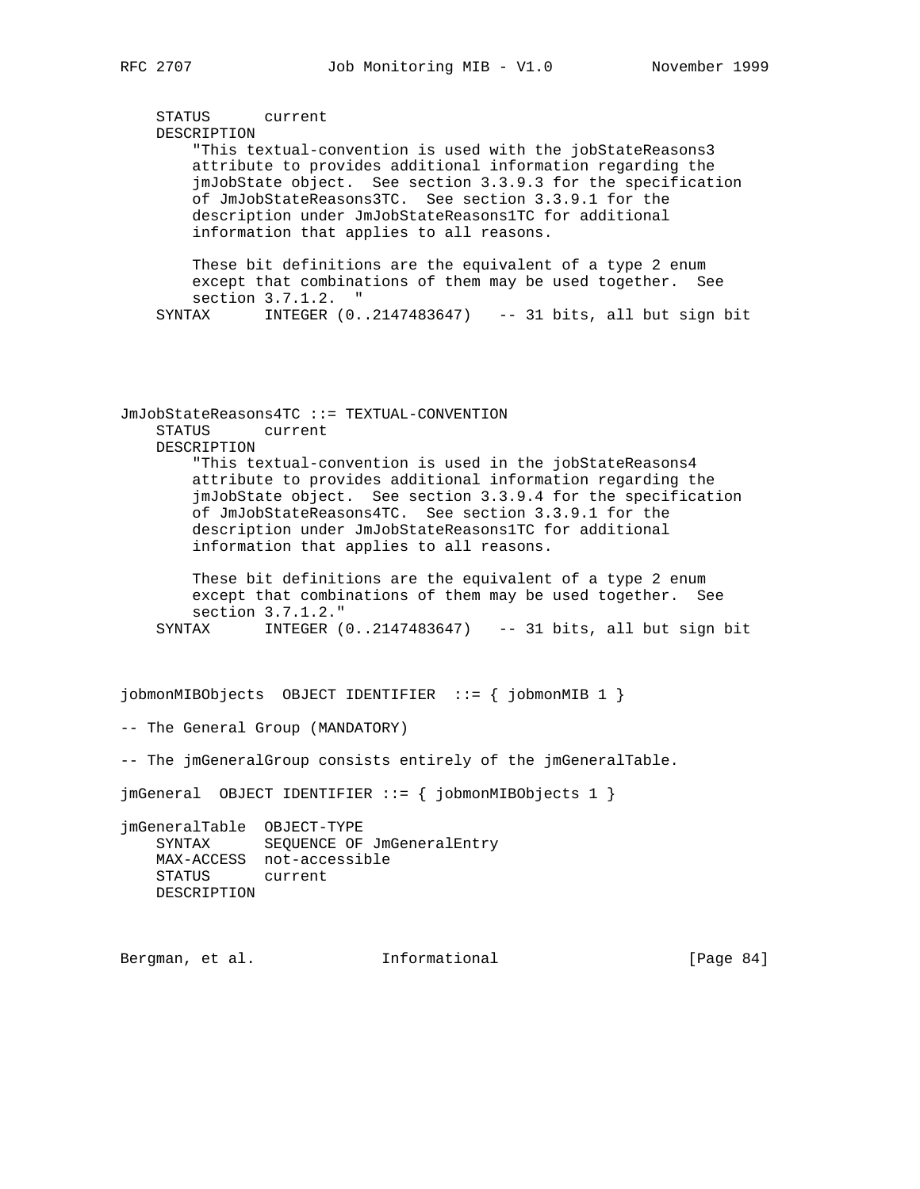```
    STATUS      current
    DESCRIPTION
        "This textual-convention is used with the jobStateReasons3
        attribute to provides additional information regarding the
        jmJobState object.  See section 3.3.9.3 for the specification
        of JmJobStateReasons3TC.  See section 3.3.9.1 for the
        description under JmJobStateReasons1TC for additional
        information that applies to all reasons.

        These bit definitions are the equivalent of a type 2 enum
        except that combinations of them may be used together.  See
        section 3.7.1.2.  "
    SYNTAX      INTEGER (0..2147483647)   -- 31 bits, all but sign bit




JmJobStateReasons4TC ::= TEXTUAL-CONVENTION
    STATUS      current
    DESCRIPTION
        "This textual-convention is used in the jobStateReasons4
        attribute to provides additional information regarding the
        jmJobState object.  See section 3.3.9.4 for the specification
        of JmJobStateReasons4TC.  See section 3.3.9.1 for the
        description under JmJobStateReasons1TC for additional
        information that applies to all reasons.

        These bit definitions are the equivalent of a type 2 enum
        except that combinations of them may be used together.  See
        section 3.7.1.2."
    SYNTAX      INTEGER (0..2147483647)   -- 31 bits, all but sign bit



jobmonMIBObjects  OBJECT IDENTIFIER  ::= { jobmonMIB 1 }

-- The General Group (MANDATORY)

-- The jmGeneralGroup consists entirely of the jmGeneralTable.

jmGeneral  OBJECT IDENTIFIER ::= { jobmonMIBObjects 1 }

jmGeneralTable  OBJECT-TYPE
    SYNTAX      SEQUENCE OF JmGeneralEntry
    MAX-ACCESS  not-accessible
    STATUS      current
    DESCRIPTION
```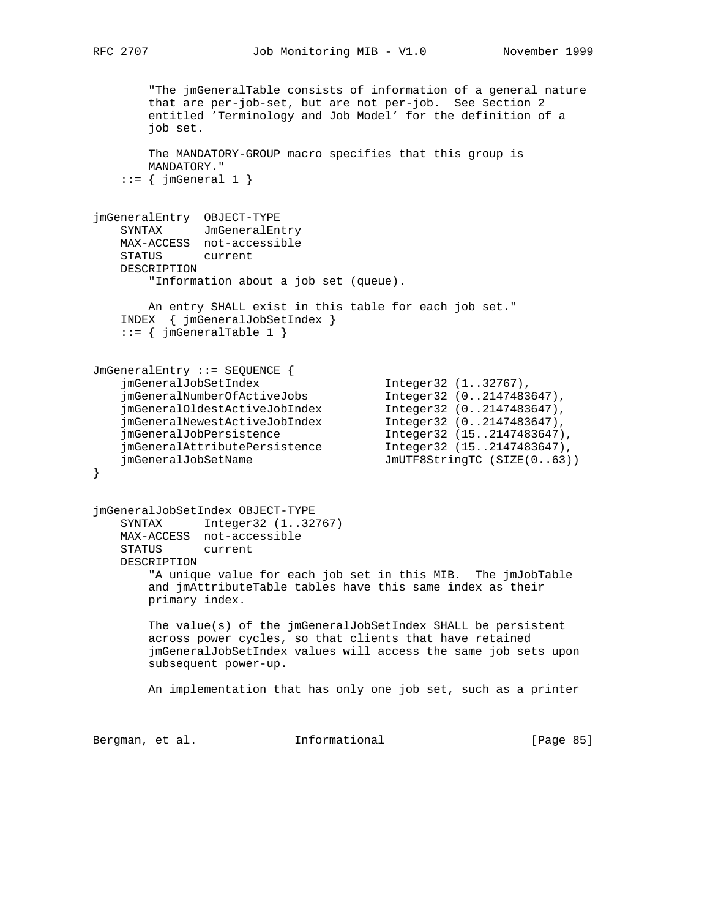```
        "The jmGeneralTable consists of information of a general nature
        that are per-job-set, but are not per-job.  See Section 2
        entitled 'Terminology and Job Model' for the definition of a
        job set.

        The MANDATORY-GROUP macro specifies that this group is
        MANDATORY."
    ::= { jmGeneral 1 }


jmGeneralEntry  OBJECT-TYPE
    SYNTAX      JmGeneralEntry
    MAX-ACCESS  not-accessible
    STATUS      current
    DESCRIPTION
        "Information about a job set (queue).

        An entry SHALL exist in this table for each job set."
    INDEX  { jmGeneralJobSetIndex }
    ::= { jmGeneralTable 1 }


JmGeneralEntry ::= SEQUENCE {
    jmGeneralJobSetIndex                Integer32 (1..32767),
    jmGeneralNumberOfActiveJobs         Integer32 (0..2147483647),
    jmGeneralOldestActiveJobIndex       Integer32 (0..2147483647),
    jmGeneralNewestActiveJobIndex       Integer32 (0..2147483647),
    jmGeneralJobPersistence             Integer32 (15..2147483647),
    jmGeneralAttributePersistence       Integer32 (15..2147483647),
    jmGeneralJobSetName                 JmUTF8StringTC (SIZE(0..63))
}


jmGeneralJobSetIndex OBJECT-TYPE
    SYNTAX      Integer32 (1..32767)
    MAX-ACCESS  not-accessible
    STATUS      current
    DESCRIPTION
        "A unique value for each job set in this MIB.  The jmJobTable
        and jmAttributeTable tables have this same index as their
        primary index.

        The value(s) of the jmGeneralJobSetIndex SHALL be persistent
        across power cycles, so that clients that have retained
        jmGeneralJobSetIndex values will access the same job sets upon
        subsequent power-up.

        An implementation that has only one job set, such as a printer
```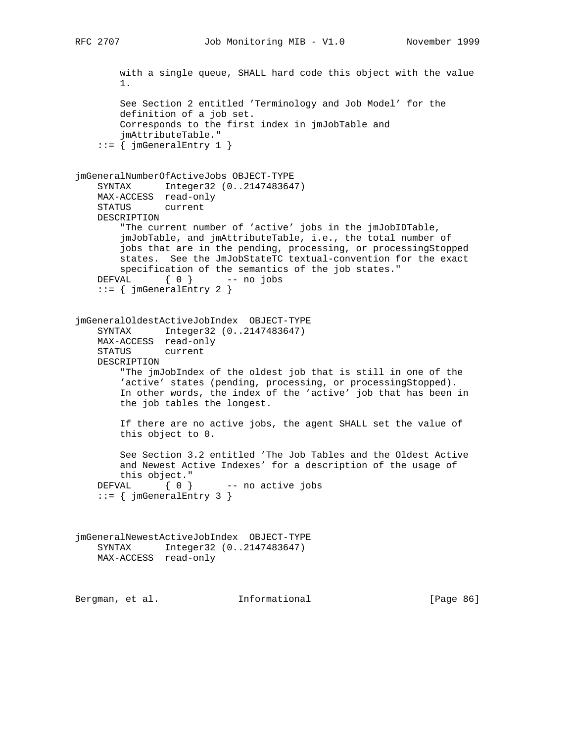```
        with a single queue, SHALL hard code this object with the value
        1.

        See Section 2 entitled 'Terminology and Job Model' for the
        definition of a job set.
        Corresponds to the first index in jmJobTable and
        jmAttributeTable."
    ::= { jmGeneralEntry 1 }


jmGeneralNumberOfActiveJobs OBJECT-TYPE
    SYNTAX      Integer32 (0..2147483647)
    MAX-ACCESS  read-only
    STATUS      current
    DESCRIPTION
        "The current number of 'active' jobs in the jmJobIDTable,
        jmJobTable, and jmAttributeTable, i.e., the total number of
        jobs that are in the pending, processing, or processingStopped
        states.  See the JmJobStateTC textual-convention for the exact
        specification of the semantics of the job states."
    DEFVAL      { 0 }      -- no jobs
    ::= { jmGeneralEntry 2 }


jmGeneralOldestActiveJobIndex  OBJECT-TYPE
    SYNTAX      Integer32 (0..2147483647)
    MAX-ACCESS  read-only
    STATUS      current
    DESCRIPTION
        "The jmJobIndex of the oldest job that is still in one of the
        'active' states (pending, processing, or processingStopped).
        In other words, the index of the 'active' job that has been in
        the job tables the longest.

        If there are no active jobs, the agent SHALL set the value of
        this object to 0.

        See Section 3.2 entitled 'The Job Tables and the Oldest Active
        and Newest Active Indexes' for a description of the usage of
        this object."
    DEFVAL      { 0 }      -- no active jobs
    ::= { jmGeneralEntry 3 }



jmGeneralNewestActiveJobIndex  OBJECT-TYPE
    SYNTAX      Integer32 (0..2147483647)
    MAX-ACCESS  read-only
```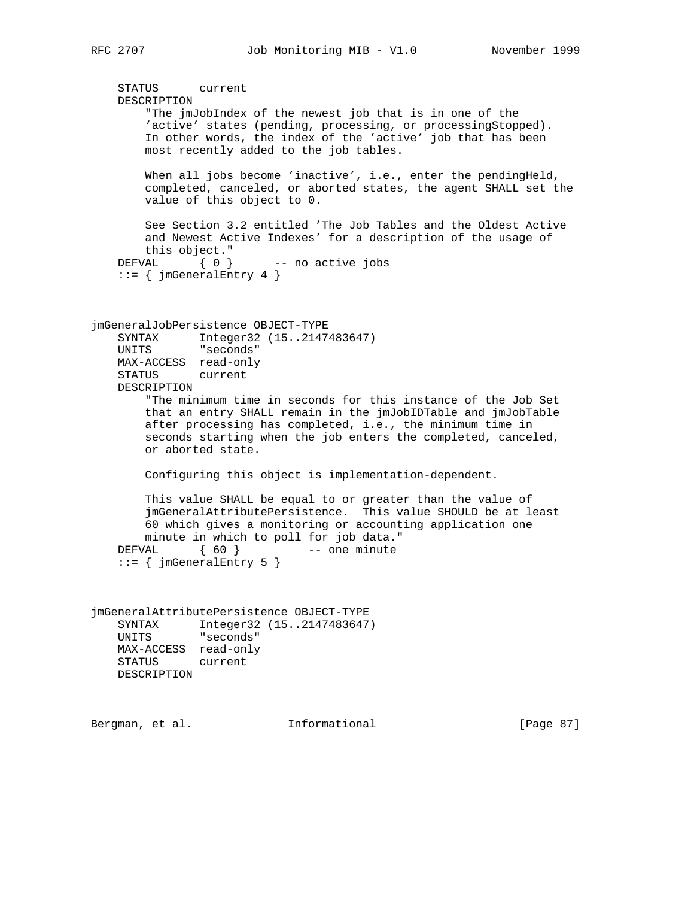```
    STATUS      current
    DESCRIPTION
        "The jmJobIndex of the newest job that is in one of the
        'active' states (pending, processing, or processingStopped).
        In other words, the index of the 'active' job that has been
        most recently added to the job tables.

        When all jobs become 'inactive', i.e., enter the pendingHeld,
        completed, canceled, or aborted states, the agent SHALL set the
        value of this object to 0.

        See Section 3.2 entitled 'The Job Tables and the Oldest Active
        and Newest Active Indexes' for a description of the usage of
        this object."
    DEFVAL      { 0 }      -- no active jobs
    ::= { jmGeneralEntry 4 }



jmGeneralJobPersistence OBJECT-TYPE
    SYNTAX      Integer32 (15..2147483647)
    UNITS       "seconds"
    MAX-ACCESS  read-only
    STATUS      current
    DESCRIPTION
        "The minimum time in seconds for this instance of the Job Set
        that an entry SHALL remain in the jmJobIDTable and jmJobTable
        after processing has completed, i.e., the minimum time in
        seconds starting when the job enters the completed, canceled,
        or aborted state.

        Configuring this object is implementation-dependent.

        This value SHALL be equal to or greater than the value of
        jmGeneralAttributePersistence.  This value SHOULD be at least
        60 which gives a monitoring or accounting application one
        minute in which to poll for job data."
    DEFVAL      { 60 }          -- one minute
    ::= { jmGeneralEntry 5 }



jmGeneralAttributePersistence OBJECT-TYPE
    SYNTAX      Integer32 (15..2147483647)
    UNITS       "seconds"
    MAX-ACCESS  read-only
    STATUS      current
    DESCRIPTION
```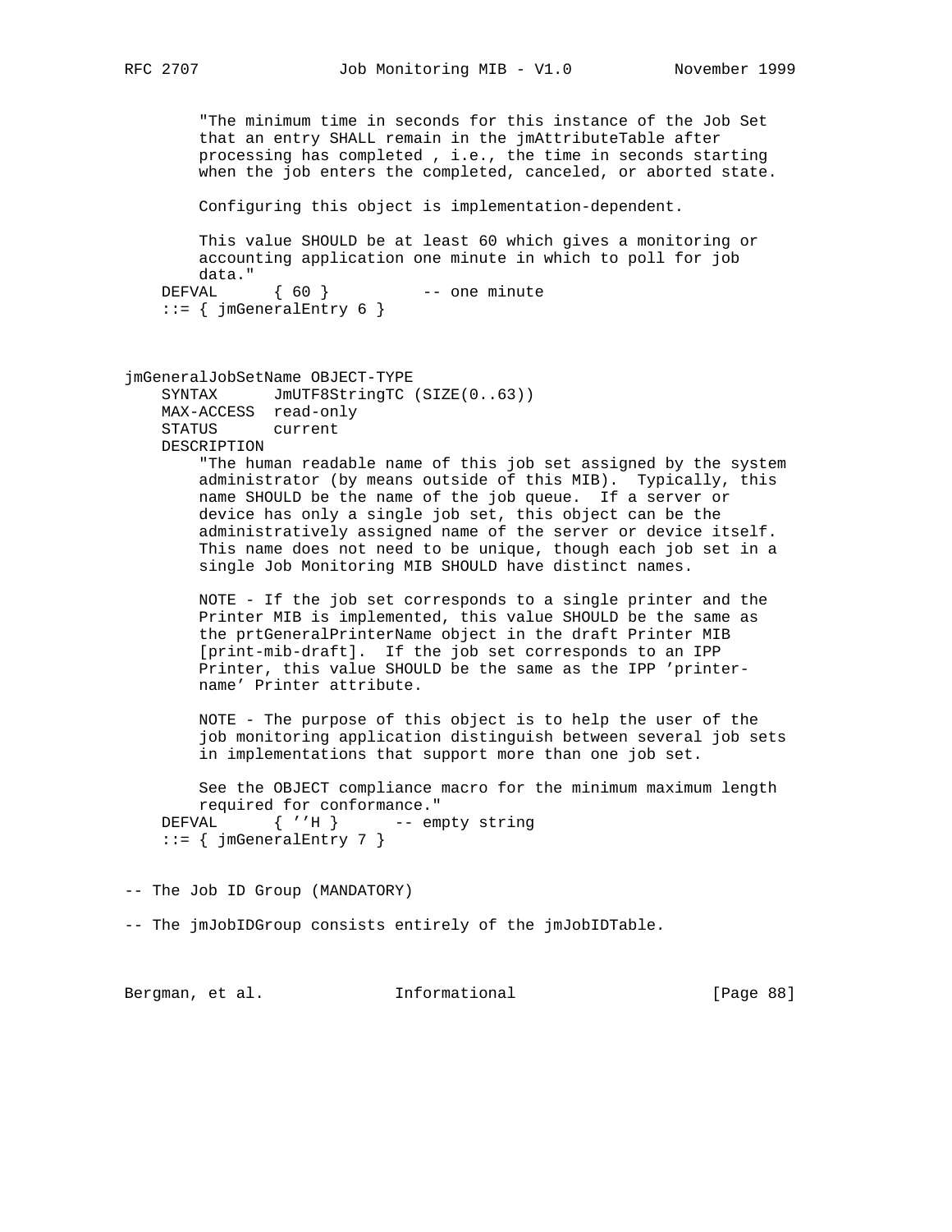```
        "The minimum time in seconds for this instance of the Job Set
        that an entry SHALL remain in the jmAttributeTable after
        processing has completed , i.e., the time in seconds starting
        when the job enters the completed, canceled, or aborted state.

        Configuring this object is implementation-dependent.

        This value SHOULD be at least 60 which gives a monitoring or
        accounting application one minute in which to poll for job
        data."
    DEFVAL      { 60 }          -- one minute
    ::= { jmGeneralEntry 6 }



jmGeneralJobSetName OBJECT-TYPE
    SYNTAX      JmUTF8StringTC (SIZE(0..63))
    MAX-ACCESS  read-only
    STATUS      current
    DESCRIPTION
        "The human readable name of this job set assigned by the system
        administrator (by means outside of this MIB).  Typically, this
        name SHOULD be the name of the job queue.  If a server or
        device has only a single job set, this object can be the
        administratively assigned name of the server or device itself.
        This name does not need to be unique, though each job set in a
        single Job Monitoring MIB SHOULD have distinct names.

        NOTE - If the job set corresponds to a single printer and the
        Printer MIB is implemented, this value SHOULD be the same as
        the prtGeneralPrinterName object in the draft Printer MIB
        [print-mib-draft].  If the job set corresponds to an IPP
        Printer, this value SHOULD be the same as the IPP 'printer-
        name' Printer attribute.

        NOTE - The purpose of this object is to help the user of the
        job monitoring application distinguish between several job sets
        in implementations that support more than one job set.

        See the OBJECT compliance macro for the minimum maximum length
        required for conformance."
    DEFVAL      { ''H }       -- empty string
    ::= { jmGeneralEntry 7 }


-- The Job ID Group (MANDATORY)

-- The jmJobIDGroup consists entirely of the jmJobIDTable.
```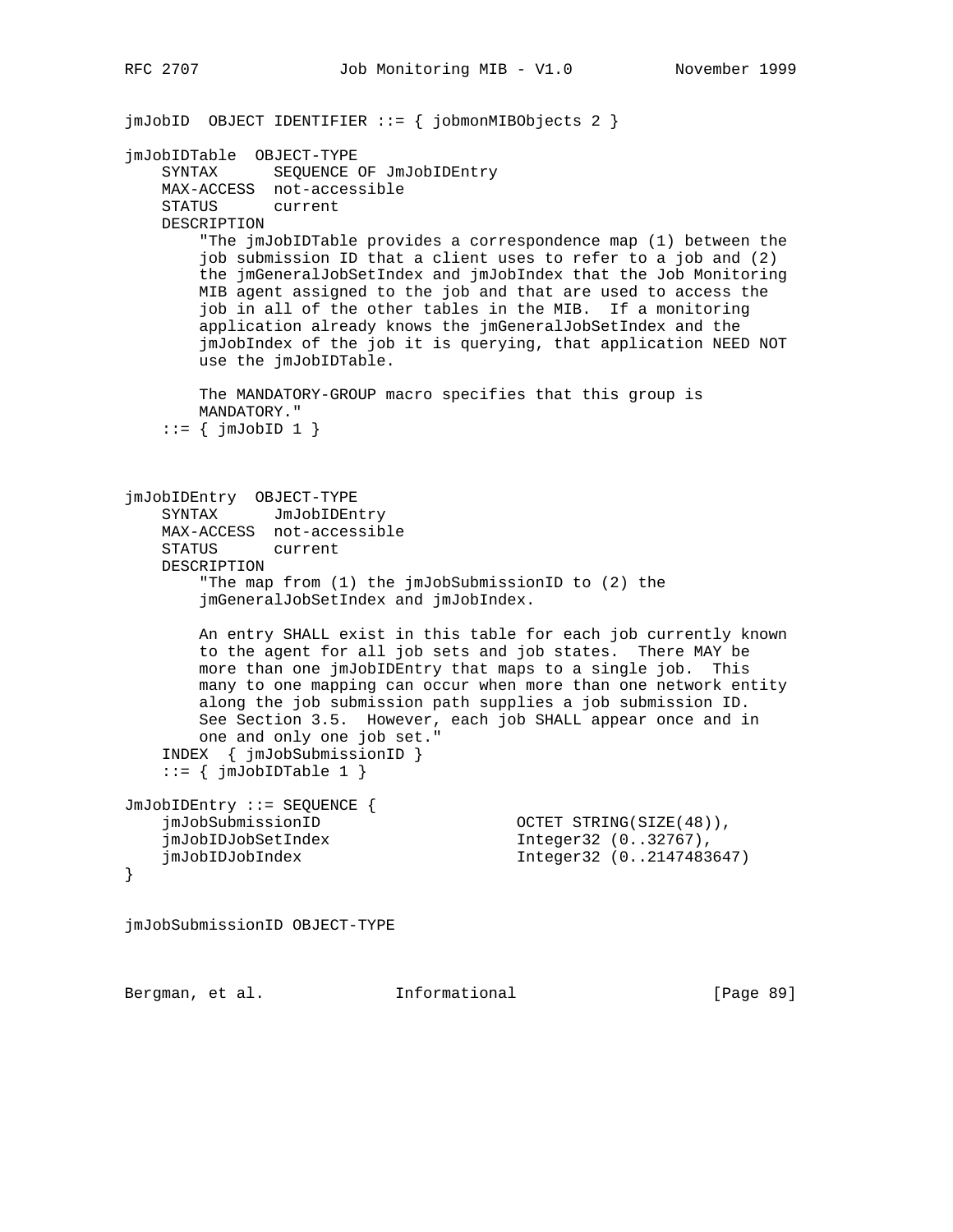```
jmJobID  OBJECT IDENTIFIER ::= { jobmonMIBObjects 2 }

jmJobIDTable  OBJECT-TYPE
    SYNTAX      SEQUENCE OF JmJobIDEntry
    MAX-ACCESS  not-accessible
    STATUS      current
    DESCRIPTION
        "The jmJobIDTable provides a correspondence map (1) between the
        job submission ID that a client uses to refer to a job and (2)
        the jmGeneralJobSetIndex and jmJobIndex that the Job Monitoring
        MIB agent assigned to the job and that are used to access the
        job in all of the other tables in the MIB.  If a monitoring
        application already knows the jmGeneralJobSetIndex and the
        jmJobIndex of the job it is querying, that application NEED NOT
        use the jmJobIDTable.

        The MANDATORY-GROUP macro specifies that this group is
        MANDATORY."
    ::= { jmJobID 1 }



jmJobIDEntry  OBJECT-TYPE
    SYNTAX      JmJobIDEntry
    MAX-ACCESS  not-accessible
    STATUS      current
    DESCRIPTION
        "The map from (1) the jmJobSubmissionID to (2) the
        jmGeneralJobSetIndex and jmJobIndex.

        An entry SHALL exist in this table for each job currently known
        to the agent for all job sets and job states.  There MAY be
        more than one jmJobIDEntry that maps to a single job.  This
        many to one mapping can occur when more than one network entity
        along the job submission path supplies a job submission ID.
        See Section 3.5.  However, each job SHALL appear once and in
        one and only one job set."
    INDEX  { jmJobSubmissionID }
    ::= { jmJobIDTable 1 }

JmJobIDEntry ::= SEQUENCE {
    jmJobSubmissionID                 OCTET STRING(SIZE(48)),
    jmJobIDJobSetIndex                Integer32 (0..32767),
    jmJobIDJobIndex                   Integer32 (0..2147483647)
}

jmJobSubmissionID OBJECT-TYPE
```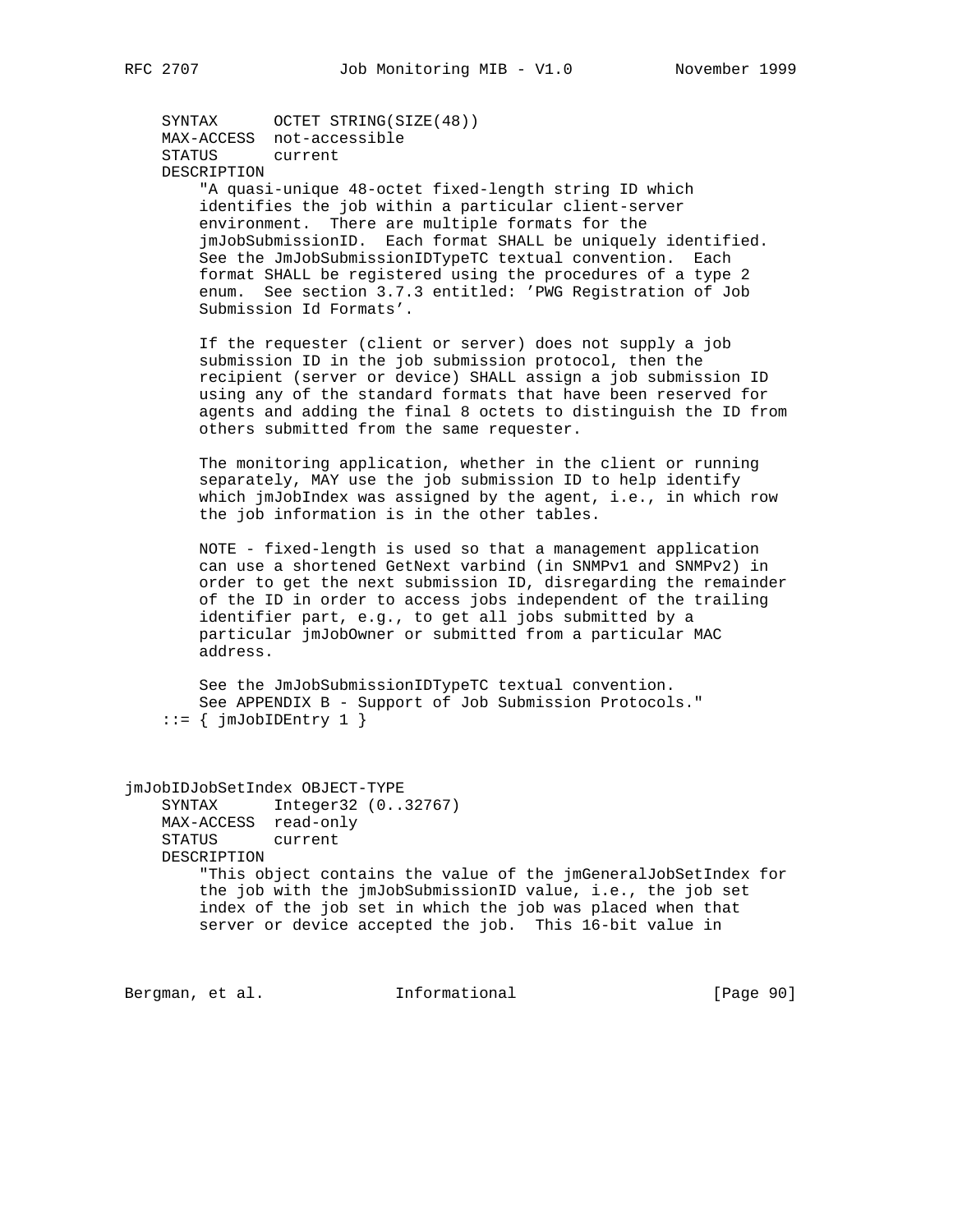```
    SYNTAX      OCTET STRING(SIZE(48))
    MAX-ACCESS  not-accessible
    STATUS      current
    DESCRIPTION
        "A quasi-unique 48-octet fixed-length string ID which
        identifies the job within a particular client-server
        environment.  There are multiple formats for the
        jmJobSubmissionID.  Each format SHALL be uniquely identified.
        See the JmJobSubmissionIDTypeTC textual convention.  Each
        format SHALL be registered using the procedures of a type 2
        enum.  See section 3.7.3 entitled: 'PWG Registration of Job
        Submission Id Formats'.

        If the requester (client or server) does not supply a job
        submission ID in the job submission protocol, then the
        recipient (server or device) SHALL assign a job submission ID
        using any of the standard formats that have been reserved for
        agents and adding the final 8 octets to distinguish the ID from
        others submitted from the same requester.

        The monitoring application, whether in the client or running
        separately, MAY use the job submission ID to help identify
        which jmJobIndex was assigned by the agent, i.e., in which row
        the job information is in the other tables.

        NOTE - fixed-length is used so that a management application
        can use a shortened GetNext varbind (in SNMPv1 and SNMPv2) in
        order to get the next submission ID, disregarding the remainder
        of the ID in order to access jobs independent of the trailing
        identifier part, e.g., to get all jobs submitted by a
        particular jmJobOwner or submitted from a particular MAC
        address.

        See the JmJobSubmissionIDTypeTC textual convention.
        See APPENDIX B - Support of Job Submission Protocols."
    ::= { jmJobIDEntry 1 }



jmJobIDJobSetIndex OBJECT-TYPE
    SYNTAX      Integer32 (0..32767)
    MAX-ACCESS  read-only
    STATUS      current
    DESCRIPTION
        "This object contains the value of the jmGeneralJobSetIndex for
        the job with the jmJobSubmissionID value, i.e., the job set
        index of the job set in which the job was placed when that
        server or device accepted the job.  This 16-bit value in
```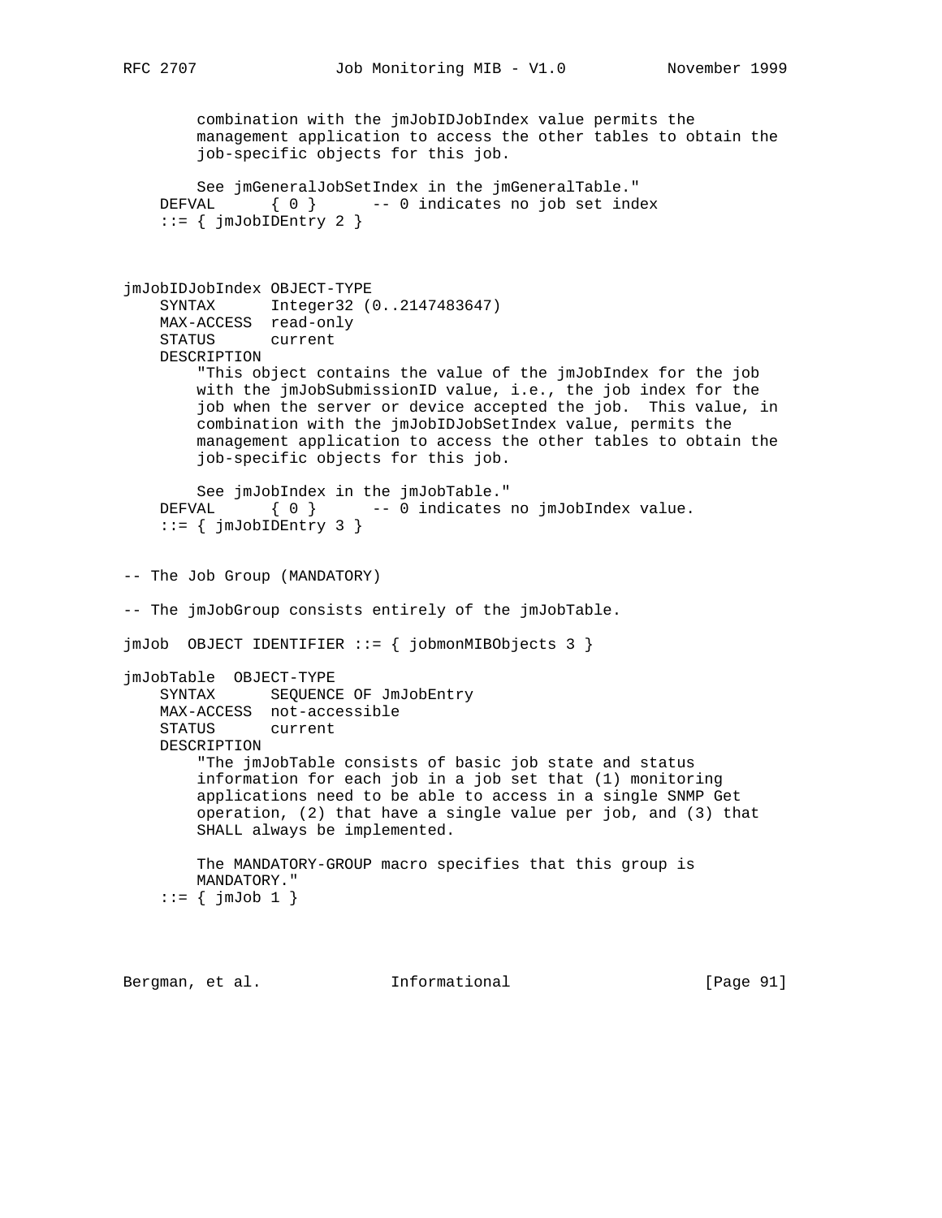```
        combination with the jmJobIDJobIndex value permits the
        management application to access the other tables to obtain the
        job-specific objects for this job.

        See jmGeneralJobSetIndex in the jmGeneralTable."
    DEFVAL      { 0 }      -- 0 indicates no job set index
    ::= { jmJobIDEntry 2 }



jmJobIDJobIndex OBJECT-TYPE
    SYNTAX      Integer32 (0..2147483647)
    MAX-ACCESS  read-only
    STATUS      current
    DESCRIPTION
        "This object contains the value of the jmJobIndex for the job
        with the jmJobSubmissionID value, i.e., the job index for the
        job when the server or device accepted the job.  This value, in
        combination with the jmJobIDJobSetIndex value, permits the
        management application to access the other tables to obtain the
        job-specific objects for this job.

        See jmJobIndex in the jmJobTable."
    DEFVAL      { 0 }      -- 0 indicates no jmJobIndex value.
    ::= { jmJobIDEntry 3 }


-- The Job Group (MANDATORY)

-- The jmJobGroup consists entirely of the jmJobTable.

jmJob  OBJECT IDENTIFIER ::= { jobmonMIBObjects 3 }

jmJobTable  OBJECT-TYPE
    SYNTAX      SEQUENCE OF JmJobEntry
    MAX-ACCESS  not-accessible
    STATUS      current
    DESCRIPTION
        "The jmJobTable consists of basic job state and status
        information for each job in a job set that (1) monitoring
        applications need to be able to access in a single SNMP Get
        operation, (2) that have a single value per job, and (3) that
        SHALL always be implemented.

        The MANDATORY-GROUP macro specifies that this group is
        MANDATORY."
    ::= { jmJob 1 }
```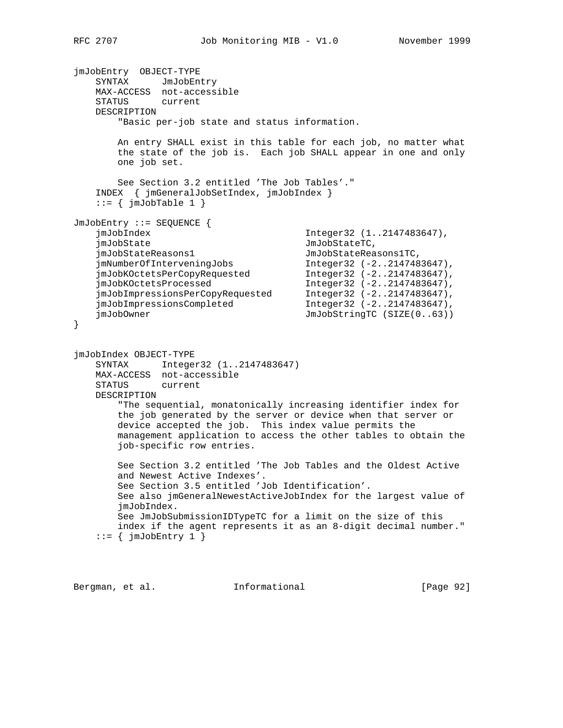```
jmJobEntry  OBJECT-TYPE
    SYNTAX      JmJobEntry
    MAX-ACCESS  not-accessible
    STATUS      current
    DESCRIPTION
        "Basic per-job state and status information.

        An entry SHALL exist in this table for each job, no matter what
        the state of the job is.  Each job SHALL appear in one and only
        one job set.

        See Section 3.2 entitled 'The Job Tables'."
    INDEX  { jmGeneralJobSetIndex, jmJobIndex }
    ::= { jmJobTable 1 }

JmJobEntry ::= SEQUENCE {
    jmJobIndex                          Integer32 (1..2147483647),
    jmJobState                          JmJobStateTC,
    jmJobStateReasons1                  JmJobStateReasons1TC,
    jmNumberOfInterveningJobs           Integer32 (-2..2147483647),
    jmJobKOctetsPerCopyRequested        Integer32 (-2..2147483647),
    jmJobKOctetsProcessed               Integer32 (-2..2147483647),
    jmJobImpressionsPerCopyRequested    Integer32 (-2..2147483647),
    jmJobImpressionsCompleted           Integer32 (-2..2147483647),
    jmJobOwner                          JmJobStringTC (SIZE(0..63))
}


jmJobIndex OBJECT-TYPE
    SYNTAX      Integer32 (1..2147483647)
    MAX-ACCESS  not-accessible
    STATUS      current
    DESCRIPTION
        "The sequential, monatonically increasing identifier index for
        the job generated by the server or device when that server or
        device accepted the job.  This index value permits the
        management application to access the other tables to obtain the
        job-specific row entries.

        See Section 3.2 entitled 'The Job Tables and the Oldest Active
        and Newest Active Indexes'.
        See Section 3.5 entitled 'Job Identification'.
        See also jmGeneralNewestActiveJobIndex for the largest value of
        jmJobIndex.
        See JmJobSubmissionIDTypeTC for a limit on the size of this
        index if the agent represents it as an 8-digit decimal number."
    ::= { jmJobEntry 1 }
```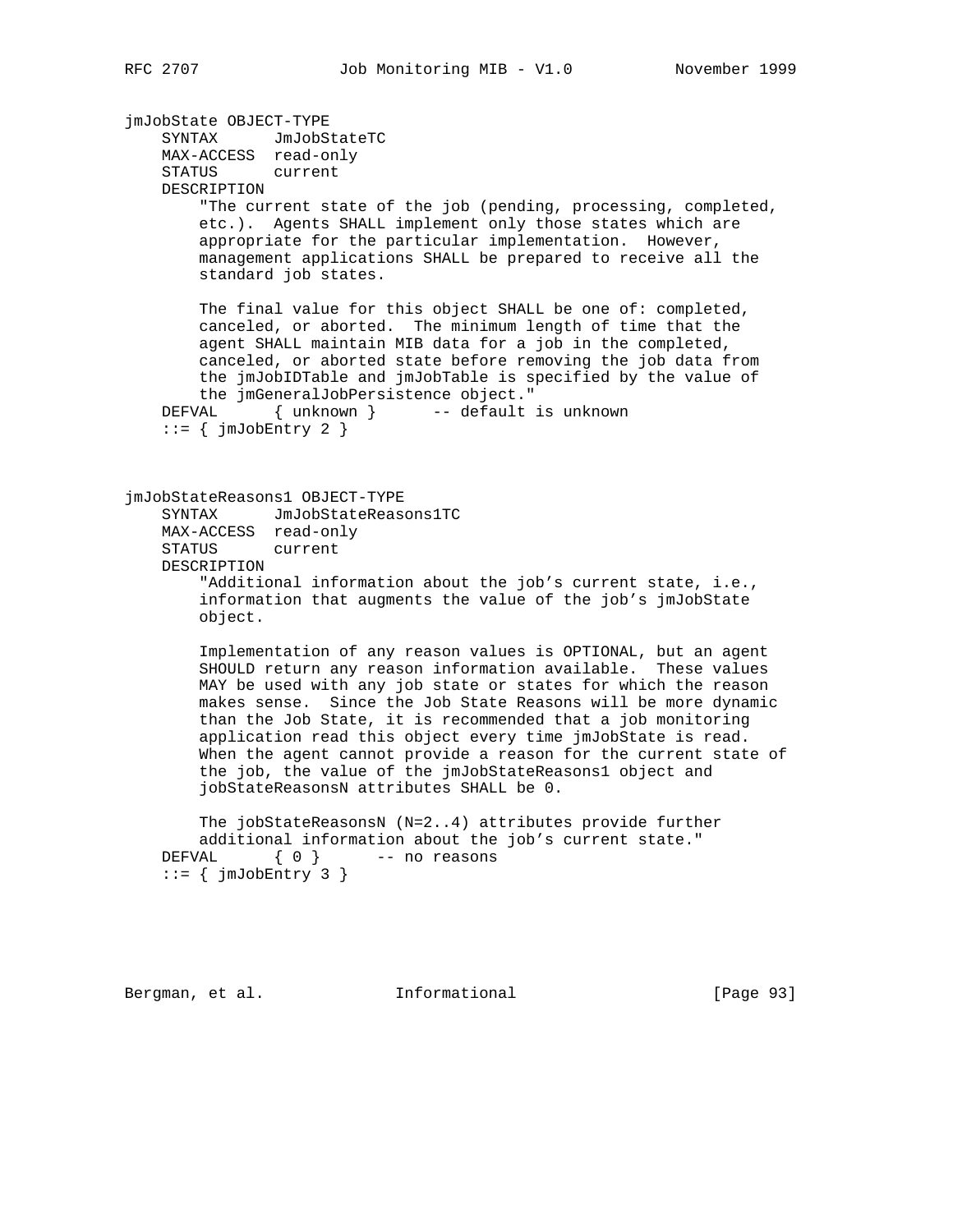```
jmJobState OBJECT-TYPE
    SYNTAX      JmJobStateTC
    MAX-ACCESS  read-only
    STATUS      current
    DESCRIPTION
        "The current state of the job (pending, processing, completed,
        etc.).  Agents SHALL implement only those states which are
        appropriate for the particular implementation.  However,
        management applications SHALL be prepared to receive all the
        standard job states.

        The final value for this object SHALL be one of: completed,
        canceled, or aborted.  The minimum length of time that the
        agent SHALL maintain MIB data for a job in the completed,
        canceled, or aborted state before removing the job data from
        the jmJobIDTable and jmJobTable is specified by the value of
        the jmGeneralJobPersistence object."
    DEFVAL      { unknown }      -- default is unknown
    ::= { jmJobEntry 2 }



jmJobStateReasons1 OBJECT-TYPE
    SYNTAX      JmJobStateReasons1TC
    MAX-ACCESS  read-only
    STATUS      current
    DESCRIPTION
        "Additional information about the job's current state, i.e.,
        information that augments the value of the job's jmJobState
        object.

        Implementation of any reason values is OPTIONAL, but an agent
        SHOULD return any reason information available.  These values
        MAY be used with any job state or states for which the reason
        makes sense.  Since the Job State Reasons will be more dynamic
        than the Job State, it is recommended that a job monitoring
        application read this object every time jmJobState is read.
        When the agent cannot provide a reason for the current state of
        the job, the value of the jmJobStateReasons1 object and
        jobStateReasonsN attributes SHALL be 0.

        The jobStateReasonsN (N=2..4) attributes provide further
        additional information about the job's current state."
    DEFVAL      { 0 }      -- no reasons
    ::= { jmJobEntry 3 }
```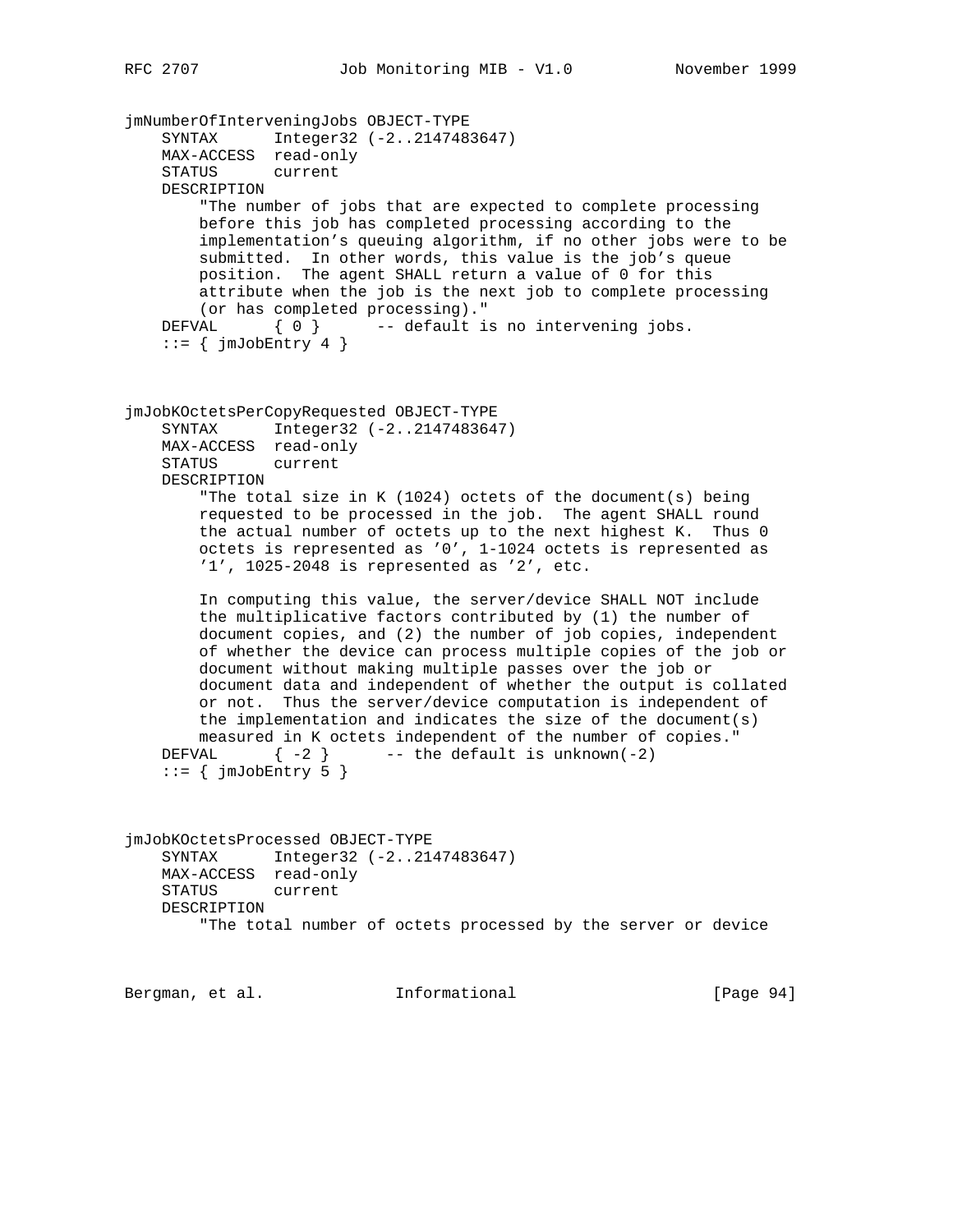```
jmNumberOfInterveningJobs OBJECT-TYPE
    SYNTAX      Integer32 (-2..2147483647)
    MAX-ACCESS  read-only
    STATUS      current
    DESCRIPTION
        "The number of jobs that are expected to complete processing
        before this job has completed processing according to the
        implementation's queuing algorithm, if no other jobs were to be
        submitted.  In other words, this value is the job's queue
        position.  The agent SHALL return a value of 0 for this
        attribute when the job is the next job to complete processing
        (or has completed processing)."
    DEFVAL      { 0 }      -- default is no intervening jobs.
    ::= { jmJobEntry 4 }



jmJobKOctetsPerCopyRequested OBJECT-TYPE
    SYNTAX      Integer32 (-2..2147483647)
    MAX-ACCESS  read-only
    STATUS      current
    DESCRIPTION
        "The total size in K (1024) octets of the document(s) being
        requested to be processed in the job.  The agent SHALL round
        the actual number of octets up to the next highest K.  Thus 0
        octets is represented as '0', 1-1024 octets is represented as
        '1', 1025-2048 is represented as '2', etc.

        In computing this value, the server/device SHALL NOT include
        the multiplicative factors contributed by (1) the number of
        document copies, and (2) the number of job copies, independent
        of whether the device can process multiple copies of the job or
        document without making multiple passes over the job or
        document data and independent of whether the output is collated
        or not.  Thus the server/device computation is independent of
        the implementation and indicates the size of the document(s)
        measured in K octets independent of the number of copies."
    DEFVAL      { -2 }      -- the default is unknown(-2)
    ::= { jmJobEntry 5 }



jmJobKOctetsProcessed OBJECT-TYPE
    SYNTAX      Integer32 (-2..2147483647)
    MAX-ACCESS  read-only
    STATUS      current
    DESCRIPTION
        "The total number of octets processed by the server or device
```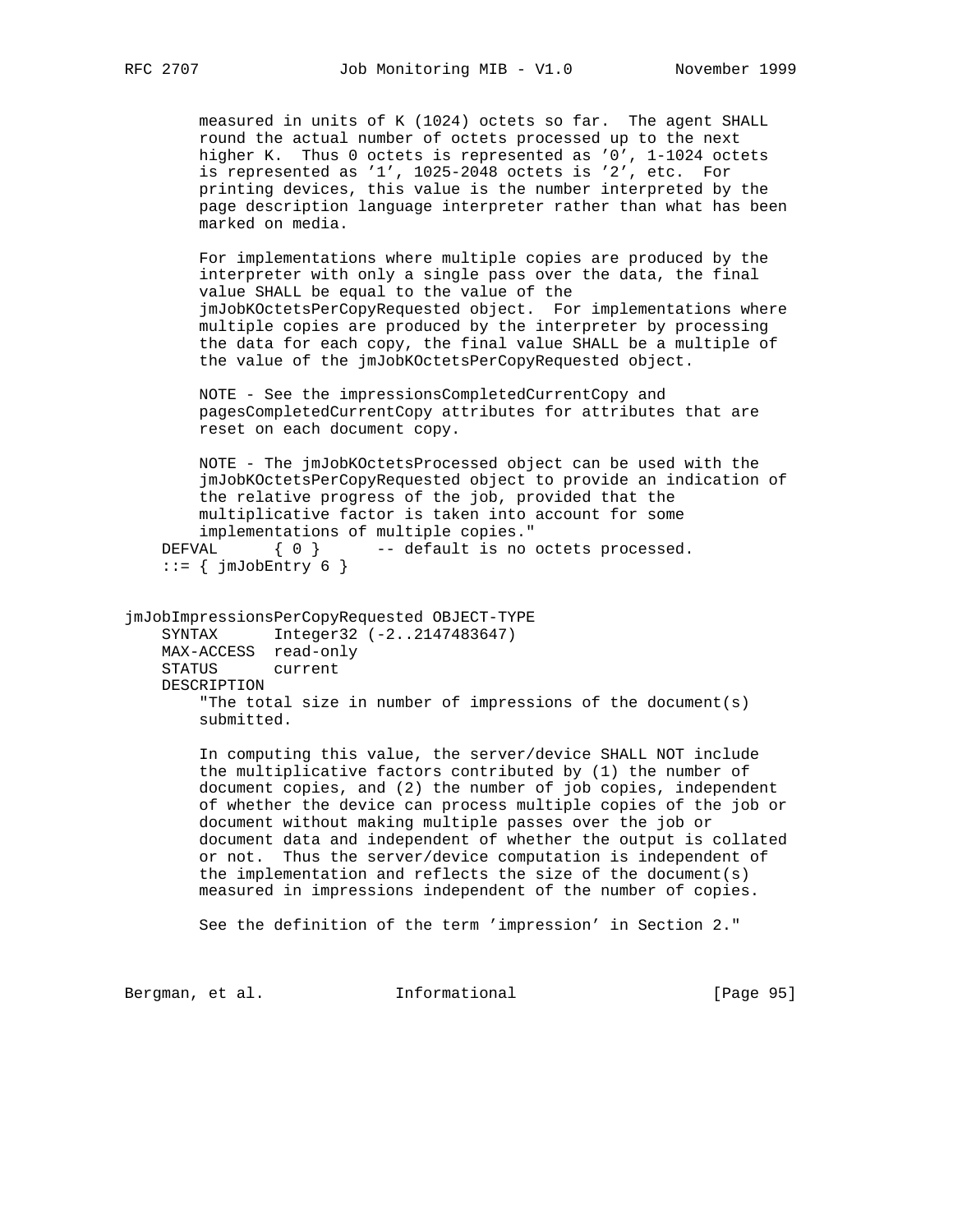```
        measured in units of K (1024) octets so far.  The agent SHALL
        round the actual number of octets processed up to the next
        higher K.  Thus 0 octets is represented as '0', 1-1024 octets
        is represented as '1', 1025-2048 octets is '2', etc.  For
        printing devices, this value is the number interpreted by the
        page description language interpreter rather than what has been
        marked on media.

        For implementations where multiple copies are produced by the
        interpreter with only a single pass over the data, the final
        value SHALL be equal to the value of the
        jmJobKOctetsPerCopyRequested object.  For implementations where
        multiple copies are produced by the interpreter by processing
        the data for each copy, the final value SHALL be a multiple of
        the value of the jmJobKOctetsPerCopyRequested object.

        NOTE - See the impressionsCompletedCurrentCopy and
        pagesCompletedCurrentCopy attributes for attributes that are
        reset on each document copy.

        NOTE - The jmJobKOctetsProcessed object can be used with the
        jmJobKOctetsPerCopyRequested object to provide an indication of
        the relative progress of the job, provided that the
        multiplicative factor is taken into account for some
        implementations of multiple copies."
    DEFVAL      { 0 }       -- default is no octets processed.
    ::= { jmJobEntry 6 }


jmJobImpressionsPerCopyRequested OBJECT-TYPE
    SYNTAX      Integer32 (-2..2147483647)
    MAX-ACCESS  read-only
    STATUS      current
    DESCRIPTION
        "The total size in number of impressions of the document(s)
        submitted.

        In computing this value, the server/device SHALL NOT include
        the multiplicative factors contributed by (1) the number of
        document copies, and (2) the number of job copies, independent
        of whether the device can process multiple copies of the job or
        document without making multiple passes over the job or
        document data and independent of whether the output is collated
        or not.  Thus the server/device computation is independent of
        the implementation and reflects the size of the document(s)
        measured in impressions independent of the number of copies.

        See the definition of the term 'impression' in Section 2."
```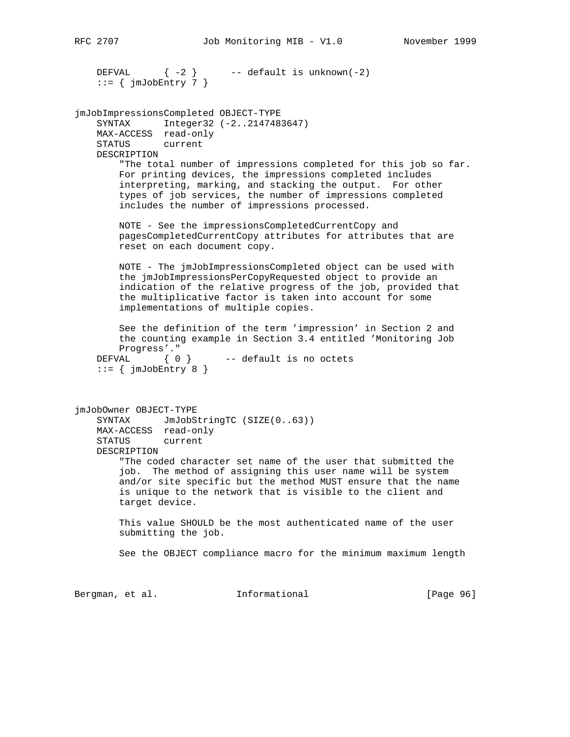```
    DEFVAL      { -2 }      -- default is unknown(-2)
    ::= { jmJobEntry 7 }


jmJobImpressionsCompleted OBJECT-TYPE
    SYNTAX      Integer32 (-2..2147483647)
    MAX-ACCESS  read-only
    STATUS      current
    DESCRIPTION
        "The total number of impressions completed for this job so far.
        For printing devices, the impressions completed includes
        interpreting, marking, and stacking the output.  For other
        types of job services, the number of impressions completed
        includes the number of impressions processed.

        NOTE - See the impressionsCompletedCurrentCopy and
        pagesCompletedCurrentCopy attributes for attributes that are
        reset on each document copy.

        NOTE - The jmJobImpressionsCompleted object can be used with
        the jmJobImpressionsPerCopyRequested object to provide an
        indication of the relative progress of the job, provided that
        the multiplicative factor is taken into account for some
        implementations of multiple copies.

        See the definition of the term 'impression' in Section 2 and
        the counting example in Section 3.4 entitled 'Monitoring Job
        Progress'."
    DEFVAL      { 0 }      -- default is no octets
    ::= { jmJobEntry 8 }



jmJobOwner OBJECT-TYPE
    SYNTAX      JmJobStringTC (SIZE(0..63))
    MAX-ACCESS  read-only
    STATUS      current
    DESCRIPTION
        "The coded character set name of the user that submitted the
        job.  The method of assigning this user name will be system
        and/or site specific but the method MUST ensure that the name
        is unique to the network that is visible to the client and
        target device.

        This value SHOULD be the most authenticated name of the user
        submitting the job.

        See the OBJECT compliance macro for the minimum maximum length
```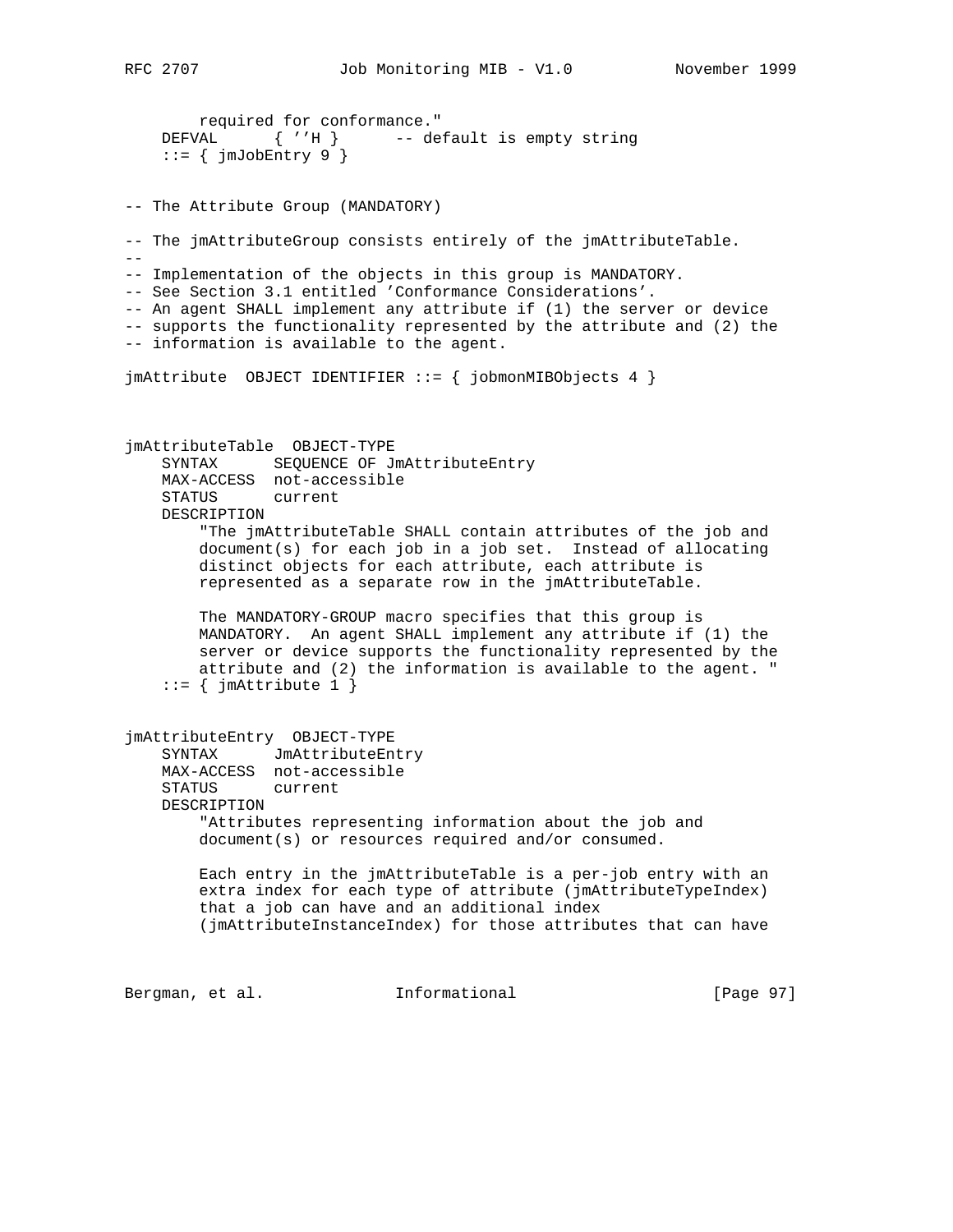```
        required for conformance."
    DEFVAL      { ''H }      -- default is empty string
    ::= { jmJobEntry 9 }


-- The Attribute Group (MANDATORY)

-- The jmAttributeGroup consists entirely of the jmAttributeTable.
--
-- Implementation of the objects in this group is MANDATORY.
-- See Section 3.1 entitled 'Conformance Considerations'.
-- An agent SHALL implement any attribute if (1) the server or device
-- supports the functionality represented by the attribute and (2) the
-- information is available to the agent.

jmAttribute  OBJECT IDENTIFIER ::= { jobmonMIBObjects 4 }



jmAttributeTable  OBJECT-TYPE
    SYNTAX      SEQUENCE OF JmAttributeEntry
    MAX-ACCESS  not-accessible
    STATUS      current
    DESCRIPTION
        "The jmAttributeTable SHALL contain attributes of the job and
        document(s) for each job in a job set.  Instead of allocating
        distinct objects for each attribute, each attribute is
        represented as a separate row in the jmAttributeTable.

        The MANDATORY-GROUP macro specifies that this group is
        MANDATORY.  An agent SHALL implement any attribute if (1) the
        server or device supports the functionality represented by the
        attribute and (2) the information is available to the agent. "
    ::= { jmAttribute 1 }


jmAttributeEntry  OBJECT-TYPE
    SYNTAX      JmAttributeEntry
    MAX-ACCESS  not-accessible
    STATUS      current
    DESCRIPTION
        "Attributes representing information about the job and
        document(s) or resources required and/or consumed.

        Each entry in the jmAttributeTable is a per-job entry with an
        extra index for each type of attribute (jmAttributeTypeIndex)
        that a job can have and an additional index
        (jmAttributeInstanceIndex) for those attributes that can have
```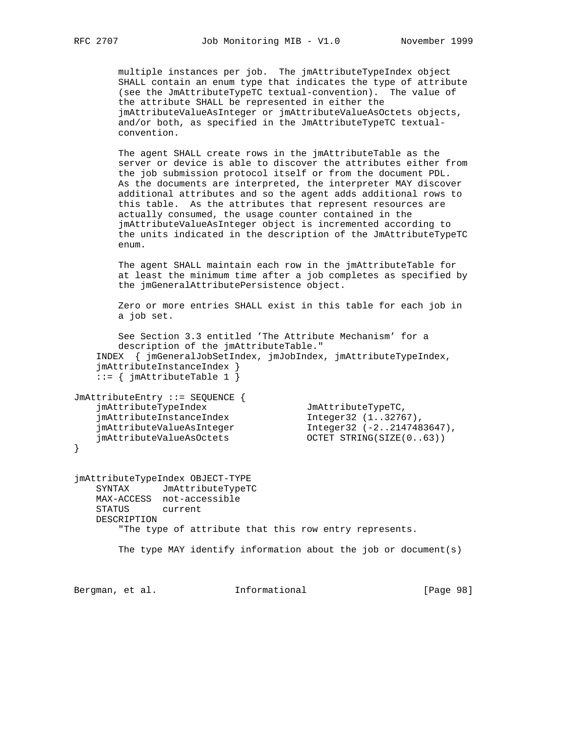```
        multiple instances per job.  The jmAttributeTypeIndex object
        SHALL contain an enum type that indicates the type of attribute
        (see the JmAttributeTypeTC textual-convention).  The value of
        the attribute SHALL be represented in either the
        jmAttributeValueAsInteger or jmAttributeValueAsOctets objects,
        and/or both, as specified in the JmAttributeTypeTC textual-
        convention.

        The agent SHALL create rows in the jmAttributeTable as the
        server or device is able to discover the attributes either from
        the job submission protocol itself or from the document PDL.
        As the documents are interpreted, the interpreter MAY discover
        additional attributes and so the agent adds additional rows to
        this table.  As the attributes that represent resources are
        actually consumed, the usage counter contained in the
        jmAttributeValueAsInteger object is incremented according to
        the units indicated in the description of the JmAttributeTypeTC
        enum.

        The agent SHALL maintain each row in the jmAttributeTable for
        at least the minimum time after a job completes as specified by
        the jmGeneralAttributePersistence object.

        Zero or more entries SHALL exist in this table for each job in
        a job set.

        See Section 3.3 entitled 'The Attribute Mechanism' for a
        description of the jmAttributeTable."
    INDEX  { jmGeneralJobSetIndex, jmJobIndex, jmAttributeTypeIndex,
    jmAttributeInstanceIndex }
    ::= { jmAttributeTable 1 }

JmAttributeEntry ::= SEQUENCE {
    jmAttributeTypeIndex               JmAttributeTypeTC,
    jmAttributeInstanceIndex           Integer32 (1..32767),
    jmAttributeValueAsInteger          Integer32 (-2..2147483647),
    jmAttributeValueAsOctets           OCTET STRING(SIZE(0..63))
}


jmAttributeTypeIndex OBJECT-TYPE
    SYNTAX      JmAttributeTypeTC
    MAX-ACCESS  not-accessible
    STATUS      current
    DESCRIPTION
        "The type of attribute that this row entry represents.

        The type MAY identify information about the job or document(s)
```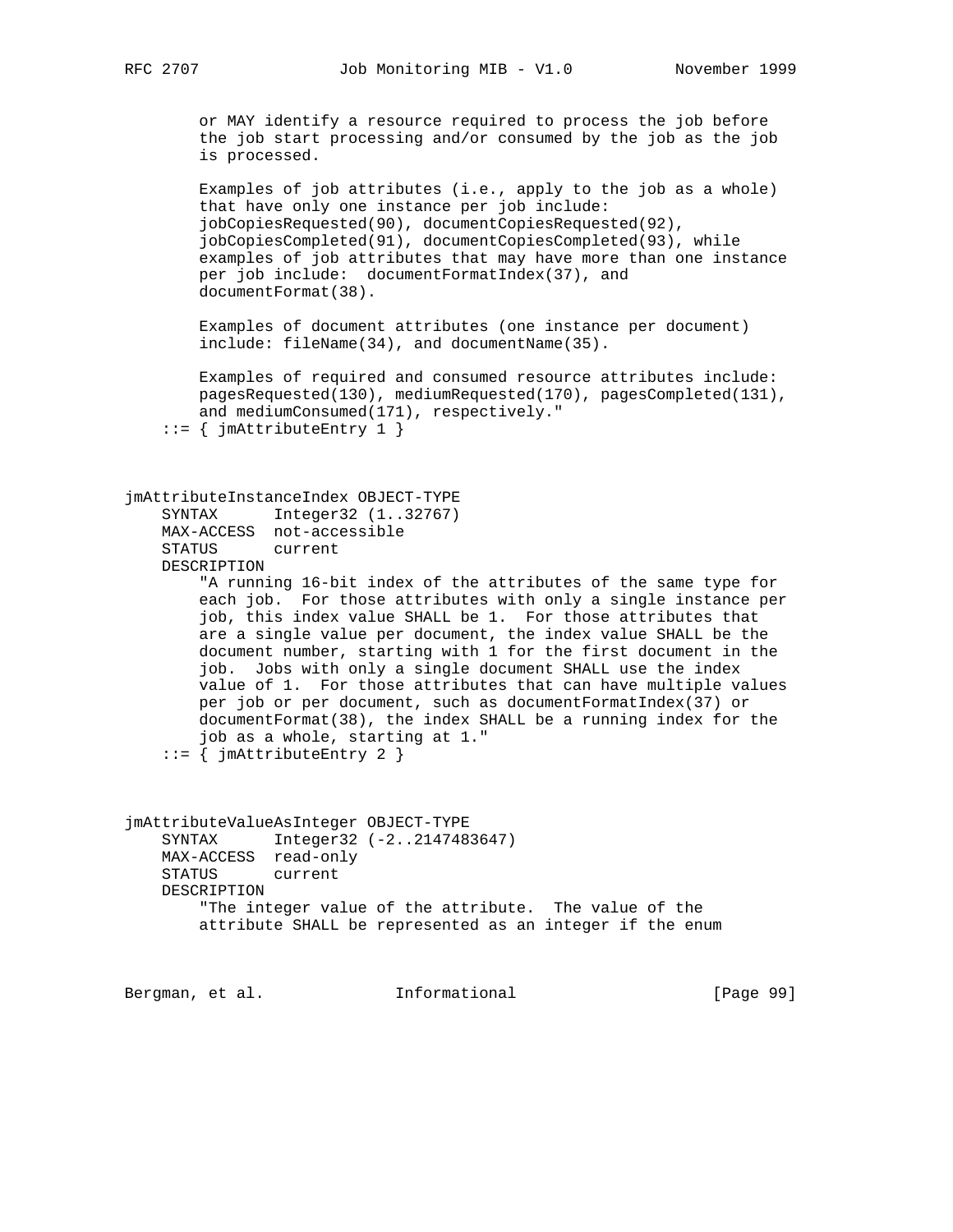```
        or MAY identify a resource required to process the job before
        the job start processing and/or consumed by the job as the job
        is processed.

        Examples of job attributes (i.e., apply to the job as a whole)
        that have only one instance per job include:
        jobCopiesRequested(90), documentCopiesRequested(92),
        jobCopiesCompleted(91), documentCopiesCompleted(93), while
        examples of job attributes that may have more than one instance
        per job include:  documentFormatIndex(37), and
        documentFormat(38).

        Examples of document attributes (one instance per document)
        include: fileName(34), and documentName(35).

        Examples of required and consumed resource attributes include:
        pagesRequested(130), mediumRequested(170), pagesCompleted(131),
        and mediumConsumed(171), respectively."
    ::= { jmAttributeEntry 1 }



jmAttributeInstanceIndex OBJECT-TYPE
    SYNTAX      Integer32 (1..32767)
    MAX-ACCESS  not-accessible
    STATUS      current
    DESCRIPTION
        "A running 16-bit index of the attributes of the same type for
        each job.  For those attributes with only a single instance per
        job, this index value SHALL be 1.  For those attributes that
        are a single value per document, the index value SHALL be the
        document number, starting with 1 for the first document in the
        job.  Jobs with only a single document SHALL use the index
        value of 1.  For those attributes that can have multiple values
        per job or per document, such as documentFormatIndex(37) or
        documentFormat(38), the index SHALL be a running index for the
        job as a whole, starting at 1."
    ::= { jmAttributeEntry 2 }



jmAttributeValueAsInteger OBJECT-TYPE
    SYNTAX      Integer32 (-2..2147483647)
    MAX-ACCESS  read-only
    STATUS      current
    DESCRIPTION
        "The integer value of the attribute.  The value of the
        attribute SHALL be represented as an integer if the enum
```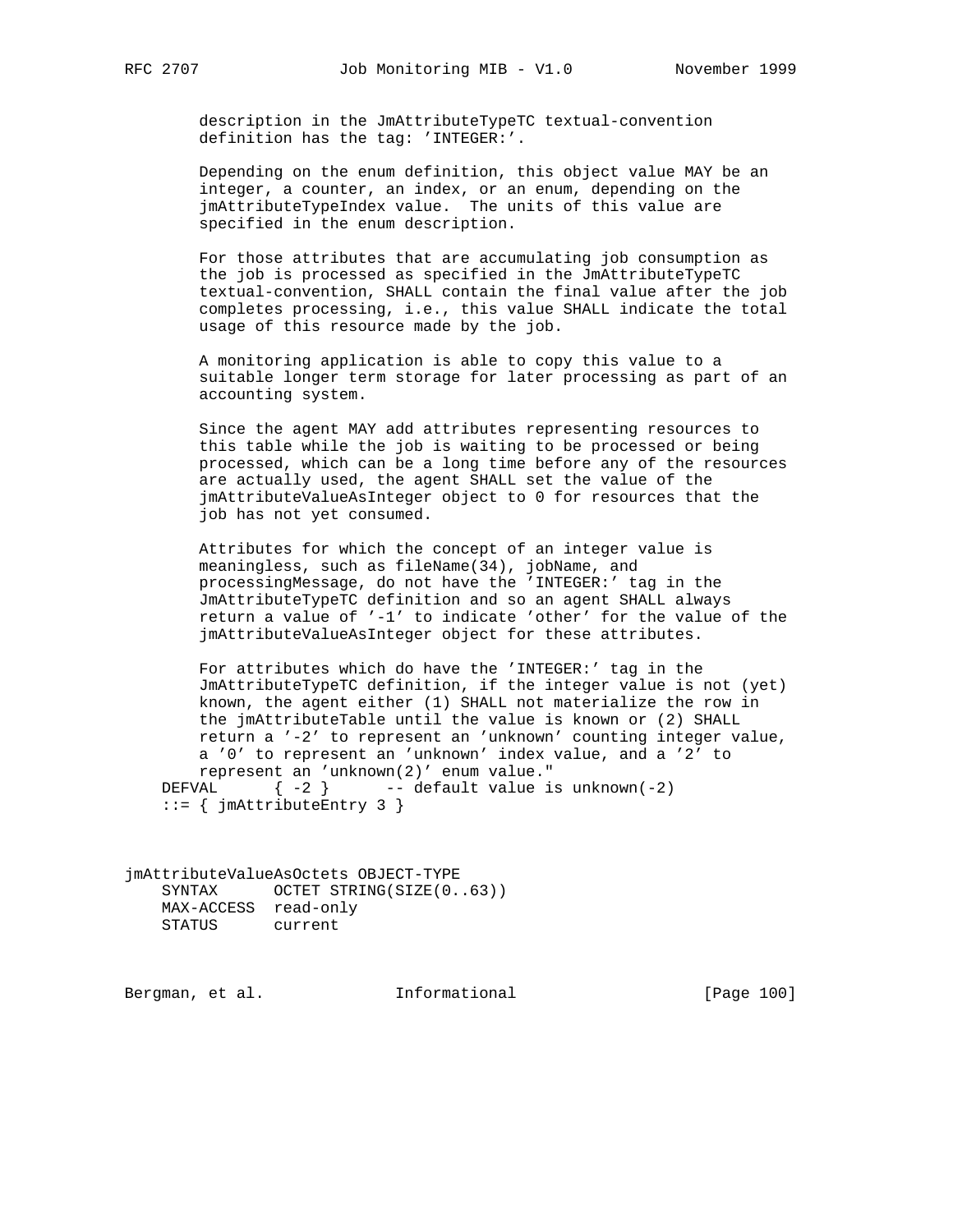```
        description in the JmAttributeTypeTC textual-convention
        definition has the tag: 'INTEGER:'.

        Depending on the enum definition, this object value MAY be an
        integer, a counter, an index, or an enum, depending on the
        jmAttributeTypeIndex value.  The units of this value are
        specified in the enum description.

        For those attributes that are accumulating job consumption as
        the job is processed as specified in the JmAttributeTypeTC
        textual-convention, SHALL contain the final value after the job
        completes processing, i.e., this value SHALL indicate the total
        usage of this resource made by the job.

        A monitoring application is able to copy this value to a
        suitable longer term storage for later processing as part of an
        accounting system.

        Since the agent MAY add attributes representing resources to
        this table while the job is waiting to be processed or being
        processed, which can be a long time before any of the resources
        are actually used, the agent SHALL set the value of the
        jmAttributeValueAsInteger object to 0 for resources that the
        job has not yet consumed.

        Attributes for which the concept of an integer value is
        meaningless, such as fileName(34), jobName, and
        processingMessage, do not have the 'INTEGER:' tag in the
        JmAttributeTypeTC definition and so an agent SHALL always
        return a value of '-1' to indicate 'other' for the value of the
        jmAttributeValueAsInteger object for these attributes.

        For attributes which do have the 'INTEGER:' tag in the
        JmAttributeTypeTC definition, if the integer value is not (yet)
        known, the agent either (1) SHALL not materialize the row in
        the jmAttributeTable until the value is known or (2) SHALL
        return a '-2' to represent an 'unknown' counting integer value,
        a '0' to represent an 'unknown' index value, and a '2' to
        represent an 'unknown(2)' enum value."
    DEFVAL      { -2 }      -- default value is unknown(-2)
    ::= { jmAttributeEntry 3 }


jmAttributeValueAsOctets OBJECT-TYPE
    SYNTAX      OCTET STRING(SIZE(0..63))
    MAX-ACCESS  read-only
    STATUS      current
```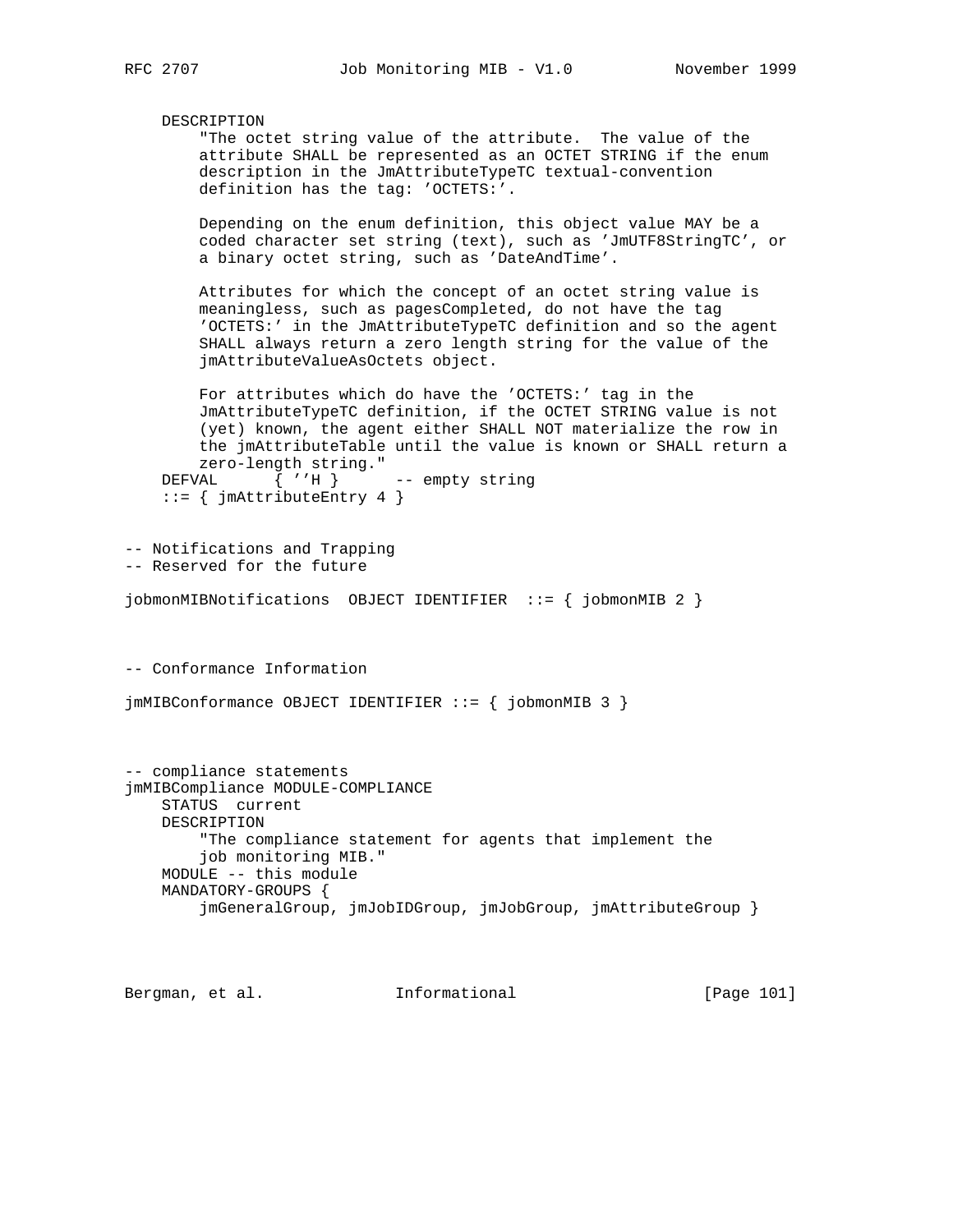```
    DESCRIPTION
        "The octet string value of the attribute.  The value of the
        attribute SHALL be represented as an OCTET STRING if the enum
        description in the JmAttributeTypeTC textual-convention
        definition has the tag: 'OCTETS:'.

        Depending on the enum definition, this object value MAY be a
        coded character set string (text), such as 'JmUTF8StringTC', or
        a binary octet string, such as 'DateAndTime'.

        Attributes for which the concept of an octet string value is
        meaningless, such as pagesCompleted, do not have the tag
        'OCTETS:' in the JmAttributeTypeTC definition and so the agent
        SHALL always return a zero length string for the value of the
        jmAttributeValueAsOctets object.

        For attributes which do have the 'OCTETS:' tag in the
        JmAttributeTypeTC definition, if the OCTET STRING value is not
        (yet) known, the agent either SHALL NOT materialize the row in
        the jmAttributeTable until the value is known or SHALL return a
        zero-length string."
    DEFVAL      { ''H }      -- empty string
    ::= { jmAttributeEntry 4 }


-- Notifications and Trapping
-- Reserved for the future

jobmonMIBNotifications  OBJECT IDENTIFIER  ::= { jobmonMIB 2 }



-- Conformance Information

jmMIBConformance OBJECT IDENTIFIER ::= { jobmonMIB 3 }



-- compliance statements
jmMIBCompliance MODULE-COMPLIANCE
    STATUS  current
    DESCRIPTION
        "The compliance statement for agents that implement the
        job monitoring MIB."
    MODULE -- this module
    MANDATORY-GROUPS {
        jmGeneralGroup, jmJobIDGroup, jmJobGroup, jmAttributeGroup }
```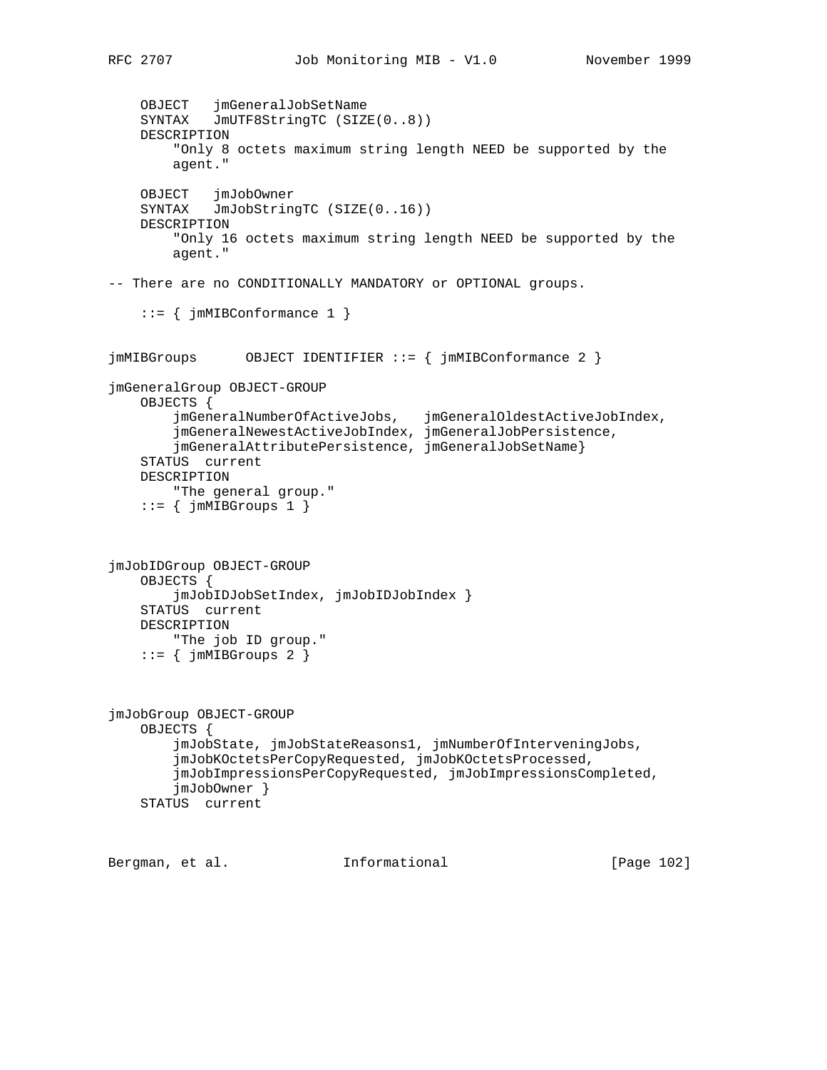```
    OBJECT   jmGeneralJobSetName
    SYNTAX   JmUTF8StringTC (SIZE(0..8))
    DESCRIPTION
        "Only 8 octets maximum string length NEED be supported by the
        agent."

    OBJECT   jmJobOwner
    SYNTAX   JmJobStringTC (SIZE(0..16))
    DESCRIPTION
        "Only 16 octets maximum string length NEED be supported by the
        agent."

-- There are no CONDITIONALLY MANDATORY or OPTIONAL groups.

    ::= { jmMIBConformance 1 }


jmMIBGroups      OBJECT IDENTIFIER ::= { jmMIBConformance 2 }

jmGeneralGroup OBJECT-GROUP
    OBJECTS {
        jmGeneralNumberOfActiveJobs,   jmGeneralOldestActiveJobIndex,
        jmGeneralNewestActiveJobIndex, jmGeneralJobPersistence,
        jmGeneralAttributePersistence, jmGeneralJobSetName}
    STATUS  current
    DESCRIPTION
        "The general group."
    ::= { jmMIBGroups 1 }



jmJobIDGroup OBJECT-GROUP
    OBJECTS {
        jmJobIDJobSetIndex, jmJobIDJobIndex }
    STATUS  current
    DESCRIPTION
        "The job ID group."
    ::= { jmMIBGroups 2 }



jmJobGroup OBJECT-GROUP
    OBJECTS {
        jmJobState, jmJobStateReasons1, jmNumberOfInterveningJobs,
        jmJobKOctetsPerCopyRequested, jmJobKOctetsProcessed,
        jmJobImpressionsPerCopyRequested, jmJobImpressionsCompleted,
        jmJobOwner }
    STATUS  current
```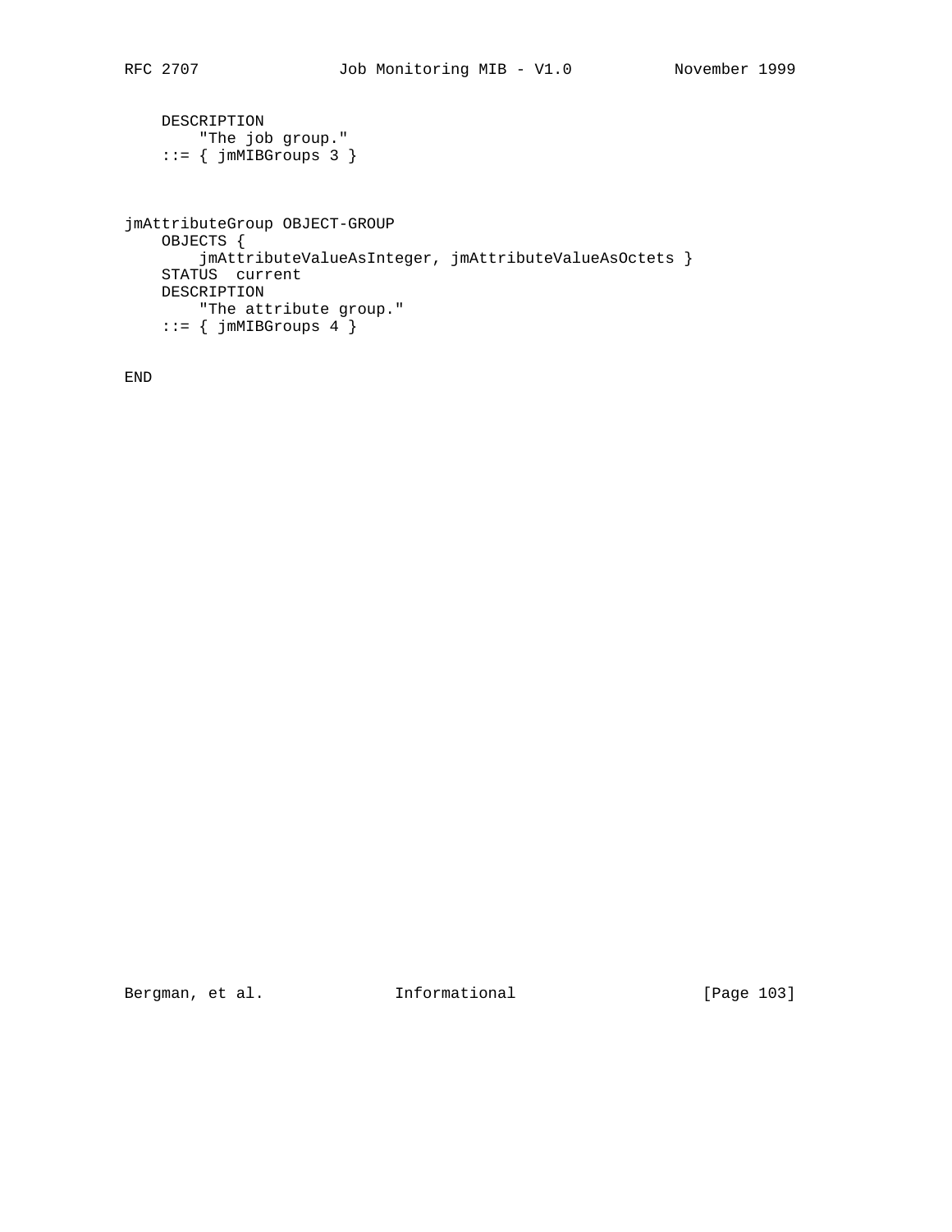```
    DESCRIPTION
        "The job group."
    ::= { jmMIBGroups 3 }


jmAttributeGroup OBJECT-GROUP
    OBJECTS {
        jmAttributeValueAsInteger, jmAttributeValueAsOctets }
    STATUS  current
    DESCRIPTION
        "The attribute group."
    ::= { jmMIBGroups 4 }

END
```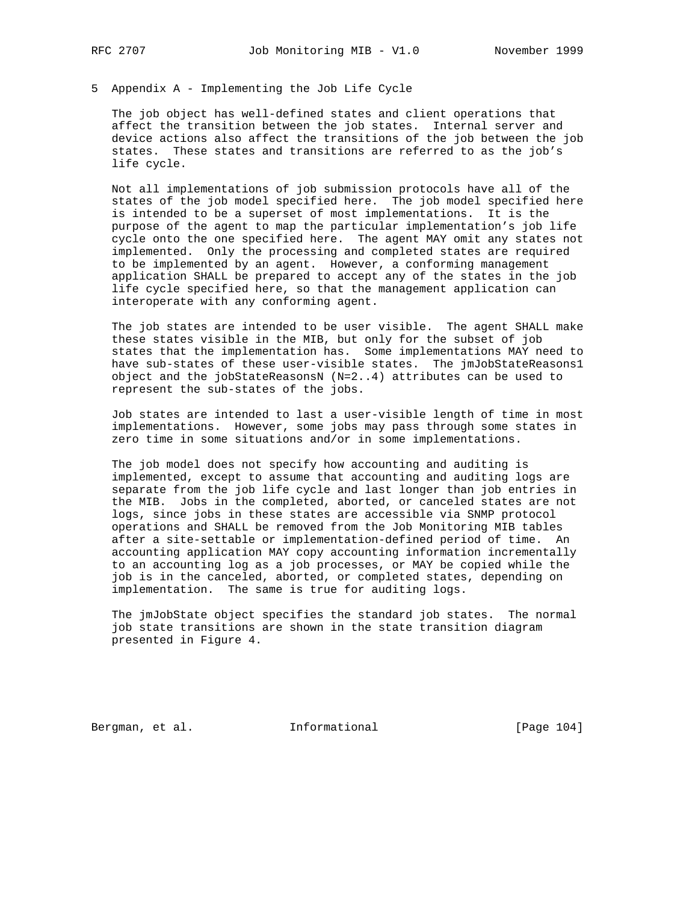# 5 Appendix A - Implementing the Job Life Cycle

The job object has well-defined states and client operations that affect the transition between the job states. Internal server and device actions also affect the transitions of the job between the job states. These states and transitions are referred to as the job's life cycle.

Not all implementations of job submission protocols have all of the states of the job model specified here. The job model specified here is intended to be a superset of most implementations. It is the purpose of the agent to map the particular implementation's job life cycle onto the one specified here. The agent MAY omit any states not implemented. Only the processing and completed states are required to be implemented by an agent. However, a conforming management application SHALL be prepared to accept any of the states in the job life cycle specified here, so that the management application can interoperate with any conforming agent.

The job states are intended to be user visible. The agent SHALL make these states visible in the MIB, but only for the subset of job states that the implementation has. Some implementations MAY need to have sub-states of these user-visible states. The jmJobStateReasons1 object and the jobStateReasonsN (N=2..4) attributes can be used to represent the sub-states of the jobs.

Job states are intended to last a user-visible length of time in most implementations. However, some jobs may pass through some states in zero time in some situations and/or in some implementations.

The job model does not specify how accounting and auditing is implemented, except to assume that accounting and auditing logs are separate from the job life cycle and last longer than job entries in the MIB. Jobs in the completed, aborted, or canceled states are not logs, since jobs in these states are accessible via SNMP protocol operations and SHALL be removed from the Job Monitoring MIB tables after a site-settable or implementation-defined period of time. An accounting application MAY copy accounting information incrementally to an accounting log as a job processes, or MAY be copied while the job is in the canceled, aborted, or completed states, depending on implementation. The same is true for auditing logs.

The jmJobState object specifies the standard job states. The normal job state transitions are shown in the state transition diagram presented in Figure 4.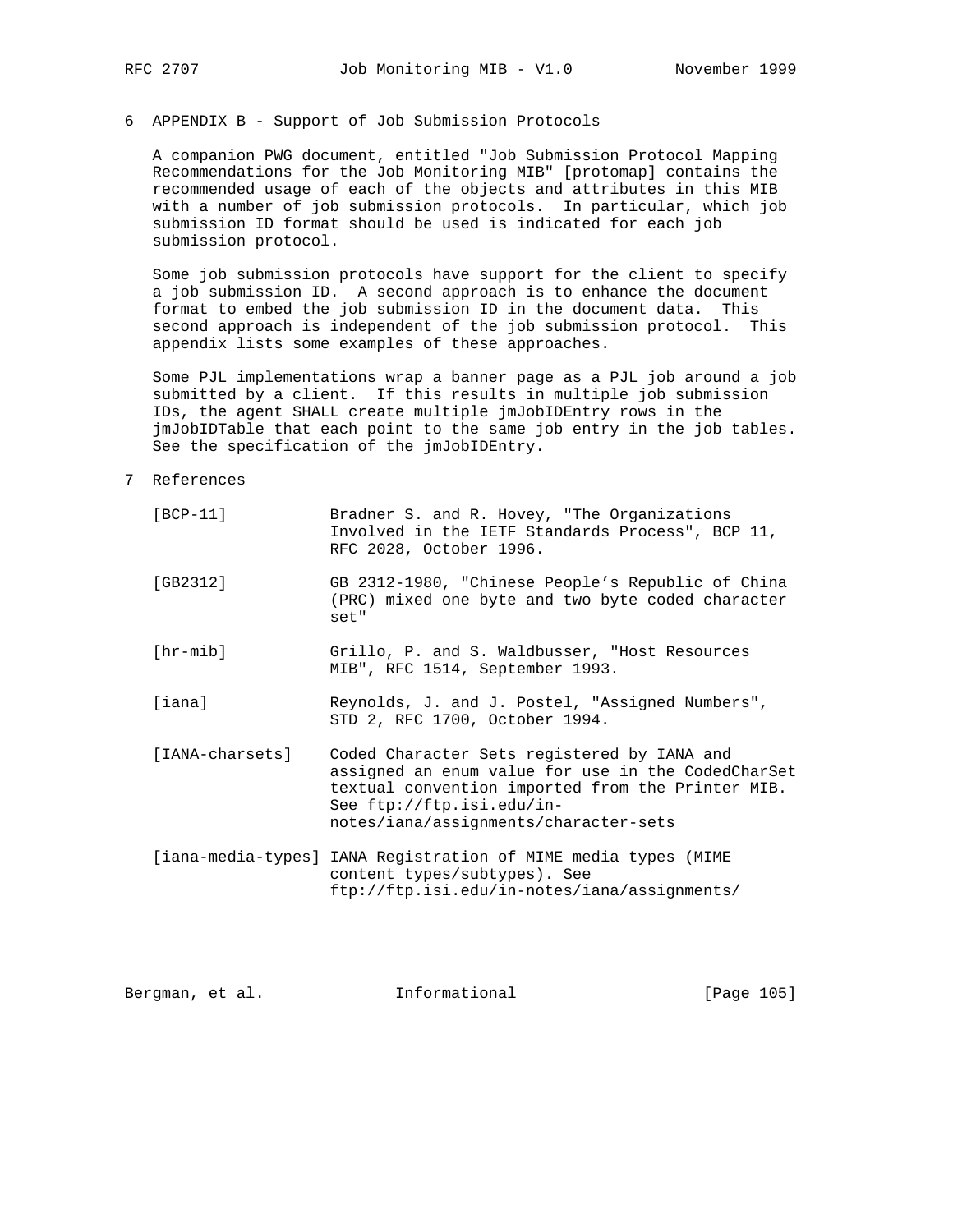# 6 APPENDIX B - Support of Job Submission Protocols

A companion PWG document, entitled "Job Submission Protocol Mapping Recommendations for the Job Monitoring MIB" [protomap] contains the recommended usage of each of the objects and attributes in this MIB with a number of job submission protocols. In particular, which job submission ID format should be used is indicated for each job submission protocol.

Some job submission protocols have support for the client to specify a job submission ID. A second approach is to enhance the document format to embed the job submission ID in the document data. This second approach is independent of the job submission protocol. This appendix lists some examples of these approaches.

Some PJL implementations wrap a banner page as a PJL job around a job submitted by a client. If this results in multiple job submission IDs, the agent SHALL create multiple jmJobIDEntry rows in the jmJobIDTable that each point to the same job entry in the job tables. See the specification of the jmJobIDEntry.

# 7 References

[BCP-11] Bradner S. and R. Hovey, "The Organizations Involved in the IETF Standards Process", BCP 11, RFC 2028, October 1996.

[GB2312] GB 2312-1980, "Chinese People's Republic of China (PRC) mixed one byte and two byte coded character set"

[hr-mib] Grillo, P. and S. Waldbusser, "Host Resources MIB", RFC 1514, September 1993.

[iana] Reynolds, J. and J. Postel, "Assigned Numbers", STD 2, RFC 1700, October 1994.

[IANA-charsets] Coded Character Sets registered by IANA and assigned an enum value for use in the CodedCharSet textual convention imported from the Printer MIB. See ftp://ftp.isi.edu/in-notes/iana/assignments/character-sets

[iana-media-types] IANA Registration of MIME media types (MIME content types/subtypes). See ftp://ftp.isi.edu/in-notes/iana/assignments/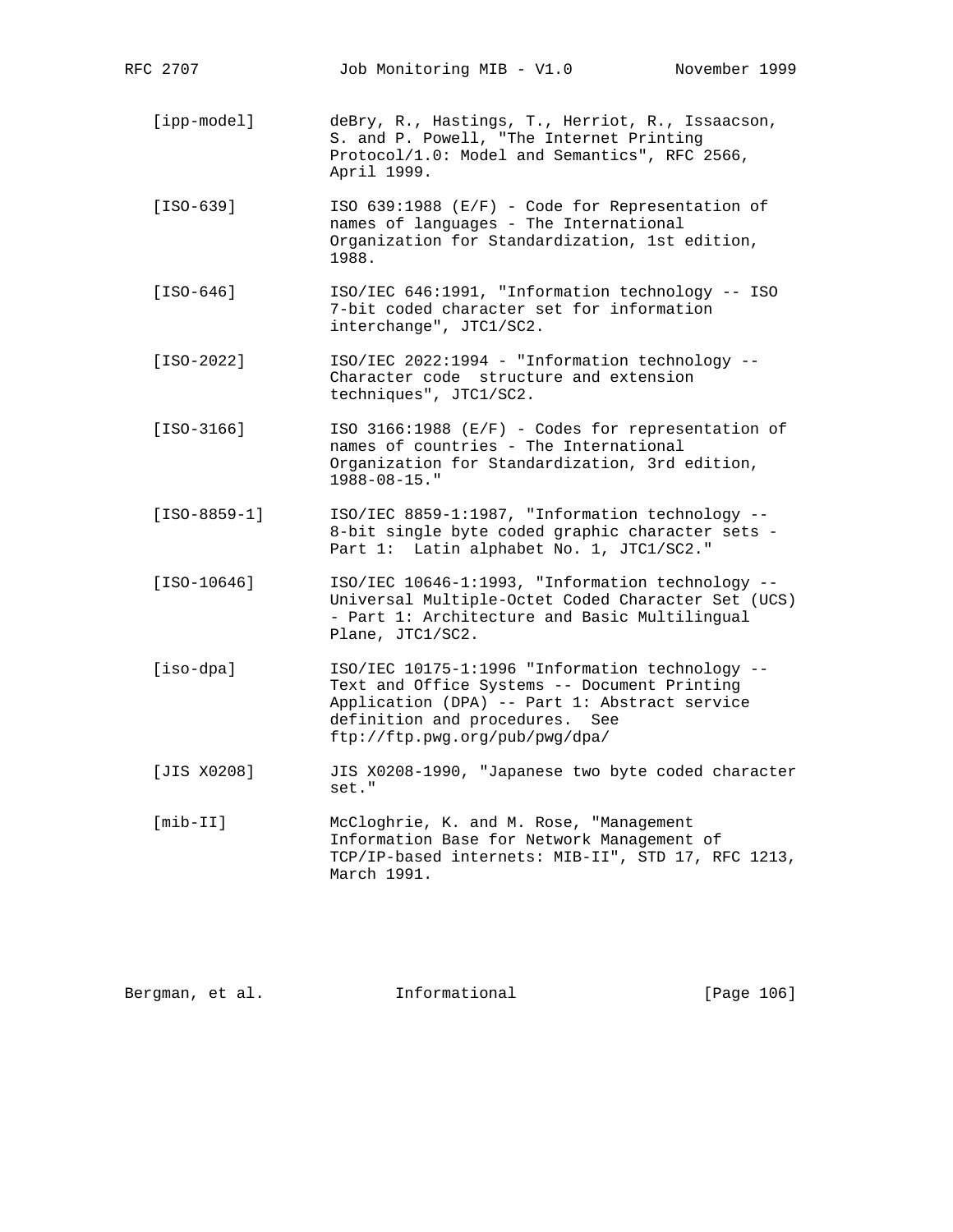[ipp-model] deBry, R., Hastings, T., Herriot, R., Issaacson, S. and P. Powell, "The Internet Printing Protocol/1.0: Model and Semantics", RFC 2566, April 1999.

[ISO-639] ISO 639:1988 (E/F) - Code for Representation of names of languages - The International Organization for Standardization, 1st edition, 1988.

[ISO-646] ISO/IEC 646:1991, "Information technology -- ISO 7-bit coded character set for information interchange", JTC1/SC2.

[ISO-2022] ISO/IEC 2022:1994 - "Information technology -- Character code structure and extension techniques", JTC1/SC2.

[ISO-3166] ISO 3166:1988 (E/F) - Codes for representation of names of countries - The International Organization for Standardization, 3rd edition, 1988-08-15."

[ISO-8859-1] ISO/IEC 8859-1:1987, "Information technology -- 8-bit single byte coded graphic character sets - Part 1: Latin alphabet No. 1, JTC1/SC2."

[ISO-10646] ISO/IEC 10646-1:1993, "Information technology -- Universal Multiple-Octet Coded Character Set (UCS) - Part 1: Architecture and Basic Multilingual Plane, JTC1/SC2.

[iso-dpa] ISO/IEC 10175-1:1996 "Information technology -- Text and Office Systems -- Document Printing Application (DPA) -- Part 1: Abstract service definition and procedures. See ftp://ftp.pwg.org/pub/pwg/dpa/

[JIS X0208] JIS X0208-1990, "Japanese two byte coded character set."

[mib-II] McCloghrie, K. and M. Rose, "Management Information Base for Network Management of TCP/IP-based internets: MIB-II", STD 17, RFC 1213, March 1991.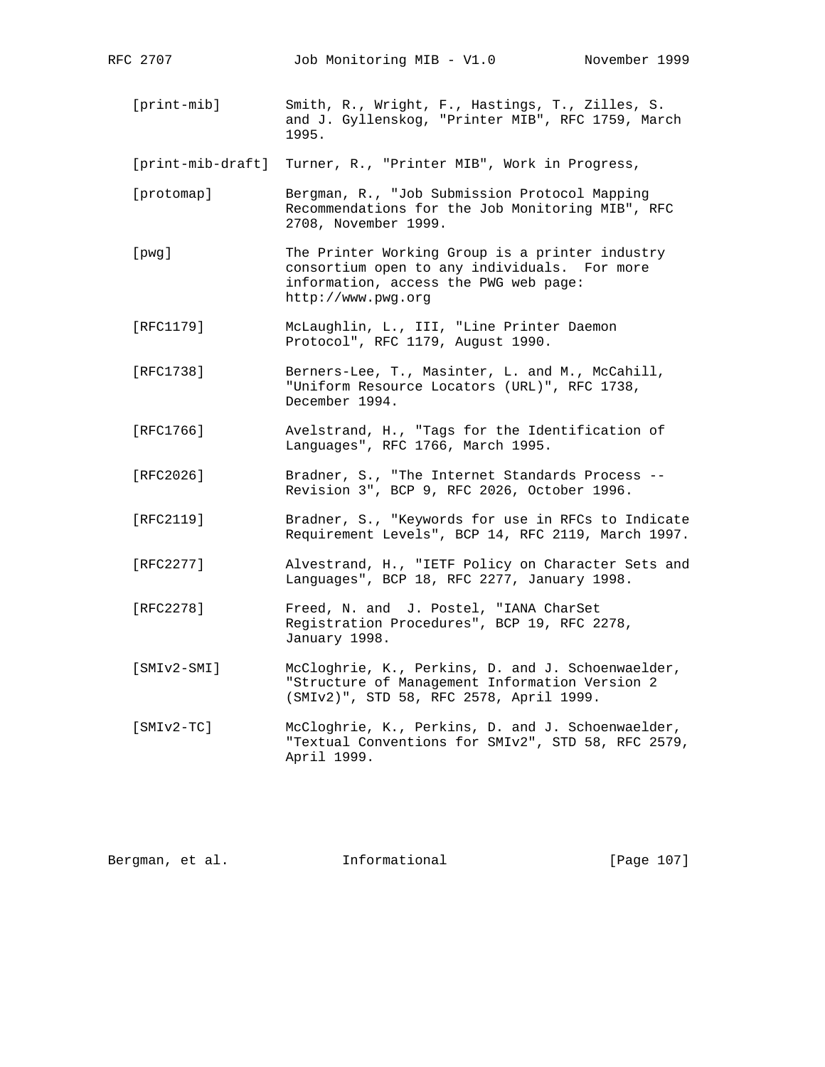[print-mib] Smith, R., Wright, F., Hastings, T., Zilles, S. and J. Gyllenskog, "Printer MIB", RFC 1759, March 1995.

[print-mib-draft] Turner, R., "Printer MIB", Work in Progress,

[protomap] Bergman, R., "Job Submission Protocol Mapping Recommendations for the Job Monitoring MIB", RFC 2708, November 1999.

[pwg] The Printer Working Group is a printer industry consortium open to any individuals. For more information, access the PWG web page: http://www.pwg.org

[RFC1179] McLaughlin, L., III, "Line Printer Daemon Protocol", RFC 1179, August 1990.

[RFC1738] Berners-Lee, T., Masinter, L. and M., McCahill, "Uniform Resource Locators (URL)", RFC 1738, December 1994.

[RFC1766] Avelstrand, H., "Tags for the Identification of Languages", RFC 1766, March 1995.

[RFC2026] Bradner, S., "The Internet Standards Process -- Revision 3", BCP 9, RFC 2026, October 1996.

[RFC2119] Bradner, S., "Keywords for use in RFCs to Indicate Requirement Levels", BCP 14, RFC 2119, March 1997.

[RFC2277] Alvestrand, H., "IETF Policy on Character Sets and Languages", BCP 18, RFC 2277, January 1998.

[RFC2278] Freed, N. and J. Postel, "IANA CharSet Registration Procedures", BCP 19, RFC 2278, January 1998.

[SMIv2-SMI] McCloghrie, K., Perkins, D. and J. Schoenwaelder, "Structure of Management Information Version 2 (SMIv2)", STD 58, RFC 2578, April 1999.

[SMIv2-TC] McCloghrie, K., Perkins, D. and J. Schoenwaelder, "Textual Conventions for SMIv2", STD 58, RFC 2579, April 1999.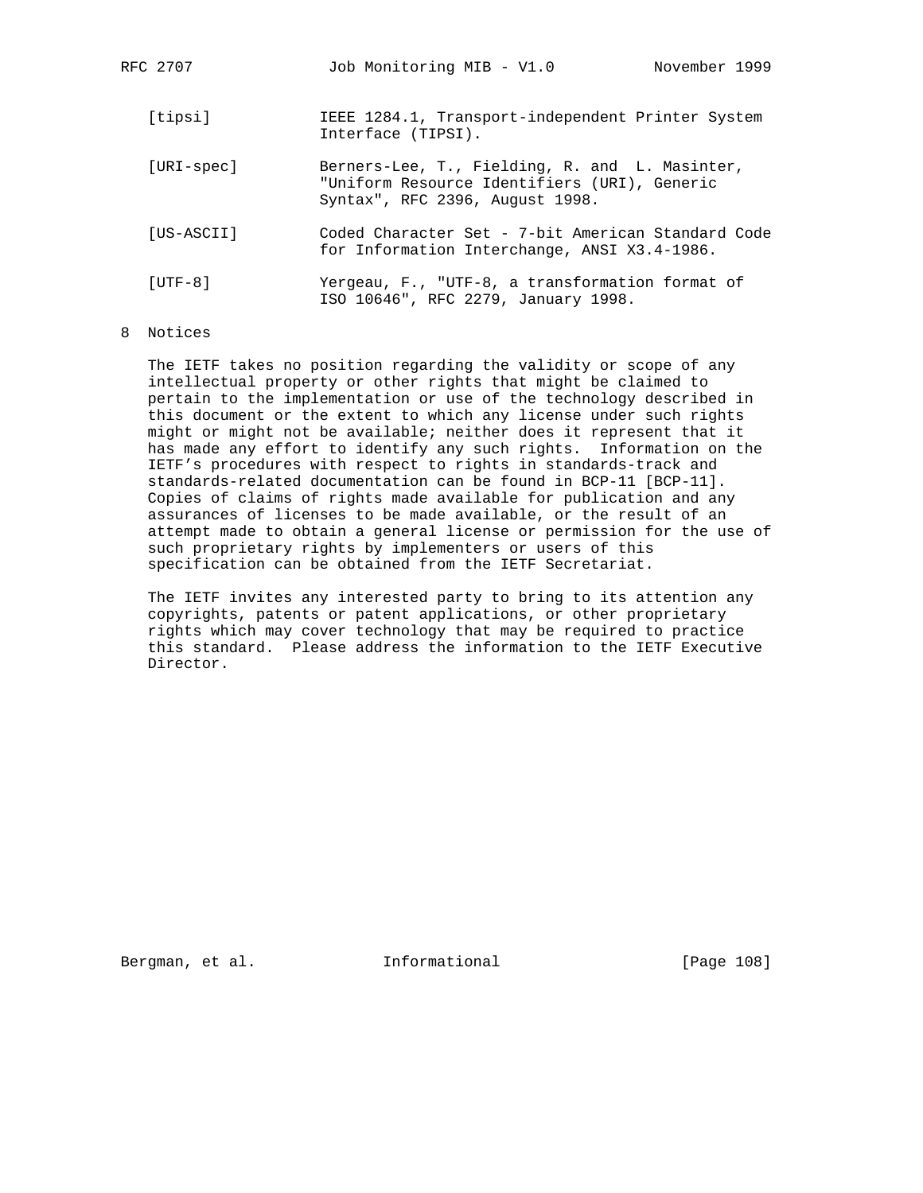[tipsi] IEEE 1284.1, Transport-independent Printer System Interface (TIPSI).

[URI-spec] Berners-Lee, T., Fielding, R. and L. Masinter, "Uniform Resource Identifiers (URI), Generic Syntax", RFC 2396, August 1998.

[US-ASCII] Coded Character Set - 7-bit American Standard Code for Information Interchange, ANSI X3.4-1986.

[UTF-8] Yergeau, F., "UTF-8, a transformation format of ISO 10646", RFC 2279, January 1998.

## 8 Notices

The IETF takes no position regarding the validity or scope of any intellectual property or other rights that might be claimed to pertain to the implementation or use of the technology described in this document or the extent to which any license under such rights might or might not be available; neither does it represent that it has made any effort to identify any such rights. Information on the IETF's procedures with respect to rights in standards-track and standards-related documentation can be found in BCP-11 [BCP-11]. Copies of claims of rights made available for publication and any assurances of licenses to be made available, or the result of an attempt made to obtain a general license or permission for the use of such proprietary rights by implementers or users of this specification can be obtained from the IETF Secretariat.

The IETF invites any interested party to bring to its attention any copyrights, patents or patent applications, or other proprietary rights which may cover technology that may be required to practice this standard. Please address the information to the IETF Executive Director.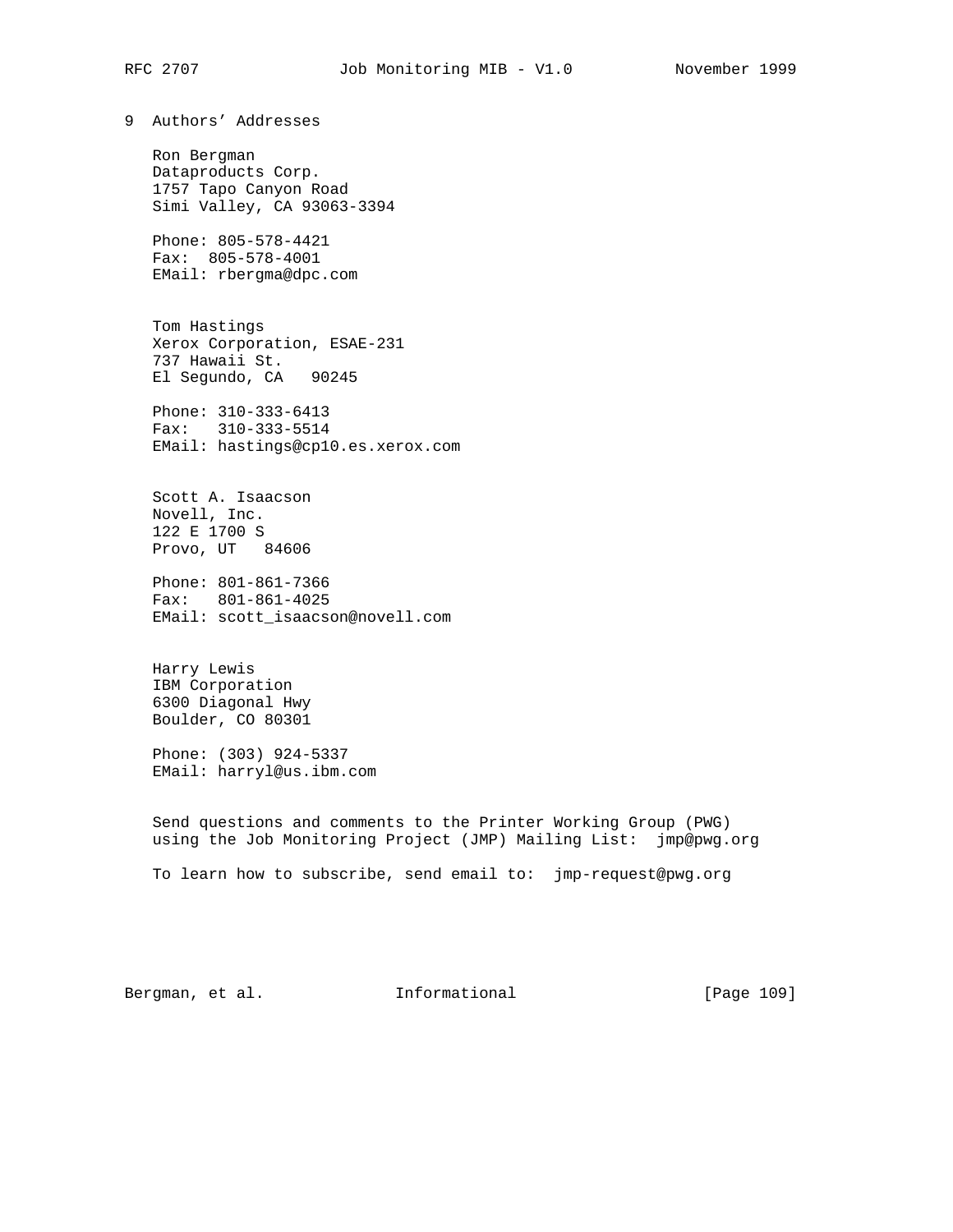## 9 Authors' Addresses

Ron Bergman
Dataproducts Corp.
1757 Tapo Canyon Road
Simi Valley, CA 93063-3394

Phone: 805-578-4421
Fax: 805-578-4001
EMail: rbergma@dpc.com

Tom Hastings
Xerox Corporation, ESAE-231
737 Hawaii St.
El Segundo, CA 90245

Phone: 310-333-6413
Fax: 310-333-5514
EMail: hastings@cp10.es.xerox.com

Scott A. Isaacson
Novell, Inc.
122 E 1700 S
Provo, UT 84606

Phone: 801-861-7366
Fax: 801-861-4025
EMail: scott_isaacson@novell.com

Harry Lewis
IBM Corporation
6300 Diagonal Hwy
Boulder, CO 80301

Phone: (303) 924-5337
EMail: harryl@us.ibm.com

Send questions and comments to the Printer Working Group (PWG) using the Job Monitoring Project (JMP) Mailing List: jmp@pwg.org

To learn how to subscribe, send email to: jmp-request@pwg.org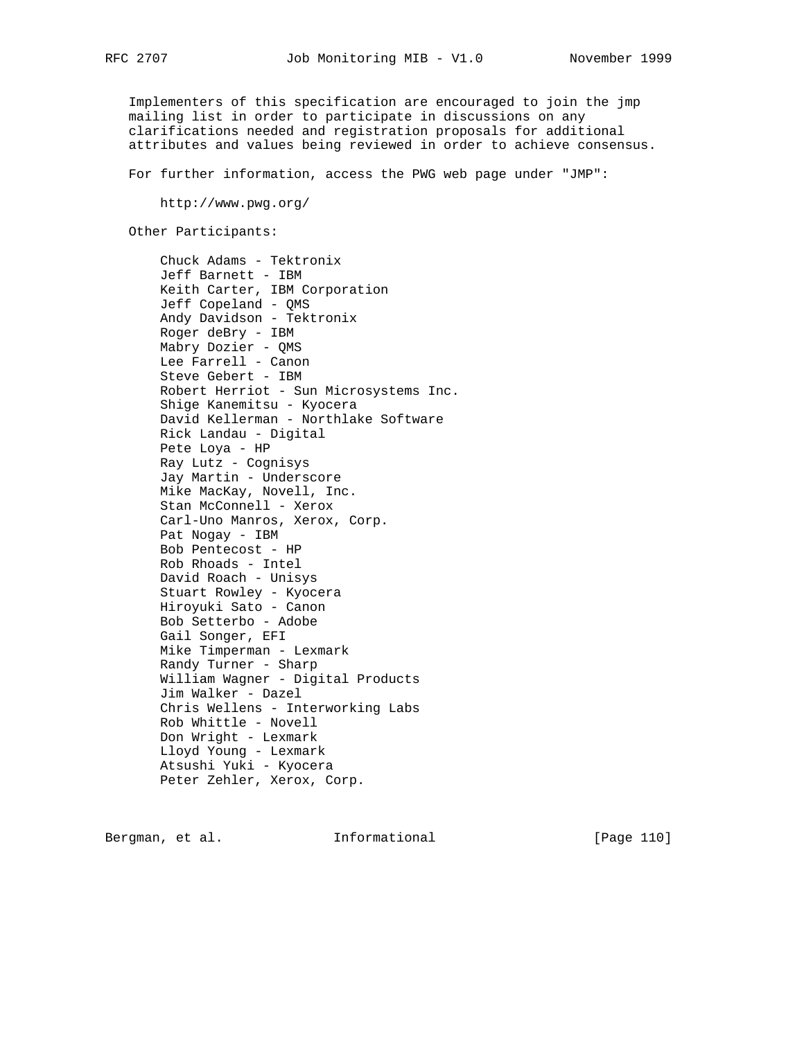Implementers of this specification are encouraged to join the jmp mailing list in order to participate in discussions on any clarifications needed and registration proposals for additional attributes and values being reviewed in order to achieve consensus.

For further information, access the PWG web page under "JMP":

http://www.pwg.org/

Other Participants:

Chuck Adams - Tektronix
Jeff Barnett - IBM
Keith Carter, IBM Corporation
Jeff Copeland - QMS
Andy Davidson - Tektronix
Roger deBry - IBM
Mabry Dozier - QMS
Lee Farrell - Canon
Steve Gebert - IBM
Robert Herriot - Sun Microsystems Inc.
Shige Kanemitsu - Kyocera
David Kellerman - Northlake Software
Rick Landau - Digital
Pete Loya - HP
Ray Lutz - Cognisys
Jay Martin - Underscore
Mike MacKay, Novell, Inc.
Stan McConnell - Xerox
Carl-Uno Manros, Xerox, Corp.
Pat Nogay - IBM
Bob Pentecost - HP
Rob Rhoads - Intel
David Roach - Unisys
Stuart Rowley - Kyocera
Hiroyuki Sato - Canon
Bob Setterbo - Adobe
Gail Songer, EFI
Mike Timperman - Lexmark
Randy Turner - Sharp
William Wagner - Digital Products
Jim Walker - Dazel
Chris Wellens - Interworking Labs
Rob Whittle - Novell
Don Wright - Lexmark
Lloyd Young - Lexmark
Atsushi Yuki - Kyocera
Peter Zehler, Xerox, Corp.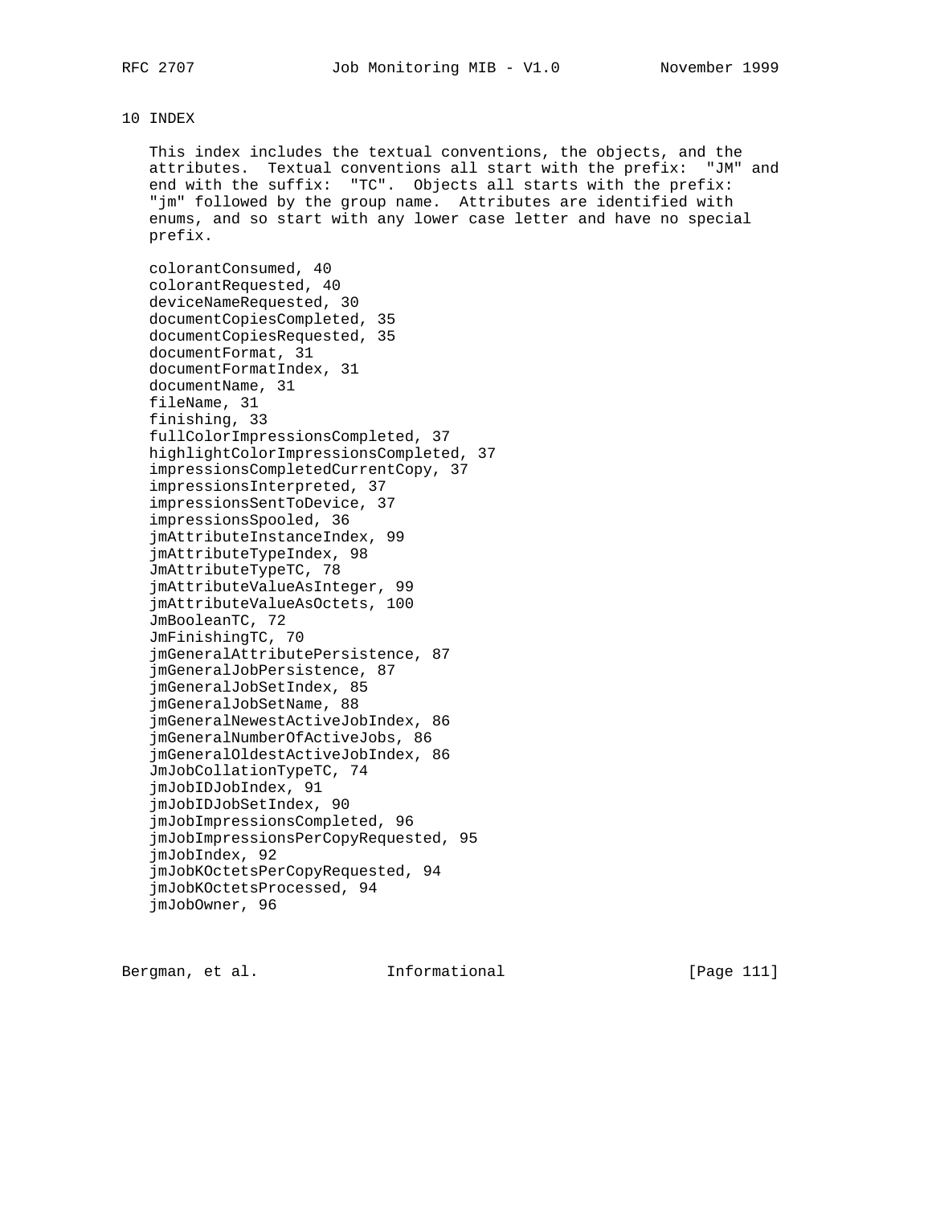# 10 INDEX

This index includes the textual conventions, the objects, and the attributes. Textual conventions all start with the prefix: "JM" and end with the suffix: "TC". Objects all starts with the prefix: "jm" followed by the group name. Attributes are identified with enums, and so start with any lower case letter and have no special prefix.

colorantConsumed, 40
colorantRequested, 40
deviceNameRequested, 30
documentCopiesCompleted, 35
documentCopiesRequested, 35
documentFormat, 31
documentFormatIndex, 31
documentName, 31
fileName, 31
finishing, 33
fullColorImpressionsCompleted, 37
highlightColorImpressionsCompleted, 37
impressionsCompletedCurrentCopy, 37
impressionsInterpreted, 37
impressionsSentToDevice, 37
impressionsSpooled, 36
jmAttributeInstanceIndex, 99
jmAttributeTypeIndex, 98
JmAttributeTypeTC, 78
jmAttributeValueAsInteger, 99
jmAttributeValueAsOctets, 100
JmBooleanTC, 72
JmFinishingTC, 70
jmGeneralAttributePersistence, 87
jmGeneralJobPersistence, 87
jmGeneralJobSetIndex, 85
jmGeneralJobSetName, 88
jmGeneralNewestActiveJobIndex, 86
jmGeneralNumberOfActiveJobs, 86
jmGeneralOldestActiveJobIndex, 86
JmJobCollationTypeTC, 74
jmJobIDJobIndex, 91
jmJobIDJobSetIndex, 90
jmJobImpressionsCompleted, 96
jmJobImpressionsPerCopyRequested, 95
jmJobIndex, 92
jmJobKOctetsPerCopyRequested, 94
jmJobKOctetsProcessed, 94
jmJobOwner, 96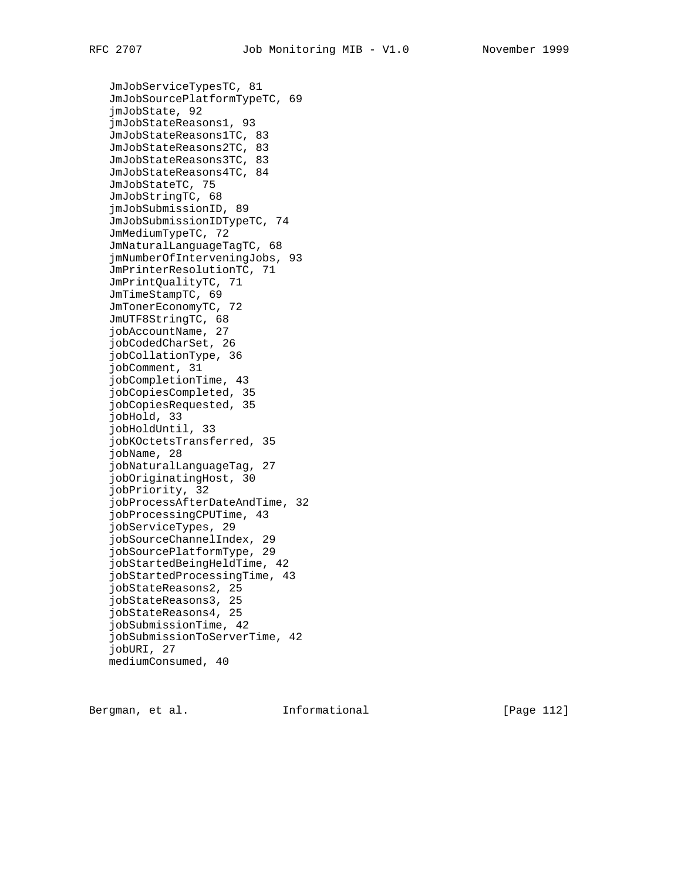JmJobServiceTypesTC, 81
JmJobSourcePlatformTypeTC, 69
jmJobState, 92
jmJobStateReasons1, 93
JmJobStateReasons1TC, 83
JmJobStateReasons2TC, 83
JmJobStateReasons3TC, 83
JmJobStateReasons4TC, 84
JmJobStateTC, 75
JmJobStringTC, 68
jmJobSubmissionID, 89
JmJobSubmissionIDTypeTC, 74
JmMediumTypeTC, 72
JmNaturalLanguageTagTC, 68
jmNumberOfInterveningJobs, 93
JmPrinterResolutionTC, 71
JmPrintQualityTC, 71
JmTimeStampTC, 69
JmTonerEconomyTC, 72
JmUTF8StringTC, 68
jobAccountName, 27
jobCodedCharSet, 26
jobCollationType, 36
jobComment, 31
jobCompletionTime, 43
jobCopiesCompleted, 35
jobCopiesRequested, 35
jobHold, 33
jobHoldUntil, 33
jobKOctetsTransferred, 35
jobName, 28
jobNaturalLanguageTag, 27
jobOriginatingHost, 30
jobPriority, 32
jobProcessAfterDateAndTime, 32
jobProcessingCPUTime, 43
jobServiceTypes, 29
jobSourceChannelIndex, 29
jobSourcePlatformType, 29
jobStartedBeingHeldTime, 42
jobStartedProcessingTime, 43
jobStateReasons2, 25
jobStateReasons3, 25
jobStateReasons4, 25
jobSubmissionTime, 42
jobSubmissionToServerTime, 42
jobURI, 27
mediumConsumed, 40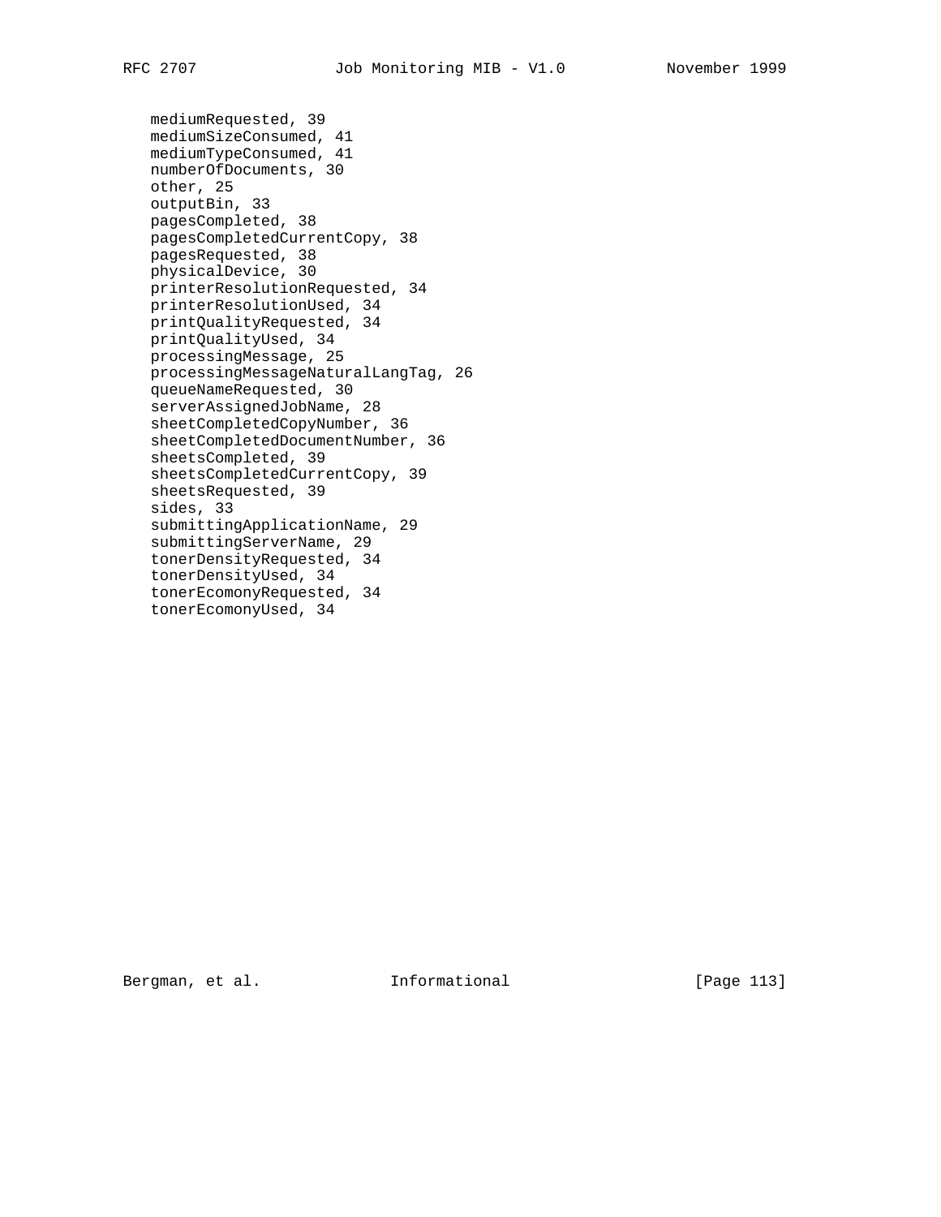mediumRequested, 39
mediumSizeConsumed, 41
mediumTypeConsumed, 41
numberOfDocuments, 30
other, 25
outputBin, 33
pagesCompleted, 38
pagesCompletedCurrentCopy, 38
pagesRequested, 38
physicalDevice, 30
printerResolutionRequested, 34
printerResolutionUsed, 34
printQualityRequested, 34
printQualityUsed, 34
processingMessage, 25
processingMessageNaturalLangTag, 26
queueNameRequested, 30
serverAssignedJobName, 28
sheetCompletedCopyNumber, 36
sheetCompletedDocumentNumber, 36
sheetsCompleted, 39
sheetsCompletedCurrentCopy, 39
sheetsRequested, 39
sides, 33
submittingApplicationName, 29
submittingServerName, 29
tonerDensityRequested, 34
tonerDensityUsed, 34
tonerEcomonyRequested, 34
tonerEcomonyUsed, 34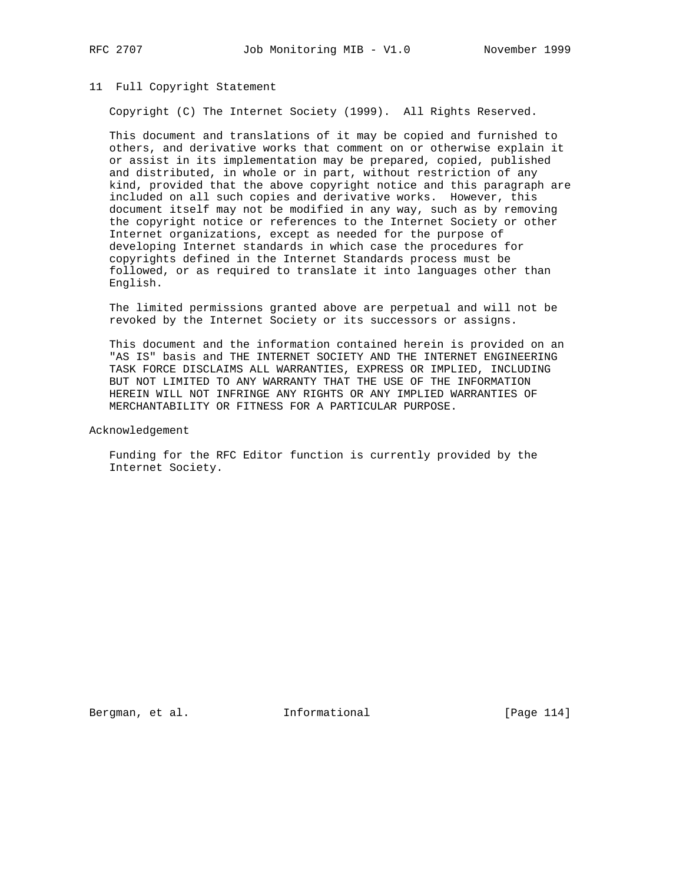## 11 Full Copyright Statement

Copyright (C) The Internet Society (1999). All Rights Reserved.

This document and translations of it may be copied and furnished to others, and derivative works that comment on or otherwise explain it or assist in its implementation may be prepared, copied, published and distributed, in whole or in part, without restriction of any kind, provided that the above copyright notice and this paragraph are included on all such copies and derivative works. However, this document itself may not be modified in any way, such as by removing the copyright notice or references to the Internet Society or other Internet organizations, except as needed for the purpose of developing Internet standards in which case the procedures for copyrights defined in the Internet Standards process must be followed, or as required to translate it into languages other than English.

The limited permissions granted above are perpetual and will not be revoked by the Internet Society or its successors or assigns.

This document and the information contained herein is provided on an "AS IS" basis and THE INTERNET SOCIETY AND THE INTERNET ENGINEERING TASK FORCE DISCLAIMS ALL WARRANTIES, EXPRESS OR IMPLIED, INCLUDING BUT NOT LIMITED TO ANY WARRANTY THAT THE USE OF THE INFORMATION HEREIN WILL NOT INFRINGE ANY RIGHTS OR ANY IMPLIED WARRANTIES OF MERCHANTABILITY OR FITNESS FOR A PARTICULAR PURPOSE.

## Acknowledgement

Funding for the RFC Editor function is currently provided by the Internet Society.